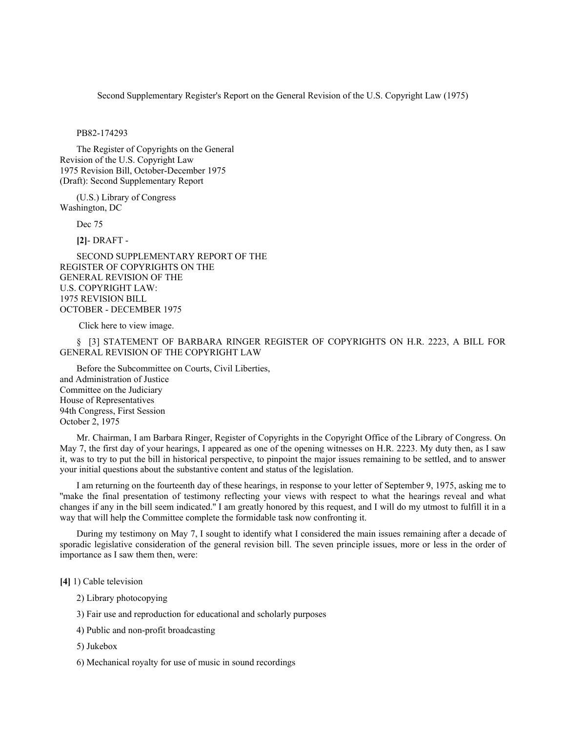Second Supplementary Register's Report on the General Revision of the U.S. Copyright Law (1975)

PB82-174293

The Register of Copyrights on the General
Revision of the U.S. Copyright Law
1975 Revision Bill, October-December 1975
(Draft): Second Supplementary Report

(U.S.) Library of Congress
Washington, DC

Dec 75

**[2]**- DRAFT -

SECOND SUPPLEMENTARY REPORT OF THE
REGISTER OF COPYRIGHTS ON THE
GENERAL REVISION OF THE
U.S. COPYRIGHT LAW:
1975 REVISION BILL
OCTOBER - DECEMBER 1975

Click here to view image.

§ [3] STATEMENT OF BARBARA RINGER REGISTER OF COPYRIGHTS ON H.R. 2223, A BILL FOR GENERAL REVISION OF THE COPYRIGHT LAW

Before the Subcommittee on Courts, Civil Liberties,
and Administration of Justice
Committee on the Judiciary
House of Representatives
94th Congress, First Session
October 2, 1975

Mr. Chairman, I am Barbara Ringer, Register of Copyrights in the Copyright Office of the Library of Congress. On May 7, the first day of your hearings, I appeared as one of the opening witnesses on H.R. 2223. My duty then, as I saw it, was to try to put the bill in historical perspective, to pinpoint the major issues remaining to be settled, and to answer your initial questions about the substantive content and status of the legislation.

I am returning on the fourteenth day of these hearings, in response to your letter of September 9, 1975, asking me to "make the final presentation of testimony reflecting your views with respect to what the hearings reveal and what changes if any in the bill seem indicated." I am greatly honored by this request, and I will do my utmost to fulfill it in a way that will help the Committee complete the formidable task now confronting it.

During my testimony on May 7, I sought to identify what I considered the main issues remaining after a decade of sporadic legislative consideration of the general revision bill. The seven principle issues, more or less in the order of importance as I saw them then, were:

**[4]** 1) Cable television

2) Library photocopying

3) Fair use and reproduction for educational and scholarly purposes

4) Public and non-profit broadcasting

5) Jukebox

6) Mechanical royalty for use of music in sound recordings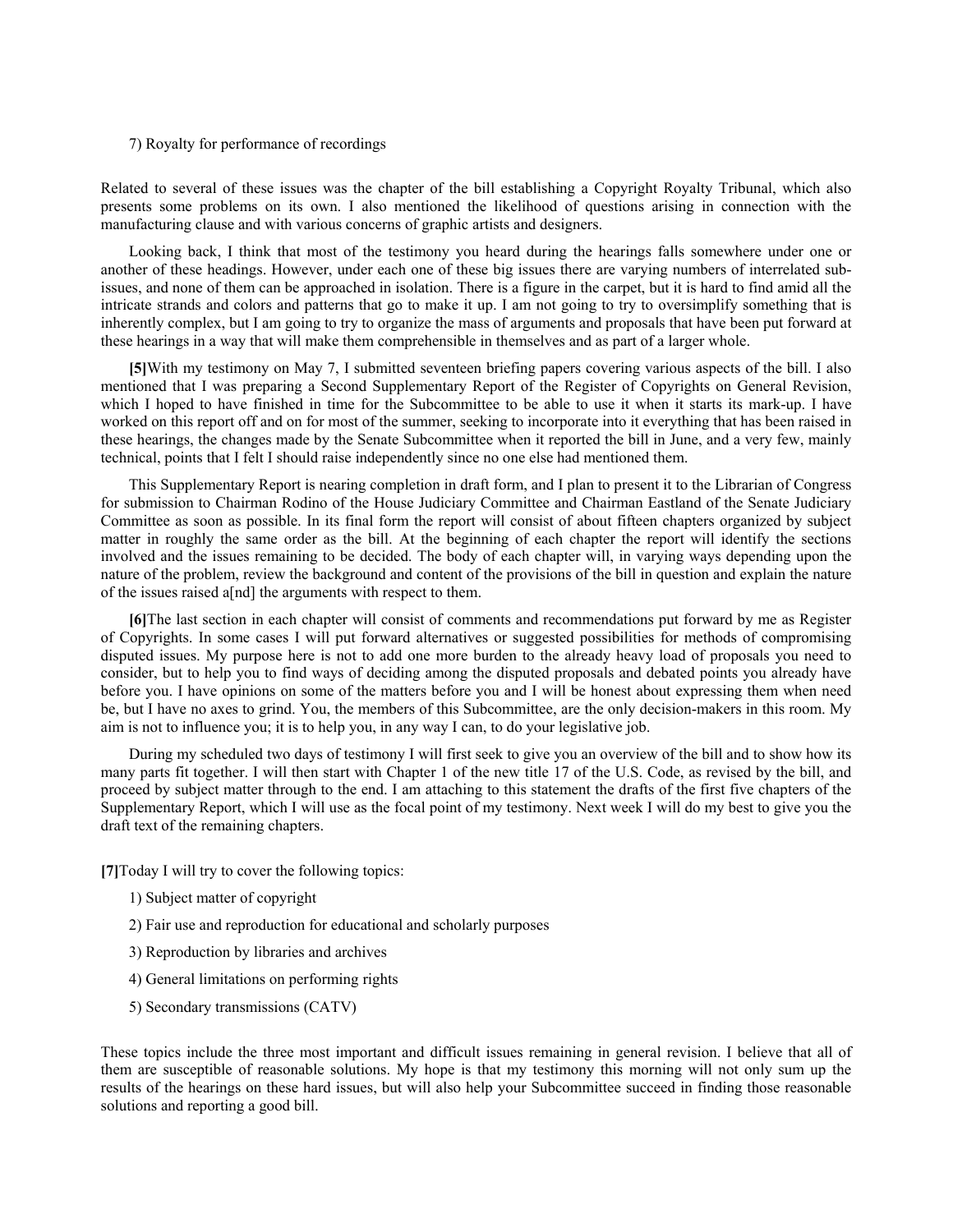7) Royalty for performance of recordings

Related to several of these issues was the chapter of the bill establishing a Copyright Royalty Tribunal, which also presents some problems on its own. I also mentioned the likelihood of questions arising in connection with the manufacturing clause and with various concerns of graphic artists and designers.

Looking back, I think that most of the testimony you heard during the hearings falls somewhere under one or another of these headings. However, under each one of these big issues there are varying numbers of interrelated sub-issues, and none of them can be approached in isolation. There is a figure in the carpet, but it is hard to find amid all the intricate strands and colors and patterns that go to make it up. I am not going to try to oversimplify something that is inherently complex, but I am going to try to organize the mass of arguments and proposals that have been put forward at these hearings in a way that will make them comprehensible in themselves and as part of a larger whole.

**[5]**With my testimony on May 7, I submitted seventeen briefing papers covering various aspects of the bill. I also mentioned that I was preparing a Second Supplementary Report of the Register of Copyrights on General Revision, which I hoped to have finished in time for the Subcommittee to be able to use it when it starts its mark-up. I have worked on this report off and on for most of the summer, seeking to incorporate into it everything that has been raised in these hearings, the changes made by the Senate Subcommittee when it reported the bill in June, and a very few, mainly technical, points that I felt I should raise independently since no one else had mentioned them.

This Supplementary Report is nearing completion in draft form, and I plan to present it to the Librarian of Congress for submission to Chairman Rodino of the House Judiciary Committee and Chairman Eastland of the Senate Judiciary Committee as soon as possible. In its final form the report will consist of about fifteen chapters organized by subject matter in roughly the same order as the bill. At the beginning of each chapter the report will identify the sections involved and the issues remaining to be decided. The body of each chapter will, in varying ways depending upon the nature of the problem, review the background and content of the provisions of the bill in question and explain the nature of the issues raised a[nd] the arguments with respect to them.

**[6]**The last section in each chapter will consist of comments and recommendations put forward by me as Register of Copyrights. In some cases I will put forward alternatives or suggested possibilities for methods of compromising disputed issues. My purpose here is not to add one more burden to the already heavy load of proposals you need to consider, but to help you to find ways of deciding among the disputed proposals and debated points you already have before you. I have opinions on some of the matters before you and I will be honest about expressing them when need be, but I have no axes to grind. You, the members of this Subcommittee, are the only decision-makers in this room. My aim is not to influence you; it is to help you, in any way I can, to do your legislative job.

During my scheduled two days of testimony I will first seek to give you an overview of the bill and to show how its many parts fit together. I will then start with Chapter 1 of the new title 17 of the U.S. Code, as revised by the bill, and proceed by subject matter through to the end. I am attaching to this statement the drafts of the first five chapters of the Supplementary Report, which I will use as the focal point of my testimony. Next week I will do my best to give you the draft text of the remaining chapters.

**[7]**Today I will try to cover the following topics:

1) Subject matter of copyright

2) Fair use and reproduction for educational and scholarly purposes

3) Reproduction by libraries and archives

4) General limitations on performing rights

5) Secondary transmissions (CATV)

These topics include the three most important and difficult issues remaining in general revision. I believe that all of them are susceptible of reasonable solutions. My hope is that my testimony this morning will not only sum up the results of the hearings on these hard issues, but will also help your Subcommittee succeed in finding those reasonable solutions and reporting a good bill.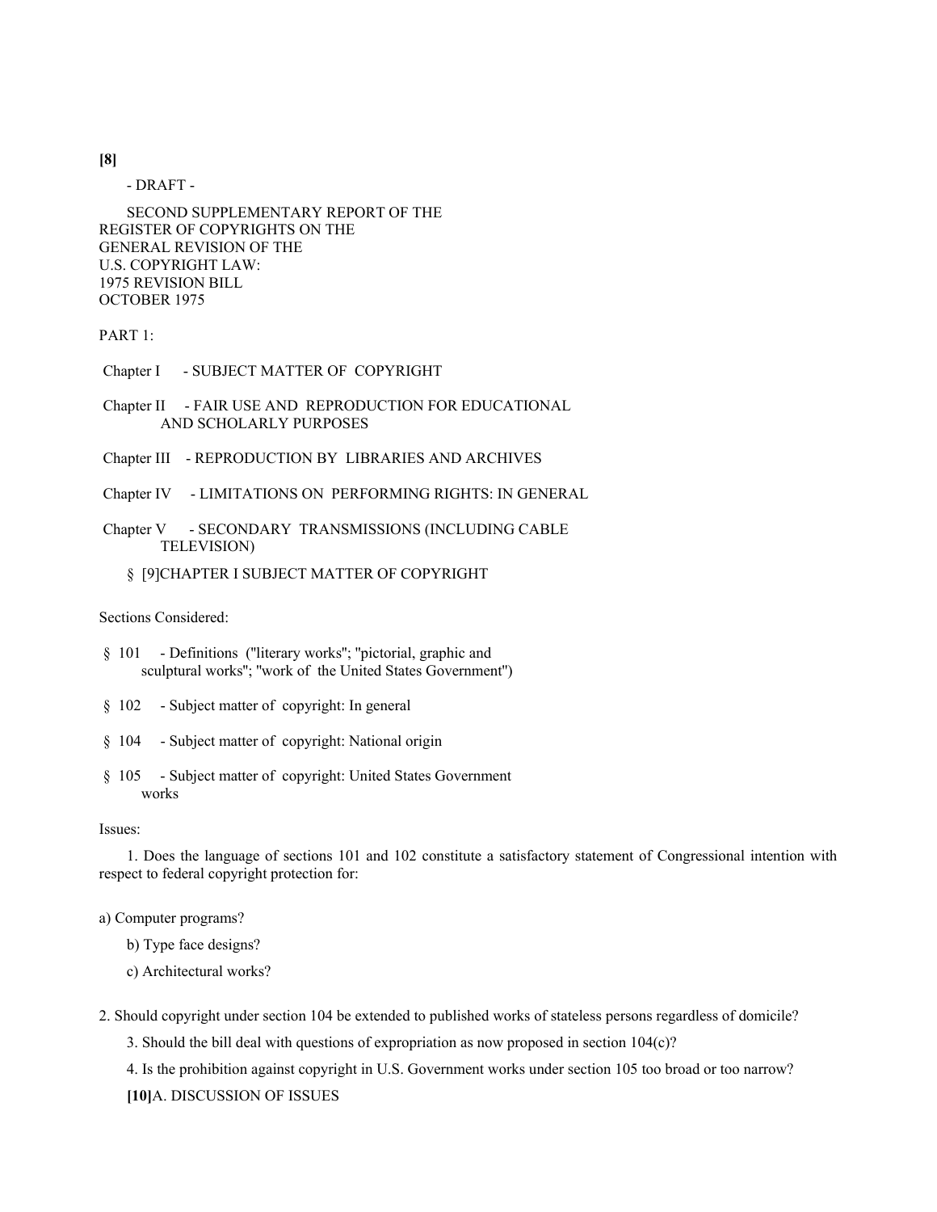**[8]**

- DRAFT -

SECOND SUPPLEMENTARY REPORT OF THE REGISTER OF COPYRIGHTS ON THE GENERAL REVISION OF THE U.S. COPYRIGHT LAW: 1975 REVISION BILL OCTOBER 1975

PART 1:

Chapter I - SUBJECT MATTER OF COPYRIGHT

Chapter II - FAIR USE AND REPRODUCTION FOR EDUCATIONAL AND SCHOLARLY PURPOSES

Chapter III - REPRODUCTION BY LIBRARIES AND ARCHIVES

Chapter IV - LIMITATIONS ON PERFORMING RIGHTS: IN GENERAL

Chapter V - SECONDARY TRANSMISSIONS (INCLUDING CABLE TELEVISION)

§ [9]CHAPTER I SUBJECT MATTER OF COPYRIGHT

Sections Considered:

§ 101 - Definitions ("literary works"; "pictorial, graphic and sculptural works"; "work of the United States Government")

§ 102 - Subject matter of copyright: In general

§ 104 - Subject matter of copyright: National origin

§ 105 - Subject matter of copyright: United States Government works

Issues:

1. Does the language of sections 101 and 102 constitute a satisfactory statement of Congressional intention with respect to federal copyright protection for:

a) Computer programs?

b) Type face designs?

c) Architectural works?

2. Should copyright under section 104 be extended to published works of stateless persons regardless of domicile?

3. Should the bill deal with questions of expropriation as now proposed in section 104(c)?

4. Is the prohibition against copyright in U.S. Government works under section 105 too broad or too narrow?

**[10]**A. DISCUSSION OF ISSUES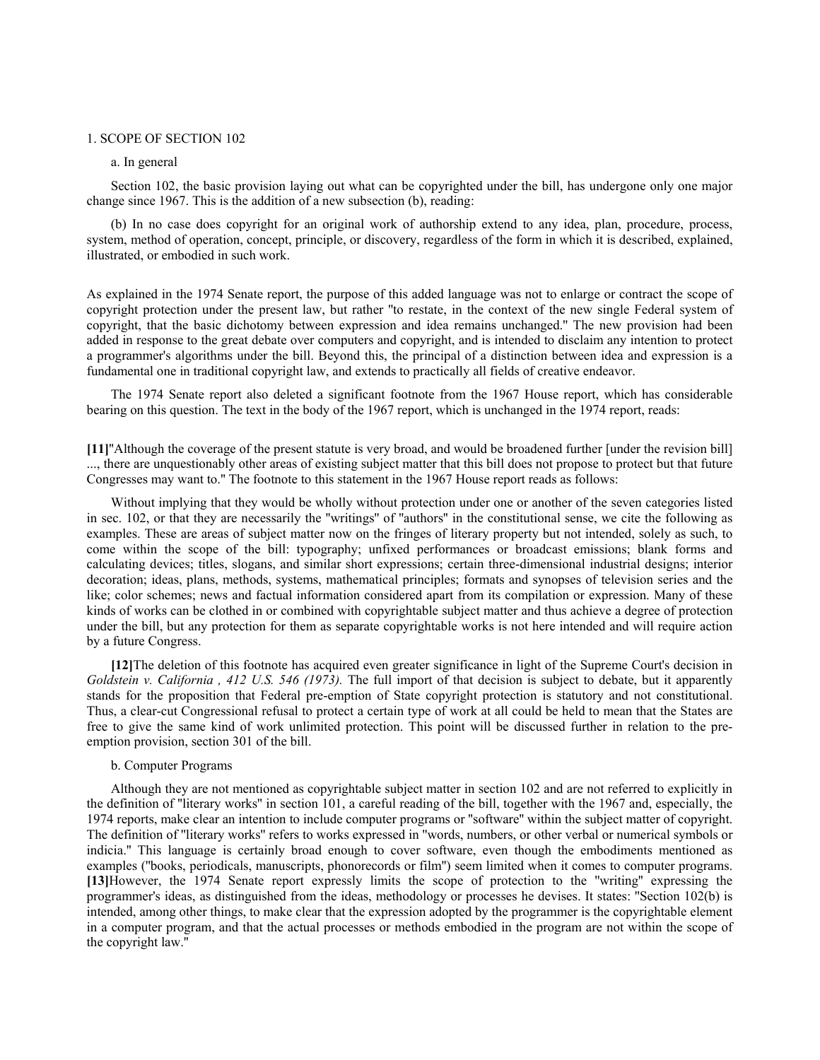1. SCOPE OF SECTION 102

a. In general

Section 102, the basic provision laying out what can be copyrighted under the bill, has undergone only one major change since 1967. This is the addition of a new subsection (b), reading:

(b) In no case does copyright for an original work of authorship extend to any idea, plan, procedure, process, system, method of operation, concept, principle, or discovery, regardless of the form in which it is described, explained, illustrated, or embodied in such work.

As explained in the 1974 Senate report, the purpose of this added language was not to enlarge or contract the scope of copyright protection under the present law, but rather "to restate, in the context of the new single Federal system of copyright, that the basic dichotomy between expression and idea remains unchanged." The new provision had been added in response to the great debate over computers and copyright, and is intended to disclaim any intention to protect a programmer's algorithms under the bill. Beyond this, the principal of a distinction between idea and expression is a fundamental one in traditional copyright law, and extends to practically all fields of creative endeavor.

The 1974 Senate report also deleted a significant footnote from the 1967 House report, which has considerable bearing on this question. The text in the body of the 1967 report, which is unchanged in the 1974 report, reads:

**[11]**"Although the coverage of the present statute is very broad, and would be broadened further [under the revision bill] ..., there are unquestionably other areas of existing subject matter that this bill does not propose to protect but that future Congresses may want to." The footnote to this statement in the 1967 House report reads as follows:

Without implying that they would be wholly without protection under one or another of the seven categories listed in sec. 102, or that they are necessarily the "writings" of "authors" in the constitutional sense, we cite the following as examples. These are areas of subject matter now on the fringes of literary property but not intended, solely as such, to come within the scope of the bill: typography; unfixed performances or broadcast emissions; blank forms and calculating devices; titles, slogans, and similar short expressions; certain three-dimensional industrial designs; interior decoration; ideas, plans, methods, systems, mathematical principles; formats and synopses of television series and the like; color schemes; news and factual information considered apart from its compilation or expression. Many of these kinds of works can be clothed in or combined with copyrightable subject matter and thus achieve a degree of protection under the bill, but any protection for them as separate copyrightable works is not here intended and will require action by a future Congress.

**[12]**The deletion of this footnote has acquired even greater significance in light of the Supreme Court's decision in *Goldstein v. California , 412 U.S. 546 (1973).* The full import of that decision is subject to debate, but it apparently stands for the proposition that Federal pre-emption of State copyright protection is statutory and not constitutional. Thus, a clear-cut Congressional refusal to protect a certain type of work at all could be held to mean that the States are free to give the same kind of work unlimited protection. This point will be discussed further in relation to the pre-emption provision, section 301 of the bill.

b. Computer Programs

Although they are not mentioned as copyrightable subject matter in section 102 and are not referred to explicitly in the definition of "literary works" in section 101, a careful reading of the bill, together with the 1967 and, especially, the 1974 reports, make clear an intention to include computer programs or "software" within the subject matter of copyright. The definition of "literary works" refers to works expressed in "words, numbers, or other verbal or numerical symbols or indicia." This language is certainly broad enough to cover software, even though the embodiments mentioned as examples ("books, periodicals, manuscripts, phonorecords or film") seem limited when it comes to computer programs. **[13]**However, the 1974 Senate report expressly limits the scope of protection to the "writing" expressing the programmer's ideas, as distinguished from the ideas, methodology or processes he devises. It states: "Section 102(b) is intended, among other things, to make clear that the expression adopted by the programmer is the copyrightable element in a computer program, and that the actual processes or methods embodied in the program are not within the scope of the copyright law."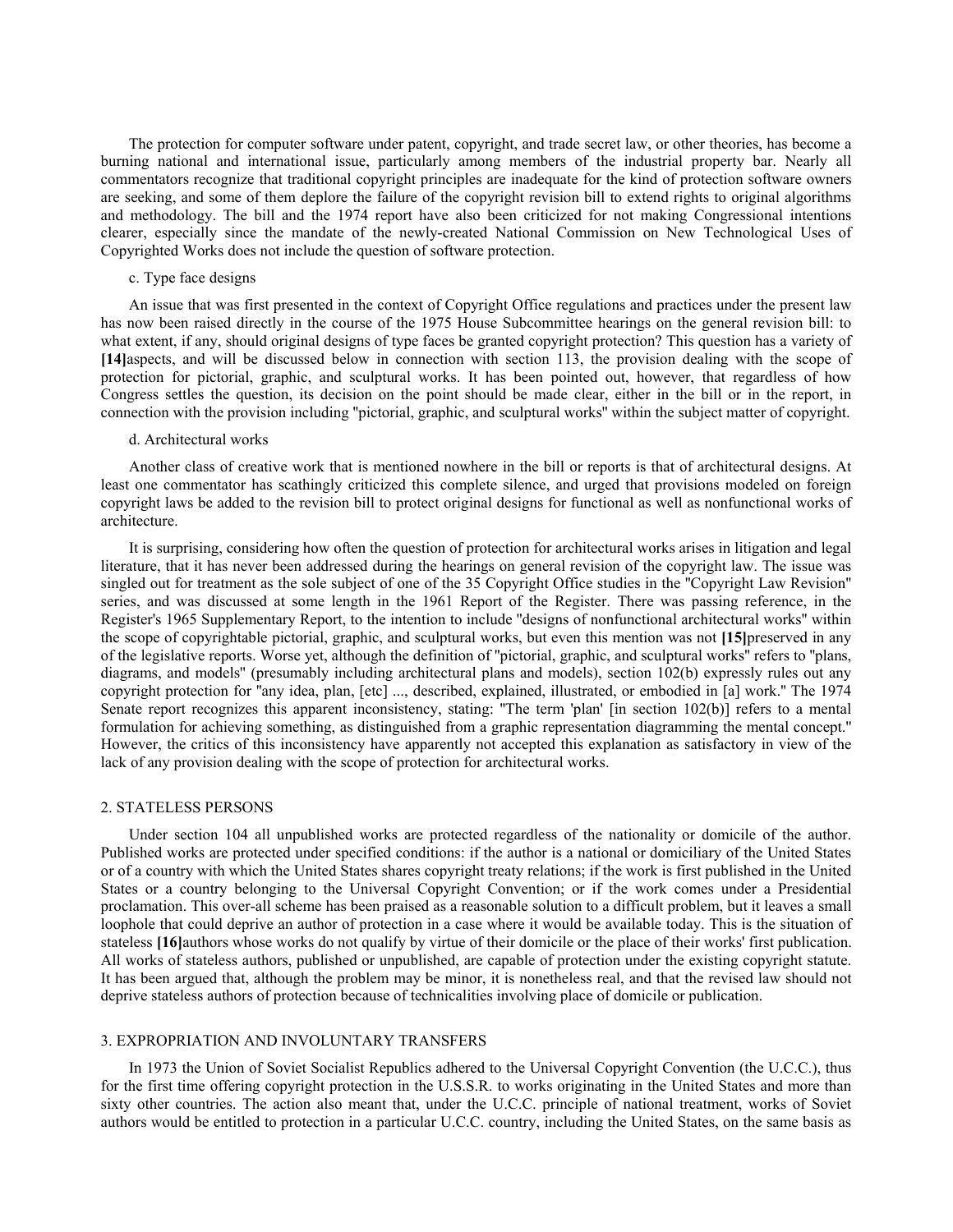The protection for computer software under patent, copyright, and trade secret law, or other theories, has become a burning national and international issue, particularly among members of the industrial property bar. Nearly all commentators recognize that traditional copyright principles are inadequate for the kind of protection software owners are seeking, and some of them deplore the failure of the copyright revision bill to extend rights to original algorithms and methodology. The bill and the 1974 report have also been criticized for not making Congressional intentions clearer, especially since the mandate of the newly-created National Commission on New Technological Uses of Copyrighted Works does not include the question of software protection.

c. Type face designs

An issue that was first presented in the context of Copyright Office regulations and practices under the present law has now been raised directly in the course of the 1975 House Subcommittee hearings on the general revision bill: to what extent, if any, should original designs of type faces be granted copyright protection? This question has a variety of **[14]**aspects, and will be discussed below in connection with section 113, the provision dealing with the scope of protection for pictorial, graphic, and sculptural works. It has been pointed out, however, that regardless of how Congress settles the question, its decision on the point should be made clear, either in the bill or in the report, in connection with the provision including "pictorial, graphic, and sculptural works" within the subject matter of copyright.

d. Architectural works

Another class of creative work that is mentioned nowhere in the bill or reports is that of architectural designs. At least one commentator has scathingly criticized this complete silence, and urged that provisions modeled on foreign copyright laws be added to the revision bill to protect original designs for functional as well as nonfunctional works of architecture.

It is surprising, considering how often the question of protection for architectural works arises in litigation and legal literature, that it has never been addressed during the hearings on general revision of the copyright law. The issue was singled out for treatment as the sole subject of one of the 35 Copyright Office studies in the "Copyright Law Revision" series, and was discussed at some length in the 1961 Report of the Register. There was passing reference, in the Register's 1965 Supplementary Report, to the intention to include "designs of nonfunctional architectural works" within the scope of copyrightable pictorial, graphic, and sculptural works, but even this mention was not **[15]**preserved in any of the legislative reports. Worse yet, although the definition of "pictorial, graphic, and sculptural works" refers to "plans, diagrams, and models" (presumably including architectural plans and models), section 102(b) expressly rules out any copyright protection for "any idea, plan, [etc] ..., described, explained, illustrated, or embodied in [a] work." The 1974 Senate report recognizes this apparent inconsistency, stating: "The term 'plan' [in section 102(b)] refers to a mental formulation for achieving something, as distinguished from a graphic representation diagramming the mental concept." However, the critics of this inconsistency have apparently not accepted this explanation as satisfactory in view of the lack of any provision dealing with the scope of protection for architectural works.

## 2. STATELESS PERSONS

Under section 104 all unpublished works are protected regardless of the nationality or domicile of the author. Published works are protected under specified conditions: if the author is a national or domiciliary of the United States or of a country with which the United States shares copyright treaty relations; if the work is first published in the United States or a country belonging to the Universal Copyright Convention; or if the work comes under a Presidential proclamation. This over-all scheme has been praised as a reasonable solution to a difficult problem, but it leaves a small loophole that could deprive an author of protection in a case where it would be available today. This is the situation of stateless **[16]**authors whose works do not qualify by virtue of their domicile or the place of their works' first publication. All works of stateless authors, published or unpublished, are capable of protection under the existing copyright statute. It has been argued that, although the problem may be minor, it is nonetheless real, and that the revised law should not deprive stateless authors of protection because of technicalities involving place of domicile or publication.

## 3. EXPROPRIATION AND INVOLUNTARY TRANSFERS

In 1973 the Union of Soviet Socialist Republics adhered to the Universal Copyright Convention (the U.C.C.), thus for the first time offering copyright protection in the U.S.S.R. to works originating in the United States and more than sixty other countries. The action also meant that, under the U.C.C. principle of national treatment, works of Soviet authors would be entitled to protection in a particular U.C.C. country, including the United States, on the same basis as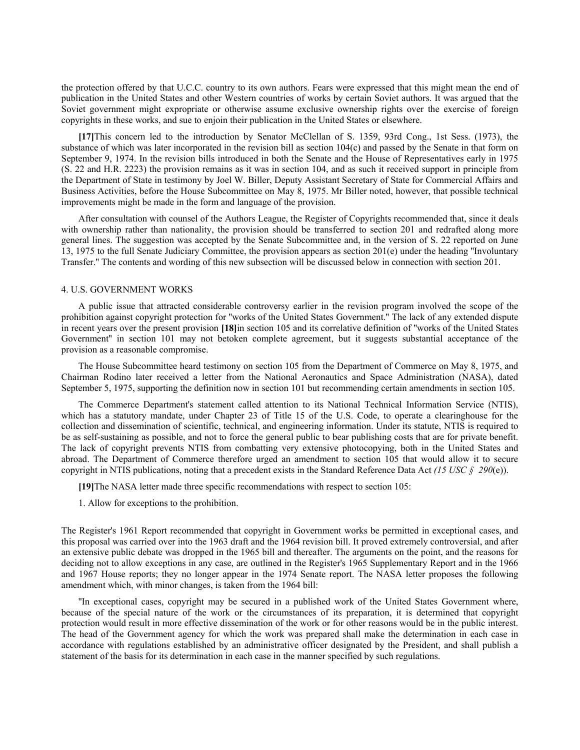the protection offered by that U.C.C. country to its own authors. Fears were expressed that this might mean the end of publication in the United States and other Western countries of works by certain Soviet authors. It was argued that the Soviet government might expropriate or otherwise assume exclusive ownership rights over the exercise of foreign copyrights in these works, and sue to enjoin their publication in the United States or elsewhere.

**[17]**This concern led to the introduction by Senator McClellan of S. 1359, 93rd Cong., 1st Sess. (1973), the substance of which was later incorporated in the revision bill as section 104(c) and passed by the Senate in that form on September 9, 1974. In the revision bills introduced in both the Senate and the House of Representatives early in 1975 (S. 22 and H.R. 2223) the provision remains as it was in section 104, and as such it received support in principle from the Department of State in testimony by Joel W. Biller, Deputy Assistant Secretary of State for Commercial Affairs and Business Activities, before the House Subcommittee on May 8, 1975. Mr Biller noted, however, that possible technical improvements might be made in the form and language of the provision.

After consultation with counsel of the Authors League, the Register of Copyrights recommended that, since it deals with ownership rather than nationality, the provision should be transferred to section 201 and redrafted along more general lines. The suggestion was accepted by the Senate Subcommittee and, in the version of S. 22 reported on June 13, 1975 to the full Senate Judiciary Committee, the provision appears as section 201(e) under the heading "Involuntary Transfer." The contents and wording of this new subsection will be discussed below in connection with section 201.

4. U.S. GOVERNMENT WORKS

A public issue that attracted considerable controversy earlier in the revision program involved the scope of the prohibition against copyright protection for "works of the United States Government." The lack of any extended dispute in recent years over the present provision **[18]**in section 105 and its correlative definition of "works of the United States Government" in section 101 may not betoken complete agreement, but it suggests substantial acceptance of the provision as a reasonable compromise.

The House Subcommittee heard testimony on section 105 from the Department of Commerce on May 8, 1975, and Chairman Rodino later received a letter from the National Aeronautics and Space Administration (NASA), dated September 5, 1975, supporting the definition now in section 101 but recommending certain amendments in section 105.

The Commerce Department's statement called attention to its National Technical Information Service (NTIS), which has a statutory mandate, under Chapter 23 of Title 15 of the U.S. Code, to operate a clearinghouse for the collection and dissemination of scientific, technical, and engineering information. Under its statute, NTIS is required to be as self-sustaining as possible, and not to force the general public to bear publishing costs that are for private benefit. The lack of copyright prevents NTIS from combatting very extensive photocopying, both in the United States and abroad. The Department of Commerce therefore urged an amendment to section 105 that would allow it to secure copyright in NTIS publications, noting that a precedent exists in the Standard Reference Data Act *(15 USC § 290*(e)).

**[19]**The NASA letter made three specific recommendations with respect to section 105:

1. Allow for exceptions to the prohibition.

The Register's 1961 Report recommended that copyright in Government works be permitted in exceptional cases, and this proposal was carried over into the 1963 draft and the 1964 revision bill. It proved extremely controversial, and after an extensive public debate was dropped in the 1965 bill and thereafter. The arguments on the point, and the reasons for deciding not to allow exceptions in any case, are outlined in the Register's 1965 Supplementary Report and in the 1966 and 1967 House reports; they no longer appear in the 1974 Senate report. The NASA letter proposes the following amendment which, with minor changes, is taken from the 1964 bill:

"In exceptional cases, copyright may be secured in a published work of the United States Government where, because of the special nature of the work or the circumstances of its preparation, it is determined that copyright protection would result in more effective dissemination of the work or for other reasons would be in the public interest. The head of the Government agency for which the work was prepared shall make the determination in each case in accordance with regulations established by an administrative officer designated by the President, and shall publish a statement of the basis for its determination in each case in the manner specified by such regulations.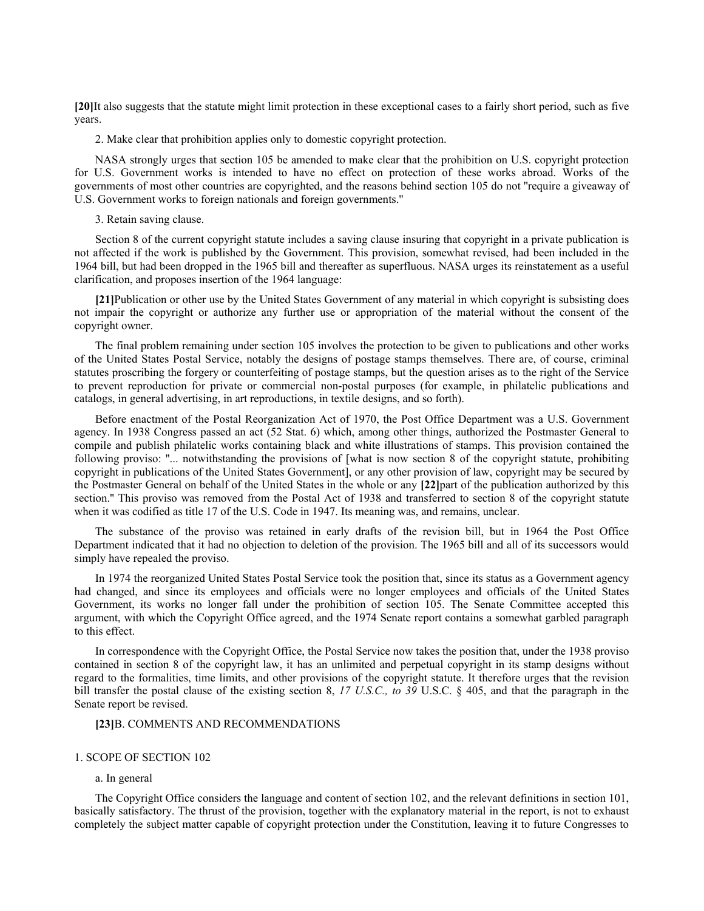**[20]**It also suggests that the statute might limit protection in these exceptional cases to a fairly short period, such as five years.

2. Make clear that prohibition applies only to domestic copyright protection.

NASA strongly urges that section 105 be amended to make clear that the prohibition on U.S. copyright protection for U.S. Government works is intended to have no effect on protection of these works abroad. Works of the governments of most other countries are copyrighted, and the reasons behind section 105 do not "require a giveaway of U.S. Government works to foreign nationals and foreign governments."

3. Retain saving clause.

Section 8 of the current copyright statute includes a saving clause insuring that copyright in a private publication is not affected if the work is published by the Government. This provision, somewhat revised, had been included in the 1964 bill, but had been dropped in the 1965 bill and thereafter as superfluous. NASA urges its reinstatement as a useful clarification, and proposes insertion of the 1964 language:

**[21]**Publication or other use by the United States Government of any material in which copyright is subsisting does not impair the copyright or authorize any further use or appropriation of the material without the consent of the copyright owner.

The final problem remaining under section 105 involves the protection to be given to publications and other works of the United States Postal Service, notably the designs of postage stamps themselves. There are, of course, criminal statutes proscribing the forgery or counterfeiting of postage stamps, but the question arises as to the right of the Service to prevent reproduction for private or commercial non-postal purposes (for example, in philatelic publications and catalogs, in general advertising, in art reproductions, in textile designs, and so forth).

Before enactment of the Postal Reorganization Act of 1970, the Post Office Department was a U.S. Government agency. In 1938 Congress passed an act (52 Stat. 6) which, among other things, authorized the Postmaster General to compile and publish philatelic works containing black and white illustrations of stamps. This provision contained the following proviso: "... notwithstanding the provisions of [what is now section 8 of the copyright statute, prohibiting copyright in publications of the United States Government], or any other provision of law, copyright may be secured by the Postmaster General on behalf of the United States in the whole or any **[22]**part of the publication authorized by this section." This proviso was removed from the Postal Act of 1938 and transferred to section 8 of the copyright statute when it was codified as title 17 of the U.S. Code in 1947. Its meaning was, and remains, unclear.

The substance of the proviso was retained in early drafts of the revision bill, but in 1964 the Post Office Department indicated that it had no objection to deletion of the provision. The 1965 bill and all of its successors would simply have repealed the proviso.

In 1974 the reorganized United States Postal Service took the position that, since its status as a Government agency had changed, and since its employees and officials were no longer employees and officials of the United States Government, its works no longer fall under the prohibition of section 105. The Senate Committee accepted this argument, with which the Copyright Office agreed, and the 1974 Senate report contains a somewhat garbled paragraph to this effect.

In correspondence with the Copyright Office, the Postal Service now takes the position that, under the 1938 proviso contained in section 8 of the copyright law, it has an unlimited and perpetual copyright in its stamp designs without regard to the formalities, time limits, and other provisions of the copyright statute. It therefore urges that the revision bill transfer the postal clause of the existing section 8, *17 U.S.C., to 39* U.S.C. § 405, and that the paragraph in the Senate report be revised.

**[23]**B. COMMENTS AND RECOMMENDATIONS

1. SCOPE OF SECTION 102

a. In general

The Copyright Office considers the language and content of section 102, and the relevant definitions in section 101, basically satisfactory. The thrust of the provision, together with the explanatory material in the report, is not to exhaust completely the subject matter capable of copyright protection under the Constitution, leaving it to future Congresses to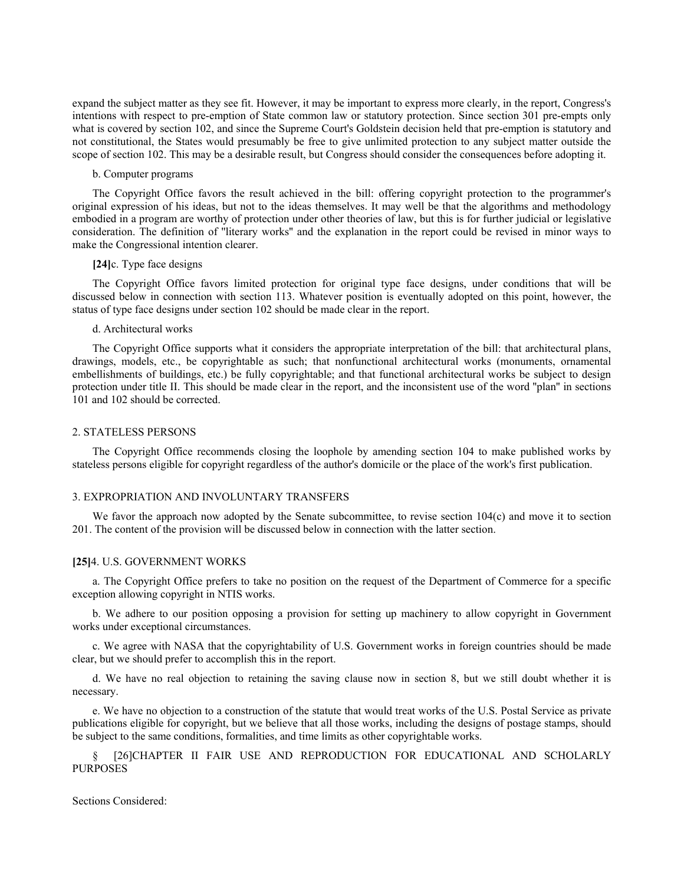expand the subject matter as they see fit. However, it may be important to express more clearly, in the report, Congress's intentions with respect to pre-emption of State common law or statutory protection. Since section 301 pre-empts only what is covered by section 102, and since the Supreme Court's Goldstein decision held that pre-emption is statutory and not constitutional, the States would presumably be free to give unlimited protection to any subject matter outside the scope of section 102. This may be a desirable result, but Congress should consider the consequences before adopting it.

b. Computer programs

The Copyright Office favors the result achieved in the bill: offering copyright protection to the programmer's original expression of his ideas, but not to the ideas themselves. It may well be that the algorithms and methodology embodied in a program are worthy of protection under other theories of law, but this is for further judicial or legislative consideration. The definition of "literary works" and the explanation in the report could be revised in minor ways to make the Congressional intention clearer.

**[24]**c. Type face designs

The Copyright Office favors limited protection for original type face designs, under conditions that will be discussed below in connection with section 113. Whatever position is eventually adopted on this point, however, the status of type face designs under section 102 should be made clear in the report.

d. Architectural works

The Copyright Office supports what it considers the appropriate interpretation of the bill: that architectural plans, drawings, models, etc., be copyrightable as such; that nonfunctional architectural works (monuments, ornamental embellishments of buildings, etc.) be fully copyrightable; and that functional architectural works be subject to design protection under title II. This should be made clear in the report, and the inconsistent use of the word "plan" in sections 101 and 102 should be corrected.

2. STATELESS PERSONS

The Copyright Office recommends closing the loophole by amending section 104 to make published works by stateless persons eligible for copyright regardless of the author's domicile or the place of the work's first publication.

3. EXPROPRIATION AND INVOLUNTARY TRANSFERS

We favor the approach now adopted by the Senate subcommittee, to revise section 104(c) and move it to section 201. The content of the provision will be discussed below in connection with the latter section.

**[25]**4. U.S. GOVERNMENT WORKS

a. The Copyright Office prefers to take no position on the request of the Department of Commerce for a specific exception allowing copyright in NTIS works.

b. We adhere to our position opposing a provision for setting up machinery to allow copyright in Government works under exceptional circumstances.

c. We agree with NASA that the copyrightability of U.S. Government works in foreign countries should be made clear, but we should prefer to accomplish this in the report.

d. We have no real objection to retaining the saving clause now in section 8, but we still doubt whether it is necessary.

e. We have no objection to a construction of the statute that would treat works of the U.S. Postal Service as private publications eligible for copyright, but we believe that all those works, including the designs of postage stamps, should be subject to the same conditions, formalities, and time limits as other copyrightable works.

§ [26]CHAPTER II FAIR USE AND REPRODUCTION FOR EDUCATIONAL AND SCHOLARLY PURPOSES

Sections Considered: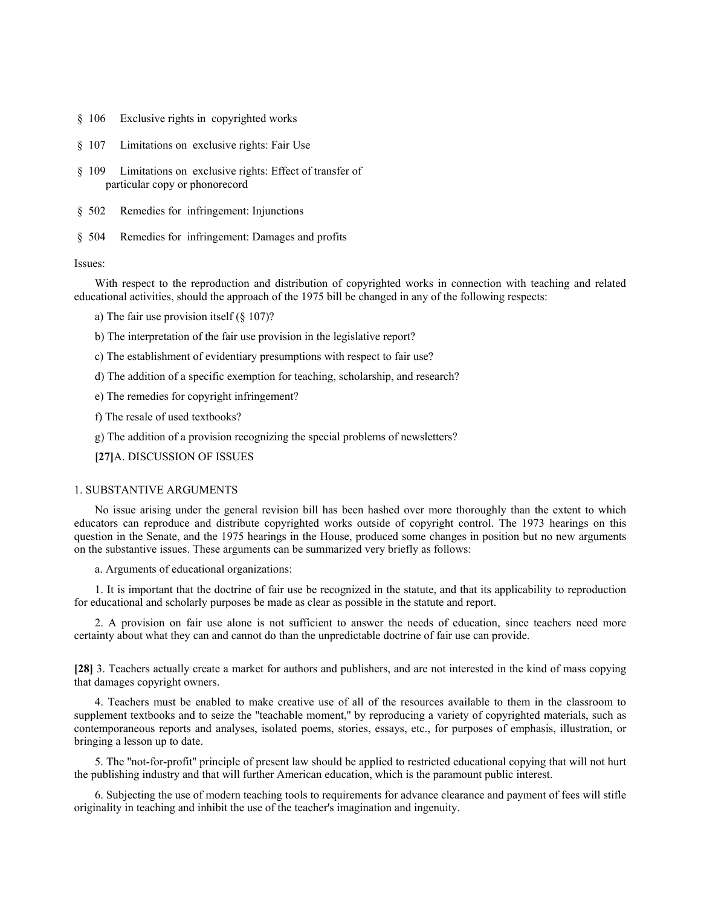§ 106 Exclusive rights in copyrighted works

§ 107 Limitations on exclusive rights: Fair Use

§ 109 Limitations on exclusive rights: Effect of transfer of particular copy or phonorecord

§ 502 Remedies for infringement: Injunctions

§ 504 Remedies for infringement: Damages and profits

Issues:

With respect to the reproduction and distribution of copyrighted works in connection with teaching and related educational activities, should the approach of the 1975 bill be changed in any of the following respects:

a) The fair use provision itself (§ 107)?

b) The interpretation of the fair use provision in the legislative report?

c) The establishment of evidentiary presumptions with respect to fair use?

d) The addition of a specific exemption for teaching, scholarship, and research?

e) The remedies for copyright infringement?

f) The resale of used textbooks?

g) The addition of a provision recognizing the special problems of newsletters?

**[27]**A. DISCUSSION OF ISSUES

1. SUBSTANTIVE ARGUMENTS

No issue arising under the general revision bill has been hashed over more thoroughly than the extent to which educators can reproduce and distribute copyrighted works outside of copyright control. The 1973 hearings on this question in the Senate, and the 1975 hearings in the House, produced some changes in position but no new arguments on the substantive issues. These arguments can be summarized very briefly as follows:

a. Arguments of educational organizations:

1. It is important that the doctrine of fair use be recognized in the statute, and that its applicability to reproduction for educational and scholarly purposes be made as clear as possible in the statute and report.

2. A provision on fair use alone is not sufficient to answer the needs of education, since teachers need more certainty about what they can and cannot do than the unpredictable doctrine of fair use can provide.

**[28]** 3. Teachers actually create a market for authors and publishers, and are not interested in the kind of mass copying that damages copyright owners.

4. Teachers must be enabled to make creative use of all of the resources available to them in the classroom to supplement textbooks and to seize the "teachable moment," by reproducing a variety of copyrighted materials, such as contemporaneous reports and analyses, isolated poems, stories, essays, etc., for purposes of emphasis, illustration, or bringing a lesson up to date.

5. The "not-for-profit" principle of present law should be applied to restricted educational copying that will not hurt the publishing industry and that will further American education, which is the paramount public interest.

6. Subjecting the use of modern teaching tools to requirements for advance clearance and payment of fees will stifle originality in teaching and inhibit the use of the teacher's imagination and ingenuity.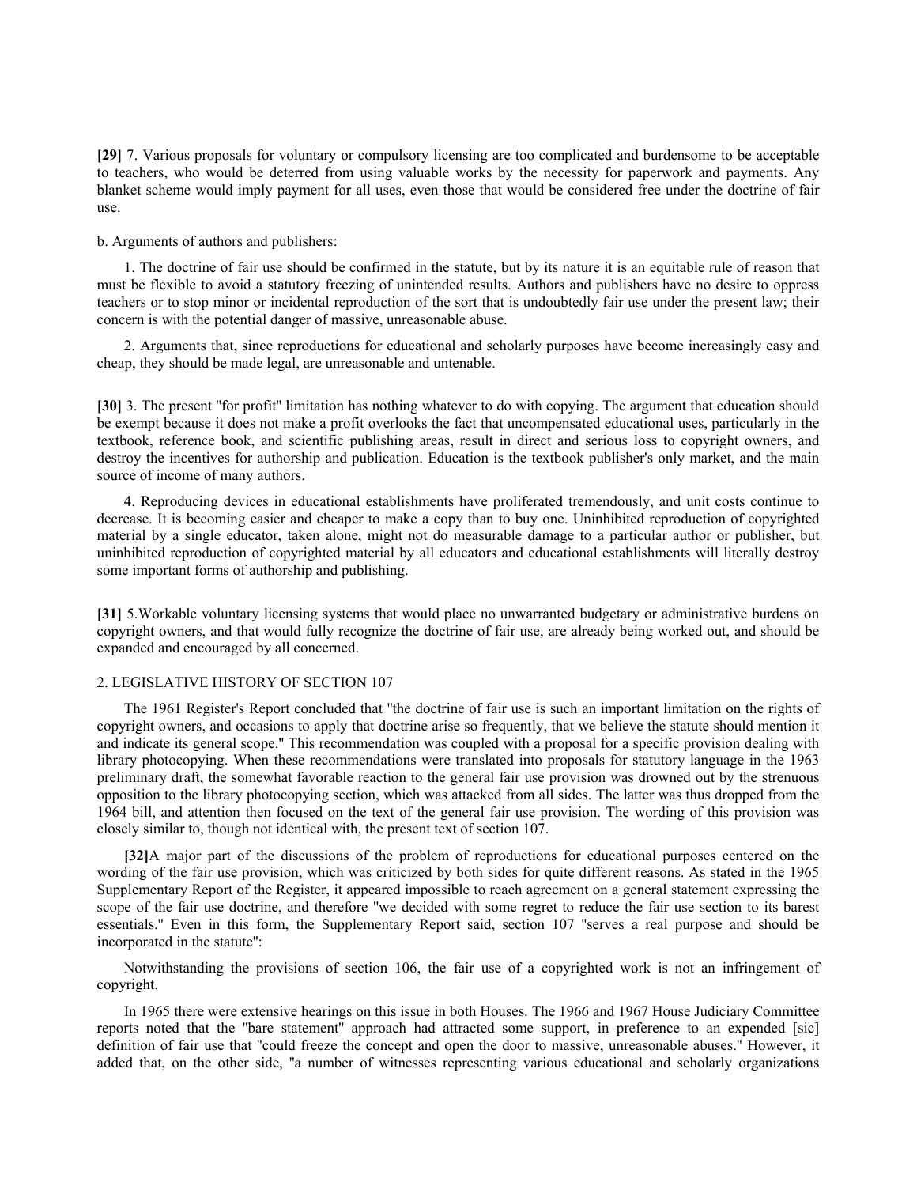**[29]** 7. Various proposals for voluntary or compulsory licensing are too complicated and burdensome to be acceptable to teachers, who would be deterred from using valuable works by the necessity for paperwork and payments. Any blanket scheme would imply payment for all uses, even those that would be considered free under the doctrine of fair use.

b. Arguments of authors and publishers:

1. The doctrine of fair use should be confirmed in the statute, but by its nature it is an equitable rule of reason that must be flexible to avoid a statutory freezing of unintended results. Authors and publishers have no desire to oppress teachers or to stop minor or incidental reproduction of the sort that is undoubtedly fair use under the present law; their concern is with the potential danger of massive, unreasonable abuse.

2. Arguments that, since reproductions for educational and scholarly purposes have become increasingly easy and cheap, they should be made legal, are unreasonable and untenable.

**[30]** 3. The present "for profit" limitation has nothing whatever to do with copying. The argument that education should be exempt because it does not make a profit overlooks the fact that uncompensated educational uses, particularly in the textbook, reference book, and scientific publishing areas, result in direct and serious loss to copyright owners, and destroy the incentives for authorship and publication. Education is the textbook publisher's only market, and the main source of income of many authors.

4. Reproducing devices in educational establishments have proliferated tremendously, and unit costs continue to decrease. It is becoming easier and cheaper to make a copy than to buy one. Uninhibited reproduction of copyrighted material by a single educator, taken alone, might not do measurable damage to a particular author or publisher, but uninhibited reproduction of copyrighted material by all educators and educational establishments will literally destroy some important forms of authorship and publishing.

**[31]** 5.Workable voluntary licensing systems that would place no unwarranted budgetary or administrative burdens on copyright owners, and that would fully recognize the doctrine of fair use, are already being worked out, and should be expanded and encouraged by all concerned.

2. LEGISLATIVE HISTORY OF SECTION 107

The 1961 Register's Report concluded that "the doctrine of fair use is such an important limitation on the rights of copyright owners, and occasions to apply that doctrine arise so frequently, that we believe the statute should mention it and indicate its general scope." This recommendation was coupled with a proposal for a specific provision dealing with library photocopying. When these recommendations were translated into proposals for statutory language in the 1963 preliminary draft, the somewhat favorable reaction to the general fair use provision was drowned out by the strenuous opposition to the library photocopying section, which was attacked from all sides. The latter was thus dropped from the 1964 bill, and attention then focused on the text of the general fair use provision. The wording of this provision was closely similar to, though not identical with, the present text of section 107.

**[32]**A major part of the discussions of the problem of reproductions for educational purposes centered on the wording of the fair use provision, which was criticized by both sides for quite different reasons. As stated in the 1965 Supplementary Report of the Register, it appeared impossible to reach agreement on a general statement expressing the scope of the fair use doctrine, and therefore "we decided with some regret to reduce the fair use section to its barest essentials." Even in this form, the Supplementary Report said, section 107 "serves a real purpose and should be incorporated in the statute":

Notwithstanding the provisions of section 106, the fair use of a copyrighted work is not an infringement of copyright.

In 1965 there were extensive hearings on this issue in both Houses. The 1966 and 1967 House Judiciary Committee reports noted that the "bare statement" approach had attracted some support, in preference to an expended [sic] definition of fair use that "could freeze the concept and open the door to massive, unreasonable abuses." However, it added that, on the other side, "a number of witnesses representing various educational and scholarly organizations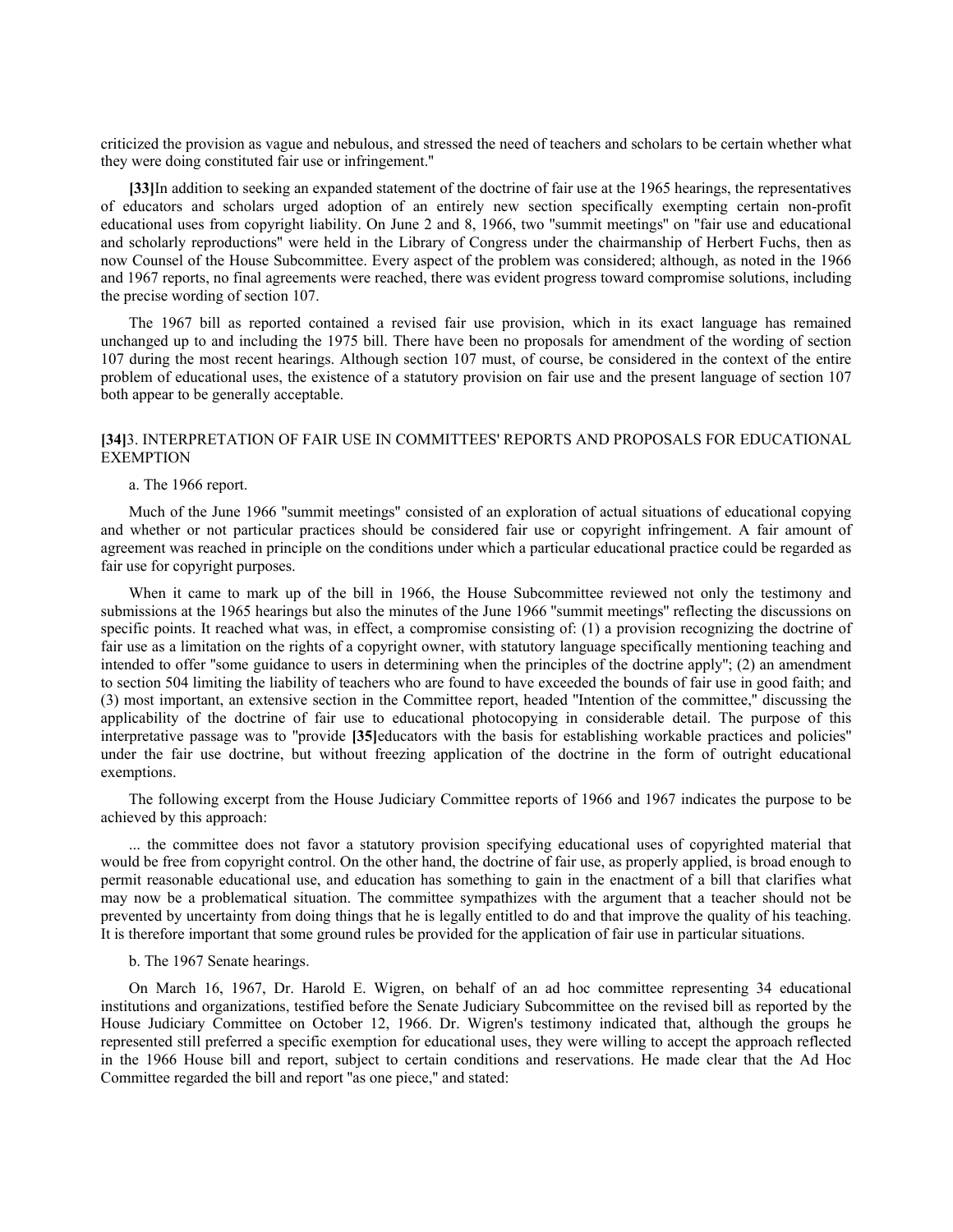criticized the provision as vague and nebulous, and stressed the need of teachers and scholars to be certain whether what they were doing constituted fair use or infringement."

**[33]**In addition to seeking an expanded statement of the doctrine of fair use at the 1965 hearings, the representatives of educators and scholars urged adoption of an entirely new section specifically exempting certain non-profit educational uses from copyright liability. On June 2 and 8, 1966, two "summit meetings" on "fair use and educational and scholarly reproductions" were held in the Library of Congress under the chairmanship of Herbert Fuchs, then as now Counsel of the House Subcommittee. Every aspect of the problem was considered; although, as noted in the 1966 and 1967 reports, no final agreements were reached, there was evident progress toward compromise solutions, including the precise wording of section 107.

The 1967 bill as reported contained a revised fair use provision, which in its exact language has remained unchanged up to and including the 1975 bill. There have been no proposals for amendment of the wording of section 107 during the most recent hearings. Although section 107 must, of course, be considered in the context of the entire problem of educational uses, the existence of a statutory provision on fair use and the present language of section 107 both appear to be generally acceptable.

**[34]**3. INTERPRETATION OF FAIR USE IN COMMITTEES' REPORTS AND PROPOSALS FOR EDUCATIONAL EXEMPTION

a. The 1966 report.

Much of the June 1966 "summit meetings" consisted of an exploration of actual situations of educational copying and whether or not particular practices should be considered fair use or copyright infringement. A fair amount of agreement was reached in principle on the conditions under which a particular educational practice could be regarded as fair use for copyright purposes.

When it came to mark up of the bill in 1966, the House Subcommittee reviewed not only the testimony and submissions at the 1965 hearings but also the minutes of the June 1966 "summit meetings" reflecting the discussions on specific points. It reached what was, in effect, a compromise consisting of: (1) a provision recognizing the doctrine of fair use as a limitation on the rights of a copyright owner, with statutory language specifically mentioning teaching and intended to offer "some guidance to users in determining when the principles of the doctrine apply"; (2) an amendment to section 504 limiting the liability of teachers who are found to have exceeded the bounds of fair use in good faith; and (3) most important, an extensive section in the Committee report, headed "Intention of the committee," discussing the applicability of the doctrine of fair use to educational photocopying in considerable detail. The purpose of this interpretative passage was to "provide **[35]**educators with the basis for establishing workable practices and policies" under the fair use doctrine, but without freezing application of the doctrine in the form of outright educational exemptions.

The following excerpt from the House Judiciary Committee reports of 1966 and 1967 indicates the purpose to be achieved by this approach:

... the committee does not favor a statutory provision specifying educational uses of copyrighted material that would be free from copyright control. On the other hand, the doctrine of fair use, as properly applied, is broad enough to permit reasonable educational use, and education has something to gain in the enactment of a bill that clarifies what may now be a problematical situation. The committee sympathizes with the argument that a teacher should not be prevented by uncertainty from doing things that he is legally entitled to do and that improve the quality of his teaching. It is therefore important that some ground rules be provided for the application of fair use in particular situations.

b. The 1967 Senate hearings.

On March 16, 1967, Dr. Harold E. Wigren, on behalf of an ad hoc committee representing 34 educational institutions and organizations, testified before the Senate Judiciary Subcommittee on the revised bill as reported by the House Judiciary Committee on October 12, 1966. Dr. Wigren's testimony indicated that, although the groups he represented still preferred a specific exemption for educational uses, they were willing to accept the approach reflected in the 1966 House bill and report, subject to certain conditions and reservations. He made clear that the Ad Hoc Committee regarded the bill and report "as one piece," and stated: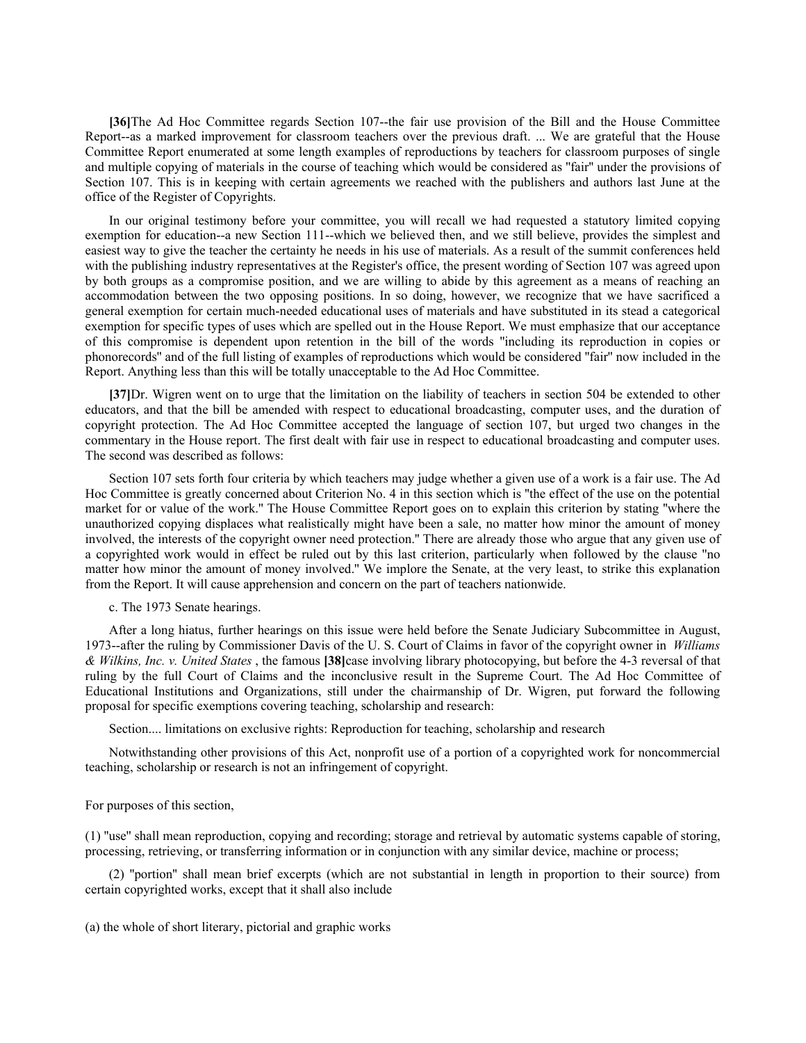**[36]**The Ad Hoc Committee regards Section 107--the fair use provision of the Bill and the House Committee Report--as a marked improvement for classroom teachers over the previous draft. ... We are grateful that the House Committee Report enumerated at some length examples of reproductions by teachers for classroom purposes of single and multiple copying of materials in the course of teaching which would be considered as "fair" under the provisions of Section 107. This is in keeping with certain agreements we reached with the publishers and authors last June at the office of the Register of Copyrights.

In our original testimony before your committee, you will recall we had requested a statutory limited copying exemption for education--a new Section 111--which we believed then, and we still believe, provides the simplest and easiest way to give the teacher the certainty he needs in his use of materials. As a result of the summit conferences held with the publishing industry representatives at the Register's office, the present wording of Section 107 was agreed upon by both groups as a compromise position, and we are willing to abide by this agreement as a means of reaching an accommodation between the two opposing positions. In so doing, however, we recognize that we have sacrificed a general exemption for certain much-needed educational uses of materials and have substituted in its stead a categorical exemption for specific types of uses which are spelled out in the House Report. We must emphasize that our acceptance of this compromise is dependent upon retention in the bill of the words "including its reproduction in copies or phonorecords" and of the full listing of examples of reproductions which would be considered "fair" now included in the Report. Anything less than this will be totally unacceptable to the Ad Hoc Committee.

**[37]**Dr. Wigren went on to urge that the limitation on the liability of teachers in section 504 be extended to other educators, and that the bill be amended with respect to educational broadcasting, computer uses, and the duration of copyright protection. The Ad Hoc Committee accepted the language of section 107, but urged two changes in the commentary in the House report. The first dealt with fair use in respect to educational broadcasting and computer uses. The second was described as follows:

Section 107 sets forth four criteria by which teachers may judge whether a given use of a work is a fair use. The Ad Hoc Committee is greatly concerned about Criterion No. 4 in this section which is "the effect of the use on the potential market for or value of the work." The House Committee Report goes on to explain this criterion by stating "where the unauthorized copying displaces what realistically might have been a sale, no matter how minor the amount of money involved, the interests of the copyright owner need protection." There are already those who argue that any given use of a copyrighted work would in effect be ruled out by this last criterion, particularly when followed by the clause "no matter how minor the amount of money involved." We implore the Senate, at the very least, to strike this explanation from the Report. It will cause apprehension and concern on the part of teachers nationwide.

c. The 1973 Senate hearings.

After a long hiatus, further hearings on this issue were held before the Senate Judiciary Subcommittee in August, 1973--after the ruling by Commissioner Davis of the U. S. Court of Claims in favor of the copyright owner in *Williams & Wilkins, Inc. v. United States* , the famous **[38]**case involving library photocopying, but before the 4-3 reversal of that ruling by the full Court of Claims and the inconclusive result in the Supreme Court. The Ad Hoc Committee of Educational Institutions and Organizations, still under the chairmanship of Dr. Wigren, put forward the following proposal for specific exemptions covering teaching, scholarship and research:

Section.... limitations on exclusive rights: Reproduction for teaching, scholarship and research

Notwithstanding other provisions of this Act, nonprofit use of a portion of a copyrighted work for noncommercial teaching, scholarship or research is not an infringement of copyright.

For purposes of this section,

(1) "use" shall mean reproduction, copying and recording; storage and retrieval by automatic systems capable of storing, processing, retrieving, or transferring information or in conjunction with any similar device, machine or process;

(2) "portion" shall mean brief excerpts (which are not substantial in length in proportion to their source) from certain copyrighted works, except that it shall also include

(a) the whole of short literary, pictorial and graphic works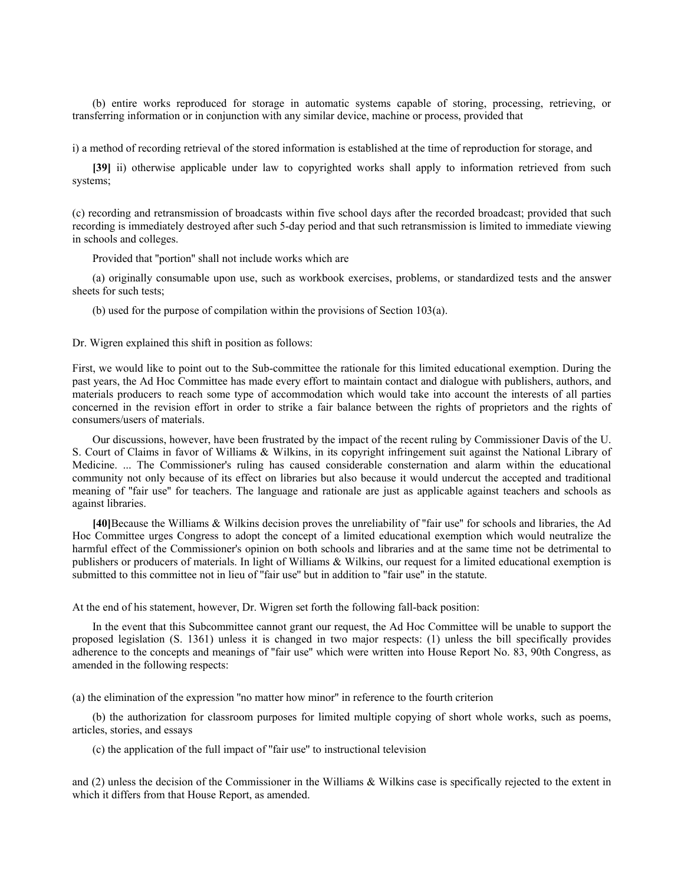(b) entire works reproduced for storage in automatic systems capable of storing, processing, retrieving, or transferring information or in conjunction with any similar device, machine or process, provided that

i) a method of recording retrieval of the stored information is established at the time of reproduction for storage, and

**[39]** ii) otherwise applicable under law to copyrighted works shall apply to information retrieved from such systems;

(c) recording and retransmission of broadcasts within five school days after the recorded broadcast; provided that such recording is immediately destroyed after such 5-day period and that such retransmission is limited to immediate viewing in schools and colleges.

Provided that "portion" shall not include works which are

(a) originally consumable upon use, such as workbook exercises, problems, or standardized tests and the answer sheets for such tests;

(b) used for the purpose of compilation within the provisions of Section 103(a).

Dr. Wigren explained this shift in position as follows:

First, we would like to point out to the Sub-committee the rationale for this limited educational exemption. During the past years, the Ad Hoc Committee has made every effort to maintain contact and dialogue with publishers, authors, and materials producers to reach some type of accommodation which would take into account the interests of all parties concerned in the revision effort in order to strike a fair balance between the rights of proprietors and the rights of consumers/users of materials.

Our discussions, however, have been frustrated by the impact of the recent ruling by Commissioner Davis of the U. S. Court of Claims in favor of Williams & Wilkins, in its copyright infringement suit against the National Library of Medicine. ... The Commissioner's ruling has caused considerable consternation and alarm within the educational community not only because of its effect on libraries but also because it would undercut the accepted and traditional meaning of "fair use" for teachers. The language and rationale are just as applicable against teachers and schools as against libraries.

**[40]**Because the Williams & Wilkins decision proves the unreliability of "fair use" for schools and libraries, the Ad Hoc Committee urges Congress to adopt the concept of a limited educational exemption which would neutralize the harmful effect of the Commissioner's opinion on both schools and libraries and at the same time not be detrimental to publishers or producers of materials. In light of Williams & Wilkins, our request for a limited educational exemption is submitted to this committee not in lieu of "fair use" but in addition to "fair use" in the statute.

At the end of his statement, however, Dr. Wigren set forth the following fall-back position:

In the event that this Subcommittee cannot grant our request, the Ad Hoc Committee will be unable to support the proposed legislation (S. 1361) unless it is changed in two major respects: (1) unless the bill specifically provides adherence to the concepts and meanings of "fair use" which were written into House Report No. 83, 90th Congress, as amended in the following respects:

(a) the elimination of the expression "no matter how minor" in reference to the fourth criterion

(b) the authorization for classroom purposes for limited multiple copying of short whole works, such as poems, articles, stories, and essays

(c) the application of the full impact of "fair use" to instructional television

and (2) unless the decision of the Commissioner in the Williams & Wilkins case is specifically rejected to the extent in which it differs from that House Report, as amended.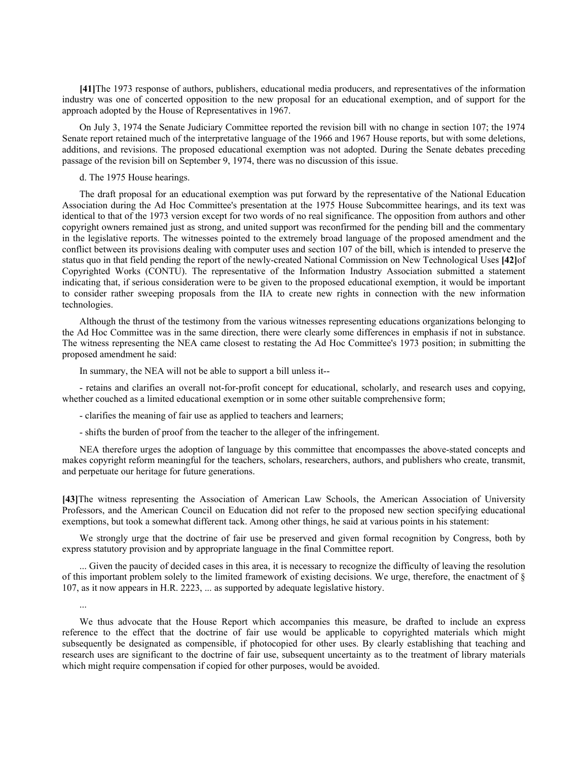**[41]**The 1973 response of authors, publishers, educational media producers, and representatives of the information industry was one of concerted opposition to the new proposal for an educational exemption, and of support for the approach adopted by the House of Representatives in 1967.

On July 3, 1974 the Senate Judiciary Committee reported the revision bill with no change in section 107; the 1974 Senate report retained much of the interpretative language of the 1966 and 1967 House reports, but with some deletions, additions, and revisions. The proposed educational exemption was not adopted. During the Senate debates preceding passage of the revision bill on September 9, 1974, there was no discussion of this issue.

d. The 1975 House hearings.

The draft proposal for an educational exemption was put forward by the representative of the National Education Association during the Ad Hoc Committee's presentation at the 1975 House Subcommittee hearings, and its text was identical to that of the 1973 version except for two words of no real significance. The opposition from authors and other copyright owners remained just as strong, and united support was reconfirmed for the pending bill and the commentary in the legislative reports. The witnesses pointed to the extremely broad language of the proposed amendment and the conflict between its provisions dealing with computer uses and section 107 of the bill, which is intended to preserve the status quo in that field pending the report of the newly-created National Commission on New Technological Uses **[42]**of Copyrighted Works (CONTU). The representative of the Information Industry Association submitted a statement indicating that, if serious consideration were to be given to the proposed educational exemption, it would be important to consider rather sweeping proposals from the IIA to create new rights in connection with the new information technologies.

Although the thrust of the testimony from the various witnesses representing educations organizations belonging to the Ad Hoc Committee was in the same direction, there were clearly some differences in emphasis if not in substance. The witness representing the NEA came closest to restating the Ad Hoc Committee's 1973 position; in submitting the proposed amendment he said:

In summary, the NEA will not be able to support a bill unless it--

- retains and clarifies an overall not-for-profit concept for educational, scholarly, and research uses and copying, whether couched as a limited educational exemption or in some other suitable comprehensive form;

- clarifies the meaning of fair use as applied to teachers and learners;

- shifts the burden of proof from the teacher to the alleger of the infringement.

NEA therefore urges the adoption of language by this committee that encompasses the above-stated concepts and makes copyright reform meaningful for the teachers, scholars, researchers, authors, and publishers who create, transmit, and perpetuate our heritage for future generations.

**[43]**The witness representing the Association of American Law Schools, the American Association of University Professors, and the American Council on Education did not refer to the proposed new section specifying educational exemptions, but took a somewhat different tack. Among other things, he said at various points in his statement:

We strongly urge that the doctrine of fair use be preserved and given formal recognition by Congress, both by express statutory provision and by appropriate language in the final Committee report.

... Given the paucity of decided cases in this area, it is necessary to recognize the difficulty of leaving the resolution of this important problem solely to the limited framework of existing decisions. We urge, therefore, the enactment of § 107, as it now appears in H.R. 2223, ... as supported by adequate legislative history.

...

We thus advocate that the House Report which accompanies this measure, be drafted to include an express reference to the effect that the doctrine of fair use would be applicable to copyrighted materials which might subsequently be designated as compensible, if photocopied for other uses. By clearly establishing that teaching and research uses are significant to the doctrine of fair use, subsequent uncertainty as to the treatment of library materials which might require compensation if copied for other purposes, would be avoided.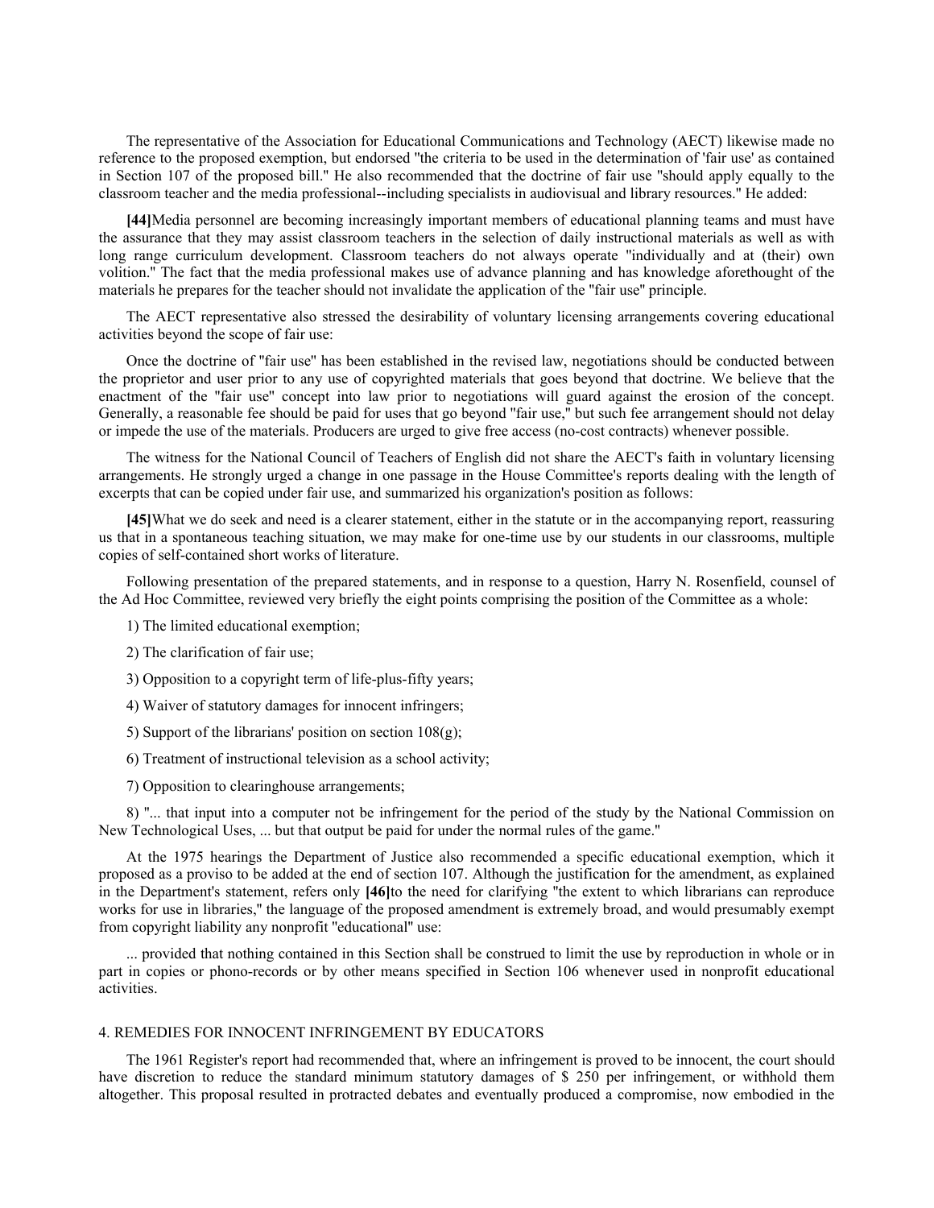The representative of the Association for Educational Communications and Technology (AECT) likewise made no reference to the proposed exemption, but endorsed "the criteria to be used in the determination of 'fair use' as contained in Section 107 of the proposed bill." He also recommended that the doctrine of fair use "should apply equally to the classroom teacher and the media professional--including specialists in audiovisual and library resources." He added:

**[44]**Media personnel are becoming increasingly important members of educational planning teams and must have the assurance that they may assist classroom teachers in the selection of daily instructional materials as well as with long range curriculum development. Classroom teachers do not always operate "individually and at (their) own volition." The fact that the media professional makes use of advance planning and has knowledge aforethought of the materials he prepares for the teacher should not invalidate the application of the "fair use" principle.

The AECT representative also stressed the desirability of voluntary licensing arrangements covering educational activities beyond the scope of fair use:

Once the doctrine of "fair use" has been established in the revised law, negotiations should be conducted between the proprietor and user prior to any use of copyrighted materials that goes beyond that doctrine. We believe that the enactment of the "fair use" concept into law prior to negotiations will guard against the erosion of the concept. Generally, a reasonable fee should be paid for uses that go beyond "fair use," but such fee arrangement should not delay or impede the use of the materials. Producers are urged to give free access (no-cost contracts) whenever possible.

The witness for the National Council of Teachers of English did not share the AECT's faith in voluntary licensing arrangements. He strongly urged a change in one passage in the House Committee's reports dealing with the length of excerpts that can be copied under fair use, and summarized his organization's position as follows:

**[45]**What we do seek and need is a clearer statement, either in the statute or in the accompanying report, reassuring us that in a spontaneous teaching situation, we may make for one-time use by our students in our classrooms, multiple copies of self-contained short works of literature.

Following presentation of the prepared statements, and in response to a question, Harry N. Rosenfield, counsel of the Ad Hoc Committee, reviewed very briefly the eight points comprising the position of the Committee as a whole:

1) The limited educational exemption;

2) The clarification of fair use;

3) Opposition to a copyright term of life-plus-fifty years;

4) Waiver of statutory damages for innocent infringers;

5) Support of the librarians' position on section 108(g);

6) Treatment of instructional television as a school activity;

7) Opposition to clearinghouse arrangements;

8) "... that input into a computer not be infringement for the period of the study by the National Commission on New Technological Uses, ... but that output be paid for under the normal rules of the game."

At the 1975 hearings the Department of Justice also recommended a specific educational exemption, which it proposed as a proviso to be added at the end of section 107. Although the justification for the amendment, as explained in the Department's statement, refers only **[46]**to the need for clarifying "the extent to which librarians can reproduce works for use in libraries," the language of the proposed amendment is extremely broad, and would presumably exempt from copyright liability any nonprofit "educational" use:

... provided that nothing contained in this Section shall be construed to limit the use by reproduction in whole or in part in copies or phono-records or by other means specified in Section 106 whenever used in nonprofit educational activities.

## 4. REMEDIES FOR INNOCENT INFRINGEMENT BY EDUCATORS

The 1961 Register's report had recommended that, where an infringement is proved to be innocent, the court should have discretion to reduce the standard minimum statutory damages of $ 250 per infringement, or withhold them altogether. This proposal resulted in protracted debates and eventually produced a compromise, now embodied in the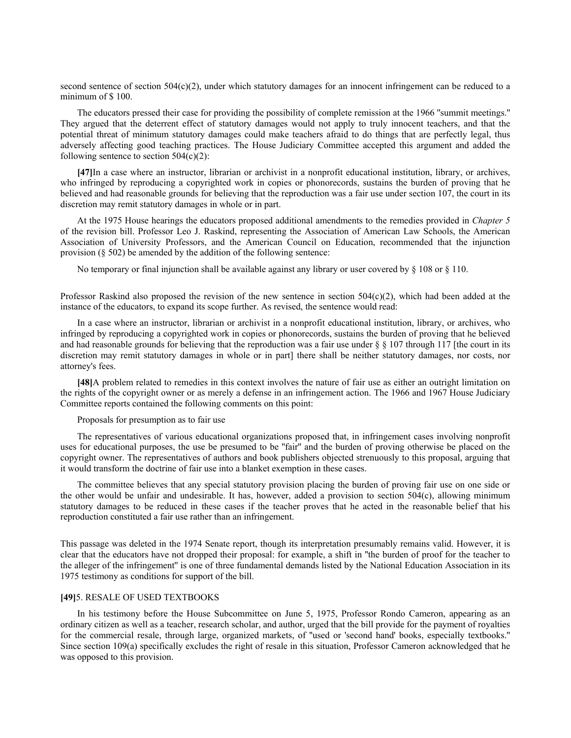second sentence of section 504(c)(2), under which statutory damages for an innocent infringement can be reduced to a minimum of $ 100.

The educators pressed their case for providing the possibility of complete remission at the 1966 "summit meetings." They argued that the deterrent effect of statutory damages would not apply to truly innocent teachers, and that the potential threat of minimum statutory damages could make teachers afraid to do things that are perfectly legal, thus adversely affecting good teaching practices. The House Judiciary Committee accepted this argument and added the following sentence to section 504(c)(2):

**[47]**In a case where an instructor, librarian or archivist in a nonprofit educational institution, library, or archives, who infringed by reproducing a copyrighted work in copies or phonorecords, sustains the burden of proving that he believed and had reasonable grounds for believing that the reproduction was a fair use under section 107, the court in its discretion may remit statutory damages in whole or in part.

At the 1975 House hearings the educators proposed additional amendments to the remedies provided in *Chapter 5* of the revision bill. Professor Leo J. Raskind, representing the Association of American Law Schools, the American Association of University Professors, and the American Council on Education, recommended that the injunction provision (§ 502) be amended by the addition of the following sentence:

No temporary or final injunction shall be available against any library or user covered by § 108 or § 110.

Professor Raskind also proposed the revision of the new sentence in section 504(c)(2), which had been added at the instance of the educators, to expand its scope further. As revised, the sentence would read:

In a case where an instructor, librarian or archivist in a nonprofit educational institution, library, or archives, who infringed by reproducing a copyrighted work in copies or phonorecords, sustains the burden of proving that he believed and had reasonable grounds for believing that the reproduction was a fair use under § § 107 through 117 [the court in its discretion may remit statutory damages in whole or in part] there shall be neither statutory damages, nor costs, nor attorney's fees.

**[48]**A problem related to remedies in this context involves the nature of fair use as either an outright limitation on the rights of the copyright owner or as merely a defense in an infringement action. The 1966 and 1967 House Judiciary Committee reports contained the following comments on this point:

Proposals for presumption as to fair use

The representatives of various educational organizations proposed that, in infringement cases involving nonprofit uses for educational purposes, the use be presumed to be "fair" and the burden of proving otherwise be placed on the copyright owner. The representatives of authors and book publishers objected strenuously to this proposal, arguing that it would transform the doctrine of fair use into a blanket exemption in these cases.

The committee believes that any special statutory provision placing the burden of proving fair use on one side or the other would be unfair and undesirable. It has, however, added a provision to section 504(c), allowing minimum statutory damages to be reduced in these cases if the teacher proves that he acted in the reasonable belief that his reproduction constituted a fair use rather than an infringement.

This passage was deleted in the 1974 Senate report, though its interpretation presumably remains valid. However, it is clear that the educators have not dropped their proposal: for example, a shift in "the burden of proof for the teacher to the alleger of the infringement" is one of three fundamental demands listed by the National Education Association in its 1975 testimony as conditions for support of the bill.

**[49]**5. RESALE OF USED TEXTBOOKS

In his testimony before the House Subcommittee on June 5, 1975, Professor Rondo Cameron, appearing as an ordinary citizen as well as a teacher, research scholar, and author, urged that the bill provide for the payment of royalties for the commercial resale, through large, organized markets, of "used or 'second hand' books, especially textbooks." Since section 109(a) specifically excludes the right of resale in this situation, Professor Cameron acknowledged that he was opposed to this provision.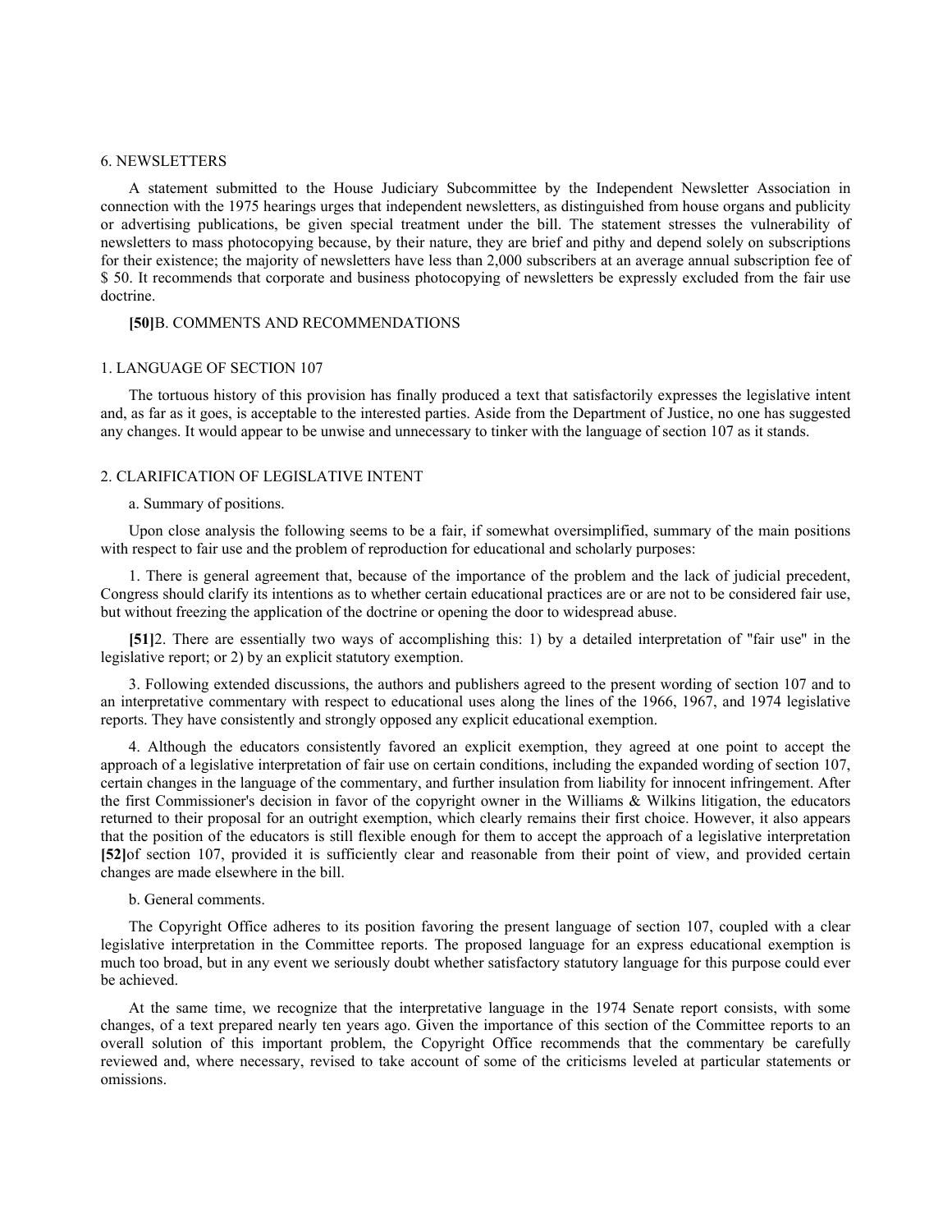6. NEWSLETTERS

A statement submitted to the House Judiciary Subcommittee by the Independent Newsletter Association in connection with the 1975 hearings urges that independent newsletters, as distinguished from house organs and publicity or advertising publications, be given special treatment under the bill. The statement stresses the vulnerability of newsletters to mass photocopying because, by their nature, they are brief and pithy and depend solely on subscriptions for their existence; the majority of newsletters have less than 2,000 subscribers at an average annual subscription fee of $ 50. It recommends that corporate and business photocopying of newsletters be expressly excluded from the fair use doctrine.

**[50]**B. COMMENTS AND RECOMMENDATIONS

1. LANGUAGE OF SECTION 107

The tortuous history of this provision has finally produced a text that satisfactorily expresses the legislative intent and, as far as it goes, is acceptable to the interested parties. Aside from the Department of Justice, no one has suggested any changes. It would appear to be unwise and unnecessary to tinker with the language of section 107 as it stands.

2. CLARIFICATION OF LEGISLATIVE INTENT

a. Summary of positions.

Upon close analysis the following seems to be a fair, if somewhat oversimplified, summary of the main positions with respect to fair use and the problem of reproduction for educational and scholarly purposes:

1. There is general agreement that, because of the importance of the problem and the lack of judicial precedent, Congress should clarify its intentions as to whether certain educational practices are or are not to be considered fair use, but without freezing the application of the doctrine or opening the door to widespread abuse.

**[51]**2. There are essentially two ways of accomplishing this: 1) by a detailed interpretation of "fair use" in the legislative report; or 2) by an explicit statutory exemption.

3. Following extended discussions, the authors and publishers agreed to the present wording of section 107 and to an interpretative commentary with respect to educational uses along the lines of the 1966, 1967, and 1974 legislative reports. They have consistently and strongly opposed any explicit educational exemption.

4. Although the educators consistently favored an explicit exemption, they agreed at one point to accept the approach of a legislative interpretation of fair use on certain conditions, including the expanded wording of section 107, certain changes in the language of the commentary, and further insulation from liability for innocent infringement. After the first Commissioner's decision in favor of the copyright owner in the Williams & Wilkins litigation, the educators returned to their proposal for an outright exemption, which clearly remains their first choice. However, it also appears that the position of the educators is still flexible enough for them to accept the approach of a legislative interpretation **[52]**of section 107, provided it is sufficiently clear and reasonable from their point of view, and provided certain changes are made elsewhere in the bill.

b. General comments.

The Copyright Office adheres to its position favoring the present language of section 107, coupled with a clear legislative interpretation in the Committee reports. The proposed language for an express educational exemption is much too broad, but in any event we seriously doubt whether satisfactory statutory language for this purpose could ever be achieved.

At the same time, we recognize that the interpretative language in the 1974 Senate report consists, with some changes, of a text prepared nearly ten years ago. Given the importance of this section of the Committee reports to an overall solution of this important problem, the Copyright Office recommends that the commentary be carefully reviewed and, where necessary, revised to take account of some of the criticisms leveled at particular statements or omissions.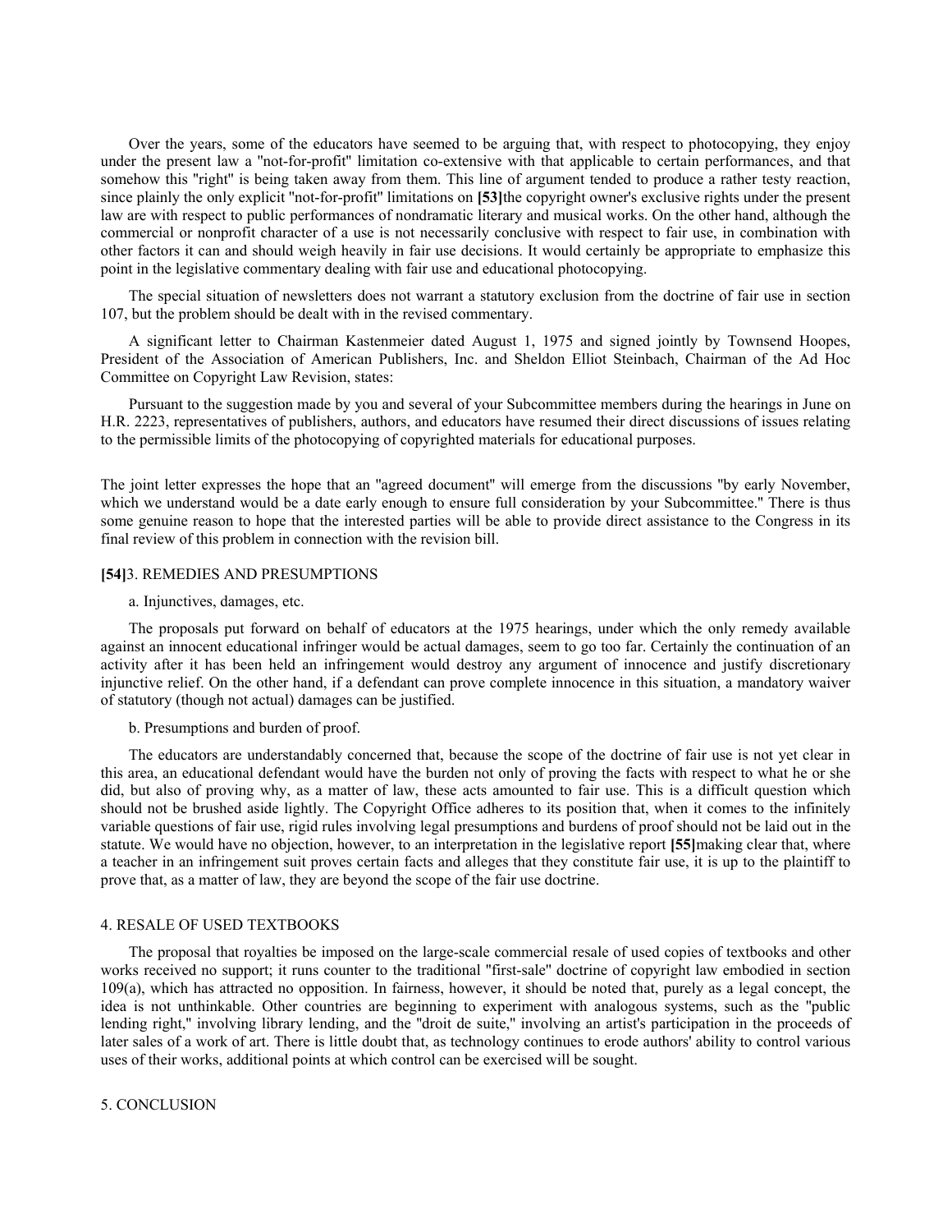Over the years, some of the educators have seemed to be arguing that, with respect to photocopying, they enjoy under the present law a "not-for-profit" limitation co-extensive with that applicable to certain performances, and that somehow this "right" is being taken away from them. This line of argument tended to produce a rather testy reaction, since plainly the only explicit "not-for-profit" limitations on **[53]**the copyright owner's exclusive rights under the present law are with respect to public performances of nondramatic literary and musical works. On the other hand, although the commercial or nonprofit character of a use is not necessarily conclusive with respect to fair use, in combination with other factors it can and should weigh heavily in fair use decisions. It would certainly be appropriate to emphasize this point in the legislative commentary dealing with fair use and educational photocopying.

The special situation of newsletters does not warrant a statutory exclusion from the doctrine of fair use in section 107, but the problem should be dealt with in the revised commentary.

A significant letter to Chairman Kastenmeier dated August 1, 1975 and signed jointly by Townsend Hoopes, President of the Association of American Publishers, Inc. and Sheldon Elliot Steinbach, Chairman of the Ad Hoc Committee on Copyright Law Revision, states:

Pursuant to the suggestion made by you and several of your Subcommittee members during the hearings in June on H.R. 2223, representatives of publishers, authors, and educators have resumed their direct discussions of issues relating to the permissible limits of the photocopying of copyrighted materials for educational purposes.

The joint letter expresses the hope that an "agreed document" will emerge from the discussions "by early November, which we understand would be a date early enough to ensure full consideration by your Subcommittee." There is thus some genuine reason to hope that the interested parties will be able to provide direct assistance to the Congress in its final review of this problem in connection with the revision bill.

**[54]**3. REMEDIES AND PRESUMPTIONS

a. Injunctives, damages, etc.

The proposals put forward on behalf of educators at the 1975 hearings, under which the only remedy available against an innocent educational infringer would be actual damages, seem to go too far. Certainly the continuation of an activity after it has been held an infringement would destroy any argument of innocence and justify discretionary injunctive relief. On the other hand, if a defendant can prove complete innocence in this situation, a mandatory waiver of statutory (though not actual) damages can be justified.

b. Presumptions and burden of proof.

The educators are understandably concerned that, because the scope of the doctrine of fair use is not yet clear in this area, an educational defendant would have the burden not only of proving the facts with respect to what he or she did, but also of proving why, as a matter of law, these acts amounted to fair use. This is a difficult question which should not be brushed aside lightly. The Copyright Office adheres to its position that, when it comes to the infinitely variable questions of fair use, rigid rules involving legal presumptions and burdens of proof should not be laid out in the statute. We would have no objection, however, to an interpretation in the legislative report **[55]**making clear that, where a teacher in an infringement suit proves certain facts and alleges that they constitute fair use, it is up to the plaintiff to prove that, as a matter of law, they are beyond the scope of the fair use doctrine.

4. RESALE OF USED TEXTBOOKS

The proposal that royalties be imposed on the large-scale commercial resale of used copies of textbooks and other works received no support; it runs counter to the traditional "first-sale" doctrine of copyright law embodied in section 109(a), which has attracted no opposition. In fairness, however, it should be noted that, purely as a legal concept, the idea is not unthinkable. Other countries are beginning to experiment with analogous systems, such as the "public lending right," involving library lending, and the "droit de suite," involving an artist's participation in the proceeds of later sales of a work of art. There is little doubt that, as technology continues to erode authors' ability to control various uses of their works, additional points at which control can be exercised will be sought.

5. CONCLUSION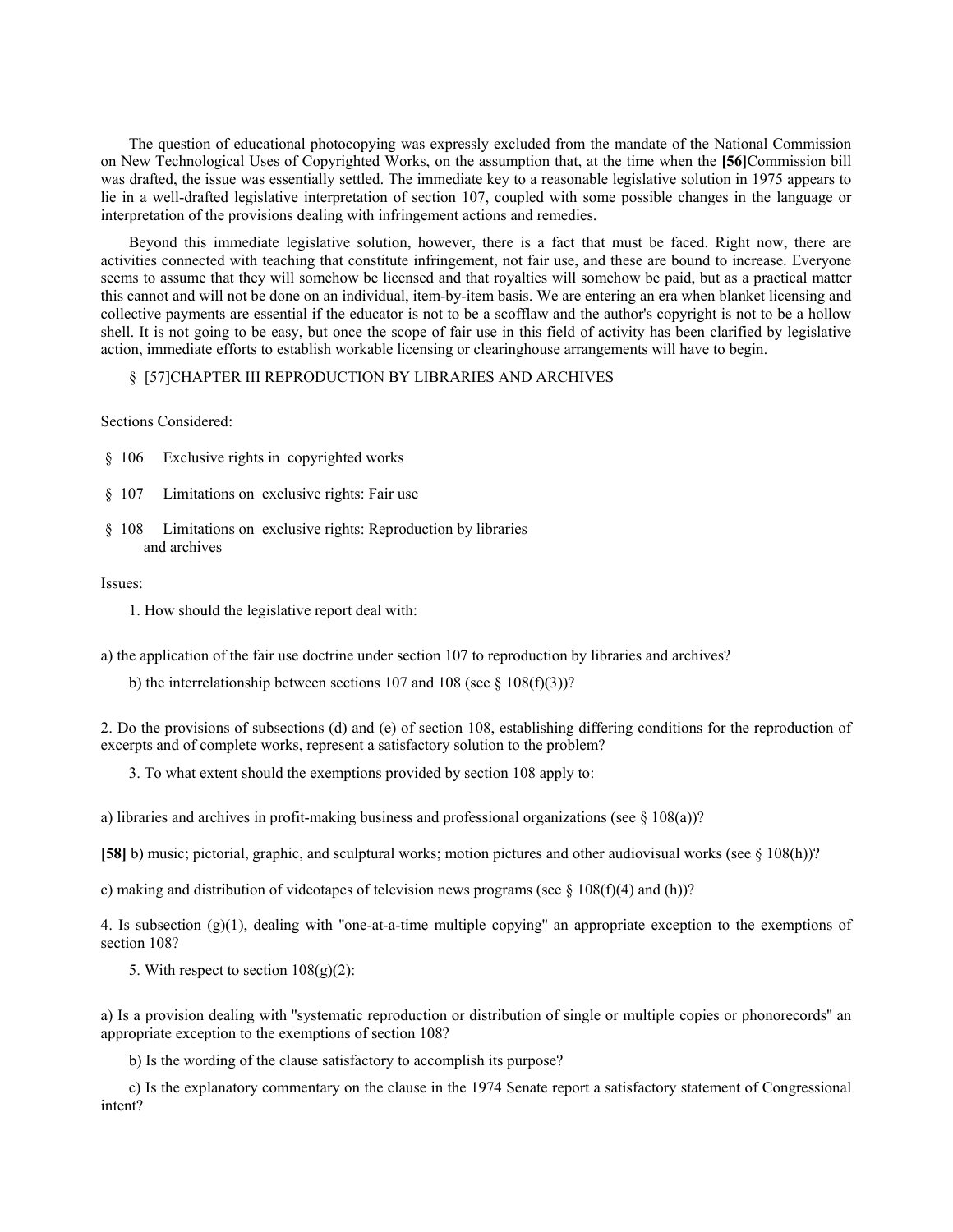The question of educational photocopying was expressly excluded from the mandate of the National Commission on New Technological Uses of Copyrighted Works, on the assumption that, at the time when the **[56]**Commission bill was drafted, the issue was essentially settled. The immediate key to a reasonable legislative solution in 1975 appears to lie in a well-drafted legislative interpretation of section 107, coupled with some possible changes in the language or interpretation of the provisions dealing with infringement actions and remedies.

Beyond this immediate legislative solution, however, there is a fact that must be faced. Right now, there are activities connected with teaching that constitute infringement, not fair use, and these are bound to increase. Everyone seems to assume that they will somehow be licensed and that royalties will somehow be paid, but as a practical matter this cannot and will not be done on an individual, item-by-item basis. We are entering an era when blanket licensing and collective payments are essential if the educator is not to be a scofflaw and the author's copyright is not to be a hollow shell. It is not going to be easy, but once the scope of fair use in this field of activity has been clarified by legislative action, immediate efforts to establish workable licensing or clearinghouse arrangements will have to begin.

## § [57]CHAPTER III REPRODUCTION BY LIBRARIES AND ARCHIVES

Sections Considered:

§ 106 Exclusive rights in copyrighted works

§ 107 Limitations on exclusive rights: Fair use

§ 108 Limitations on exclusive rights: Reproduction by libraries and archives

Issues:

1. How should the legislative report deal with:

a) the application of the fair use doctrine under section 107 to reproduction by libraries and archives?

b) the interrelationship between sections 107 and 108 (see § 108(f)(3))?

2. Do the provisions of subsections (d) and (e) of section 108, establishing differing conditions for the reproduction of excerpts and of complete works, represent a satisfactory solution to the problem?

3. To what extent should the exemptions provided by section 108 apply to:

a) libraries and archives in profit-making business and professional organizations (see § 108(a))?

**[58]** b) music; pictorial, graphic, and sculptural works; motion pictures and other audiovisual works (see § 108(h))?

c) making and distribution of videotapes of television news programs (see § 108(f)(4) and (h))?

4. Is subsection (g)(1), dealing with "one-at-a-time multiple copying" an appropriate exception to the exemptions of section 108?

5. With respect to section 108(g)(2):

a) Is a provision dealing with "systematic reproduction or distribution of single or multiple copies or phonorecords" an appropriate exception to the exemptions of section 108?

b) Is the wording of the clause satisfactory to accomplish its purpose?

c) Is the explanatory commentary on the clause in the 1974 Senate report a satisfactory statement of Congressional intent?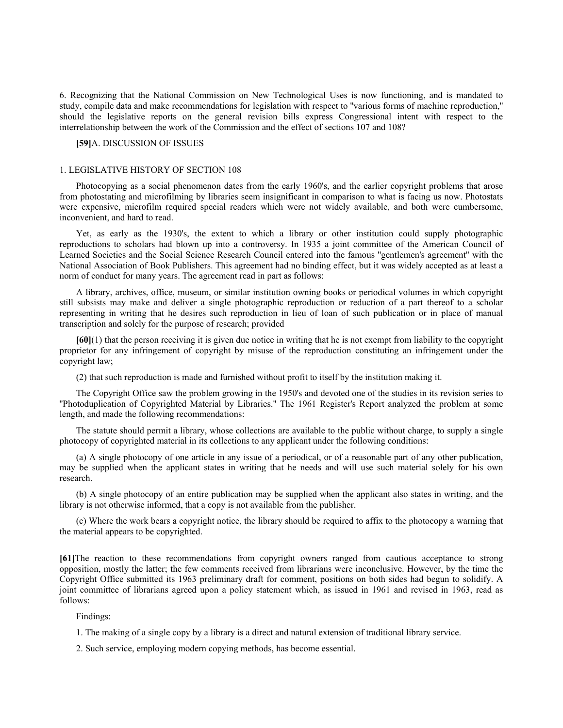6. Recognizing that the National Commission on New Technological Uses is now functioning, and is mandated to study, compile data and make recommendations for legislation with respect to "various forms of machine reproduction," should the legislative reports on the general revision bills express Congressional intent with respect to the interrelationship between the work of the Commission and the effect of sections 107 and 108?

**[59]**A. DISCUSSION OF ISSUES

1. LEGISLATIVE HISTORY OF SECTION 108

Photocopying as a social phenomenon dates from the early 1960's, and the earlier copyright problems that arose from photostating and microfilming by libraries seem insignificant in comparison to what is facing us now. Photostats were expensive, microfilm required special readers which were not widely available, and both were cumbersome, inconvenient, and hard to read.

Yet, as early as the 1930's, the extent to which a library or other institution could supply photographic reproductions to scholars had blown up into a controversy. In 1935 a joint committee of the American Council of Learned Societies and the Social Science Research Council entered into the famous "gentlemen's agreement" with the National Association of Book Publishers. This agreement had no binding effect, but it was widely accepted as at least a norm of conduct for many years. The agreement read in part as follows:

A library, archives, office, museum, or similar institution owning books or periodical volumes in which copyright still subsists may make and deliver a single photographic reproduction or reduction of a part thereof to a scholar representing in writing that he desires such reproduction in lieu of loan of such publication or in place of manual transcription and solely for the purpose of research; provided

**[60]**(1) that the person receiving it is given due notice in writing that he is not exempt from liability to the copyright proprietor for any infringement of copyright by misuse of the reproduction constituting an infringement under the copyright law;

(2) that such reproduction is made and furnished without profit to itself by the institution making it.

The Copyright Office saw the problem growing in the 1950's and devoted one of the studies in its revision series to "Photoduplication of Copyrighted Material by Libraries." The 1961 Register's Report analyzed the problem at some length, and made the following recommendations:

The statute should permit a library, whose collections are available to the public without charge, to supply a single photocopy of copyrighted material in its collections to any applicant under the following conditions:

(a) A single photocopy of one article in any issue of a periodical, or of a reasonable part of any other publication, may be supplied when the applicant states in writing that he needs and will use such material solely for his own research.

(b) A single photocopy of an entire publication may be supplied when the applicant also states in writing, and the library is not otherwise informed, that a copy is not available from the publisher.

(c) Where the work bears a copyright notice, the library should be required to affix to the photocopy a warning that the material appears to be copyrighted.

**[61]**The reaction to these recommendations from copyright owners ranged from cautious acceptance to strong opposition, mostly the latter; the few comments received from librarians were inconclusive. However, by the time the Copyright Office submitted its 1963 preliminary draft for comment, positions on both sides had begun to solidify. A joint committee of librarians agreed upon a policy statement which, as issued in 1961 and revised in 1963, read as follows:

Findings:

1. The making of a single copy by a library is a direct and natural extension of traditional library service.

2. Such service, employing modern copying methods, has become essential.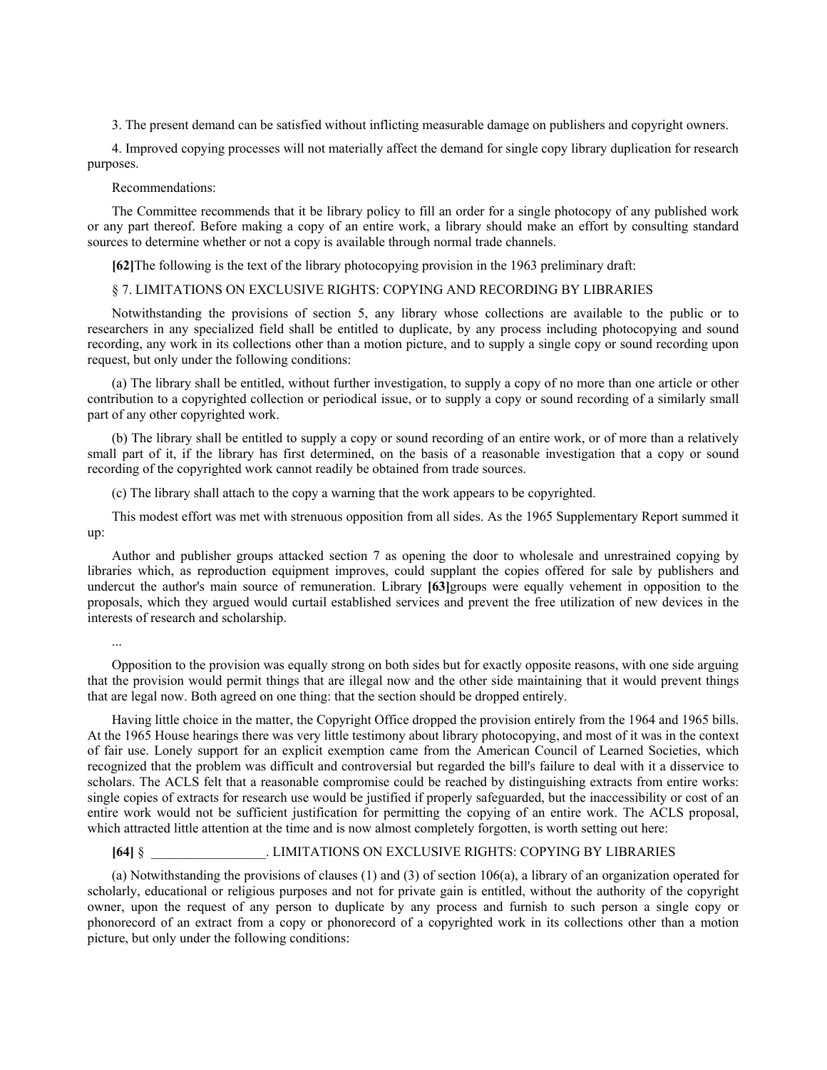3. The present demand can be satisfied without inflicting measurable damage on publishers and copyright owners.

4. Improved copying processes will not materially affect the demand for single copy library duplication for research purposes.

Recommendations:

The Committee recommends that it be library policy to fill an order for a single photocopy of any published work or any part thereof. Before making a copy of an entire work, a library should make an effort by consulting standard sources to determine whether or not a copy is available through normal trade channels.

**[62]**The following is the text of the library photocopying provision in the 1963 preliminary draft:

§ 7. LIMITATIONS ON EXCLUSIVE RIGHTS: COPYING AND RECORDING BY LIBRARIES

Notwithstanding the provisions of section 5, any library whose collections are available to the public or to researchers in any specialized field shall be entitled to duplicate, by any process including photocopying and sound recording, any work in its collections other than a motion picture, and to supply a single copy or sound recording upon request, but only under the following conditions:

(a) The library shall be entitled, without further investigation, to supply a copy of no more than one article or other contribution to a copyrighted collection or periodical issue, or to supply a copy or sound recording of a similarly small part of any other copyrighted work.

(b) The library shall be entitled to supply a copy or sound recording of an entire work, or of more than a relatively small part of it, if the library has first determined, on the basis of a reasonable investigation that a copy or sound recording of the copyrighted work cannot readily be obtained from trade sources.

(c) The library shall attach to the copy a warning that the work appears to be copyrighted.

This modest effort was met with strenuous opposition from all sides. As the 1965 Supplementary Report summed it up:

Author and publisher groups attacked section 7 as opening the door to wholesale and unrestrained copying by libraries which, as reproduction equipment improves, could supplant the copies offered for sale by publishers and undercut the author's main source of remuneration. Library **[63]**groups were equally vehement in opposition to the proposals, which they argued would curtail established services and prevent the free utilization of new devices in the interests of research and scholarship.

...

Opposition to the provision was equally strong on both sides but for exactly opposite reasons, with one side arguing that the provision would permit things that are illegal now and the other side maintaining that it would prevent things that are legal now. Both agreed on one thing: that the section should be dropped entirely.

Having little choice in the matter, the Copyright Office dropped the provision entirely from the 1964 and 1965 bills. At the 1965 House hearings there was very little testimony about library photocopying, and most of it was in the context of fair use. Lonely support for an explicit exemption came from the American Council of Learned Societies, which recognized that the problem was difficult and controversial but regarded the bill's failure to deal with it a disservice to scholars. The ACLS felt that a reasonable compromise could be reached by distinguishing extracts from entire works: single copies of extracts for research use would be justified if properly safeguarded, but the inaccessibility or cost of an entire work would not be sufficient justification for permitting the copying of an entire work. The ACLS proposal, which attracted little attention at the time and is now almost completely forgotten, is worth setting out here:

**[64]** § _________________. LIMITATIONS ON EXCLUSIVE RIGHTS: COPYING BY LIBRARIES

(a) Notwithstanding the provisions of clauses (1) and (3) of section 106(a), a library of an organization operated for scholarly, educational or religious purposes and not for private gain is entitled, without the authority of the copyright owner, upon the request of any person to duplicate by any process and furnish to such person a single copy or phonorecord of an extract from a copy or phonorecord of a copyrighted work in its collections other than a motion picture, but only under the following conditions: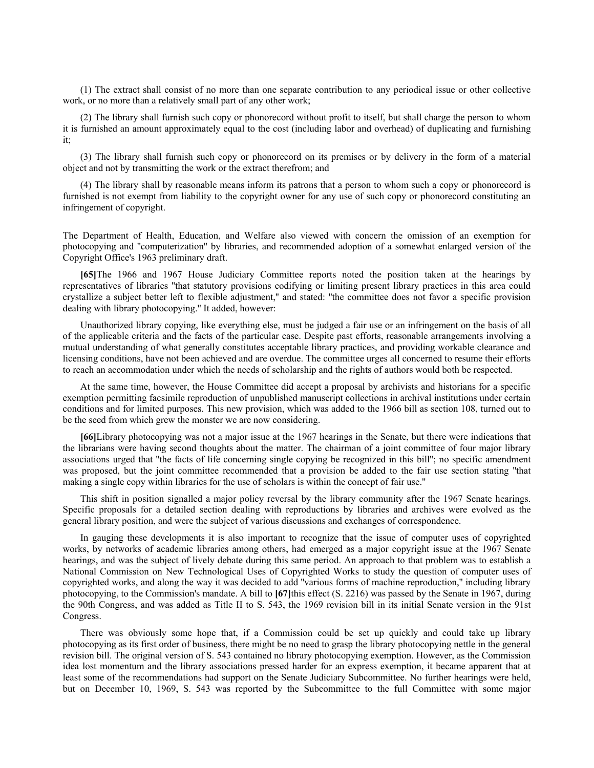(1) The extract shall consist of no more than one separate contribution to any periodical issue or other collective work, or no more than a relatively small part of any other work;

(2) The library shall furnish such copy or phonorecord without profit to itself, but shall charge the person to whom it is furnished an amount approximately equal to the cost (including labor and overhead) of duplicating and furnishing it;

(3) The library shall furnish such copy or phonorecord on its premises or by delivery in the form of a material object and not by transmitting the work or the extract therefrom; and

(4) The library shall by reasonable means inform its patrons that a person to whom such a copy or phonorecord is furnished is not exempt from liability to the copyright owner for any use of such copy or phonorecord constituting an infringement of copyright.

The Department of Health, Education, and Welfare also viewed with concern the omission of an exemption for photocopying and "computerization" by libraries, and recommended adoption of a somewhat enlarged version of the Copyright Office's 1963 preliminary draft.

**[65]**The 1966 and 1967 House Judiciary Committee reports noted the position taken at the hearings by representatives of libraries "that statutory provisions codifying or limiting present library practices in this area could crystallize a subject better left to flexible adjustment," and stated: "the committee does not favor a specific provision dealing with library photocopying." It added, however:

Unauthorized library copying, like everything else, must be judged a fair use or an infringement on the basis of all of the applicable criteria and the facts of the particular case. Despite past efforts, reasonable arrangements involving a mutual understanding of what generally constitutes acceptable library practices, and providing workable clearance and licensing conditions, have not been achieved and are overdue. The committee urges all concerned to resume their efforts to reach an accommodation under which the needs of scholarship and the rights of authors would both be respected.

At the same time, however, the House Committee did accept a proposal by archivists and historians for a specific exemption permitting facsimile reproduction of unpublished manuscript collections in archival institutions under certain conditions and for limited purposes. This new provision, which was added to the 1966 bill as section 108, turned out to be the seed from which grew the monster we are now considering.

**[66]**Library photocopying was not a major issue at the 1967 hearings in the Senate, but there were indications that the librarians were having second thoughts about the matter. The chairman of a joint committee of four major library associations urged that "the facts of life concerning single copying be recognized in this bill"; no specific amendment was proposed, but the joint committee recommended that a provision be added to the fair use section stating "that making a single copy within libraries for the use of scholars is within the concept of fair use."

This shift in position signalled a major policy reversal by the library community after the 1967 Senate hearings. Specific proposals for a detailed section dealing with reproductions by libraries and archives were evolved as the general library position, and were the subject of various discussions and exchanges of correspondence.

In gauging these developments it is also important to recognize that the issue of computer uses of copyrighted works, by networks of academic libraries among others, had emerged as a major copyright issue at the 1967 Senate hearings, and was the subject of lively debate during this same period. An approach to that problem was to establish a National Commission on New Technological Uses of Copyrighted Works to study the question of computer uses of copyrighted works, and along the way it was decided to add "various forms of machine reproduction," including library photocopying, to the Commission's mandate. A bill to **[67]**this effect (S. 2216) was passed by the Senate in 1967, during the 90th Congress, and was added as Title II to S. 543, the 1969 revision bill in its initial Senate version in the 91st Congress.

There was obviously some hope that, if a Commission could be set up quickly and could take up library photocopying as its first order of business, there might be no need to grasp the library photocopying nettle in the general revision bill. The original version of S. 543 contained no library photocopying exemption. However, as the Commission idea lost momentum and the library associations pressed harder for an express exemption, it became apparent that at least some of the recommendations had support on the Senate Judiciary Subcommittee. No further hearings were held, but on December 10, 1969, S. 543 was reported by the Subcommittee to the full Committee with some major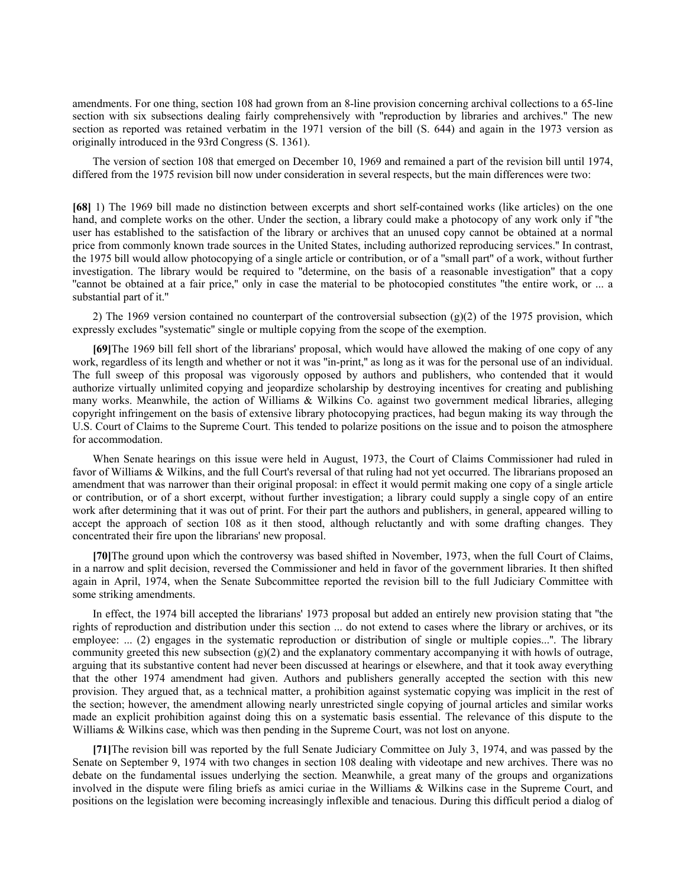amendments. For one thing, section 108 had grown from an 8-line provision concerning archival collections to a 65-line section with six subsections dealing fairly comprehensively with "reproduction by libraries and archives." The new section as reported was retained verbatim in the 1971 version of the bill (S. 644) and again in the 1973 version as originally introduced in the 93rd Congress (S. 1361).

The version of section 108 that emerged on December 10, 1969 and remained a part of the revision bill until 1974, differed from the 1975 revision bill now under consideration in several respects, but the main differences were two:

**[68]** 1) The 1969 bill made no distinction between excerpts and short self-contained works (like articles) on the one hand, and complete works on the other. Under the section, a library could make a photocopy of any work only if "the user has established to the satisfaction of the library or archives that an unused copy cannot be obtained at a normal price from commonly known trade sources in the United States, including authorized reproducing services." In contrast, the 1975 bill would allow photocopying of a single article or contribution, or of a "small part" of a work, without further investigation. The library would be required to "determine, on the basis of a reasonable investigation" that a copy "cannot be obtained at a fair price," only in case the material to be photocopied constitutes "the entire work, or ... a substantial part of it."

2) The 1969 version contained no counterpart of the controversial subsection (g)(2) of the 1975 provision, which expressly excludes "systematic" single or multiple copying from the scope of the exemption.

**[69]**The 1969 bill fell short of the librarians' proposal, which would have allowed the making of one copy of any work, regardless of its length and whether or not it was "in-print," as long as it was for the personal use of an individual. The full sweep of this proposal was vigorously opposed by authors and publishers, who contended that it would authorize virtually unlimited copying and jeopardize scholarship by destroying incentives for creating and publishing many works. Meanwhile, the action of Williams & Wilkins Co. against two government medical libraries, alleging copyright infringement on the basis of extensive library photocopying practices, had begun making its way through the U.S. Court of Claims to the Supreme Court. This tended to polarize positions on the issue and to poison the atmosphere for accommodation.

When Senate hearings on this issue were held in August, 1973, the Court of Claims Commissioner had ruled in favor of Williams & Wilkins, and the full Court's reversal of that ruling had not yet occurred. The librarians proposed an amendment that was narrower than their original proposal: in effect it would permit making one copy of a single article or contribution, or of a short excerpt, without further investigation; a library could supply a single copy of an entire work after determining that it was out of print. For their part the authors and publishers, in general, appeared willing to accept the approach of section 108 as it then stood, although reluctantly and with some drafting changes. They concentrated their fire upon the librarians' new proposal.

**[70]**The ground upon which the controversy was based shifted in November, 1973, when the full Court of Claims, in a narrow and split decision, reversed the Commissioner and held in favor of the government libraries. It then shifted again in April, 1974, when the Senate Subcommittee reported the revision bill to the full Judiciary Committee with some striking amendments.

In effect, the 1974 bill accepted the librarians' 1973 proposal but added an entirely new provision stating that "the rights of reproduction and distribution under this section ... do not extend to cases where the library or archives, or its employee: ... (2) engages in the systematic reproduction or distribution of single or multiple copies...". The library community greeted this new subsection (g)(2) and the explanatory commentary accompanying it with howls of outrage, arguing that its substantive content had never been discussed at hearings or elsewhere, and that it took away everything that the other 1974 amendment had given. Authors and publishers generally accepted the section with this new provision. They argued that, as a technical matter, a prohibition against systematic copying was implicit in the rest of the section; however, the amendment allowing nearly unrestricted single copying of journal articles and similar works made an explicit prohibition against doing this on a systematic basis essential. The relevance of this dispute to the Williams & Wilkins case, which was then pending in the Supreme Court, was not lost on anyone.

**[71]**The revision bill was reported by the full Senate Judiciary Committee on July 3, 1974, and was passed by the Senate on September 9, 1974 with two changes in section 108 dealing with videotape and new archives. There was no debate on the fundamental issues underlying the section. Meanwhile, a great many of the groups and organizations involved in the dispute were filing briefs as amici curiae in the Williams & Wilkins case in the Supreme Court, and positions on the legislation were becoming increasingly inflexible and tenacious. During this difficult period a dialog of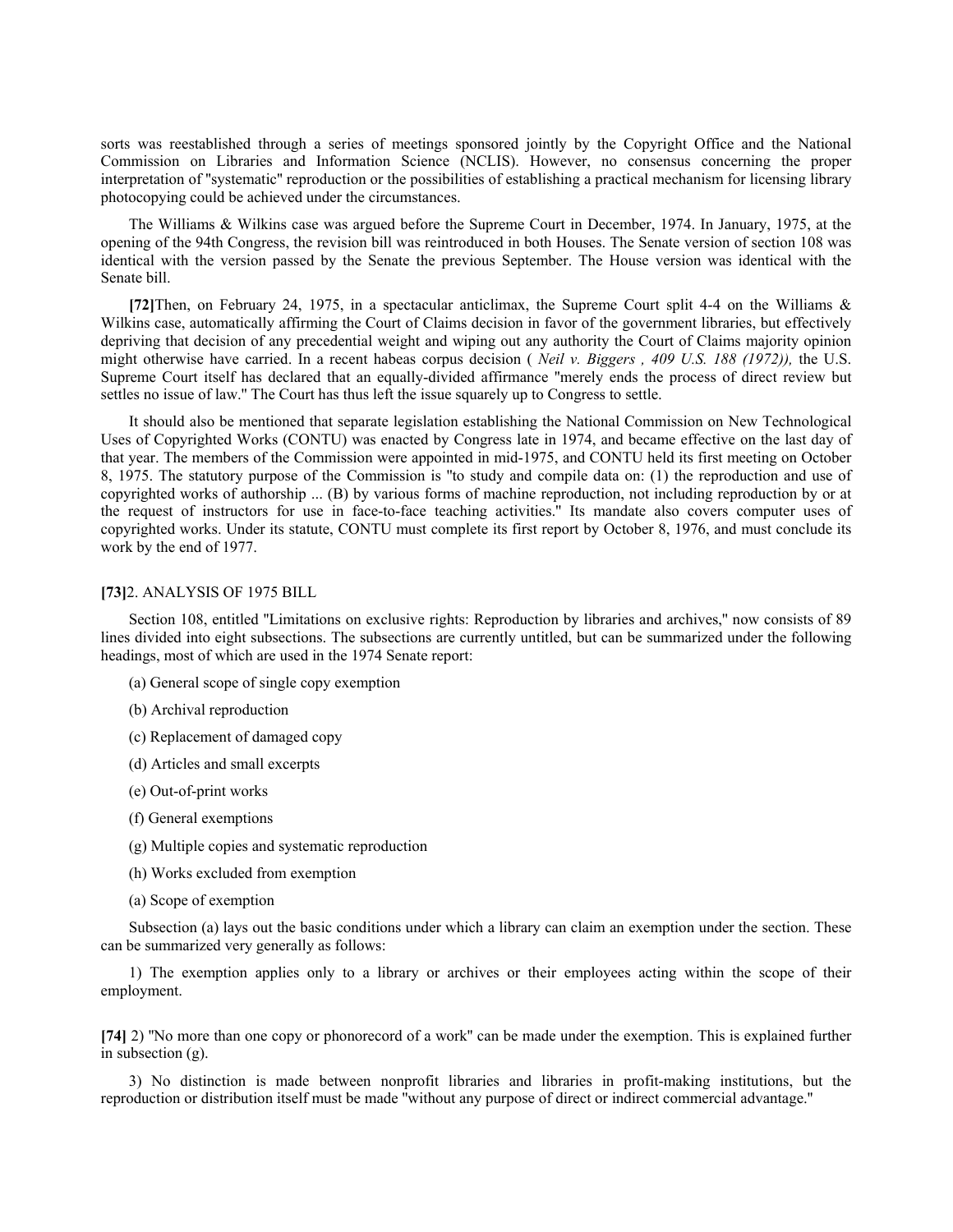sorts was reestablished through a series of meetings sponsored jointly by the Copyright Office and the National Commission on Libraries and Information Science (NCLIS). However, no consensus concerning the proper interpretation of "systematic" reproduction or the possibilities of establishing a practical mechanism for licensing library photocopying could be achieved under the circumstances.

The Williams & Wilkins case was argued before the Supreme Court in December, 1974. In January, 1975, at the opening of the 94th Congress, the revision bill was reintroduced in both Houses. The Senate version of section 108 was identical with the version passed by the Senate the previous September. The House version was identical with the Senate bill.

**[72]**Then, on February 24, 1975, in a spectacular anticlimax, the Supreme Court split 4-4 on the Williams & Wilkins case, automatically affirming the Court of Claims decision in favor of the government libraries, but effectively depriving that decision of any precedential weight and wiping out any authority the Court of Claims majority opinion might otherwise have carried. In a recent habeas corpus decision ( *Neil v. Biggers , 409 U.S. 188 (1972)),* the U.S. Supreme Court itself has declared that an equally-divided affirmance "merely ends the process of direct review but settles no issue of law." The Court has thus left the issue squarely up to Congress to settle.

It should also be mentioned that separate legislation establishing the National Commission on New Technological Uses of Copyrighted Works (CONTU) was enacted by Congress late in 1974, and became effective on the last day of that year. The members of the Commission were appointed in mid-1975, and CONTU held its first meeting on October 8, 1975. The statutory purpose of the Commission is "to study and compile data on: (1) the reproduction and use of copyrighted works of authorship ... (B) by various forms of machine reproduction, not including reproduction by or at the request of instructors for use in face-to-face teaching activities." Its mandate also covers computer uses of copyrighted works. Under its statute, CONTU must complete its first report by October 8, 1976, and must conclude its work by the end of 1977.

**[73]**2. ANALYSIS OF 1975 BILL

Section 108, entitled "Limitations on exclusive rights: Reproduction by libraries and archives," now consists of 89 lines divided into eight subsections. The subsections are currently untitled, but can be summarized under the following headings, most of which are used in the 1974 Senate report:

(a) General scope of single copy exemption

(b) Archival reproduction

(c) Replacement of damaged copy

(d) Articles and small excerpts

(e) Out-of-print works

(f) General exemptions

(g) Multiple copies and systematic reproduction

(h) Works excluded from exemption

(a) Scope of exemption

Subsection (a) lays out the basic conditions under which a library can claim an exemption under the section. These can be summarized very generally as follows:

1) The exemption applies only to a library or archives or their employees acting within the scope of their employment.

**[74]** 2) "No more than one copy or phonorecord of a work" can be made under the exemption. This is explained further in subsection (g).

3) No distinction is made between nonprofit libraries and libraries in profit-making institutions, but the reproduction or distribution itself must be made "without any purpose of direct or indirect commercial advantage."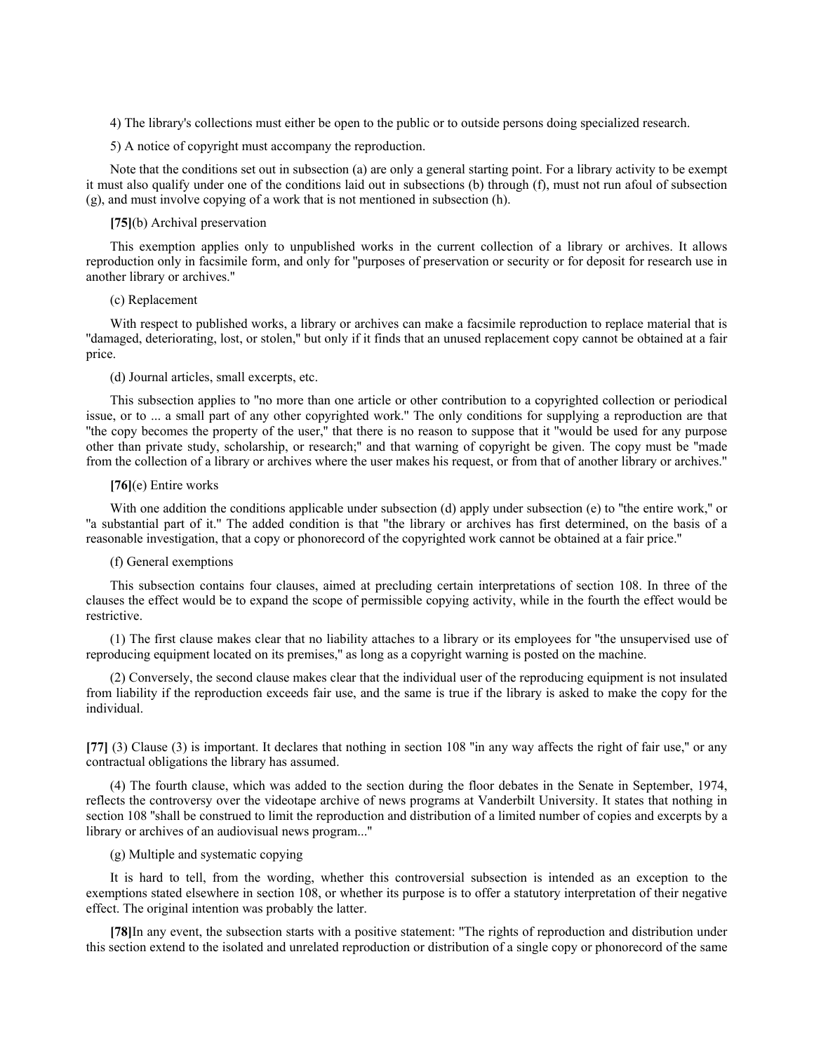4) The library's collections must either be open to the public or to outside persons doing specialized research.

5) A notice of copyright must accompany the reproduction.

Note that the conditions set out in subsection (a) are only a general starting point. For a library activity to be exempt it must also qualify under one of the conditions laid out in subsections (b) through (f), must not run afoul of subsection (g), and must involve copying of a work that is not mentioned in subsection (h).

**[75]**(b) Archival preservation

This exemption applies only to unpublished works in the current collection of a library or archives. It allows reproduction only in facsimile form, and only for "purposes of preservation or security or for deposit for research use in another library or archives."

(c) Replacement

With respect to published works, a library or archives can make a facsimile reproduction to replace material that is "damaged, deteriorating, lost, or stolen," but only if it finds that an unused replacement copy cannot be obtained at a fair price.

(d) Journal articles, small excerpts, etc.

This subsection applies to "no more than one article or other contribution to a copyrighted collection or periodical issue, or to ... a small part of any other copyrighted work." The only conditions for supplying a reproduction are that "the copy becomes the property of the user," that there is no reason to suppose that it "would be used for any purpose other than private study, scholarship, or research;" and that warning of copyright be given. The copy must be "made from the collection of a library or archives where the user makes his request, or from that of another library or archives."

**[76]**(e) Entire works

With one addition the conditions applicable under subsection (d) apply under subsection (e) to "the entire work," or "a substantial part of it." The added condition is that "the library or archives has first determined, on the basis of a reasonable investigation, that a copy or phonorecord of the copyrighted work cannot be obtained at a fair price."

(f) General exemptions

This subsection contains four clauses, aimed at precluding certain interpretations of section 108. In three of the clauses the effect would be to expand the scope of permissible copying activity, while in the fourth the effect would be restrictive.

(1) The first clause makes clear that no liability attaches to a library or its employees for "the unsupervised use of reproducing equipment located on its premises," as long as a copyright warning is posted on the machine.

(2) Conversely, the second clause makes clear that the individual user of the reproducing equipment is not insulated from liability if the reproduction exceeds fair use, and the same is true if the library is asked to make the copy for the individual.

**[77]** (3) Clause (3) is important. It declares that nothing in section 108 "in any way affects the right of fair use," or any contractual obligations the library has assumed.

(4) The fourth clause, which was added to the section during the floor debates in the Senate in September, 1974, reflects the controversy over the videotape archive of news programs at Vanderbilt University. It states that nothing in section 108 "shall be construed to limit the reproduction and distribution of a limited number of copies and excerpts by a library or archives of an audiovisual news program..."

(g) Multiple and systematic copying

It is hard to tell, from the wording, whether this controversial subsection is intended as an exception to the exemptions stated elsewhere in section 108, or whether its purpose is to offer a statutory interpretation of their negative effect. The original intention was probably the latter.

**[78]**In any event, the subsection starts with a positive statement: "The rights of reproduction and distribution under this section extend to the isolated and unrelated reproduction or distribution of a single copy or phonorecord of the same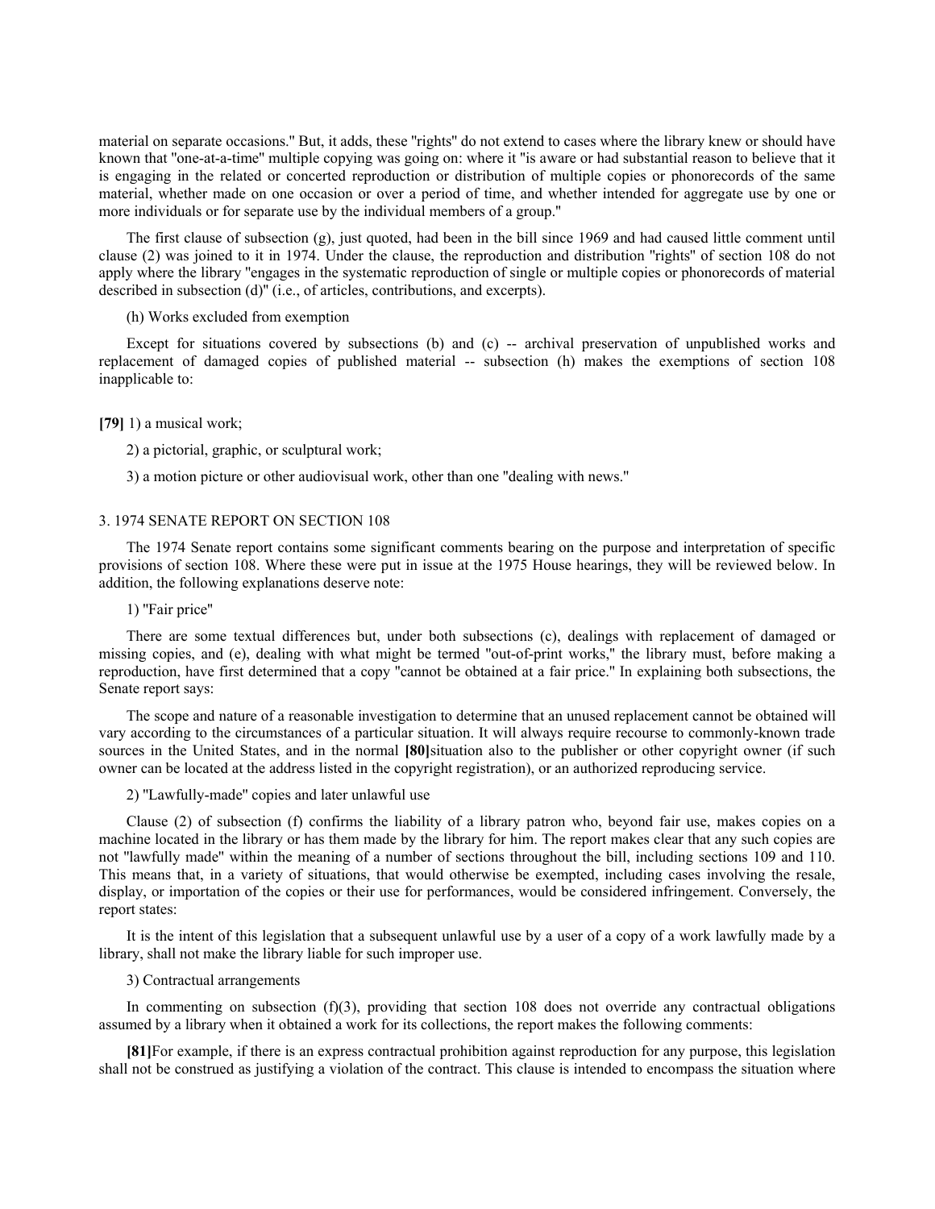material on separate occasions." But, it adds, these "rights" do not extend to cases where the library knew or should have known that "one-at-a-time" multiple copying was going on: where it "is aware or had substantial reason to believe that it is engaging in the related or concerted reproduction or distribution of multiple copies or phonorecords of the same material, whether made on one occasion or over a period of time, and whether intended for aggregate use by one or more individuals or for separate use by the individual members of a group."

The first clause of subsection (g), just quoted, had been in the bill since 1969 and had caused little comment until clause (2) was joined to it in 1974. Under the clause, the reproduction and distribution "rights" of section 108 do not apply where the library "engages in the systematic reproduction of single or multiple copies or phonorecords of material described in subsection (d)" (i.e., of articles, contributions, and excerpts).

(h) Works excluded from exemption

Except for situations covered by subsections (b) and (c) -- archival preservation of unpublished works and replacement of damaged copies of published material -- subsection (h) makes the exemptions of section 108 inapplicable to:

**[79]** 1) a musical work;

2) a pictorial, graphic, or sculptural work;

3) a motion picture or other audiovisual work, other than one "dealing with news."

### 3. 1974 SENATE REPORT ON SECTION 108

The 1974 Senate report contains some significant comments bearing on the purpose and interpretation of specific provisions of section 108. Where these were put in issue at the 1975 House hearings, they will be reviewed below. In addition, the following explanations deserve note:

1) "Fair price"

There are some textual differences but, under both subsections (c), dealings with replacement of damaged or missing copies, and (e), dealing with what might be termed "out-of-print works," the library must, before making a reproduction, have first determined that a copy "cannot be obtained at a fair price." In explaining both subsections, the Senate report says:

The scope and nature of a reasonable investigation to determine that an unused replacement cannot be obtained will vary according to the circumstances of a particular situation. It will always require recourse to commonly-known trade sources in the United States, and in the normal **[80]**situation also to the publisher or other copyright owner (if such owner can be located at the address listed in the copyright registration), or an authorized reproducing service.

2) "Lawfully-made" copies and later unlawful use

Clause (2) of subsection (f) confirms the liability of a library patron who, beyond fair use, makes copies on a machine located in the library or has them made by the library for him. The report makes clear that any such copies are not "lawfully made" within the meaning of a number of sections throughout the bill, including sections 109 and 110. This means that, in a variety of situations, that would otherwise be exempted, including cases involving the resale, display, or importation of the copies or their use for performances, would be considered infringement. Conversely, the report states:

It is the intent of this legislation that a subsequent unlawful use by a user of a copy of a work lawfully made by a library, shall not make the library liable for such improper use.

3) Contractual arrangements

In commenting on subsection (f)(3), providing that section 108 does not override any contractual obligations assumed by a library when it obtained a work for its collections, the report makes the following comments:

**[81]**For example, if there is an express contractual prohibition against reproduction for any purpose, this legislation shall not be construed as justifying a violation of the contract. This clause is intended to encompass the situation where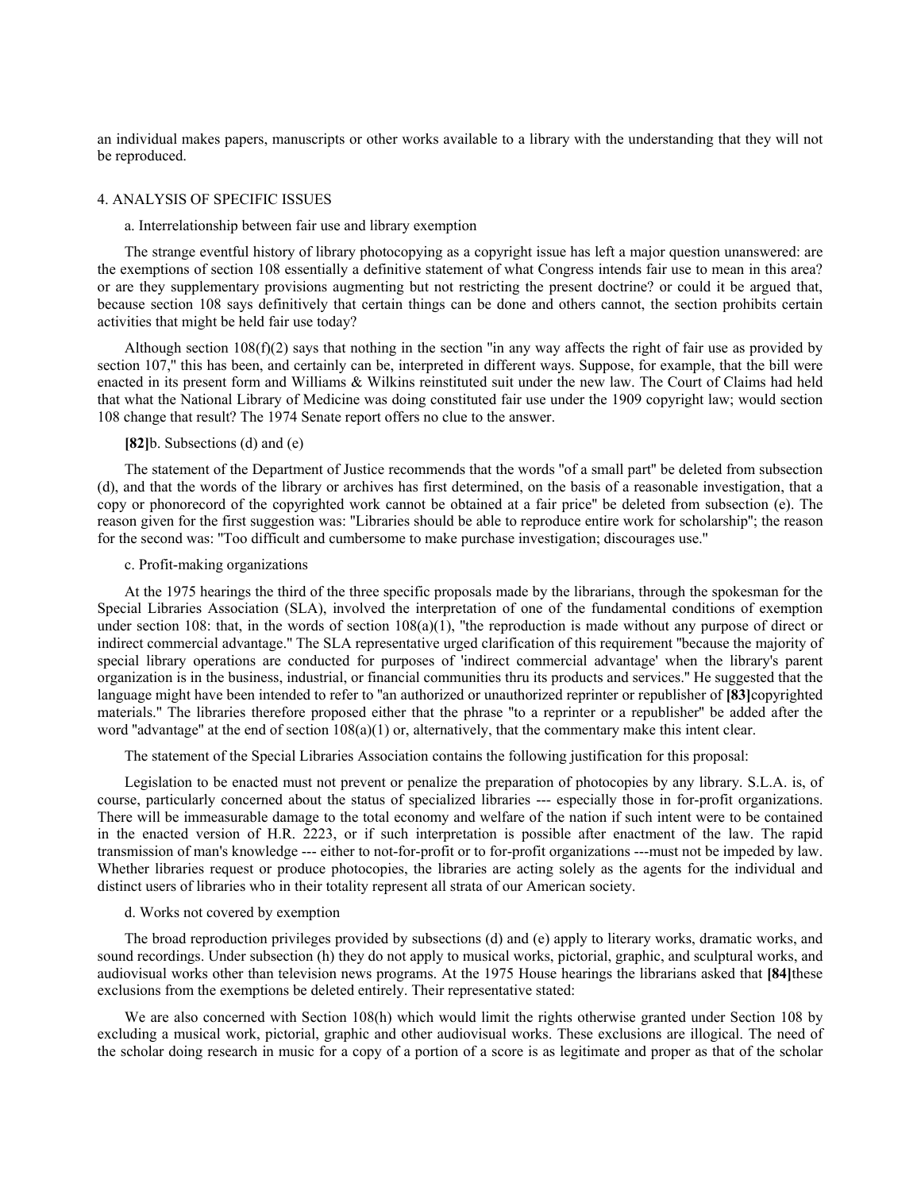an individual makes papers, manuscripts or other works available to a library with the understanding that they will not be reproduced.

## 4. ANALYSIS OF SPECIFIC ISSUES

### a. Interrelationship between fair use and library exemption

The strange eventful history of library photocopying as a copyright issue has left a major question unanswered: are the exemptions of section 108 essentially a definitive statement of what Congress intends fair use to mean in this area? or are they supplementary provisions augmenting but not restricting the present doctrine? or could it be argued that, because section 108 says definitively that certain things can be done and others cannot, the section prohibits certain activities that might be held fair use today?

Although section 108(f)(2) says that nothing in the section "in any way affects the right of fair use as provided by section 107," this has been, and certainly can be, interpreted in different ways. Suppose, for example, that the bill were enacted in its present form and Williams & Wilkins reinstituted suit under the new law. The Court of Claims had held that what the National Library of Medicine was doing constituted fair use under the 1909 copyright law; would section 108 change that result? The 1974 Senate report offers no clue to the answer.

### **[82]**b. Subsections (d) and (e)

The statement of the Department of Justice recommends that the words "of a small part" be deleted from subsection (d), and that the words of the library or archives has first determined, on the basis of a reasonable investigation, that a copy or phonorecord of the copyrighted work cannot be obtained at a fair price" be deleted from subsection (e). The reason given for the first suggestion was: "Libraries should be able to reproduce entire work for scholarship"; the reason for the second was: "Too difficult and cumbersome to make purchase investigation; discourages use."

### c. Profit-making organizations

At the 1975 hearings the third of the three specific proposals made by the librarians, through the spokesman for the Special Libraries Association (SLA), involved the interpretation of one of the fundamental conditions of exemption under section 108: that, in the words of section 108(a)(1), "the reproduction is made without any purpose of direct or indirect commercial advantage." The SLA representative urged clarification of this requirement "because the majority of special library operations are conducted for purposes of 'indirect commercial advantage' when the library's parent organization is in the business, industrial, or financial communities thru its products and services." He suggested that the language might have been intended to refer to "an authorized or unauthorized reprinter or republisher of **[83]**copyrighted materials." The libraries therefore proposed either that the phrase "to a reprinter or a republisher" be added after the word "advantage" at the end of section 108(a)(1) or, alternatively, that the commentary make this intent clear.

The statement of the Special Libraries Association contains the following justification for this proposal:

Legislation to be enacted must not prevent or penalize the preparation of photocopies by any library. S.L.A. is, of course, particularly concerned about the status of specialized libraries --- especially those in for-profit organizations. There will be immeasurable damage to the total economy and welfare of the nation if such intent were to be contained in the enacted version of H.R. 2223, or if such interpretation is possible after enactment of the law. The rapid transmission of man's knowledge --- either to not-for-profit or to for-profit organizations ---must not be impeded by law. Whether libraries request or produce photocopies, the libraries are acting solely as the agents for the individual and distinct users of libraries who in their totality represent all strata of our American society.

### d. Works not covered by exemption

The broad reproduction privileges provided by subsections (d) and (e) apply to literary works, dramatic works, and sound recordings. Under subsection (h) they do not apply to musical works, pictorial, graphic, and sculptural works, and audiovisual works other than television news programs. At the 1975 House hearings the librarians asked that **[84]**these exclusions from the exemptions be deleted entirely. Their representative stated:

We are also concerned with Section 108(h) which would limit the rights otherwise granted under Section 108 by excluding a musical work, pictorial, graphic and other audiovisual works. These exclusions are illogical. The need of the scholar doing research in music for a copy of a portion of a score is as legitimate and proper as that of the scholar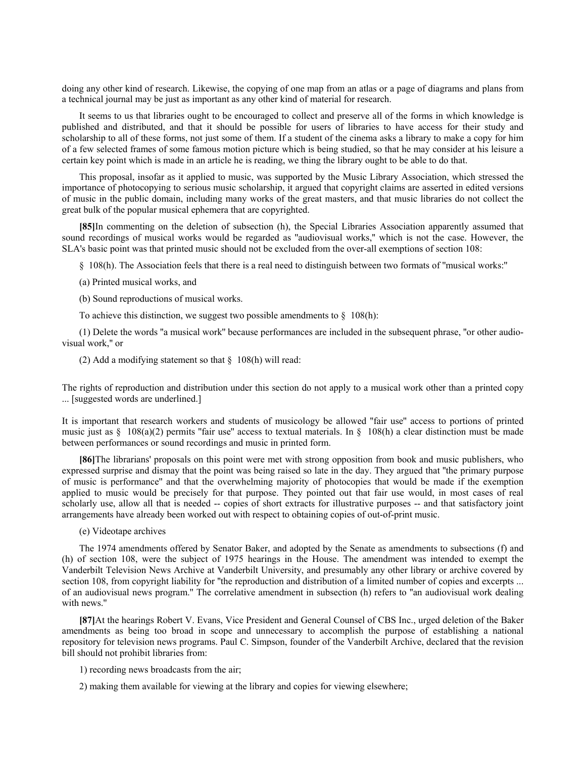doing any other kind of research. Likewise, the copying of one map from an atlas or a page of diagrams and plans from a technical journal may be just as important as any other kind of material for research.

It seems to us that libraries ought to be encouraged to collect and preserve all of the forms in which knowledge is published and distributed, and that it should be possible for users of libraries to have access for their study and scholarship to all of these forms, not just some of them. If a student of the cinema asks a library to make a copy for him of a few selected frames of some famous motion picture which is being studied, so that he may consider at his leisure a certain key point which is made in an article he is reading, we thing the library ought to be able to do that.

This proposal, insofar as it applied to music, was supported by the Music Library Association, which stressed the importance of photocopying to serious music scholarship, it argued that copyright claims are asserted in edited versions of music in the public domain, including many works of the great masters, and that music libraries do not collect the great bulk of the popular musical ephemera that are copyrighted.

**[85]**In commenting on the deletion of subsection (h), the Special Libraries Association apparently assumed that sound recordings of musical works would be regarded as "audiovisual works," which is not the case. However, the SLA's basic point was that printed music should not be excluded from the over-all exemptions of section 108:

§ 108(h). The Association feels that there is a real need to distinguish between two formats of "musical works:"

(a) Printed musical works, and

(b) Sound reproductions of musical works.

To achieve this distinction, we suggest two possible amendments to § 108(h):

(1) Delete the words "a musical work" because performances are included in the subsequent phrase, "or other audio-visual work," or

(2) Add a modifying statement so that § 108(h) will read:

The rights of reproduction and distribution under this section do not apply to a musical work other than a printed copy ... [suggested words are underlined.]

It is important that research workers and students of musicology be allowed "fair use" access to portions of printed music just as § 108(a)(2) permits "fair use" access to textual materials. In § 108(h) a clear distinction must be made between performances or sound recordings and music in printed form.

**[86]**The librarians' proposals on this point were met with strong opposition from book and music publishers, who expressed surprise and dismay that the point was being raised so late in the day. They argued that "the primary purpose of music is performance" and that the overwhelming majority of photocopies that would be made if the exemption applied to music would be precisely for that purpose. They pointed out that fair use would, in most cases of real scholarly use, allow all that is needed -- copies of short extracts for illustrative purposes -- and that satisfactory joint arrangements have already been worked out with respect to obtaining copies of out-of-print music.

(e) Videotape archives

The 1974 amendments offered by Senator Baker, and adopted by the Senate as amendments to subsections (f) and (h) of section 108, were the subject of 1975 hearings in the House. The amendment was intended to exempt the Vanderbilt Television News Archive at Vanderbilt University, and presumably any other library or archive covered by section 108, from copyright liability for "the reproduction and distribution of a limited number of copies and excerpts ... of an audiovisual news program." The correlative amendment in subsection (h) refers to "an audiovisual work dealing with news."

**[87]**At the hearings Robert V. Evans, Vice President and General Counsel of CBS Inc., urged deletion of the Baker amendments as being too broad in scope and unnecessary to accomplish the purpose of establishing a national repository for television news programs. Paul C. Simpson, founder of the Vanderbilt Archive, declared that the revision bill should not prohibit libraries from:

1) recording news broadcasts from the air;

2) making them available for viewing at the library and copies for viewing elsewhere;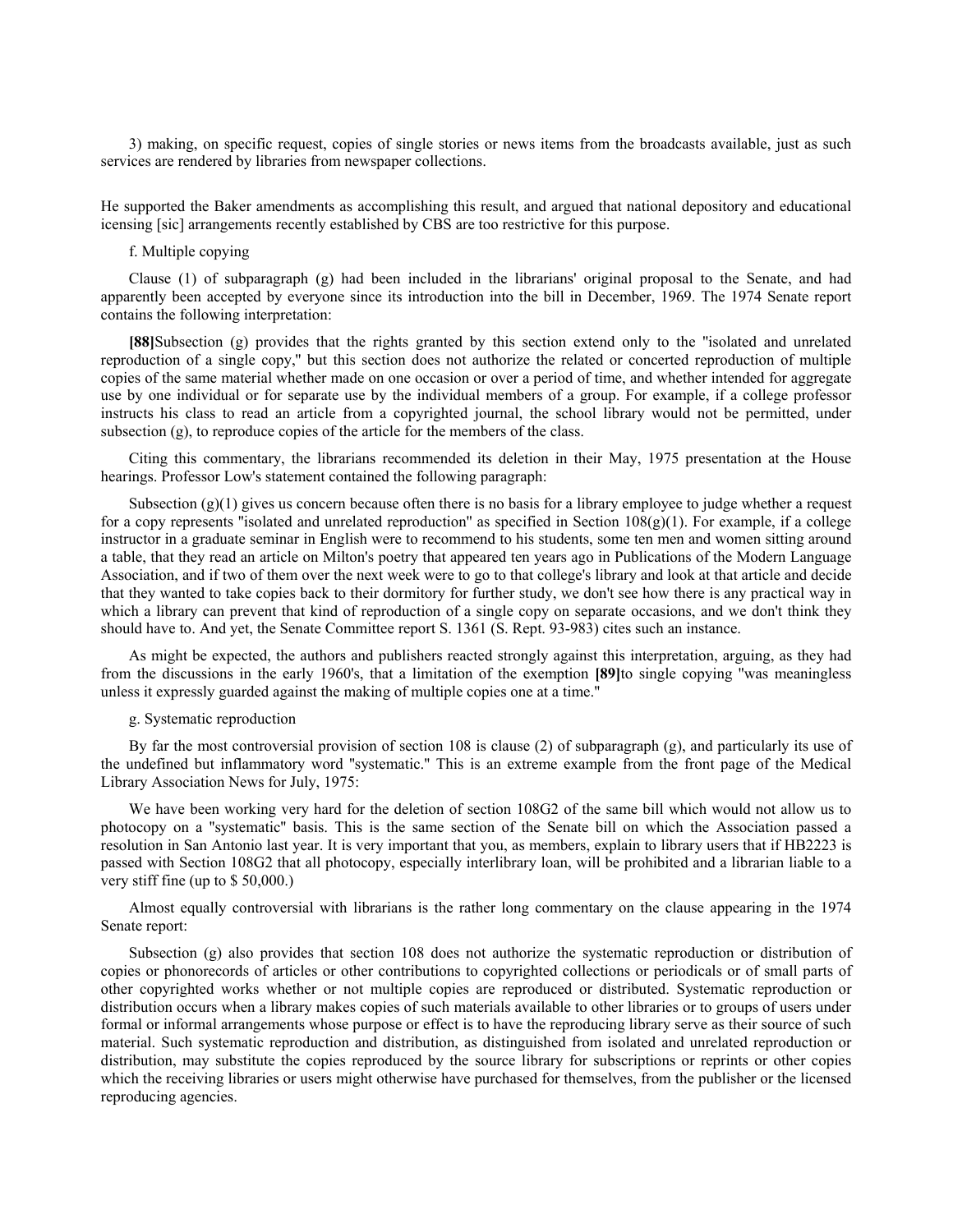3) making, on specific request, copies of single stories or news items from the broadcasts available, just as such services are rendered by libraries from newspaper collections.

He supported the Baker amendments as accomplishing this result, and argued that national depository and educational icensing [sic] arrangements recently established by CBS are too restrictive for this purpose.

f. Multiple copying

Clause (1) of subparagraph (g) had been included in the librarians' original proposal to the Senate, and had apparently been accepted by everyone since its introduction into the bill in December, 1969. The 1974 Senate report contains the following interpretation:

**[88]**Subsection (g) provides that the rights granted by this section extend only to the "isolated and unrelated reproduction of a single copy," but this section does not authorize the related or concerted reproduction of multiple copies of the same material whether made on one occasion or over a period of time, and whether intended for aggregate use by one individual or for separate use by the individual members of a group. For example, if a college professor instructs his class to read an article from a copyrighted journal, the school library would not be permitted, under subsection (g), to reproduce copies of the article for the members of the class.

Citing this commentary, the librarians recommended its deletion in their May, 1975 presentation at the House hearings. Professor Low's statement contained the following paragraph:

Subsection (g)(1) gives us concern because often there is no basis for a library employee to judge whether a request for a copy represents "isolated and unrelated reproduction" as specified in Section 108(g)(1). For example, if a college instructor in a graduate seminar in English were to recommend to his students, some ten men and women sitting around a table, that they read an article on Milton's poetry that appeared ten years ago in Publications of the Modern Language Association, and if two of them over the next week were to go to that college's library and look at that article and decide that they wanted to take copies back to their dormitory for further study, we don't see how there is any practical way in which a library can prevent that kind of reproduction of a single copy on separate occasions, and we don't think they should have to. And yet, the Senate Committee report S. 1361 (S. Rept. 93-983) cites such an instance.

As might be expected, the authors and publishers reacted strongly against this interpretation, arguing, as they had from the discussions in the early 1960's, that a limitation of the exemption **[89]**to single copying "was meaningless unless it expressly guarded against the making of multiple copies one at a time."

g. Systematic reproduction

By far the most controversial provision of section 108 is clause (2) of subparagraph (g), and particularly its use of the undefined but inflammatory word "systematic." This is an extreme example from the front page of the Medical Library Association News for July, 1975:

We have been working very hard for the deletion of section 108G2 of the same bill which would not allow us to photocopy on a "systematic" basis. This is the same section of the Senate bill on which the Association passed a resolution in San Antonio last year. It is very important that you, as members, explain to library users that if HB2223 is passed with Section 108G2 that all photocopy, especially interlibrary loan, will be prohibited and a librarian liable to a very stiff fine (up to $ 50,000.)

Almost equally controversial with librarians is the rather long commentary on the clause appearing in the 1974 Senate report:

Subsection (g) also provides that section 108 does not authorize the systematic reproduction or distribution of copies or phonorecords of articles or other contributions to copyrighted collections or periodicals or of small parts of other copyrighted works whether or not multiple copies are reproduced or distributed. Systematic reproduction or distribution occurs when a library makes copies of such materials available to other libraries or to groups of users under formal or informal arrangements whose purpose or effect is to have the reproducing library serve as their source of such material. Such systematic reproduction and distribution, as distinguished from isolated and unrelated reproduction or distribution, may substitute the copies reproduced by the source library for subscriptions or reprints or other copies which the receiving libraries or users might otherwise have purchased for themselves, from the publisher or the licensed reproducing agencies.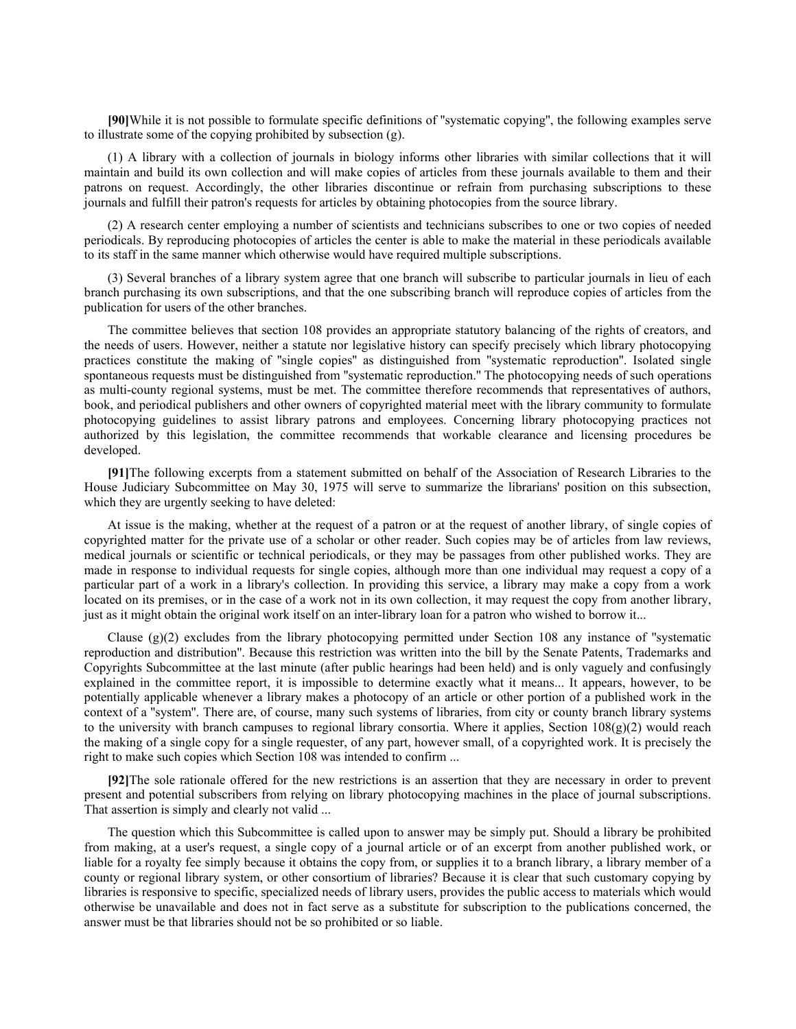**[90]**While it is not possible to formulate specific definitions of "systematic copying", the following examples serve to illustrate some of the copying prohibited by subsection (g).

(1) A library with a collection of journals in biology informs other libraries with similar collections that it will maintain and build its own collection and will make copies of articles from these journals available to them and their patrons on request. Accordingly, the other libraries discontinue or refrain from purchasing subscriptions to these journals and fulfill their patron's requests for articles by obtaining photocopies from the source library.

(2) A research center employing a number of scientists and technicians subscribes to one or two copies of needed periodicals. By reproducing photocopies of articles the center is able to make the material in these periodicals available to its staff in the same manner which otherwise would have required multiple subscriptions.

(3) Several branches of a library system agree that one branch will subscribe to particular journals in lieu of each branch purchasing its own subscriptions, and that the one subscribing branch will reproduce copies of articles from the publication for users of the other branches.

The committee believes that section 108 provides an appropriate statutory balancing of the rights of creators, and the needs of users. However, neither a statute nor legislative history can specify precisely which library photocopying practices constitute the making of "single copies" as distinguished from "systematic reproduction". Isolated single spontaneous requests must be distinguished from "systematic reproduction." The photocopying needs of such operations as multi-county regional systems, must be met. The committee therefore recommends that representatives of authors, book, and periodical publishers and other owners of copyrighted material meet with the library community to formulate photocopying guidelines to assist library patrons and employees. Concerning library photocopying practices not authorized by this legislation, the committee recommends that workable clearance and licensing procedures be developed.

**[91]**The following excerpts from a statement submitted on behalf of the Association of Research Libraries to the House Judiciary Subcommittee on May 30, 1975 will serve to summarize the librarians' position on this subsection, which they are urgently seeking to have deleted:

At issue is the making, whether at the request of a patron or at the request of another library, of single copies of copyrighted matter for the private use of a scholar or other reader. Such copies may be of articles from law reviews, medical journals or scientific or technical periodicals, or they may be passages from other published works. They are made in response to individual requests for single copies, although more than one individual may request a copy of a particular part of a work in a library's collection. In providing this service, a library may make a copy from a work located on its premises, or in the case of a work not in its own collection, it may request the copy from another library, just as it might obtain the original work itself on an inter-library loan for a patron who wished to borrow it...

Clause (g)(2) excludes from the library photocopying permitted under Section 108 any instance of "systematic reproduction and distribution". Because this restriction was written into the bill by the Senate Patents, Trademarks and Copyrights Subcommittee at the last minute (after public hearings had been held) and is only vaguely and confusingly explained in the committee report, it is impossible to determine exactly what it means... It appears, however, to be potentially applicable whenever a library makes a photocopy of an article or other portion of a published work in the context of a "system". There are, of course, many such systems of libraries, from city or county branch library systems to the university with branch campuses to regional library consortia. Where it applies, Section 108(g)(2) would reach the making of a single copy for a single requester, of any part, however small, of a copyrighted work. It is precisely the right to make such copies which Section 108 was intended to confirm ...

**[92]**The sole rationale offered for the new restrictions is an assertion that they are necessary in order to prevent present and potential subscribers from relying on library photocopying machines in the place of journal subscriptions. That assertion is simply and clearly not valid ...

The question which this Subcommittee is called upon to answer may be simply put. Should a library be prohibited from making, at a user's request, a single copy of a journal article or of an excerpt from another published work, or liable for a royalty fee simply because it obtains the copy from, or supplies it to a branch library, a library member of a county or regional library system, or other consortium of libraries? Because it is clear that such customary copying by libraries is responsive to specific, specialized needs of library users, provides the public access to materials which would otherwise be unavailable and does not in fact serve as a substitute for subscription to the publications concerned, the answer must be that libraries should not be so prohibited or so liable.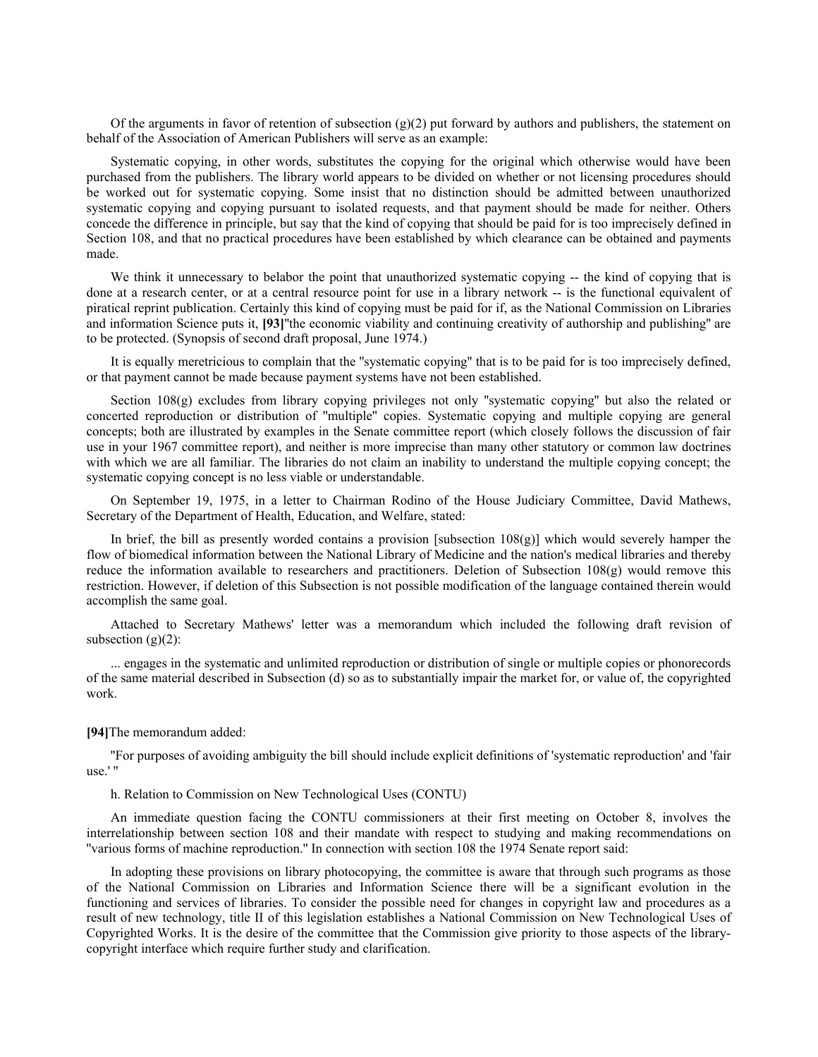Of the arguments in favor of retention of subsection (g)(2) put forward by authors and publishers, the statement on behalf of the Association of American Publishers will serve as an example:

Systematic copying, in other words, substitutes the copying for the original which otherwise would have been purchased from the publishers. The library world appears to be divided on whether or not licensing procedures should be worked out for systematic copying. Some insist that no distinction should be admitted between unauthorized systematic copying and copying pursuant to isolated requests, and that payment should be made for neither. Others concede the difference in principle, but say that the kind of copying that should be paid for is too imprecisely defined in Section 108, and that no practical procedures have been established by which clearance can be obtained and payments made.

We think it unnecessary to belabor the point that unauthorized systematic copying -- the kind of copying that is done at a research center, or at a central resource point for use in a library network -- is the functional equivalent of piratical reprint publication. Certainly this kind of copying must be paid for if, as the National Commission on Libraries and information Science puts it, **[93]**"the economic viability and continuing creativity of authorship and publishing" are to be protected. (Synopsis of second draft proposal, June 1974.)

It is equally meretricious to complain that the "systematic copying" that is to be paid for is too imprecisely defined, or that payment cannot be made because payment systems have not been established.

Section 108(g) excludes from library copying privileges not only "systematic copying" but also the related or concerted reproduction or distribution of "multiple" copies. Systematic copying and multiple copying are general concepts; both are illustrated by examples in the Senate committee report (which closely follows the discussion of fair use in your 1967 committee report), and neither is more imprecise than many other statutory or common law doctrines with which we are all familiar. The libraries do not claim an inability to understand the multiple copying concept; the systematic copying concept is no less viable or understandable.

On September 19, 1975, in a letter to Chairman Rodino of the House Judiciary Committee, David Mathews, Secretary of the Department of Health, Education, and Welfare, stated:

In brief, the bill as presently worded contains a provision [subsection 108(g)] which would severely hamper the flow of biomedical information between the National Library of Medicine and the nation's medical libraries and thereby reduce the information available to researchers and practitioners. Deletion of Subsection 108(g) would remove this restriction. However, if deletion of this Subsection is not possible modification of the language contained therein would accomplish the same goal.

Attached to Secretary Mathews' letter was a memorandum which included the following draft revision of subsection (g)(2):

... engages in the systematic and unlimited reproduction or distribution of single or multiple copies or phonorecords of the same material described in Subsection (d) so as to substantially impair the market for, or value of, the copyrighted work.

**[94]**The memorandum added:

"For purposes of avoiding ambiguity the bill should include explicit definitions of 'systematic reproduction' and 'fair use.' "

h. Relation to Commission on New Technological Uses (CONTU)

An immediate question facing the CONTU commissioners at their first meeting on October 8, involves the interrelationship between section 108 and their mandate with respect to studying and making recommendations on "various forms of machine reproduction." In connection with section 108 the 1974 Senate report said:

In adopting these provisions on library photocopying, the committee is aware that through such programs as those of the National Commission on Libraries and Information Science there will be a significant evolution in the functioning and services of libraries. To consider the possible need for changes in copyright law and procedures as a result of new technology, title II of this legislation establishes a National Commission on New Technological Uses of Copyrighted Works. It is the desire of the committee that the Commission give priority to those aspects of the library-copyright interface which require further study and clarification.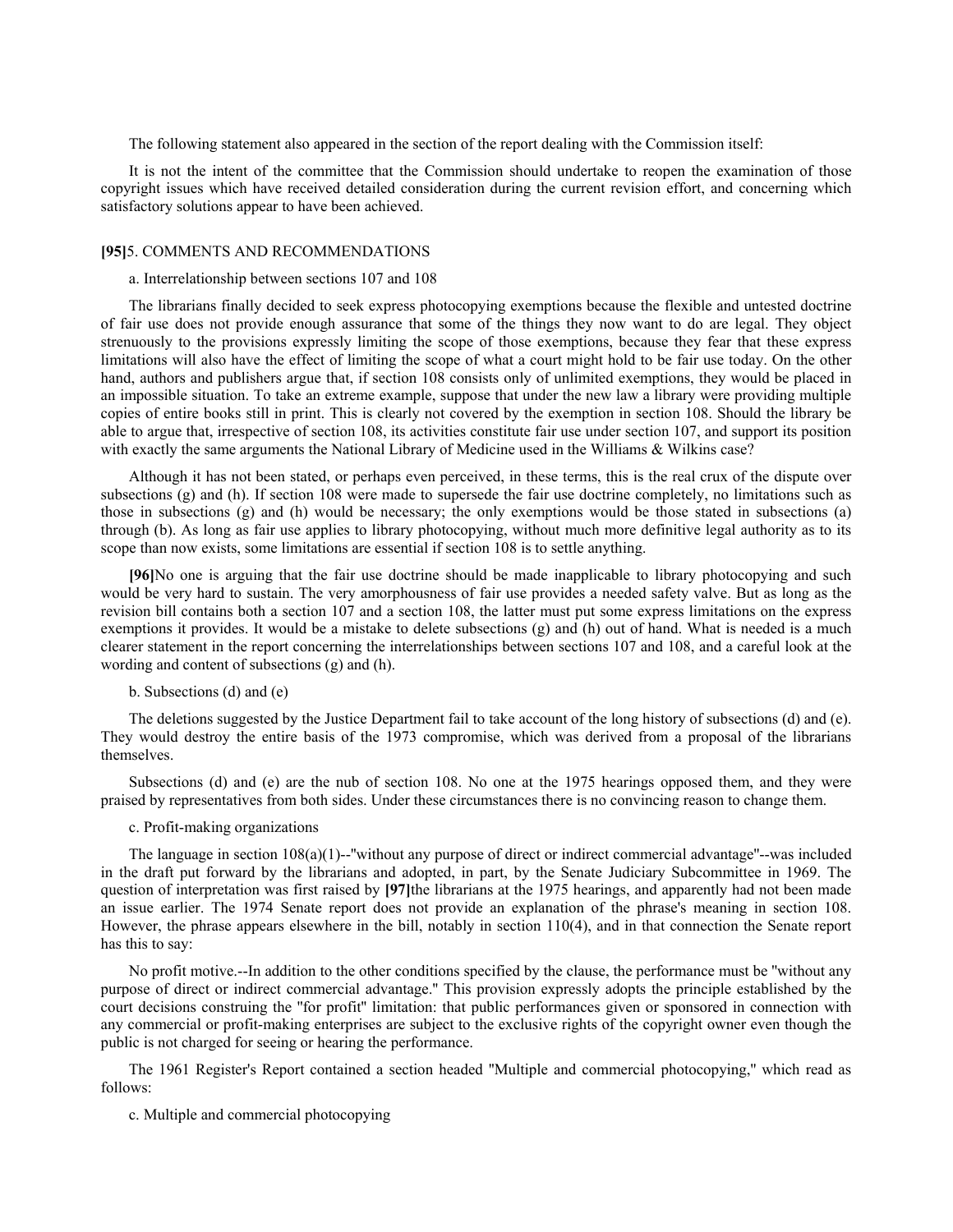The following statement also appeared in the section of the report dealing with the Commission itself:

It is not the intent of the committee that the Commission should undertake to reopen the examination of those copyright issues which have received detailed consideration during the current revision effort, and concerning which satisfactory solutions appear to have been achieved.

**[95]**5. COMMENTS AND RECOMMENDATIONS

a. Interrelationship between sections 107 and 108

The librarians finally decided to seek express photocopying exemptions because the flexible and untested doctrine of fair use does not provide enough assurance that some of the things they now want to do are legal. They object strenuously to the provisions expressly limiting the scope of those exemptions, because they fear that these express limitations will also have the effect of limiting the scope of what a court might hold to be fair use today. On the other hand, authors and publishers argue that, if section 108 consists only of unlimited exemptions, they would be placed in an impossible situation. To take an extreme example, suppose that under the new law a library were providing multiple copies of entire books still in print. This is clearly not covered by the exemption in section 108. Should the library be able to argue that, irrespective of section 108, its activities constitute fair use under section 107, and support its position with exactly the same arguments the National Library of Medicine used in the Williams & Wilkins case?

Although it has not been stated, or perhaps even perceived, in these terms, this is the real crux of the dispute over subsections (g) and (h). If section 108 were made to supersede the fair use doctrine completely, no limitations such as those in subsections (g) and (h) would be necessary; the only exemptions would be those stated in subsections (a) through (b). As long as fair use applies to library photocopying, without much more definitive legal authority as to its scope than now exists, some limitations are essential if section 108 is to settle anything.

**[96]**No one is arguing that the fair use doctrine should be made inapplicable to library photocopying and such would be very hard to sustain. The very amorphousness of fair use provides a needed safety valve. But as long as the revision bill contains both a section 107 and a section 108, the latter must put some express limitations on the express exemptions it provides. It would be a mistake to delete subsections (g) and (h) out of hand. What is needed is a much clearer statement in the report concerning the interrelationships between sections 107 and 108, and a careful look at the wording and content of subsections (g) and (h).

b. Subsections (d) and (e)

The deletions suggested by the Justice Department fail to take account of the long history of subsections (d) and (e). They would destroy the entire basis of the 1973 compromise, which was derived from a proposal of the librarians themselves.

Subsections (d) and (e) are the nub of section 108. No one at the 1975 hearings opposed them, and they were praised by representatives from both sides. Under these circumstances there is no convincing reason to change them.

c. Profit-making organizations

The language in section 108(a)(1)--"without any purpose of direct or indirect commercial advantage"--was included in the draft put forward by the librarians and adopted, in part, by the Senate Judiciary Subcommittee in 1969. The question of interpretation was first raised by **[97]**the librarians at the 1975 hearings, and apparently had not been made an issue earlier. The 1974 Senate report does not provide an explanation of the phrase's meaning in section 108. However, the phrase appears elsewhere in the bill, notably in section 110(4), and in that connection the Senate report has this to say:

No profit motive.--In addition to the other conditions specified by the clause, the performance must be "without any purpose of direct or indirect commercial advantage." This provision expressly adopts the principle established by the court decisions construing the "for profit" limitation: that public performances given or sponsored in connection with any commercial or profit-making enterprises are subject to the exclusive rights of the copyright owner even though the public is not charged for seeing or hearing the performance.

The 1961 Register's Report contained a section headed "Multiple and commercial photocopying," which read as follows:

c. Multiple and commercial photocopying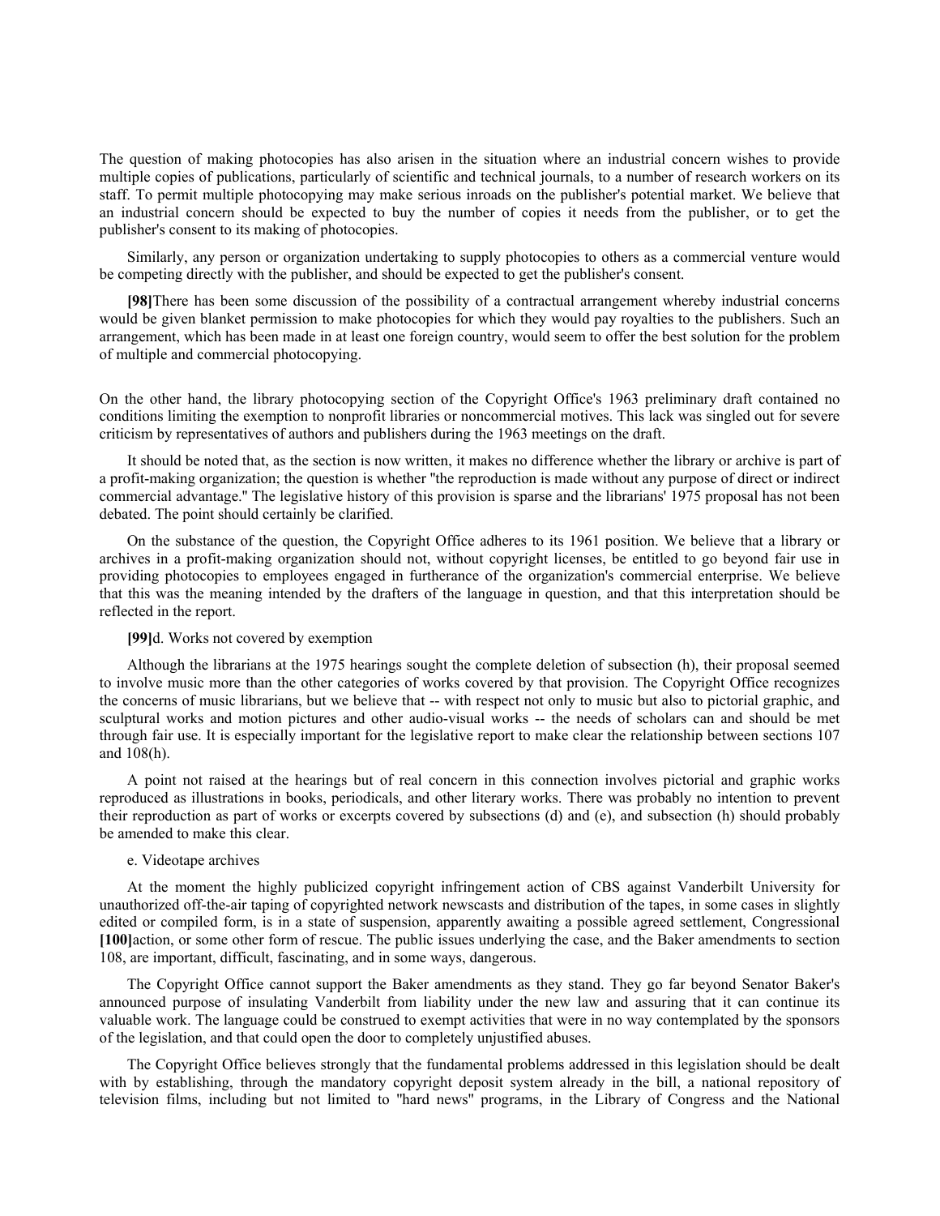The question of making photocopies has also arisen in the situation where an industrial concern wishes to provide multiple copies of publications, particularly of scientific and technical journals, to a number of research workers on its staff. To permit multiple photocopying may make serious inroads on the publisher's potential market. We believe that an industrial concern should be expected to buy the number of copies it needs from the publisher, or to get the publisher's consent to its making of photocopies.

Similarly, any person or organization undertaking to supply photocopies to others as a commercial venture would be competing directly with the publisher, and should be expected to get the publisher's consent.

**[98]**There has been some discussion of the possibility of a contractual arrangement whereby industrial concerns would be given blanket permission to make photocopies for which they would pay royalties to the publishers. Such an arrangement, which has been made in at least one foreign country, would seem to offer the best solution for the problem of multiple and commercial photocopying.

On the other hand, the library photocopying section of the Copyright Office's 1963 preliminary draft contained no conditions limiting the exemption to nonprofit libraries or noncommercial motives. This lack was singled out for severe criticism by representatives of authors and publishers during the 1963 meetings on the draft.

It should be noted that, as the section is now written, it makes no difference whether the library or archive is part of a profit-making organization; the question is whether "the reproduction is made without any purpose of direct or indirect commercial advantage." The legislative history of this provision is sparse and the librarians' 1975 proposal has not been debated. The point should certainly be clarified.

On the substance of the question, the Copyright Office adheres to its 1961 position. We believe that a library or archives in a profit-making organization should not, without copyright licenses, be entitled to go beyond fair use in providing photocopies to employees engaged in furtherance of the organization's commercial enterprise. We believe that this was the meaning intended by the drafters of the language in question, and that this interpretation should be reflected in the report.

**[99]**d. Works not covered by exemption

Although the librarians at the 1975 hearings sought the complete deletion of subsection (h), their proposal seemed to involve music more than the other categories of works covered by that provision. The Copyright Office recognizes the concerns of music librarians, but we believe that -- with respect not only to music but also to pictorial graphic, and sculptural works and motion pictures and other audio-visual works -- the needs of scholars can and should be met through fair use. It is especially important for the legislative report to make clear the relationship between sections 107 and 108(h).

A point not raised at the hearings but of real concern in this connection involves pictorial and graphic works reproduced as illustrations in books, periodicals, and other literary works. There was probably no intention to prevent their reproduction as part of works or excerpts covered by subsections (d) and (e), and subsection (h) should probably be amended to make this clear.

e. Videotape archives

At the moment the highly publicized copyright infringement action of CBS against Vanderbilt University for unauthorized off-the-air taping of copyrighted network newscasts and distribution of the tapes, in some cases in slightly edited or compiled form, is in a state of suspension, apparently awaiting a possible agreed settlement, Congressional **[100]**action, or some other form of rescue. The public issues underlying the case, and the Baker amendments to section 108, are important, difficult, fascinating, and in some ways, dangerous.

The Copyright Office cannot support the Baker amendments as they stand. They go far beyond Senator Baker's announced purpose of insulating Vanderbilt from liability under the new law and assuring that it can continue its valuable work. The language could be construed to exempt activities that were in no way contemplated by the sponsors of the legislation, and that could open the door to completely unjustified abuses.

The Copyright Office believes strongly that the fundamental problems addressed in this legislation should be dealt with by establishing, through the mandatory copyright deposit system already in the bill, a national repository of television films, including but not limited to "hard news" programs, in the Library of Congress and the National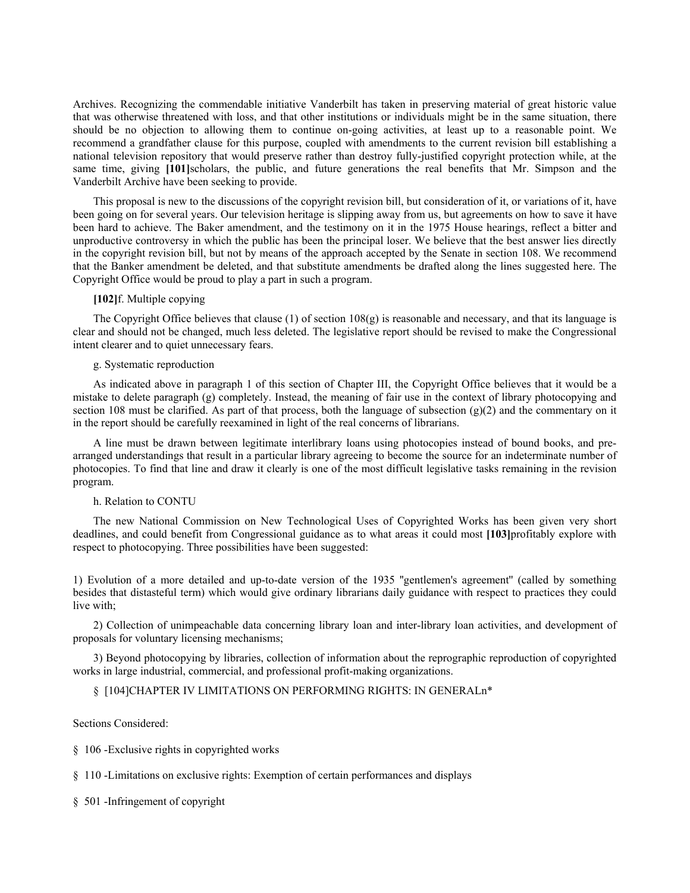Archives. Recognizing the commendable initiative Vanderbilt has taken in preserving material of great historic value that was otherwise threatened with loss, and that other institutions or individuals might be in the same situation, there should be no objection to allowing them to continue on-going activities, at least up to a reasonable point. We recommend a grandfather clause for this purpose, coupled with amendments to the current revision bill establishing a national television repository that would preserve rather than destroy fully-justified copyright protection while, at the same time, giving **[101]**scholars, the public, and future generations the real benefits that Mr. Simpson and the Vanderbilt Archive have been seeking to provide.

This proposal is new to the discussions of the copyright revision bill, but consideration of it, or variations of it, have been going on for several years. Our television heritage is slipping away from us, but agreements on how to save it have been hard to achieve. The Baker amendment, and the testimony on it in the 1975 House hearings, reflect a bitter and unproductive controversy in which the public has been the principal loser. We believe that the best answer lies directly in the copyright revision bill, but not by means of the approach accepted by the Senate in section 108. We recommend that the Banker amendment be deleted, and that substitute amendments be drafted along the lines suggested here. The Copyright Office would be proud to play a part in such a program.

**[102]**f. Multiple copying

The Copyright Office believes that clause (1) of section 108(g) is reasonable and necessary, and that its language is clear and should not be changed, much less deleted. The legislative report should be revised to make the Congressional intent clearer and to quiet unnecessary fears.

g. Systematic reproduction

As indicated above in paragraph 1 of this section of Chapter III, the Copyright Office believes that it would be a mistake to delete paragraph (g) completely. Instead, the meaning of fair use in the context of library photocopying and section 108 must be clarified. As part of that process, both the language of subsection (g)(2) and the commentary on it in the report should be carefully reexamined in light of the real concerns of librarians.

A line must be drawn between legitimate interlibrary loans using photocopies instead of bound books, and pre-arranged understandings that result in a particular library agreeing to become the source for an indeterminate number of photocopies. To find that line and draw it clearly is one of the most difficult legislative tasks remaining in the revision program.

h. Relation to CONTU

The new National Commission on New Technological Uses of Copyrighted Works has been given very short deadlines, and could benefit from Congressional guidance as to what areas it could most **[103]**profitably explore with respect to photocopying. Three possibilities have been suggested:

1) Evolution of a more detailed and up-to-date version of the 1935 "gentlemen's agreement" (called by something besides that distasteful term) which would give ordinary librarians daily guidance with respect to practices they could live with;

2) Collection of unimpeachable data concerning library loan and inter-library loan activities, and development of proposals for voluntary licensing mechanisms;

3) Beyond photocopying by libraries, collection of information about the reprographic reproduction of copyrighted works in large industrial, commercial, and professional profit-making organizations.

§ [104]CHAPTER IV LIMITATIONS ON PERFORMING RIGHTS: IN GENERALn*

Sections Considered:

§ 106 -Exclusive rights in copyrighted works

§ 110 -Limitations on exclusive rights: Exemption of certain performances and displays

§ 501 -Infringement of copyright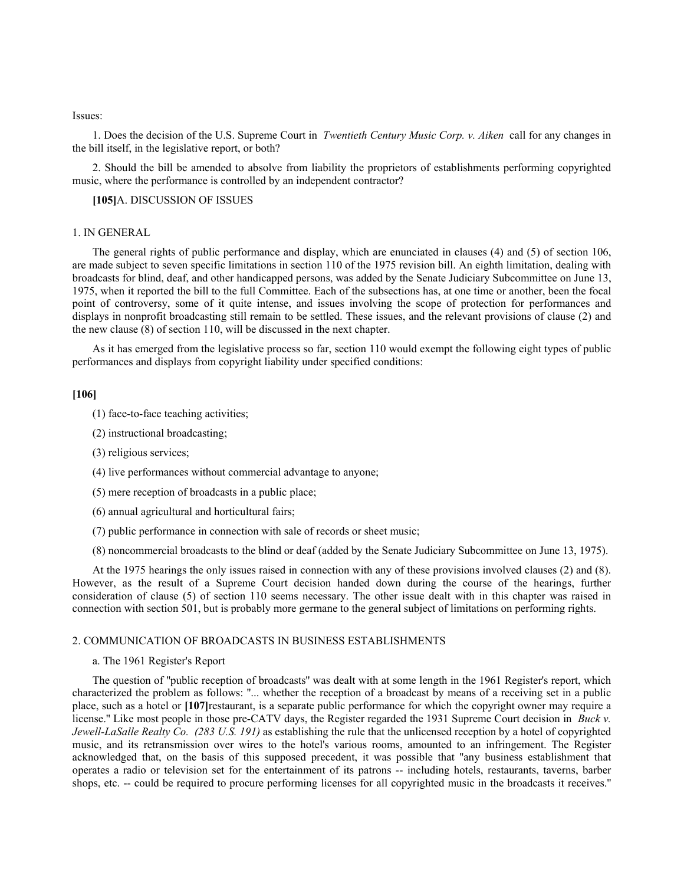Issues:

1. Does the decision of the U.S. Supreme Court in *Twentieth Century Music Corp. v. Aiken* call for any changes in the bill itself, in the legislative report, or both?

2. Should the bill be amended to absolve from liability the proprietors of establishments performing copyrighted music, where the performance is controlled by an independent contractor?

**[105]**A. DISCUSSION OF ISSUES

### 1. IN GENERAL

The general rights of public performance and display, which are enunciated in clauses (4) and (5) of section 106, are made subject to seven specific limitations in section 110 of the 1975 revision bill. An eighth limitation, dealing with broadcasts for blind, deaf, and other handicapped persons, was added by the Senate Judiciary Subcommittee on June 13, 1975, when it reported the bill to the full Committee. Each of the subsections has, at one time or another, been the focal point of controversy, some of it quite intense, and issues involving the scope of protection for performances and displays in nonprofit broadcasting still remain to be settled. These issues, and the relevant provisions of clause (2) and the new clause (8) of section 110, will be discussed in the next chapter.

As it has emerged from the legislative process so far, section 110 would exempt the following eight types of public performances and displays from copyright liability under specified conditions:

**[106]**

(1) face-to-face teaching activities;

(2) instructional broadcasting;

(3) religious services;

(4) live performances without commercial advantage to anyone;

(5) mere reception of broadcasts in a public place;

(6) annual agricultural and horticultural fairs;

(7) public performance in connection with sale of records or sheet music;

(8) noncommercial broadcasts to the blind or deaf (added by the Senate Judiciary Subcommittee on June 13, 1975).

At the 1975 hearings the only issues raised in connection with any of these provisions involved clauses (2) and (8). However, as the result of a Supreme Court decision handed down during the course of the hearings, further consideration of clause (5) of section 110 seems necessary. The other issue dealt with in this chapter was raised in connection with section 501, but is probably more germane to the general subject of limitations on performing rights.

### 2. COMMUNICATION OF BROADCASTS IN BUSINESS ESTABLISHMENTS

a. The 1961 Register's Report

The question of "public reception of broadcasts" was dealt with at some length in the 1961 Register's report, which characterized the problem as follows: "... whether the reception of a broadcast by means of a receiving set in a public place, such as a hotel or **[107]**restaurant, is a separate public performance for which the copyright owner may require a license." Like most people in those pre-CATV days, the Register regarded the 1931 Supreme Court decision in *Buck v. Jewell-LaSalle Realty Co. (283 U.S. 191)* as establishing the rule that the unlicensed reception by a hotel of copyrighted music, and its retransmission over wires to the hotel's various rooms, amounted to an infringement. The Register acknowledged that, on the basis of this supposed precedent, it was possible that "any business establishment that operates a radio or television set for the entertainment of its patrons -- including hotels, restaurants, taverns, barber shops, etc. -- could be required to procure performing licenses for all copyrighted music in the broadcasts it receives."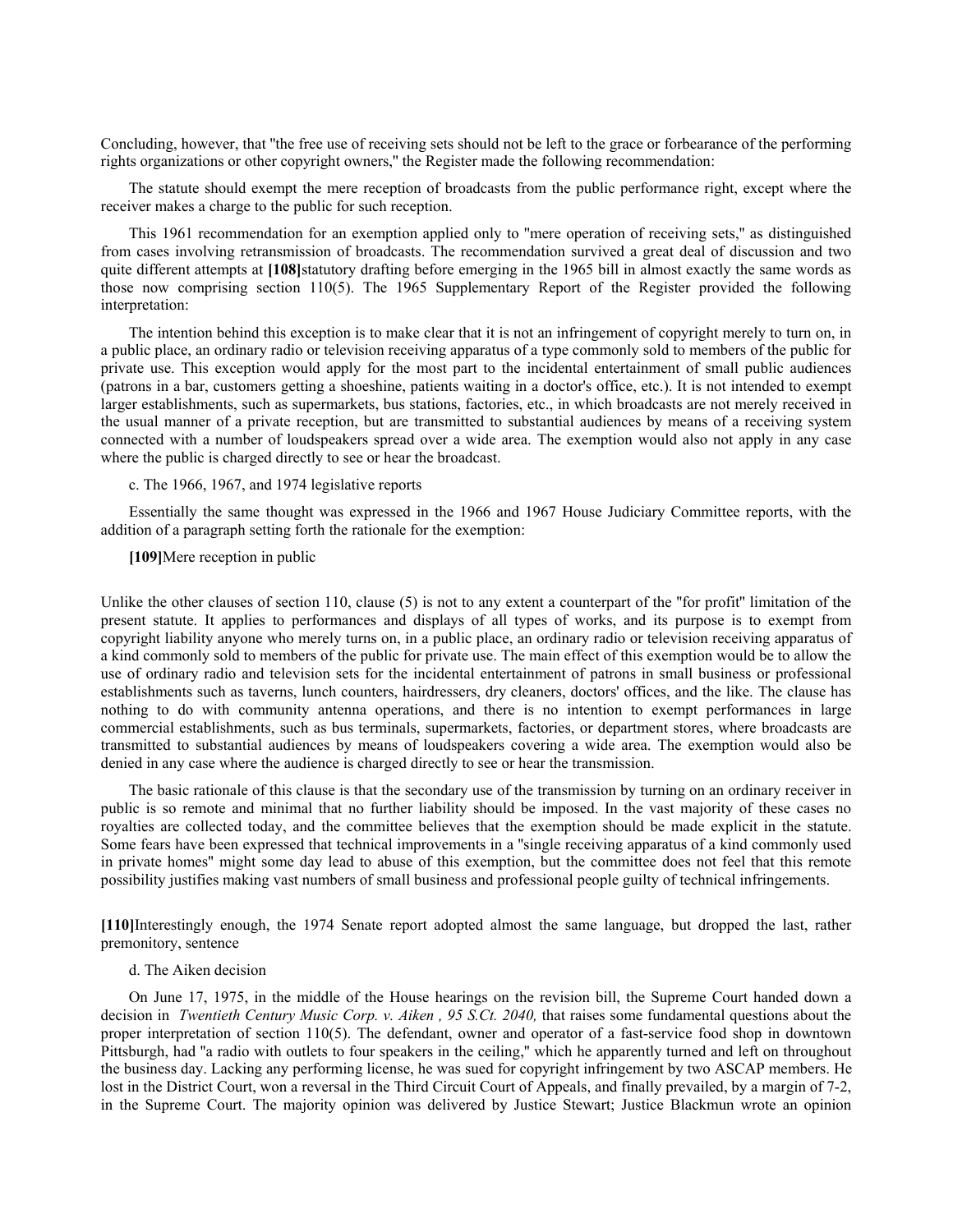Concluding, however, that "the free use of receiving sets should not be left to the grace or forbearance of the performing rights organizations or other copyright owners," the Register made the following recommendation:

The statute should exempt the mere reception of broadcasts from the public performance right, except where the receiver makes a charge to the public for such reception.

This 1961 recommendation for an exemption applied only to "mere operation of receiving sets," as distinguished from cases involving retransmission of broadcasts. The recommendation survived a great deal of discussion and two quite different attempts at **[108]**statutory drafting before emerging in the 1965 bill in almost exactly the same words as those now comprising section 110(5). The 1965 Supplementary Report of the Register provided the following interpretation:

The intention behind this exception is to make clear that it is not an infringement of copyright merely to turn on, in a public place, an ordinary radio or television receiving apparatus of a type commonly sold to members of the public for private use. This exception would apply for the most part to the incidental entertainment of small public audiences (patrons in a bar, customers getting a shoeshine, patients waiting in a doctor's office, etc.). It is not intended to exempt larger establishments, such as supermarkets, bus stations, factories, etc., in which broadcasts are not merely received in the usual manner of a private reception, but are transmitted to substantial audiences by means of a receiving system connected with a number of loudspeakers spread over a wide area. The exemption would also not apply in any case where the public is charged directly to see or hear the broadcast.

c. The 1966, 1967, and 1974 legislative reports

Essentially the same thought was expressed in the 1966 and 1967 House Judiciary Committee reports, with the addition of a paragraph setting forth the rationale for the exemption:

**[109]**Mere reception in public

Unlike the other clauses of section 110, clause (5) is not to any extent a counterpart of the "for profit" limitation of the present statute. It applies to performances and displays of all types of works, and its purpose is to exempt from copyright liability anyone who merely turns on, in a public place, an ordinary radio or television receiving apparatus of a kind commonly sold to members of the public for private use. The main effect of this exemption would be to allow the use of ordinary radio and television sets for the incidental entertainment of patrons in small business or professional establishments such as taverns, lunch counters, hairdressers, dry cleaners, doctors' offices, and the like. The clause has nothing to do with community antenna operations, and there is no intention to exempt performances in large commercial establishments, such as bus terminals, supermarkets, factories, or department stores, where broadcasts are transmitted to substantial audiences by means of loudspeakers covering a wide area. The exemption would also be denied in any case where the audience is charged directly to see or hear the transmission.

The basic rationale of this clause is that the secondary use of the transmission by turning on an ordinary receiver in public is so remote and minimal that no further liability should be imposed. In the vast majority of these cases no royalties are collected today, and the committee believes that the exemption should be made explicit in the statute. Some fears have been expressed that technical improvements in a "single receiving apparatus of a kind commonly used in private homes" might some day lead to abuse of this exemption, but the committee does not feel that this remote possibility justifies making vast numbers of small business and professional people guilty of technical infringements.

**[110]**Interestingly enough, the 1974 Senate report adopted almost the same language, but dropped the last, rather premonitory, sentence

d. The Aiken decision

On June 17, 1975, in the middle of the House hearings on the revision bill, the Supreme Court handed down a decision in *Twentieth Century Music Corp. v. Aiken , 95 S.Ct. 2040,* that raises some fundamental questions about the proper interpretation of section 110(5). The defendant, owner and operator of a fast-service food shop in downtown Pittsburgh, had "a radio with outlets to four speakers in the ceiling," which he apparently turned and left on throughout the business day. Lacking any performing license, he was sued for copyright infringement by two ASCAP members. He lost in the District Court, won a reversal in the Third Circuit Court of Appeals, and finally prevailed, by a margin of 7-2, in the Supreme Court. The majority opinion was delivered by Justice Stewart; Justice Blackmun wrote an opinion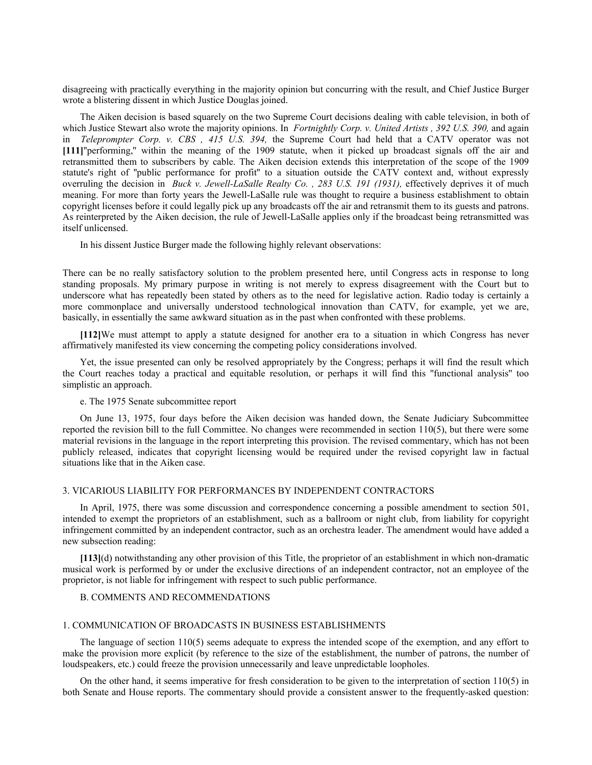disagreeing with practically everything in the majority opinion but concurring with the result, and Chief Justice Burger wrote a blistering dissent in which Justice Douglas joined.

The Aiken decision is based squarely on the two Supreme Court decisions dealing with cable television, in both of which Justice Stewart also wrote the majority opinions. In *Fortnightly Corp. v. United Artists , 392 U.S. 390,* and again in *Teleprompter Corp. v. CBS , 415 U.S. 394,* the Supreme Court had held that a CATV operator was not **[111]**"performing," within the meaning of the 1909 statute, when it picked up broadcast signals off the air and retransmitted them to subscribers by cable. The Aiken decision extends this interpretation of the scope of the 1909 statute's right of "public performance for profit" to a situation outside the CATV context and, without expressly overruling the decision in *Buck v. Jewell-LaSalle Realty Co. , 283 U.S. 191 (1931),* effectively deprives it of much meaning. For more than forty years the Jewell-LaSalle rule was thought to require a business establishment to obtain copyright licenses before it could legally pick up any broadcasts off the air and retransmit them to its guests and patrons. As reinterpreted by the Aiken decision, the rule of Jewell-LaSalle applies only if the broadcast being retransmitted was itself unlicensed.

In his dissent Justice Burger made the following highly relevant observations:

There can be no really satisfactory solution to the problem presented here, until Congress acts in response to long standing proposals. My primary purpose in writing is not merely to express disagreement with the Court but to underscore what has repeatedly been stated by others as to the need for legislative action. Radio today is certainly a more commonplace and universally understood technological innovation than CATV, for example, yet we are, basically, in essentially the same awkward situation as in the past when confronted with these problems.

**[112]**We must attempt to apply a statute designed for another era to a situation in which Congress has never affirmatively manifested its view concerning the competing policy considerations involved.

Yet, the issue presented can only be resolved appropriately by the Congress; perhaps it will find the result which the Court reaches today a practical and equitable resolution, or perhaps it will find this "functional analysis" too simplistic an approach.

e. The 1975 Senate subcommittee report

On June 13, 1975, four days before the Aiken decision was handed down, the Senate Judiciary Subcommittee reported the revision bill to the full Committee. No changes were recommended in section 110(5), but there were some material revisions in the language in the report interpreting this provision. The revised commentary, which has not been publicly released, indicates that copyright licensing would be required under the revised copyright law in factual situations like that in the Aiken case.

### 3. VICARIOUS LIABILITY FOR PERFORMANCES BY INDEPENDENT CONTRACTORS

In April, 1975, there was some discussion and correspondence concerning a possible amendment to section 501, intended to exempt the proprietors of an establishment, such as a ballroom or night club, from liability for copyright infringement committed by an independent contractor, such as an orchestra leader. The amendment would have added a new subsection reading:

**[113]**(d) notwithstanding any other provision of this Title, the proprietor of an establishment in which non-dramatic musical work is performed by or under the exclusive directions of an independent contractor, not an employee of the proprietor, is not liable for infringement with respect to such public performance.

## B. COMMENTS AND RECOMMENDATIONS

### 1. COMMUNICATION OF BROADCASTS IN BUSINESS ESTABLISHMENTS

The language of section 110(5) seems adequate to express the intended scope of the exemption, and any effort to make the provision more explicit (by reference to the size of the establishment, the number of patrons, the number of loudspeakers, etc.) could freeze the provision unnecessarily and leave unpredictable loopholes.

On the other hand, it seems imperative for fresh consideration to be given to the interpretation of section 110(5) in both Senate and House reports. The commentary should provide a consistent answer to the frequently-asked question: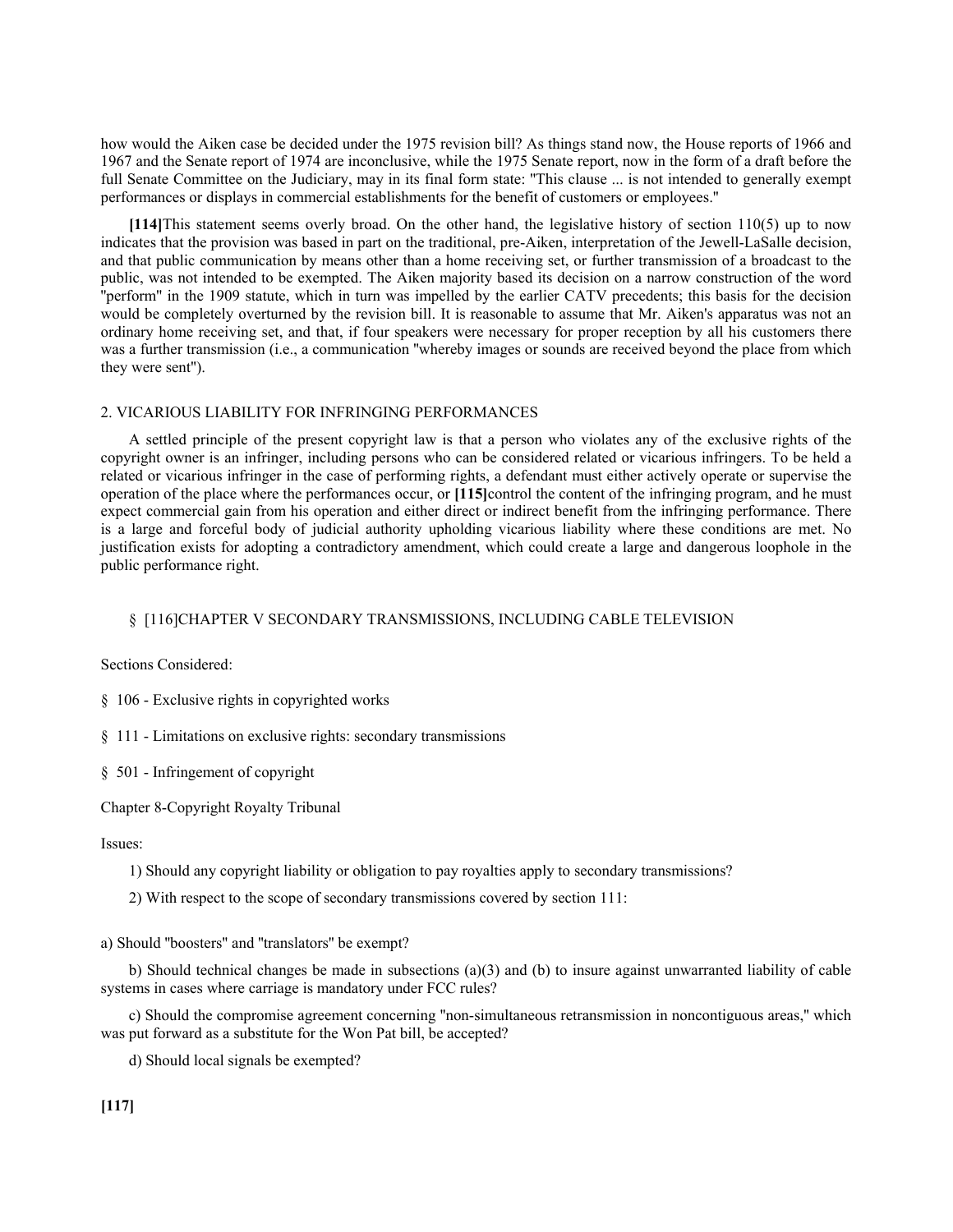how would the Aiken case be decided under the 1975 revision bill? As things stand now, the House reports of 1966 and 1967 and the Senate report of 1974 are inconclusive, while the 1975 Senate report, now in the form of a draft before the full Senate Committee on the Judiciary, may in its final form state: "This clause ... is not intended to generally exempt performances or displays in commercial establishments for the benefit of customers or employees."

**[114]**This statement seems overly broad. On the other hand, the legislative history of section 110(5) up to now indicates that the provision was based in part on the traditional, pre-Aiken, interpretation of the Jewell-LaSalle decision, and that public communication by means other than a home receiving set, or further transmission of a broadcast to the public, was not intended to be exempted. The Aiken majority based its decision on a narrow construction of the word "perform" in the 1909 statute, which in turn was impelled by the earlier CATV precedents; this basis for the decision would be completely overturned by the revision bill. It is reasonable to assume that Mr. Aiken's apparatus was not an ordinary home receiving set, and that, if four speakers were necessary for proper reception by all his customers there was a further transmission (i.e., a communication "whereby images or sounds are received beyond the place from which they were sent").

2. VICARIOUS LIABILITY FOR INFRINGING PERFORMANCES

A settled principle of the present copyright law is that a person who violates any of the exclusive rights of the copyright owner is an infringer, including persons who can be considered related or vicarious infringers. To be held a related or vicarious infringer in the case of performing rights, a defendant must either actively operate or supervise the operation of the place where the performances occur, or **[115]**control the content of the infringing program, and he must expect commercial gain from his operation and either direct or indirect benefit from the infringing performance. There is a large and forceful body of judicial authority upholding vicarious liability where these conditions are met. No justification exists for adopting a contradictory amendment, which could create a large and dangerous loophole in the public performance right.

§ [116]CHAPTER V SECONDARY TRANSMISSIONS, INCLUDING CABLE TELEVISION

Sections Considered:

§ 106 - Exclusive rights in copyrighted works

§ 111 - Limitations on exclusive rights: secondary transmissions

§ 501 - Infringement of copyright

Chapter 8-Copyright Royalty Tribunal

Issues:

1) Should any copyright liability or obligation to pay royalties apply to secondary transmissions?

2) With respect to the scope of secondary transmissions covered by section 111:

a) Should "boosters" and "translators" be exempt?

b) Should technical changes be made in subsections (a)(3) and (b) to insure against unwarranted liability of cable systems in cases where carriage is mandatory under FCC rules?

c) Should the compromise agreement concerning "non-simultaneous retransmission in noncontiguous areas," which was put forward as a substitute for the Won Pat bill, be accepted?

d) Should local signals be exempted?

**[117]**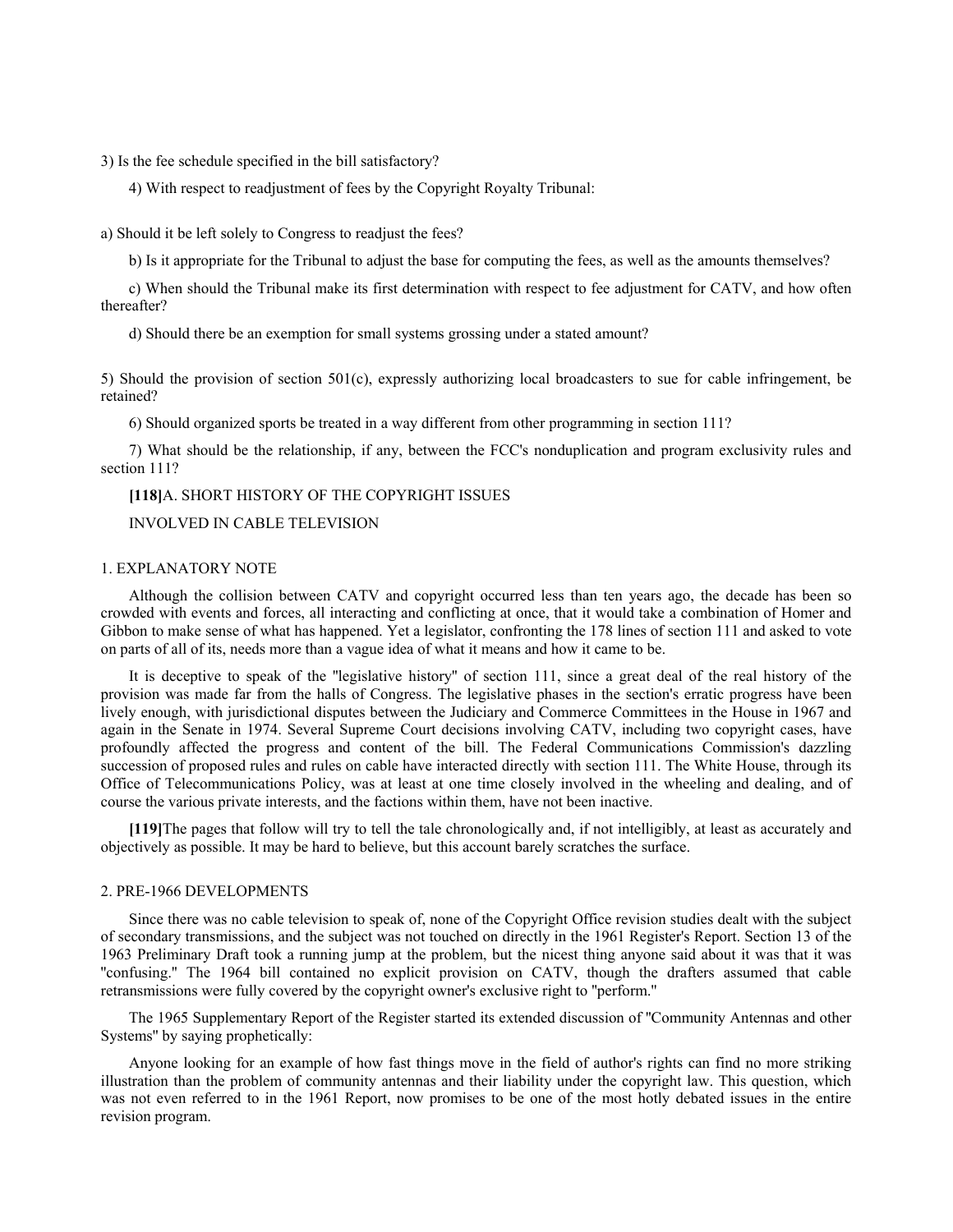3) Is the fee schedule specified in the bill satisfactory?

4) With respect to readjustment of fees by the Copyright Royalty Tribunal:

a) Should it be left solely to Congress to readjust the fees?

b) Is it appropriate for the Tribunal to adjust the base for computing the fees, as well as the amounts themselves?

c) When should the Tribunal make its first determination with respect to fee adjustment for CATV, and how often thereafter?

d) Should there be an exemption for small systems grossing under a stated amount?

5) Should the provision of section 501(c), expressly authorizing local broadcasters to sue for cable infringement, be retained?

6) Should organized sports be treated in a way different from other programming in section 111?

7) What should be the relationship, if any, between the FCC's nondupl­ication and program exclusivity rules and section 111?

**[118]**A. SHORT HISTORY OF THE COPYRIGHT ISSUES INVOLVED IN CABLE TELEVISION

1. EXPLANATORY NOTE

Although the collision between CATV and copyright occurred less than ten years ago, the decade has been so crowded with events and forces, all interacting and conflicting at once, that it would take a combination of Homer and Gibbon to make sense of what has happened. Yet a legislator, confronting the 178 lines of section 111 and asked to vote on parts of all of its, needs more than a vague idea of what it means and how it came to be.

It is deceptive to speak of the "legislative history" of section 111, since a great deal of the real history of the provision was made far from the halls of Congress. The legislative phases in the section's erratic progress have been lively enough, with jurisdictional disputes between the Judiciary and Commerce Committees in the House in 1967 and again in the Senate in 1974. Several Supreme Court decisions involving CATV, including two copyright cases, have profoundly affected the progress and content of the bill. The Federal Communications Commission's dazzling succession of proposed rules and rules on cable have interacted directly with section 111. The White House, through its Office of Telecommunications Policy, was at least at one time closely involved in the wheeling and dealing, and of course the various private interests, and the factions within them, have not been inactive.

**[119]**The pages that follow will try to tell the tale chronologically and, if not intelligibly, at least as accurately and objectively as possible. It may be hard to believe, but this account barely scratches the surface.

2. PRE-1966 DEVELOPMENTS

Since there was no cable television to speak of, none of the Copyright Office revision studies dealt with the subject of secondary transmissions, and the subject was not touched on directly in the 1961 Register's Report. Section 13 of the 1963 Preliminary Draft took a running jump at the problem, but the nicest thing anyone said about it was that it was "confusing." The 1964 bill contained no explicit provision on CATV, though the drafters assumed that cable retransmissions were fully covered by the copyright owner's exclusive right to "perform."

The 1965 Supplementary Report of the Register started its extended discussion of "Community Antennas and other Systems" by saying prophetically:

Anyone looking for an example of how fast things move in the field of author's rights can find no more striking illustration than the problem of community antennas and their liability under the copyright law. This question, which was not even referred to in the 1961 Report, now promises to be one of the most hotly debated issues in the entire revision program.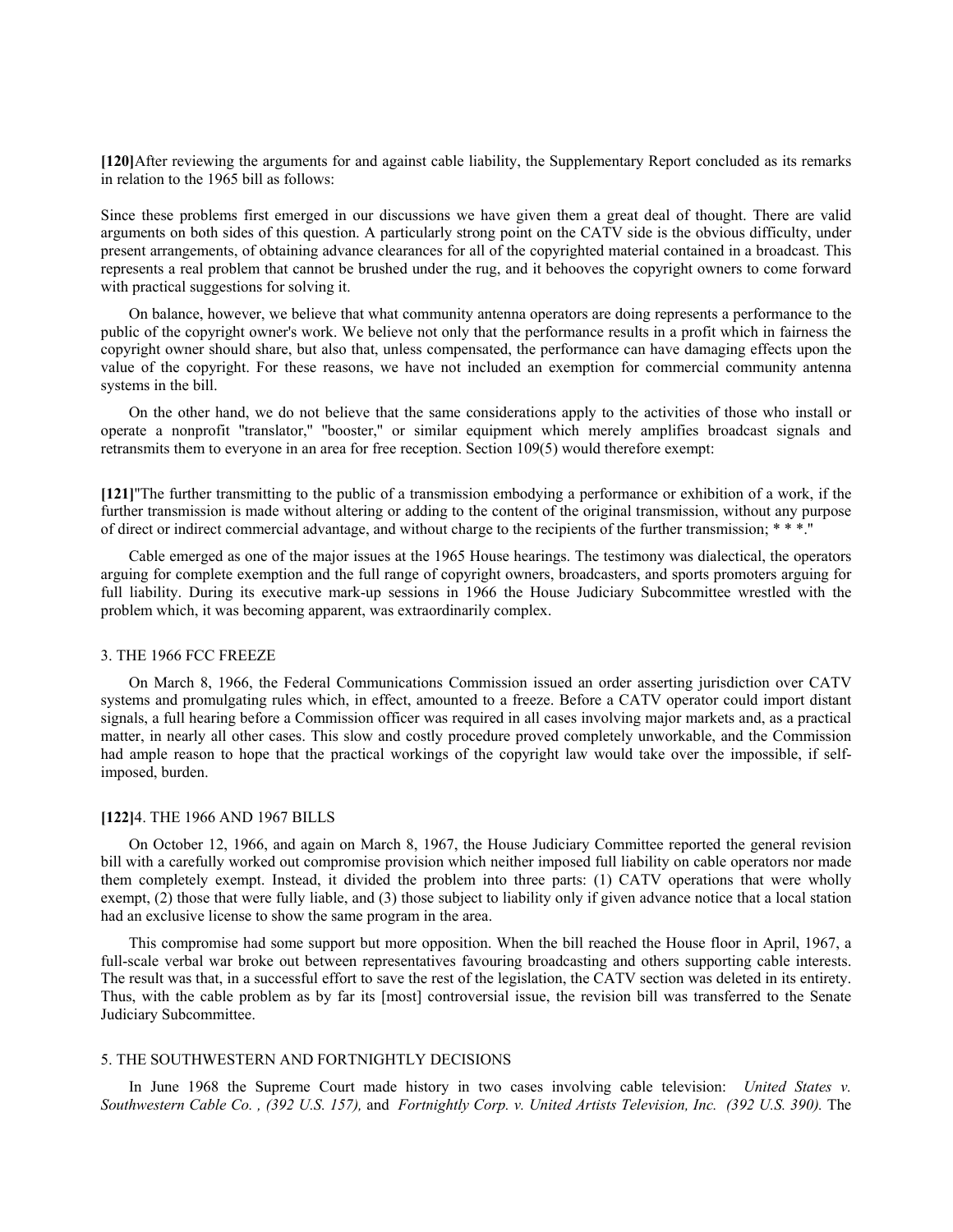**[120]**After reviewing the arguments for and against cable liability, the Supplementary Report concluded as its remarks in relation to the 1965 bill as follows:

Since these problems first emerged in our discussions we have given them a great deal of thought. There are valid arguments on both sides of this question. A particularly strong point on the CATV side is the obvious difficulty, under present arrangements, of obtaining advance clearances for all of the copyrighted material contained in a broadcast. This represents a real problem that cannot be brushed under the rug, and it behooves the copyright owners to come forward with practical suggestions for solving it.

On balance, however, we believe that what community antenna operators are doing represents a performance to the public of the copyright owner's work. We believe not only that the performance results in a profit which in fairness the copyright owner should share, but also that, unless compensated, the performance can have damaging effects upon the value of the copyright. For these reasons, we have not included an exemption for commercial community antenna systems in the bill.

On the other hand, we do not believe that the same considerations apply to the activities of those who install or operate a nonprofit "translator," "booster," or similar equipment which merely amplifies broadcast signals and retransmits them to everyone in an area for free reception. Section 109(5) would therefore exempt:

**[121]**"The further transmitting to the public of a transmission embodying a performance or exhibition of a work, if the further transmission is made without altering or adding to the content of the original transmission, without any purpose of direct or indirect commercial advantage, and without charge to the recipients of the further transmission; * * *."

Cable emerged as one of the major issues at the 1965 House hearings. The testimony was dialectical, the operators arguing for complete exemption and the full range of copyright owners, broadcasters, and sports promoters arguing for full liability. During its executive mark-up sessions in 1966 the House Judiciary Subcommittee wrestled with the problem which, it was becoming apparent, was extraordinarily complex.

### 3. THE 1966 FCC FREEZE

On March 8, 1966, the Federal Communications Commission issued an order asserting jurisdiction over CATV systems and promulgating rules which, in effect, amounted to a freeze. Before a CATV operator could import distant signals, a full hearing before a Commission officer was required in all cases involving major markets and, as a practical matter, in nearly all other cases. This slow and costly procedure proved completely unworkable, and the Commission had ample reason to hope that the practical workings of the copyright law would take over the impossible, if self-imposed, burden.

### **[122]**4. THE 1966 AND 1967 BILLS

On October 12, 1966, and again on March 8, 1967, the House Judiciary Committee reported the general revision bill with a carefully worked out compromise provision which neither imposed full liability on cable operators nor made them completely exempt. Instead, it divided the problem into three parts: (1) CATV operations that were wholly exempt, (2) those that were fully liable, and (3) those subject to liability only if given advance notice that a local station had an exclusive license to show the same program in the area.

This compromise had some support but more opposition. When the bill reached the House floor in April, 1967, a full-scale verbal war broke out between representatives favouring broadcasting and others supporting cable interests. The result was that, in a successful effort to save the rest of the legislation, the CATV section was deleted in its entirety. Thus, with the cable problem as by far its [most] controversial issue, the revision bill was transferred to the Senate Judiciary Subcommittee.

### 5. THE SOUTHWESTERN AND FORTNIGHTLY DECISIONS

In June 1968 the Supreme Court made history in two cases involving cable television: *United States v. Southwestern Cable Co. , (392 U.S. 157),* and *Fortnightly Corp. v. United Artists Television, Inc. (392 U.S. 390).* The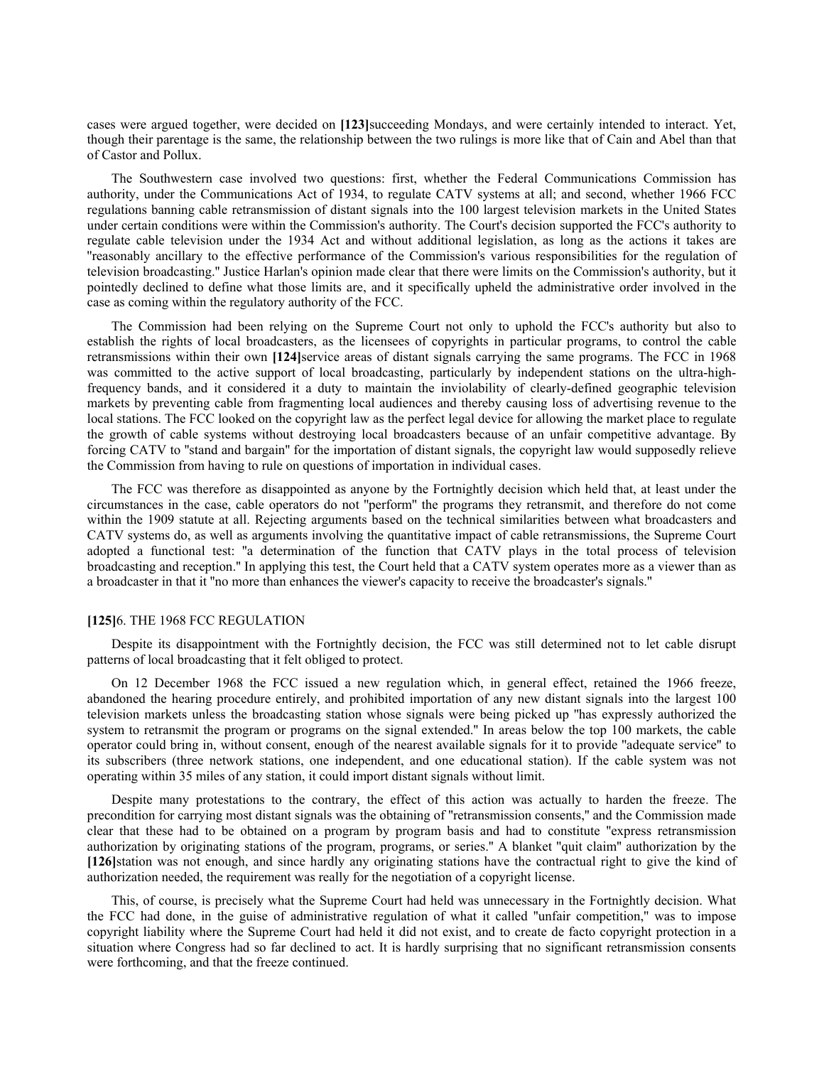cases were argued together, were decided on **[123]**succeeding Mondays, and were certainly intended to interact. Yet, though their parentage is the same, the relationship between the two rulings is more like that of Cain and Abel than that of Castor and Pollux.

The Southwestern case involved two questions: first, whether the Federal Communications Commission has authority, under the Communications Act of 1934, to regulate CATV systems at all; and second, whether 1966 FCC regulations banning cable retransmission of distant signals into the 100 largest television markets in the United States under certain conditions were within the Commission's authority. The Court's decision supported the FCC's authority to regulate cable television under the 1934 Act and without additional legislation, as long as the actions it takes are "reasonably ancillary to the effective performance of the Commission's various responsibilities for the regulation of television broadcasting." Justice Harlan's opinion made clear that there were limits on the Commission's authority, but it pointedly declined to define what those limits are, and it specifically upheld the administrative order involved in the case as coming within the regulatory authority of the FCC.

The Commission had been relying on the Supreme Court not only to uphold the FCC's authority but also to establish the rights of local broadcasters, as the licensees of copyrights in particular programs, to control the cable retransmissions within their own **[124]**service areas of distant signals carrying the same programs. The FCC in 1968 was committed to the active support of local broadcasting, particularly by independent stations on the ultra-high-frequency bands, and it considered it a duty to maintain the inviolability of clearly-defined geographic television markets by preventing cable from fragmenting local audiences and thereby causing loss of advertising revenue to the local stations. The FCC looked on the copyright law as the perfect legal device for allowing the market place to regulate the growth of cable systems without destroying local broadcasters because of an unfair competitive advantage. By forcing CATV to "stand and bargain" for the importation of distant signals, the copyright law would supposedly relieve the Commission from having to rule on questions of importation in individual cases.

The FCC was therefore as disappointed as anyone by the Fortnightly decision which held that, at least under the circumstances in the case, cable operators do not "perform" the programs they retransmit, and therefore do not come within the 1909 statute at all. Rejecting arguments based on the technical similarities between what broadcasters and CATV systems do, as well as arguments involving the quantitative impact of cable retransmissions, the Supreme Court adopted a functional test: "a determination of the function that CATV plays in the total process of television broadcasting and reception." In applying this test, the Court held that a CATV system operates more as a viewer than as a broadcaster in that it "no more than enhances the viewer's capacity to receive the broadcaster's signals."

## **[125]**6. THE 1968 FCC REGULATION

Despite its disappointment with the Fortnightly decision, the FCC was still determined not to let cable disrupt patterns of local broadcasting that it felt obliged to protect.

On 12 December 1968 the FCC issued a new regulation which, in general effect, retained the 1966 freeze, abandoned the hearing procedure entirely, and prohibited importation of any new distant signals into the largest 100 television markets unless the broadcasting station whose signals were being picked up "has expressly authorized the system to retransmit the program or programs on the signal extended." In areas below the top 100 markets, the cable operator could bring in, without consent, enough of the nearest available signals for it to provide "adequate service" to its subscribers (three network stations, one independent, and one educational station). If the cable system was not operating within 35 miles of any station, it could import distant signals without limit.

Despite many protestations to the contrary, the effect of this action was actually to harden the freeze. The precondition for carrying most distant signals was the obtaining of "retransmission consents," and the Commission made clear that these had to be obtained on a program by program basis and had to constitute "express retransmission authorization by originating stations of the program, programs, or series." A blanket "quit claim" authorization by the **[126]**station was not enough, and since hardly any originating stations have the contractual right to give the kind of authorization needed, the requirement was really for the negotiation of a copyright license.

This, of course, is precisely what the Supreme Court had held was unnecessary in the Fortnightly decision. What the FCC had done, in the guise of administrative regulation of what it called "unfair competition," was to impose copyright liability where the Supreme Court had held it did not exist, and to create de facto copyright protection in a situation where Congress had so far declined to act. It is hardly surprising that no significant retransmission consents were forthcoming, and that the freeze continued.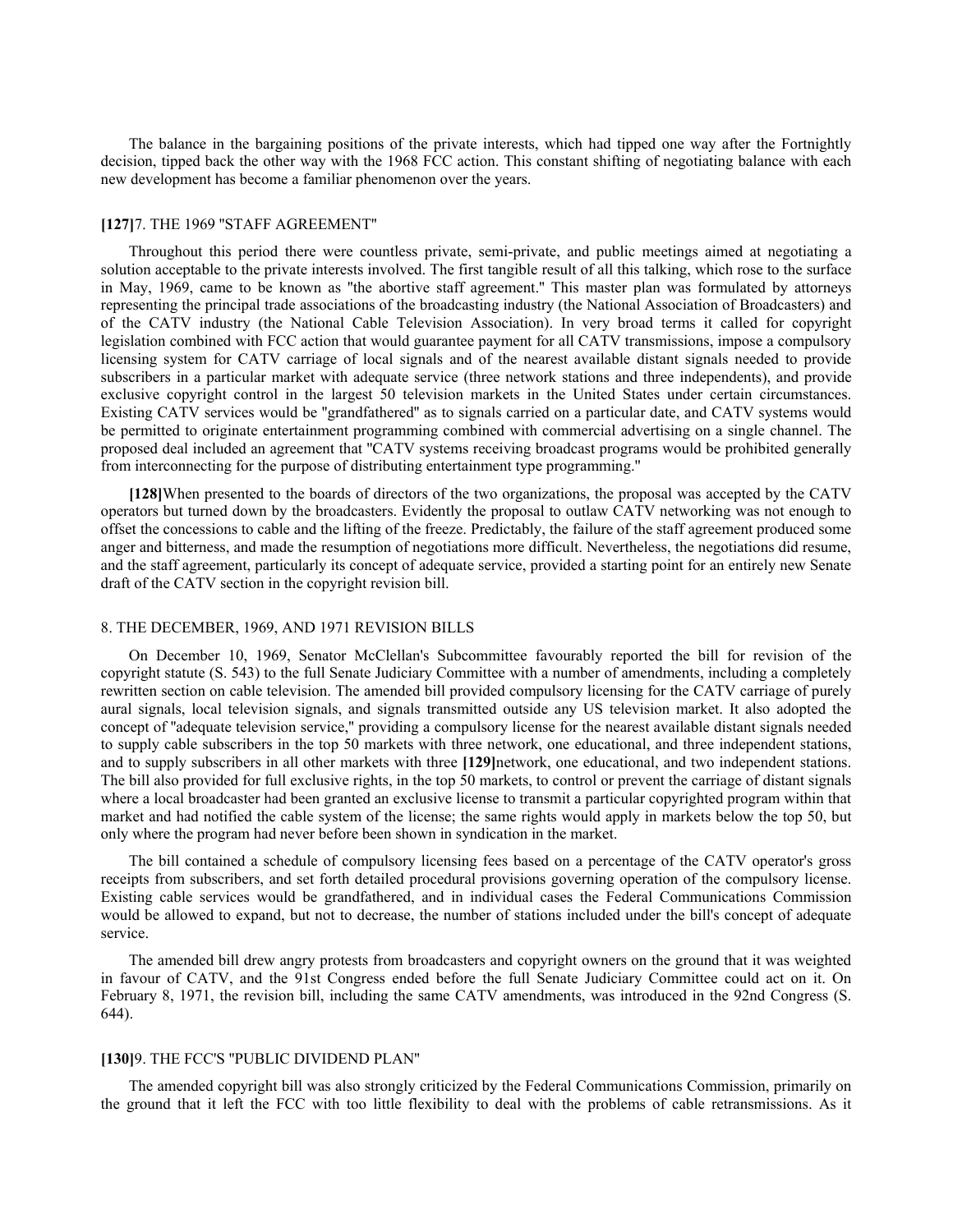The balance in the bargaining positions of the private interests, which had tipped one way after the Fortnightly decision, tipped back the other way with the 1968 FCC action. This constant shifting of negotiating balance with each new development has become a familiar phenomenon over the years.

### **[127]**7. THE 1969 "STAFF AGREEMENT"

Throughout this period there were countless private, semi-private, and public meetings aimed at negotiating a solution acceptable to the private interests involved. The first tangible result of all this talking, which rose to the surface in May, 1969, came to be known as "the abortive staff agreement." This master plan was formulated by attorneys representing the principal trade associations of the broadcasting industry (the National Association of Broadcasters) and of the CATV industry (the National Cable Television Association). In very broad terms it called for copyright legislation combined with FCC action that would guarantee payment for all CATV transmissions, impose a compulsory licensing system for CATV carriage of local signals and of the nearest available distant signals needed to provide subscribers in a particular market with adequate service (three network stations and three independents), and provide exclusive copyright control in the largest 50 television markets in the United States under certain circumstances. Existing CATV services would be "grandfathered" as to signals carried on a particular date, and CATV systems would be permitted to originate entertainment programming combined with commercial advertising on a single channel. The proposed deal included an agreement that "CATV systems receiving broadcast programs would be prohibited generally from interconnecting for the purpose of distributing entertainment type programming."

**[128]**When presented to the boards of directors of the two organizations, the proposal was accepted by the CATV operators but turned down by the broadcasters. Evidently the proposal to outlaw CATV networking was not enough to offset the concessions to cable and the lifting of the freeze. Predictably, the failure of the staff agreement produced some anger and bitterness, and made the resumption of negotiations more difficult. Nevertheless, the negotiations did resume, and the staff agreement, particularly its concept of adequate service, provided a starting point for an entirely new Senate draft of the CATV section in the copyright revision bill.

### 8. THE DECEMBER, 1969, AND 1971 REVISION BILLS

On December 10, 1969, Senator McClellan's Subcommittee favourably reported the bill for revision of the copyright statute (S. 543) to the full Senate Judiciary Committee with a number of amendments, including a completely rewritten section on cable television. The amended bill provided compulsory licensing for the CATV carriage of purely aural signals, local television signals, and signals transmitted outside any US television market. It also adopted the concept of "adequate television service," providing a compulsory license for the nearest available distant signals needed to supply cable subscribers in the top 50 markets with three network, one educational, and three independent stations, and to supply subscribers in all other markets with three **[129]**network, one educational, and two independent stations. The bill also provided for full exclusive rights, in the top 50 markets, to control or prevent the carriage of distant signals where a local broadcaster had been granted an exclusive license to transmit a particular copyrighted program within that market and had notified the cable system of the license; the same rights would apply in markets below the top 50, but only where the program had never before been shown in syndication in the market.

The bill contained a schedule of compulsory licensing fees based on a percentage of the CATV operator's gross receipts from subscribers, and set forth detailed procedural provisions governing operation of the compulsory license. Existing cable services would be grandfathered, and in individual cases the Federal Communications Commission would be allowed to expand, but not to decrease, the number of stations included under the bill's concept of adequate service.

The amended bill drew angry protests from broadcasters and copyright owners on the ground that it was weighted in favour of CATV, and the 91st Congress ended before the full Senate Judiciary Committee could act on it. On February 8, 1971, the revision bill, including the same CATV amendments, was introduced in the 92nd Congress (S. 644).

### **[130]**9. THE FCC'S "PUBLIC DIVIDEND PLAN"

The amended copyright bill was also strongly criticized by the Federal Communications Commission, primarily on the ground that it left the FCC with too little flexibility to deal with the problems of cable retransmissions. As it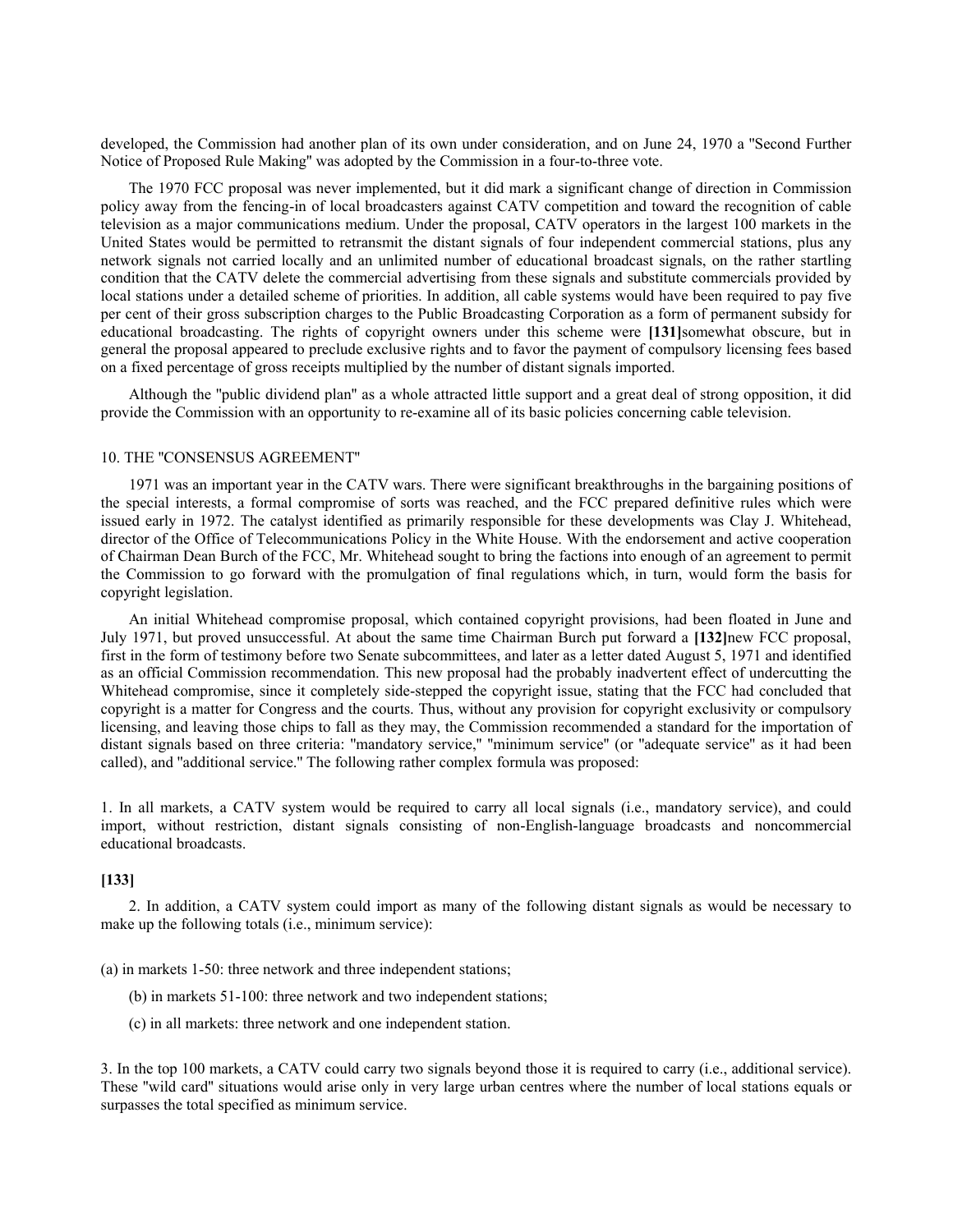developed, the Commission had another plan of its own under consideration, and on June 24, 1970 a "Second Further Notice of Proposed Rule Making" was adopted by the Commission in a four-to-three vote.

The 1970 FCC proposal was never implemented, but it did mark a significant change of direction in Commission policy away from the fencing-in of local broadcasters against CATV competition and toward the recognition of cable television as a major communications medium. Under the proposal, CATV operators in the largest 100 markets in the United States would be permitted to retransmit the distant signals of four independent commercial stations, plus any network signals not carried locally and an unlimited number of educational broadcast signals, on the rather startling condition that the CATV delete the commercial advertising from these signals and substitute commercials provided by local stations under a detailed scheme of priorities. In addition, all cable systems would have been required to pay five per cent of their gross subscription charges to the Public Broadcasting Corporation as a form of permanent subsidy for educational broadcasting. The rights of copyright owners under this scheme were **[131]**somewhat obscure, but in general the proposal appeared to preclude exclusive rights and to favor the payment of compulsory licensing fees based on a fixed percentage of gross receipts multiplied by the number of distant signals imported.

Although the "public dividend plan" as a whole attracted little support and a great deal of strong opposition, it did provide the Commission with an opportunity to re-examine all of its basic policies concerning cable television.

## 10. THE "CONSENSUS AGREEMENT"

1971 was an important year in the CATV wars. There were significant breakthroughs in the bargaining positions of the special interests, a formal compromise of sorts was reached, and the FCC prepared definitive rules which were issued early in 1972. The catalyst identified as primarily responsible for these developments was Clay J. Whitehead, director of the Office of Telecommunications Policy in the White House. With the endorsement and active cooperation of Chairman Dean Burch of the FCC, Mr. Whitehead sought to bring the factions into enough of an agreement to permit the Commission to go forward with the promulgation of final regulations which, in turn, would form the basis for copyright legislation.

An initial Whitehead compromise proposal, which contained copyright provisions, had been floated in June and July 1971, but proved unsuccessful. At about the same time Chairman Burch put forward a **[132]**new FCC proposal, first in the form of testimony before two Senate subcommittees, and later as a letter dated August 5, 1971 and identified as an official Commission recommendation. This new proposal had the probably inadvertent effect of undercutting the Whitehead compromise, since it completely side-stepped the copyright issue, stating that the FCC had concluded that copyright is a matter for Congress and the courts. Thus, without any provision for copyright exclusivity or compulsory licensing, and leaving those chips to fall as they may, the Commission recommended a standard for the importation of distant signals based on three criteria: "mandatory service," "minimum service" (or "adequate service" as it had been called), and "additional service." The following rather complex formula was proposed:

1. In all markets, a CATV system would be required to carry all local signals (i.e., mandatory service), and could import, without restriction, distant signals consisting of non-English-language broadcasts and noncommercial educational broadcasts.

**[133]**

2. In addition, a CATV system could import as many of the following distant signals as would be necessary to make up the following totals (i.e., minimum service):

(a) in markets 1-50: three network and three independent stations;

(b) in markets 51-100: three network and two independent stations;

(c) in all markets: three network and one independent station.

3. In the top 100 markets, a CATV could carry two signals beyond those it is required to carry (i.e., additional service). These "wild card" situations would arise only in very large urban centres where the number of local stations equals or surpasses the total specified as minimum service.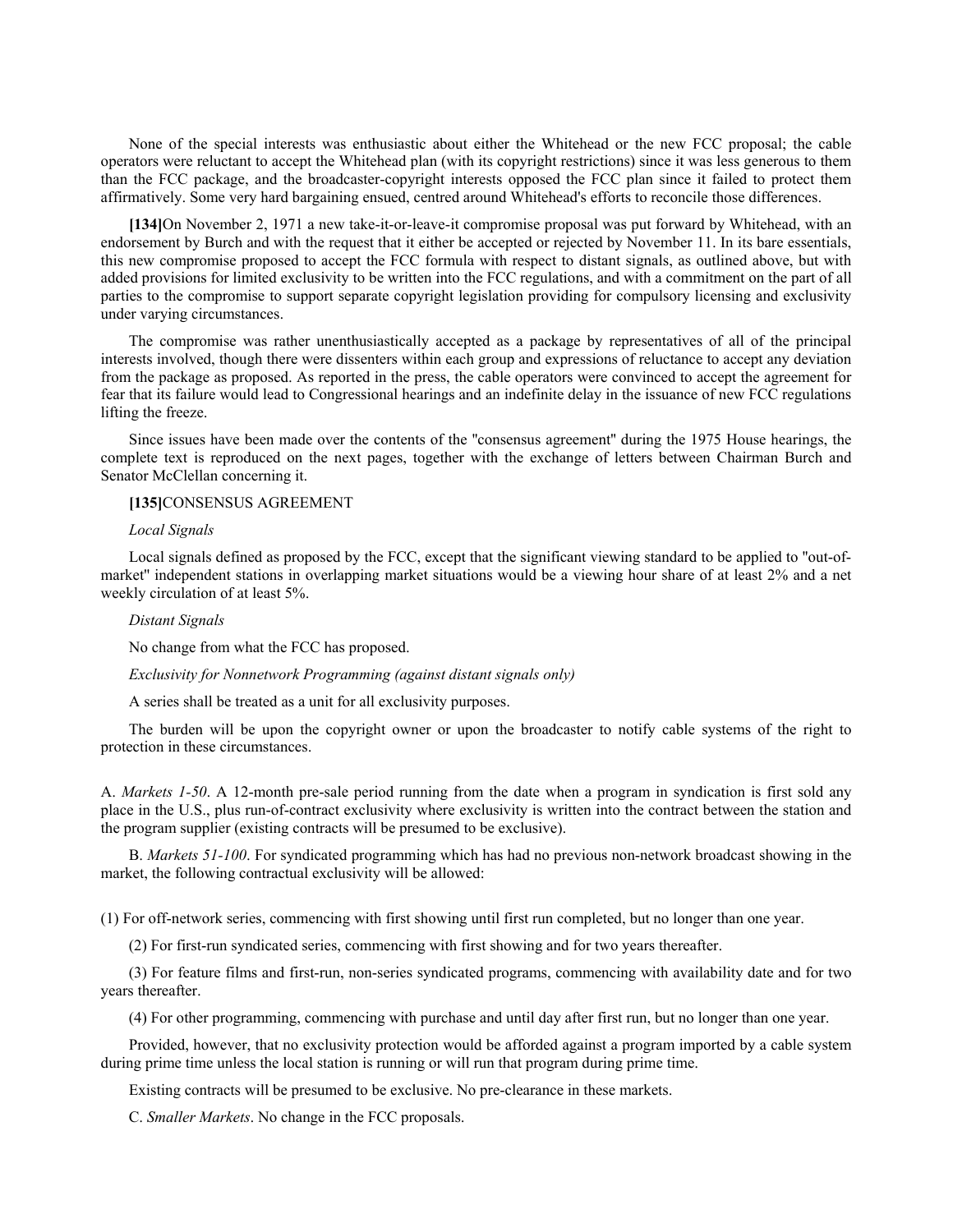None of the special interests was enthusiastic about either the Whitehead or the new FCC proposal; the cable operators were reluctant to accept the Whitehead plan (with its copyright restrictions) since it was less generous to them than the FCC package, and the broadcaster-copyright interests opposed the FCC plan since it failed to protect them affirmatively. Some very hard bargaining ensued, centred around Whitehead's efforts to reconcile those differences.

**[134]**On November 2, 1971 a new take-it-or-leave-it compromise proposal was put forward by Whitehead, with an endorsement by Burch and with the request that it either be accepted or rejected by November 11. In its bare essentials, this new compromise proposed to accept the FCC formula with respect to distant signals, as outlined above, but with added provisions for limited exclusivity to be written into the FCC regulations, and with a commitment on the part of all parties to the compromise to support separate copyright legislation providing for compulsory licensing and exclusivity under varying circumstances.

The compromise was rather unenthusiastically accepted as a package by representatives of all of the principal interests involved, though there were dissenters within each group and expressions of reluctance to accept any deviation from the package as proposed. As reported in the press, the cable operators were convinced to accept the agreement for fear that its failure would lead to Congressional hearings and an indefinite delay in the issuance of new FCC regulations lifting the freeze.

Since issues have been made over the contents of the "consensus agreement" during the 1975 House hearings, the complete text is reproduced on the next pages, together with the exchange of letters between Chairman Burch and Senator McClellan concerning it.

**[135]**CONSENSUS AGREEMENT

*Local Signals*

Local signals defined as proposed by the FCC, except that the significant viewing standard to be applied to "out-of-market" independent stations in overlapping market situations would be a viewing hour share of at least 2% and a net weekly circulation of at least 5%.

*Distant Signals*

No change from what the FCC has proposed.

*Exclusivity for Nonnetwork Programming (against distant signals only)*

A series shall be treated as a unit for all exclusivity purposes.

The burden will be upon the copyright owner or upon the broadcaster to notify cable systems of the right to protection in these circumstances.

A. *Markets 1-50*. A 12-month pre-sale period running from the date when a program in syndication is first sold any place in the U.S., plus run-of-contract exclusivity where exclusivity is written into the contract between the station and the program supplier (existing contracts will be presumed to be exclusive).

B. *Markets 51-100*. For syndicated programming which has had no previous non-network broadcast showing in the market, the following contractual exclusivity will be allowed:

(1) For off-network series, commencing with first showing until first run completed, but no longer than one year.

(2) For first-run syndicated series, commencing with first showing and for two years thereafter.

(3) For feature films and first-run, non-series syndicated programs, commencing with availability date and for two years thereafter.

(4) For other programming, commencing with purchase and until day after first run, but no longer than one year.

Provided, however, that no exclusivity protection would be afforded against a program imported by a cable system during prime time unless the local station is running or will run that program during prime time.

Existing contracts will be presumed to be exclusive. No pre-clearance in these markets.

C. *Smaller Markets*. No change in the FCC proposals.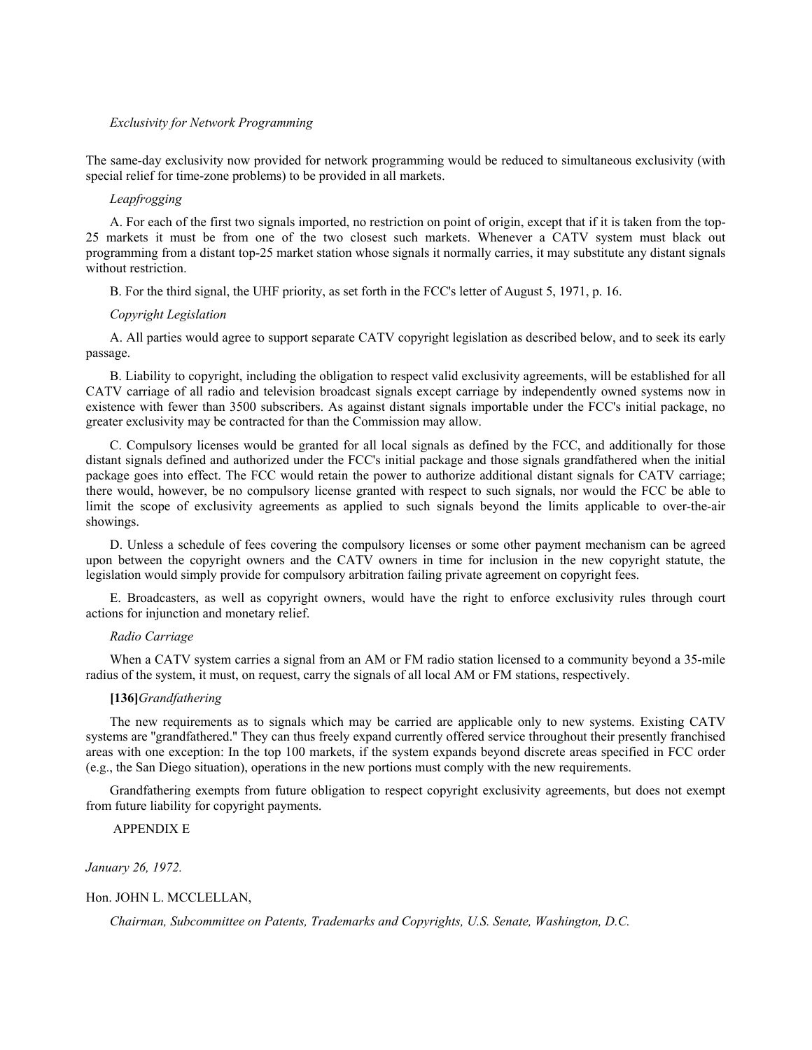*Exclusivity for Network Programming*

The same-day exclusivity now provided for network programming would be reduced to simultaneous exclusivity (with special relief for time-zone problems) to be provided in all markets.

*Leapfrogging*

A. For each of the first two signals imported, no restriction on point of origin, except that if it is taken from the top-25 markets it must be from one of the two closest such markets. Whenever a CATV system must black out programming from a distant top-25 market station whose signals it normally carries, it may substitute any distant signals without restriction.

B. For the third signal, the UHF priority, as set forth in the FCC's letter of August 5, 1971, p. 16.

*Copyright Legislation*

A. All parties would agree to support separate CATV copyright legislation as described below, and to seek its early passage.

B. Liability to copyright, including the obligation to respect valid exclusivity agreements, will be established for all CATV carriage of all radio and television broadcast signals except carriage by independently owned systems now in existence with fewer than 3500 subscribers. As against distant signals importable under the FCC's initial package, no greater exclusivity may be contracted for than the Commission may allow.

C. Compulsory licenses would be granted for all local signals as defined by the FCC, and additionally for those distant signals defined and authorized under the FCC's initial package and those signals grandfathered when the initial package goes into effect. The FCC would retain the power to authorize additional distant signals for CATV carriage; there would, however, be no compulsory license granted with respect to such signals, nor would the FCC be able to limit the scope of exclusivity agreements as applied to such signals beyond the limits applicable to over-the-air showings.

D. Unless a schedule of fees covering the compulsory licenses or some other payment mechanism can be agreed upon between the copyright owners and the CATV owners in time for inclusion in the new copyright statute, the legislation would simply provide for compulsory arbitration failing private agreement on copyright fees.

E. Broadcasters, as well as copyright owners, would have the right to enforce exclusivity rules through court actions for injunction and monetary relief.

*Radio Carriage*

When a CATV system carries a signal from an AM or FM radio station licensed to a community beyond a 35-mile radius of the system, it must, on request, carry the signals of all local AM or FM stations, respectively.

**[136]***Grandfathering*

The new requirements as to signals which may be carried are applicable only to new systems. Existing CATV systems are "grandfathered." They can thus freely expand currently offered service throughout their presently franchised areas with one exception: In the top 100 markets, if the system expands beyond discrete areas specified in FCC order (e.g., the San Diego situation), operations in the new portions must comply with the new requirements.

Grandfathering exempts from future obligation to respect copyright exclusivity agreements, but does not exempt from future liability for copyright payments.

APPENDIX E

*January 26, 1972.*

Hon. JOHN L. MCCLELLAN,

*Chairman, Subcommittee on Patents, Trademarks and Copyrights, U.S. Senate, Washington, D.C.*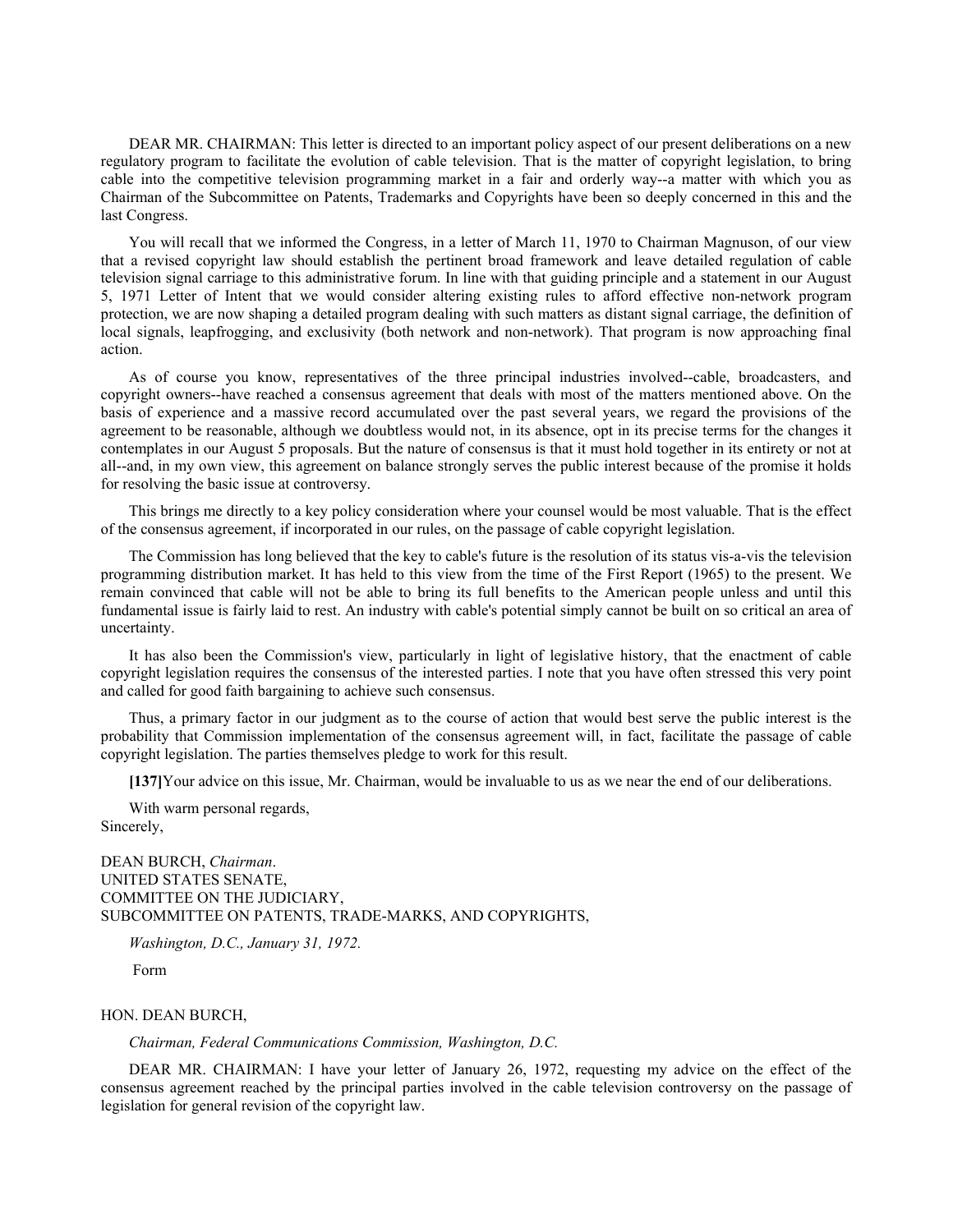DEAR MR. CHAIRMAN: This letter is directed to an important policy aspect of our present deliberations on a new regulatory program to facilitate the evolution of cable television. That is the matter of copyright legislation, to bring cable into the competitive television programming market in a fair and orderly way--a matter with which you as Chairman of the Subcommittee on Patents, Trademarks and Copyrights have been so deeply concerned in this and the last Congress.

You will recall that we informed the Congress, in a letter of March 11, 1970 to Chairman Magnuson, of our view that a revised copyright law should establish the pertinent broad framework and leave detailed regulation of cable television signal carriage to this administrative forum. In line with that guiding principle and a statement in our August 5, 1971 Letter of Intent that we would consider altering existing rules to afford effective non-network program protection, we are now shaping a detailed program dealing with such matters as distant signal carriage, the definition of local signals, leapfrogging, and exclusivity (both network and non-network). That program is now approaching final action.

As of course you know, representatives of the three principal industries involved--cable, broadcasters, and copyright owners--have reached a consensus agreement that deals with most of the matters mentioned above. On the basis of experience and a massive record accumulated over the past several years, we regard the provisions of the agreement to be reasonable, although we doubtless would not, in its absence, opt in its precise terms for the changes it contemplates in our August 5 proposals. But the nature of consensus is that it must hold together in its entirety or not at all--and, in my own view, this agreement on balance strongly serves the public interest because of the promise it holds for resolving the basic issue at controversy.

This brings me directly to a key policy consideration where your counsel would be most valuable. That is the effect of the consensus agreement, if incorporated in our rules, on the passage of cable copyright legislation.

The Commission has long believed that the key to cable's future is the resolution of its status vis-a-vis the television programming distribution market. It has held to this view from the time of the First Report (1965) to the present. We remain convinced that cable will not be able to bring its full benefits to the American people unless and until this fundamental issue is fairly laid to rest. An industry with cable's potential simply cannot be built on so critical an area of uncertainty.

It has also been the Commission's view, particularly in light of legislative history, that the enactment of cable copyright legislation requires the consensus of the interested parties. I note that you have often stressed this very point and called for good faith bargaining to achieve such consensus.

Thus, a primary factor in our judgment as to the course of action that would best serve the public interest is the probability that Commission implementation of the consensus agreement will, in fact, facilitate the passage of cable copyright legislation. The parties themselves pledge to work for this result.

**[137]**Your advice on this issue, Mr. Chairman, would be invaluable to us as we near the end of our deliberations.

With warm personal regards,
Sincerely,

DEAN BURCH, *Chairman*.
UNITED STATES SENATE,
COMMITTEE ON THE JUDICIARY,
SUBCOMMITTEE ON PATENTS, TRADE-MARKS, AND COPYRIGHTS,

*Washington, D.C., January 31, 1972.*

Form

HON. DEAN BURCH,

*Chairman, Federal Communications Commission, Washington, D.C.*

DEAR MR. CHAIRMAN: I have your letter of January 26, 1972, requesting my advice on the effect of the consensus agreement reached by the principal parties involved in the cable television controversy on the passage of legislation for general revision of the copyright law.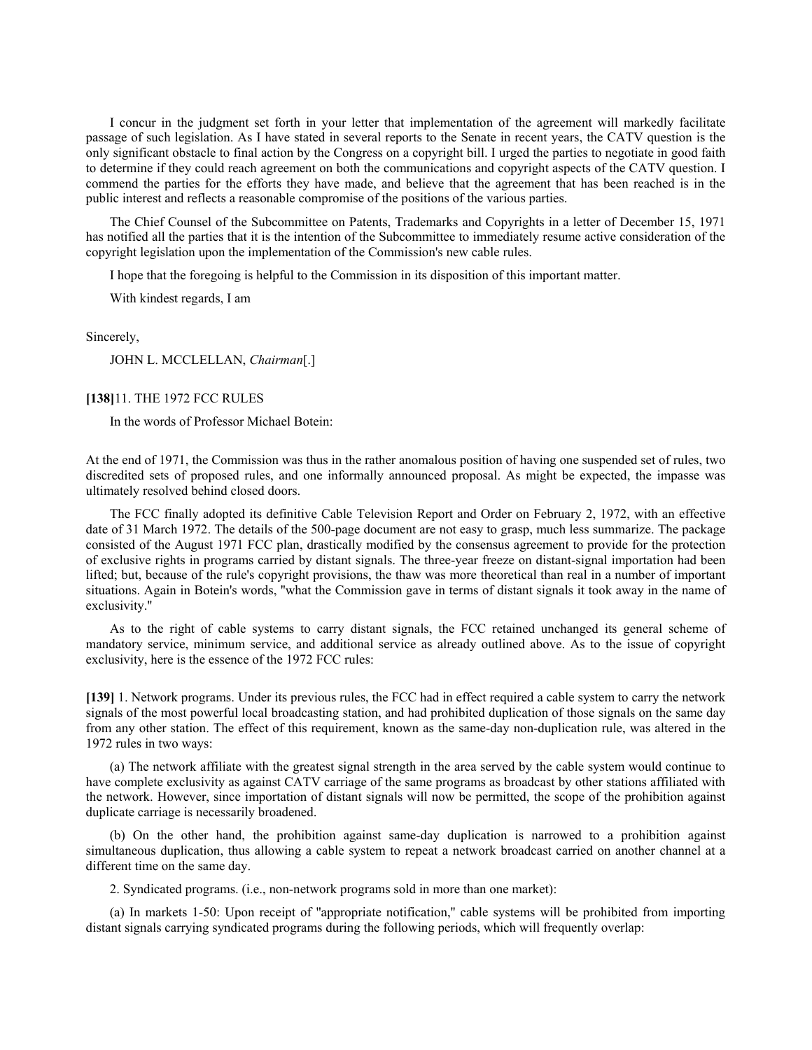I concur in the judgment set forth in your letter that implementation of the agreement will markedly facilitate passage of such legislation. As I have stated in several reports to the Senate in recent years, the CATV question is the only significant obstacle to final action by the Congress on a copyright bill. I urged the parties to negotiate in good faith to determine if they could reach agreement on both the communications and copyright aspects of the CATV question. I commend the parties for the efforts they have made, and believe that the agreement that has been reached is in the public interest and reflects a reasonable compromise of the positions of the various parties.

The Chief Counsel of the Subcommittee on Patents, Trademarks and Copyrights in a letter of December 15, 1971 has notified all the parties that it is the intention of the Subcommittee to immediately resume active consideration of the copyright legislation upon the implementation of the Commission's new cable rules.

I hope that the foregoing is helpful to the Commission in its disposition of this important matter.

With kindest regards, I am

Sincerely,

JOHN L. MCCLELLAN, *Chairman*[.]

**[138]**11. THE 1972 FCC RULES

In the words of Professor Michael Botein:

At the end of 1971, the Commission was thus in the rather anomalous position of having one suspended set of rules, two discredited sets of proposed rules, and one informally announced proposal. As might be expected, the impasse was ultimately resolved behind closed doors.

The FCC finally adopted its definitive Cable Television Report and Order on February 2, 1972, with an effective date of 31 March 1972. The details of the 500-page document are not easy to grasp, much less summarize. The package consisted of the August 1971 FCC plan, drastically modified by the consensus agreement to provide for the protection of exclusive rights in programs carried by distant signals. The three-year freeze on distant-signal importation had been lifted; but, because of the rule's copyright provisions, the thaw was more theoretical than real in a number of important situations. Again in Botein's words, "what the Commission gave in terms of distant signals it took away in the name of exclusivity."

As to the right of cable systems to carry distant signals, the FCC retained unchanged its general scheme of mandatory service, minimum service, and additional service as already outlined above. As to the issue of copyright exclusivity, here is the essence of the 1972 FCC rules:

**[139]** 1. Network programs. Under its previous rules, the FCC had in effect required a cable system to carry the network signals of the most powerful local broadcasting station, and had prohibited duplication of those signals on the same day from any other station. The effect of this requirement, known as the same-day non-duplication rule, was altered in the 1972 rules in two ways:

(a) The network affiliate with the greatest signal strength in the area served by the cable system would continue to have complete exclusivity as against CATV carriage of the same programs as broadcast by other stations affiliated with the network. However, since importation of distant signals will now be permitted, the scope of the prohibition against duplicate carriage is necessarily broadened.

(b) On the other hand, the prohibition against same-day duplication is narrowed to a prohibition against simultaneous duplication, thus allowing a cable system to repeat a network broadcast carried on another channel at a different time on the same day.

2. Syndicated programs. (i.e., non-network programs sold in more than one market):

(a) In markets 1-50: Upon receipt of "appropriate notification," cable systems will be prohibited from importing distant signals carrying syndicated programs during the following periods, which will frequently overlap: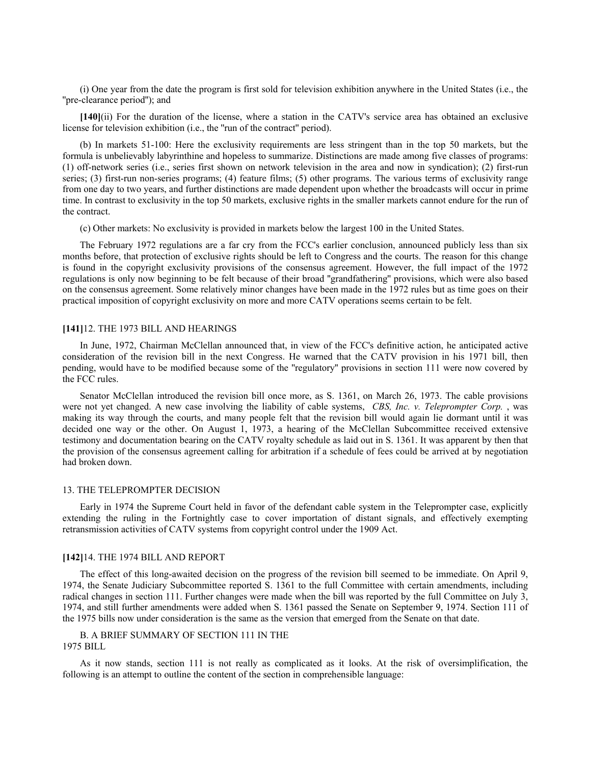(i) One year from the date the program is first sold for television exhibition anywhere in the United States (i.e., the "pre-clearance period"); and

**[140]**(ii) For the duration of the license, where a station in the CATV's service area has obtained an exclusive license for television exhibition (i.e., the "run of the contract" period).

(b) In markets 51-100: Here the exclusivity requirements are less stringent than in the top 50 markets, but the formula is unbelievably labyrinthine and hopeless to summarize. Distinctions are made among five classes of programs: (1) off-network series (i.e., series first shown on network television in the area and now in syndication); (2) first-run series; (3) first-run non-series programs; (4) feature films; (5) other programs. The various terms of exclusivity range from one day to two years, and further distinctions are made dependent upon whether the broadcasts will occur in prime time. In contrast to exclusivity in the top 50 markets, exclusive rights in the smaller markets cannot endure for the run of the contract.

(c) Other markets: No exclusivity is provided in markets below the largest 100 in the United States.

The February 1972 regulations are a far cry from the FCC's earlier conclusion, announced publicly less than six months before, that protection of exclusive rights should be left to Congress and the courts. The reason for this change is found in the copyright exclusivity provisions of the consensus agreement. However, the full impact of the 1972 regulations is only now beginning to be felt because of their broad "grandfathering" provisions, which were also based on the consensus agreement. Some relatively minor changes have been made in the 1972 rules but as time goes on their practical imposition of copyright exclusivity on more and more CATV operations seems certain to be felt.

### **[141]**12. THE 1973 BILL AND HEARINGS

In June, 1972, Chairman McClellan announced that, in view of the FCC's definitive action, he anticipated active consideration of the revision bill in the next Congress. He warned that the CATV provision in his 1971 bill, then pending, would have to be modified because some of the "regulatory" provisions in section 111 were now covered by the FCC rules.

Senator McClellan introduced the revision bill once more, as S. 1361, on March 26, 1973. The cable provisions were not yet changed. A new case involving the liability of cable systems, *CBS, Inc. v. Teleprompter Corp.* , was making its way through the courts, and many people felt that the revision bill would again lie dormant until it was decided one way or the other. On August 1, 1973, a hearing of the McClellan Subcommittee received extensive testimony and documentation bearing on the CATV royalty schedule as laid out in S. 1361. It was apparent by then that the provision of the consensus agreement calling for arbitration if a schedule of fees could be arrived at by negotiation had broken down.

### 13. THE TELEPROMPTER DECISION

Early in 1974 the Supreme Court held in favor of the defendant cable system in the Teleprompter case, explicitly extending the ruling in the Fortnightly case to cover importation of distant signals, and effectively exempting retransmission activities of CATV systems from copyright control under the 1909 Act.

### **[142]**14. THE 1974 BILL AND REPORT

The effect of this long-awaited decision on the progress of the revision bill seemed to be immediate. On April 9, 1974, the Senate Judiciary Subcommittee reported S. 1361 to the full Committee with certain amendments, including radical changes in section 111. Further changes were made when the bill was reported by the full Committee on July 3, 1974, and still further amendments were added when S. 1361 passed the Senate on September 9, 1974. Section 111 of the 1975 bills now under consideration is the same as the version that emerged from the Senate on that date.

## B. A BRIEF SUMMARY OF SECTION 111 IN THE 1975 BILL

As it now stands, section 111 is not really as complicated as it looks. At the risk of oversimplification, the following is an attempt to outline the content of the section in comprehensible language: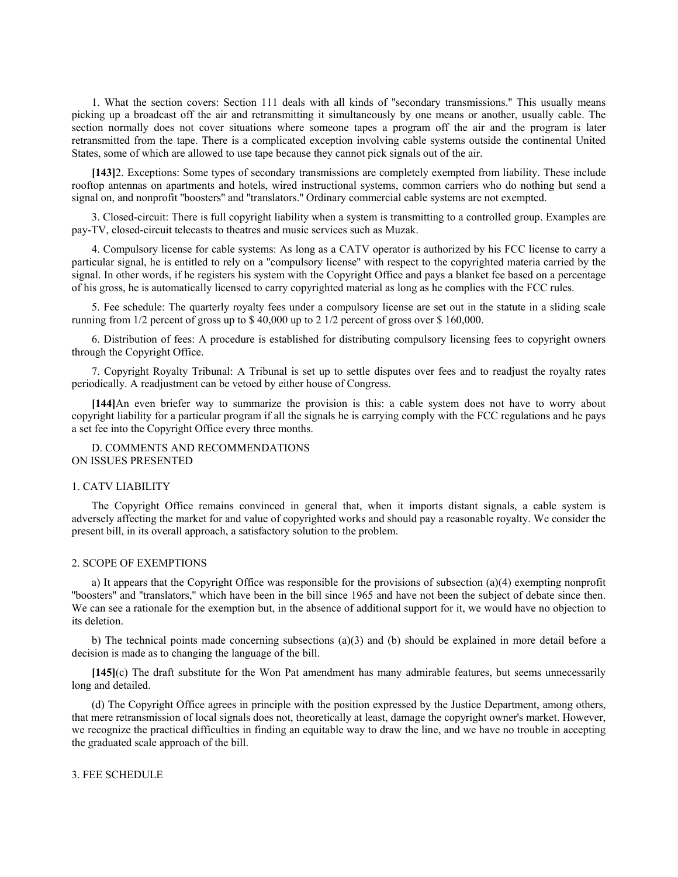1. What the section covers: Section 111 deals with all kinds of "secondary transmissions." This usually means picking up a broadcast off the air and retransmitting it simultaneously by one means or another, usually cable. The section normally does not cover situations where someone tapes a program off the air and the program is later retransmitted from the tape. There is a complicated exception involving cable systems outside the continental United States, some of which are allowed to use tape because they cannot pick signals out of the air.

**[143]**2. Exceptions: Some types of secondary transmissions are completely exempted from liability. These include rooftop antennas on apartments and hotels, wired instructional systems, common carriers who do nothing but send a signal on, and nonprofit "boosters" and "translators." Ordinary commercial cable systems are not exempted.

3. Closed-circuit: There is full copyright liability when a system is transmitting to a controlled group. Examples are pay-TV, closed-circuit telecasts to theatres and music services such as Muzak.

4. Compulsory license for cable systems: As long as a CATV operator is authorized by his FCC license to carry a particular signal, he is entitled to rely on a "compulsory license" with respect to the copyrighted materia carried by the signal. In other words, if he registers his system with the Copyright Office and pays a blanket fee based on a percentage of his gross, he is automatically licensed to carry copyrighted material as long as he complies with the FCC rules.

5. Fee schedule: The quarterly royalty fees under a compulsory license are set out in the statute in a sliding scale running from 1/2 percent of gross up to $ 40,000 up to 2 1/2 percent of gross over $ 160,000.

6. Distribution of fees: A procedure is established for distributing compulsory licensing fees to copyright owners through the Copyright Office.

7. Copyright Royalty Tribunal: A Tribunal is set up to settle disputes over fees and to readjust the royalty rates periodically. A readjustment can be vetoed by either house of Congress.

**[144]**An even briefer way to summarize the provision is this: a cable system does not have to worry about copyright liability for a particular program if all the signals he is carrying comply with the FCC regulations and he pays a set fee into the Copyright Office every three months.

D. COMMENTS AND RECOMMENDATIONS ON ISSUES PRESENTED

1. CATV LIABILITY

The Copyright Office remains convinced in general that, when it imports distant signals, a cable system is adversely affecting the market for and value of copyrighted works and should pay a reasonable royalty. We consider the present bill, in its overall approach, a satisfactory solution to the problem.

2. SCOPE OF EXEMPTIONS

a) It appears that the Copyright Office was responsible for the provisions of subsection (a)(4) exempting nonprofit "boosters" and "translators," which have been in the bill since 1965 and have not been the subject of debate since then. We can see a rationale for the exemption but, in the absence of additional support for it, we would have no objection to its deletion.

b) The technical points made concerning subsections (a)(3) and (b) should be explained in more detail before a decision is made as to changing the language of the bill.

**[145]**(c) The draft substitute for the Won Pat amendment has many admirable features, but seems unnecessarily long and detailed.

(d) The Copyright Office agrees in principle with the position expressed by the Justice Department, among others, that mere retransmission of local signals does not, theoretically at least, damage the copyright owner's market. However, we recognize the practical difficulties in finding an equitable way to draw the line, and we have no trouble in accepting the graduated scale approach of the bill.

3. FEE SCHEDULE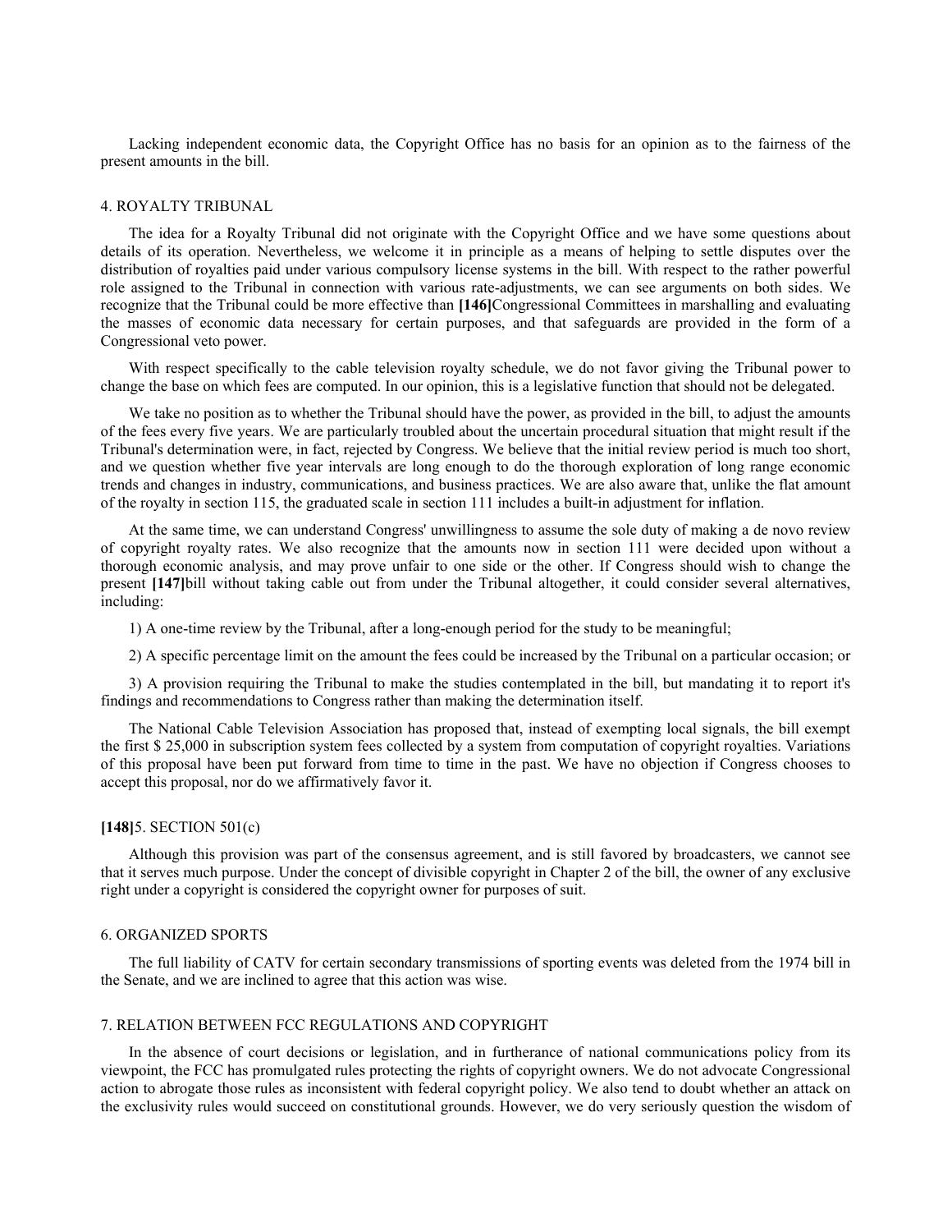Lacking independent economic data, the Copyright Office has no basis for an opinion as to the fairness of the present amounts in the bill.

## 4. ROYALTY TRIBUNAL

The idea for a Royalty Tribunal did not originate with the Copyright Office and we have some questions about details of its operation. Nevertheless, we welcome it in principle as a means of helping to settle disputes over the distribution of royalties paid under various compulsory license systems in the bill. With respect to the rather powerful role assigned to the Tribunal in connection with various rate-adjustments, we can see arguments on both sides. We recognize that the Tribunal could be more effective than **[146]**Congressional Committees in marshalling and evaluating the masses of economic data necessary for certain purposes, and that safeguards are provided in the form of a Congressional veto power.

With respect specifically to the cable television royalty schedule, we do not favor giving the Tribunal power to change the base on which fees are computed. In our opinion, this is a legislative function that should not be delegated.

We take no position as to whether the Tribunal should have the power, as provided in the bill, to adjust the amounts of the fees every five years. We are particularly troubled about the uncertain procedural situation that might result if the Tribunal's determination were, in fact, rejected by Congress. We believe that the initial review period is much too short, and we question whether five year intervals are long enough to do the thorough exploration of long range economic trends and changes in industry, communications, and business practices. We are also aware that, unlike the flat amount of the royalty in section 115, the graduated scale in section 111 includes a built-in adjustment for inflation.

At the same time, we can understand Congress' unwillingness to assume the sole duty of making a de novo review of copyright royalty rates. We also recognize that the amounts now in section 111 were decided upon without a thorough economic analysis, and may prove unfair to one side or the other. If Congress should wish to change the present **[147]**bill without taking cable out from under the Tribunal altogether, it could consider several alternatives, including:

1) A one-time review by the Tribunal, after a long-enough period for the study to be meaningful;

2) A specific percentage limit on the amount the fees could be increased by the Tribunal on a particular occasion; or

3) A provision requiring the Tribunal to make the studies contemplated in the bill, but mandating it to report it's findings and recommendations to Congress rather than making the determination itself.

The National Cable Television Association has proposed that, instead of exempting local signals, the bill exempt the first $ 25,000 in subscription system fees collected by a system from computation of copyright royalties. Variations of this proposal have been put forward from time to time in the past. We have no objection if Congress chooses to accept this proposal, nor do we affirmatively favor it.

## **[148]**5. SECTION 501(c)

Although this provision was part of the consensus agreement, and is still favored by broadcasters, we cannot see that it serves much purpose. Under the concept of divisible copyright in Chapter 2 of the bill, the owner of any exclusive right under a copyright is considered the copyright owner for purposes of suit.

## 6. ORGANIZED SPORTS

The full liability of CATV for certain secondary transmissions of sporting events was deleted from the 1974 bill in the Senate, and we are inclined to agree that this action was wise.

## 7. RELATION BETWEEN FCC REGULATIONS AND COPYRIGHT

In the absence of court decisions or legislation, and in furtherance of national communications policy from its viewpoint, the FCC has promulgated rules protecting the rights of copyright owners. We do not advocate Congressional action to abrogate those rules as inconsistent with federal copyright policy. We also tend to doubt whether an attack on the exclusivity rules would succeed on constitutional grounds. However, we do very seriously question the wisdom of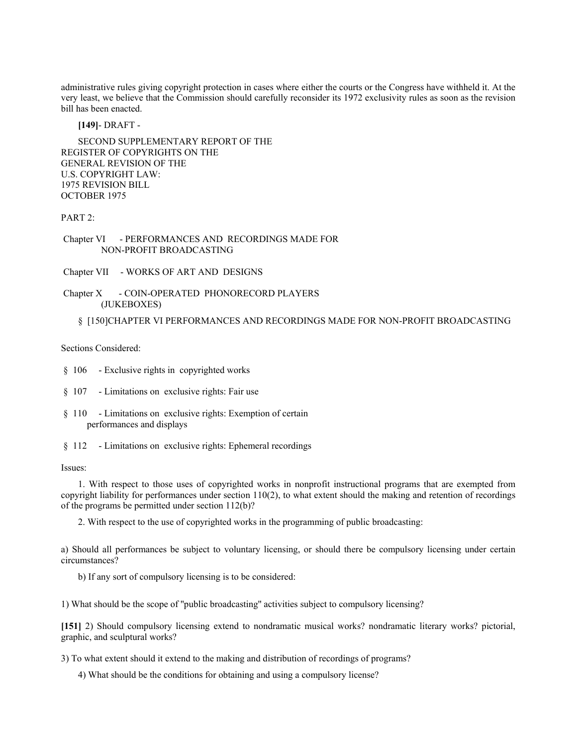administrative rules giving copyright protection in cases where either the courts or the Congress have withheld it. At the very least, we believe that the Commission should carefully reconsider its 1972 exclusivity rules as soon as the revision bill has been enacted.

**[149]**- DRAFT -

SECOND SUPPLEMENTARY REPORT OF THE
REGISTER OF COPYRIGHTS ON THE
GENERAL REVISION OF THE
U.S. COPYRIGHT LAW:
1975 REVISION BILL
OCTOBER 1975

PART 2:

Chapter VI - PERFORMANCES AND RECORDINGS MADE FOR NON-PROFIT BROADCASTING

Chapter VII - WORKS OF ART AND DESIGNS

Chapter X - COIN-OPERATED PHONORECORD PLAYERS (JUKEBOXES)

## § [150]CHAPTER VI PERFORMANCES AND RECORDINGS MADE FOR NON-PROFIT BROADCASTING

Sections Considered:

§ 106 - Exclusive rights in copyrighted works

§ 107 - Limitations on exclusive rights: Fair use

§ 110 - Limitations on exclusive rights: Exemption of certain performances and displays

§ 112 - Limitations on exclusive rights: Ephemeral recordings

Issues:

1. With respect to those uses of copyrighted works in nonprofit instructional programs that are exempted from copyright liability for performances under section 110(2), to what extent should the making and retention of recordings of the programs be permitted under section 112(b)?

2. With respect to the use of copyrighted works in the programming of public broadcasting:

a) Should all performances be subject to voluntary licensing, or should there be compulsory licensing under certain circumstances?

b) If any sort of compulsory licensing is to be considered:

1) What should be the scope of "public broadcasting" activities subject to compulsory licensing?

**[151]** 2) Should compulsory licensing extend to nondramatic musical works? nondramatic literary works? pictorial, graphic, and sculptural works?

3) To what extent should it extend to the making and distribution of recordings of programs?

4) What should be the conditions for obtaining and using a compulsory license?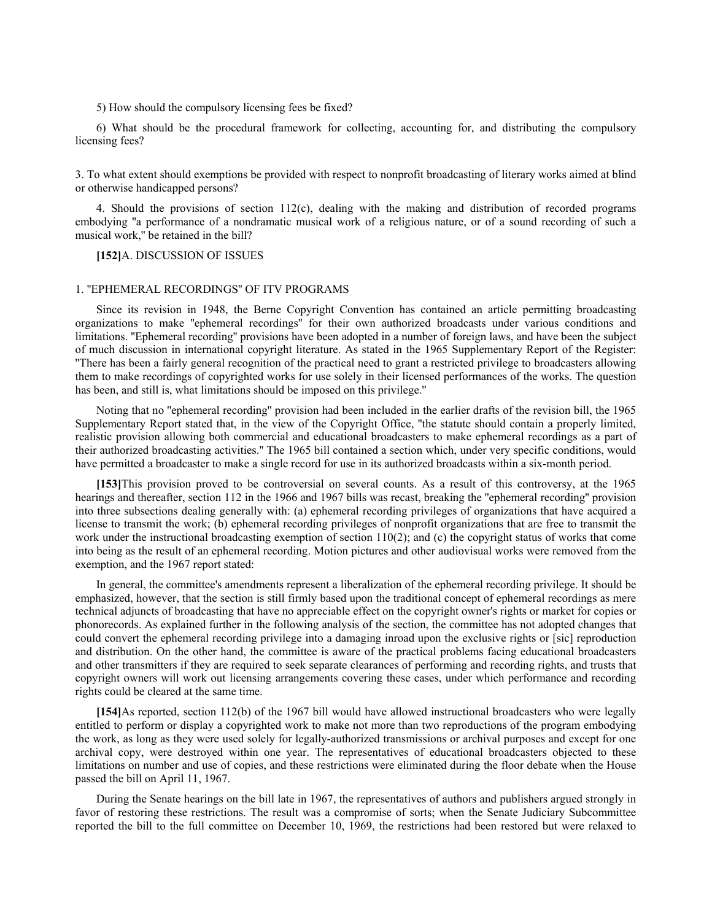5) How should the compulsory licensing fees be fixed?

6) What should be the procedural framework for collecting, accounting for, and distributing the compulsory licensing fees?

3. To what extent should exemptions be provided with respect to nonprofit broadcasting of literary works aimed at blind or otherwise handicapped persons?

4. Should the provisions of section 112(c), dealing with the making and distribution of recorded programs embodying "a performance of a nondramatic musical work of a religious nature, or of a sound recording of such a musical work," be retained in the bill?

**[152]**A. DISCUSSION OF ISSUES

1. "EPHEMERAL RECORDINGS" OF ITV PROGRAMS

Since its revision in 1948, the Berne Copyright Convention has contained an article permitting broadcasting organizations to make "ephemeral recordings" for their own authorized broadcasts under various conditions and limitations. "Ephemeral recording" provisions have been adopted in a number of foreign laws, and have been the subject of much discussion in international copyright literature. As stated in the 1965 Supplementary Report of the Register: "There has been a fairly general recognition of the practical need to grant a restricted privilege to broadcasters allowing them to make recordings of copyrighted works for use solely in their licensed performances of the works. The question has been, and still is, what limitations should be imposed on this privilege."

Noting that no "ephemeral recording" provision had been included in the earlier drafts of the revision bill, the 1965 Supplementary Report stated that, in the view of the Copyright Office, "the statute should contain a properly limited, realistic provision allowing both commercial and educational broadcasters to make ephemeral recordings as a part of their authorized broadcasting activities." The 1965 bill contained a section which, under very specific conditions, would have permitted a broadcaster to make a single record for use in its authorized broadcasts within a six-month period.

**[153]**This provision proved to be controversial on several counts. As a result of this controversy, at the 1965 hearings and thereafter, section 112 in the 1966 and 1967 bills was recast, breaking the "ephemeral recording" provision into three subsections dealing generally with: (a) ephemeral recording privileges of organizations that have acquired a license to transmit the work; (b) ephemeral recording privileges of nonprofit organizations that are free to transmit the work under the instructional broadcasting exemption of section 110(2); and (c) the copyright status of works that come into being as the result of an ephemeral recording. Motion pictures and other audiovisual works were removed from the exemption, and the 1967 report stated:

In general, the committee's amendments represent a liberalization of the ephemeral recording privilege. It should be emphasized, however, that the section is still firmly based upon the traditional concept of ephemeral recordings as mere technical adjuncts of broadcasting that have no appreciable effect on the copyright owner's rights or market for copies or phonorecords. As explained further in the following analysis of the section, the committee has not adopted changes that could convert the ephemeral recording privilege into a damaging inroad upon the exclusive rights or [sic] reproduction and distribution. On the other hand, the committee is aware of the practical problems facing educational broadcasters and other transmitters if they are required to seek separate clearances of performing and recording rights, and trusts that copyright owners will work out licensing arrangements covering these cases, under which performance and recording rights could be cleared at the same time.

**[154]**As reported, section 112(b) of the 1967 bill would have allowed instructional broadcasters who were legally entitled to perform or display a copyrighted work to make not more than two reproductions of the program embodying the work, as long as they were used solely for legally-authorized transmissions or archival purposes and except for one archival copy, were destroyed within one year. The representatives of educational broadcasters objected to these limitations on number and use of copies, and these restrictions were eliminated during the floor debate when the House passed the bill on April 11, 1967.

During the Senate hearings on the bill late in 1967, the representatives of authors and publishers argued strongly in favor of restoring these restrictions. The result was a compromise of sorts; when the Senate Judiciary Subcommittee reported the bill to the full committee on December 10, 1969, the restrictions had been restored but were relaxed to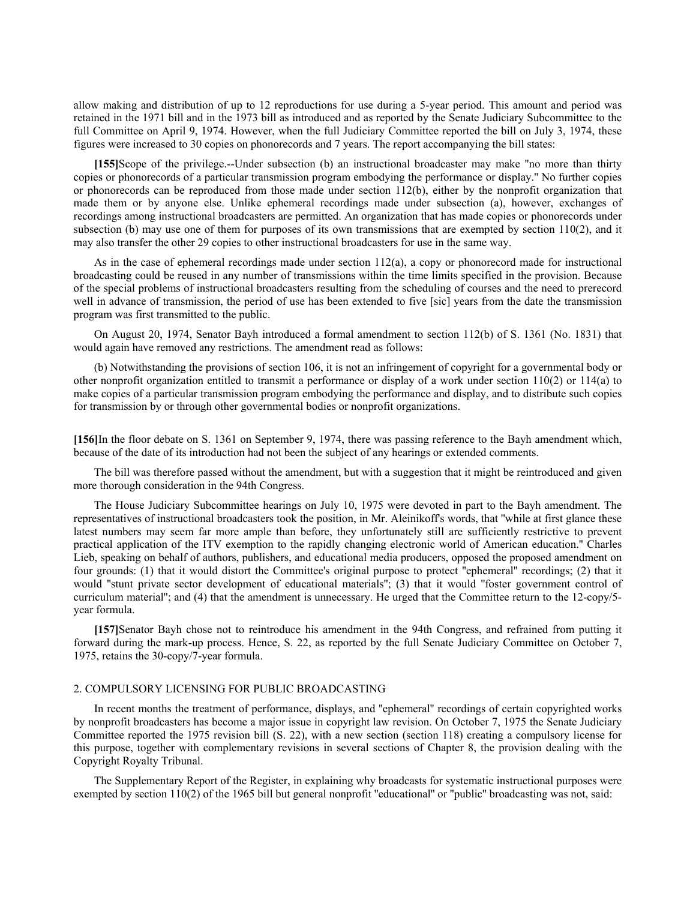allow making and distribution of up to 12 reproductions for use during a 5-year period. This amount and period was retained in the 1971 bill and in the 1973 bill as introduced and as reported by the Senate Judiciary Subcommittee to the full Committee on April 9, 1974. However, when the full Judiciary Committee reported the bill on July 3, 1974, these figures were increased to 30 copies on phonorecords and 7 years. The report accompanying the bill states:

**[155]**Scope of the privilege.--Under subsection (b) an instructional broadcaster may make "no more than thirty copies or phonorecords of a particular transmission program embodying the performance or display." No further copies or phonorecords can be reproduced from those made under section 112(b), either by the nonprofit organization that made them or by anyone else. Unlike ephemeral recordings made under subsection (a), however, exchanges of recordings among instructional broadcasters are permitted. An organization that has made copies or phonorecords under subsection (b) may use one of them for purposes of its own transmissions that are exempted by section 110(2), and it may also transfer the other 29 copies to other instructional broadcasters for use in the same way.

As in the case of ephemeral recordings made under section 112(a), a copy or phonorecord made for instructional broadcasting could be reused in any number of transmissions within the time limits specified in the provision. Because of the special problems of instructional broadcasters resulting from the scheduling of courses and the need to prerecord well in advance of transmission, the period of use has been extended to five [sic] years from the date the transmission program was first transmitted to the public.

On August 20, 1974, Senator Bayh introduced a formal amendment to section 112(b) of S. 1361 (No. 1831) that would again have removed any restrictions. The amendment read as follows:

(b) Notwithstanding the provisions of section 106, it is not an infringement of copyright for a governmental body or other nonprofit organization entitled to transmit a performance or display of a work under section 110(2) or 114(a) to make copies of a particular transmission program embodying the performance and display, and to distribute such copies for transmission by or through other governmental bodies or nonprofit organizations.

**[156]**In the floor debate on S. 1361 on September 9, 1974, there was passing reference to the Bayh amendment which, because of the date of its introduction had not been the subject of any hearings or extended comments.

The bill was therefore passed without the amendment, but with a suggestion that it might be reintroduced and given more thorough consideration in the 94th Congress.

The House Judiciary Subcommittee hearings on July 10, 1975 were devoted in part to the Bayh amendment. The representatives of instructional broadcasters took the position, in Mr. Aleinikoff's words, that "while at first glance these latest numbers may seem far more ample than before, they unfortunately still are sufficiently restrictive to prevent practical application of the ITV exemption to the rapidly changing electronic world of American education." Charles Lieb, speaking on behalf of authors, publishers, and educational media producers, opposed the proposed amendment on four grounds: (1) that it would distort the Committee's original purpose to protect "ephemeral" recordings; (2) that it would "stunt private sector development of educational materials"; (3) that it would "foster government control of curriculum material"; and (4) that the amendment is unnecessary. He urged that the Committee return to the 12-copy/5-year formula.

**[157]**Senator Bayh chose not to reintroduce his amendment in the 94th Congress, and refrained from putting it forward during the mark-up process. Hence, S. 22, as reported by the full Senate Judiciary Committee on October 7, 1975, retains the 30-copy/7-year formula.

## 2. COMPULSORY LICENSING FOR PUBLIC BROADCASTING

In recent months the treatment of performance, displays, and "ephemeral" recordings of certain copyrighted works by nonprofit broadcasters has become a major issue in copyright law revision. On October 7, 1975 the Senate Judiciary Committee reported the 1975 revision bill (S. 22), with a new section (section 118) creating a compulsory license for this purpose, together with complementary revisions in several sections of Chapter 8, the provision dealing with the Copyright Royalty Tribunal.

The Supplementary Report of the Register, in explaining why broadcasts for systematic instructional purposes were exempted by section 110(2) of the 1965 bill but general nonprofit "educational" or "public" broadcasting was not, said: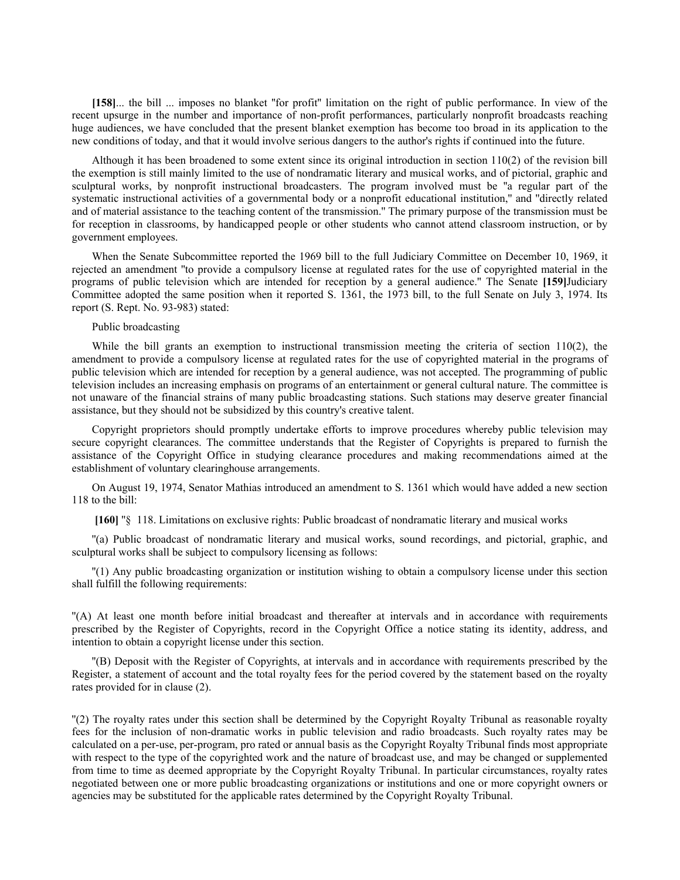**[158]**... the bill ... imposes no blanket "for profit" limitation on the right of public performance. In view of the recent upsurge in the number and importance of non-profit performances, particularly nonprofit broadcasts reaching huge audiences, we have concluded that the present blanket exemption has become too broad in its application to the new conditions of today, and that it would involve serious dangers to the author's rights if continued into the future.

Although it has been broadened to some extent since its original introduction in section 110(2) of the revision bill the exemption is still mainly limited to the use of nondramatic literary and musical works, and of pictorial, graphic and sculptural works, by nonprofit instructional broadcasters. The program involved must be "a regular part of the systematic instructional activities of a governmental body or a nonprofit educational institution," and "directly related and of material assistance to the teaching content of the transmission." The primary purpose of the transmission must be for reception in classrooms, by handicapped people or other students who cannot attend classroom instruction, or by government employees.

When the Senate Subcommittee reported the 1969 bill to the full Judiciary Committee on December 10, 1969, it rejected an amendment "to provide a compulsory license at regulated rates for the use of copyrighted material in the programs of public television which are intended for reception by a general audience." The Senate **[159]**Judiciary Committee adopted the same position when it reported S. 1361, the 1973 bill, to the full Senate on July 3, 1974. Its report (S. Rept. No. 93-983) stated:

Public broadcasting

While the bill grants an exemption to instructional transmission meeting the criteria of section 110(2), the amendment to provide a compulsory license at regulated rates for the use of copyrighted material in the programs of public television which are intended for reception by a general audience, was not accepted. The programming of public television includes an increasing emphasis on programs of an entertainment or general cultural nature. The committee is not unaware of the financial strains of many public broadcasting stations. Such stations may deserve greater financial assistance, but they should not be subsidized by this country's creative talent.

Copyright proprietors should promptly undertake efforts to improve procedures whereby public television may secure copyright clearances. The committee understands that the Register of Copyrights is prepared to furnish the assistance of the Copyright Office in studying clearance procedures and making recommendations aimed at the establishment of voluntary clearinghouse arrangements.

On August 19, 1974, Senator Mathias introduced an amendment to S. 1361 which would have added a new section 118 to the bill:

**[160]** "§ 118. Limitations on exclusive rights: Public broadcast of nondramatic literary and musical works

"(a) Public broadcast of nondramatic literary and musical works, sound recordings, and pictorial, graphic, and sculptural works shall be subject to compulsory licensing as follows:

"(1) Any public broadcasting organization or institution wishing to obtain a compulsory license under this section shall fulfill the following requirements:

"(A) At least one month before initial broadcast and thereafter at intervals and in accordance with requirements prescribed by the Register of Copyrights, record in the Copyright Office a notice stating its identity, address, and intention to obtain a copyright license under this section.

"(B) Deposit with the Register of Copyrights, at intervals and in accordance with requirements prescribed by the Register, a statement of account and the total royalty fees for the period covered by the statement based on the royalty rates provided for in clause (2).

"(2) The royalty rates under this section shall be determined by the Copyright Royalty Tribunal as reasonable royalty fees for the inclusion of non-dramatic works in public television and radio broadcasts. Such royalty rates may be calculated on a per-use, per-program, pro rated or annual basis as the Copyright Royalty Tribunal finds most appropriate with respect to the type of the copyrighted work and the nature of broadcast use, and may be changed or supplemented from time to time as deemed appropriate by the Copyright Royalty Tribunal. In particular circumstances, royalty rates negotiated between one or more public broadcasting organizations or institutions and one or more copyright owners or agencies may be substituted for the applicable rates determined by the Copyright Royalty Tribunal.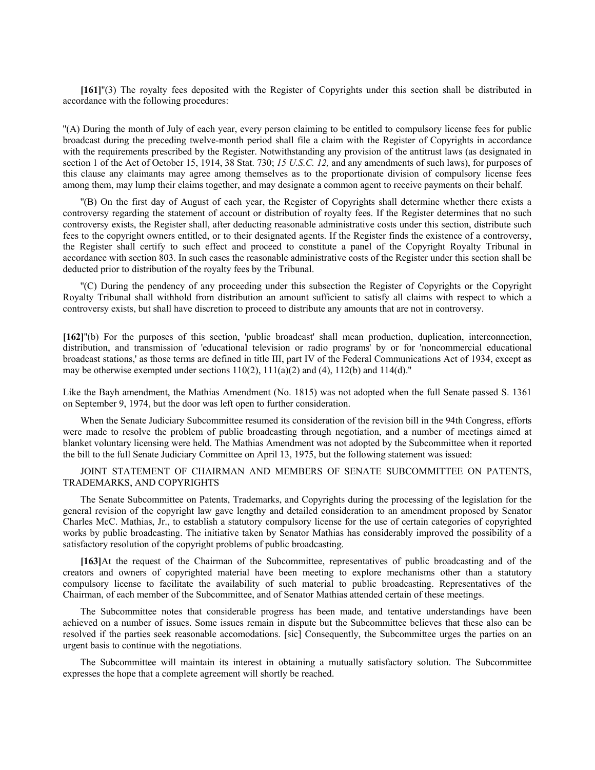**[161]**"(3) The royalty fees deposited with the Register of Copyrights under this section shall be distributed in accordance with the following procedures:

"(A) During the month of July of each year, every person claiming to be entitled to compulsory license fees for public broadcast during the preceding twelve-month period shall file a claim with the Register of Copyrights in accordance with the requirements prescribed by the Register. Notwithstanding any provision of the antitrust laws (as designated in section 1 of the Act of October 15, 1914, 38 Stat. 730; *15 U.S.C. 12,* and any amendments of such laws), for purposes of this clause any claimants may agree among themselves as to the proportionate division of compulsory license fees among them, may lump their claims together, and may designate a common agent to receive payments on their behalf.

"(B) On the first day of August of each year, the Register of Copyrights shall determine whether there exists a controversy regarding the statement of account or distribution of royalty fees. If the Register determines that no such controversy exists, the Register shall, after deducting reasonable administrative costs under this section, distribute such fees to the copyright owners entitled, or to their designated agents. If the Register finds the existence of a controversy, the Register shall certify to such effect and proceed to constitute a panel of the Copyright Royalty Tribunal in accordance with section 803. In such cases the reasonable administrative costs of the Register under this section shall be deducted prior to distribution of the royalty fees by the Tribunal.

"(C) During the pendency of any proceeding under this subsection the Register of Copyrights or the Copyright Royalty Tribunal shall withhold from distribution an amount sufficient to satisfy all claims with respect to which a controversy exists, but shall have discretion to proceed to distribute any amounts that are not in controversy.

**[162]**"(b) For the purposes of this section, 'public broadcast' shall mean production, duplication, interconnection, distribution, and transmission of 'educational television or radio programs' by or for 'noncommercial educational broadcast stations,' as those terms are defined in title III, part IV of the Federal Communications Act of 1934, except as may be otherwise exempted under sections 110(2), 111(a)(2) and (4), 112(b) and 114(d)."

Like the Bayh amendment, the Mathias Amendment (No. 1815) was not adopted when the full Senate passed S. 1361 on September 9, 1974, but the door was left open to further consideration.

When the Senate Judiciary Subcommittee resumed its consideration of the revision bill in the 94th Congress, efforts were made to resolve the problem of public broadcasting through negotiation, and a number of meetings aimed at blanket voluntary licensing were held. The Mathias Amendment was not adopted by the Subcommittee when it reported the bill to the full Senate Judiciary Committee on April 13, 1975, but the following statement was issued:

JOINT STATEMENT OF CHAIRMAN AND MEMBERS OF SENATE SUBCOMMITTEE ON PATENTS, TRADEMARKS, AND COPYRIGHTS

The Senate Subcommittee on Patents, Trademarks, and Copyrights during the processing of the legislation for the general revision of the copyright law gave lengthy and detailed consideration to an amendment proposed by Senator Charles McC. Mathias, Jr., to establish a statutory compulsory license for the use of certain categories of copyrighted works by public broadcasting. The initiative taken by Senator Mathias has considerably improved the possibility of a satisfactory resolution of the copyright problems of public broadcasting.

**[163]**At the request of the Chairman of the Subcommittee, representatives of public broadcasting and of the creators and owners of copyrighted material have been meeting to explore mechanisms other than a statutory compulsory license to facilitate the availability of such material to public broadcasting. Representatives of the Chairman, of each member of the Subcommittee, and of Senator Mathias attended certain of these meetings.

The Subcommittee notes that considerable progress has been made, and tentative understandings have been achieved on a number of issues. Some issues remain in dispute but the Subcommittee believes that these also can be resolved if the parties seek reasonable accomodations. [sic] Consequently, the Subcommittee urges the parties on an urgent basis to continue with the negotiations.

The Subcommittee will maintain its interest in obtaining a mutually satisfactory solution. The Subcommittee expresses the hope that a complete agreement will shortly be reached.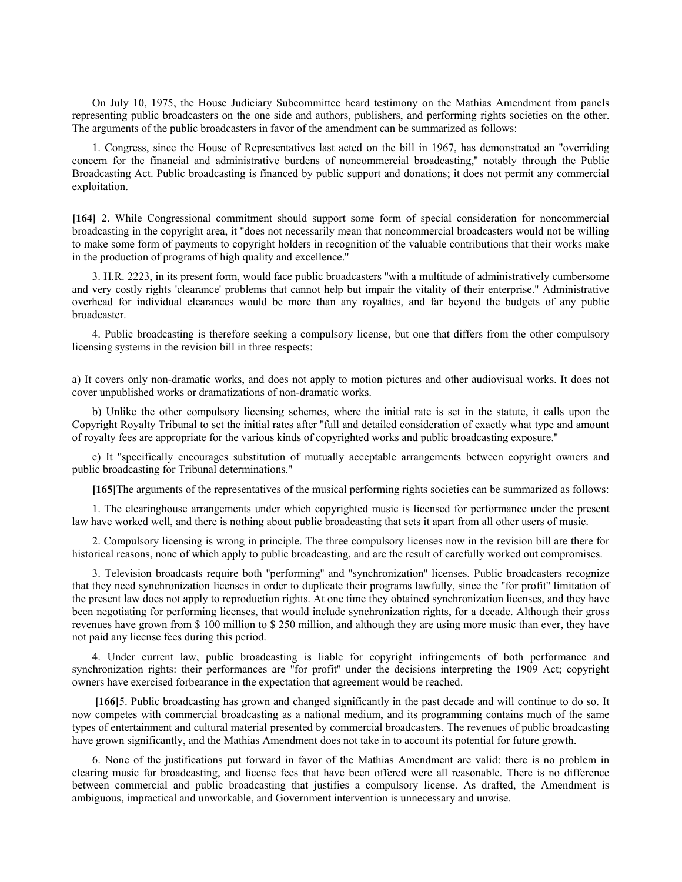On July 10, 1975, the House Judiciary Subcommittee heard testimony on the Mathias Amendment from panels representing public broadcasters on the one side and authors, publishers, and performing rights societies on the other. The arguments of the public broadcasters in favor of the amendment can be summarized as follows:

1. Congress, since the House of Representatives last acted on the bill in 1967, has demonstrated an "overriding concern for the financial and administrative burdens of noncommercial broadcasting," notably through the Public Broadcasting Act. Public broadcasting is financed by public support and donations; it does not permit any commercial exploitation.

**[164]** 2. While Congressional commitment should support some form of special consideration for noncommercial broadcasting in the copyright area, it "does not necessarily mean that noncommercial broadcasters would not be willing to make some form of payments to copyright holders in recognition of the valuable contributions that their works make in the production of programs of high quality and excellence."

3. H.R. 2223, in its present form, would face public broadcasters "with a multitude of administratively cumbersome and very costly rights 'clearance' problems that cannot help but impair the vitality of their enterprise." Administrative overhead for individual clearances would be more than any royalties, and far beyond the budgets of any public broadcaster.

4. Public broadcasting is therefore seeking a compulsory license, but one that differs from the other compulsory licensing systems in the revision bill in three respects:

a) It covers only non-dramatic works, and does not apply to motion pictures and other audiovisual works. It does not cover unpublished works or dramatizations of non-dramatic works.

b) Unlike the other compulsory licensing schemes, where the initial rate is set in the statute, it calls upon the Copyright Royalty Tribunal to set the initial rates after "full and detailed consideration of exactly what type and amount of royalty fees are appropriate for the various kinds of copyrighted works and public broadcasting exposure."

c) It "specifically encourages substitution of mutually acceptable arrangements between copyright owners and public broadcasting for Tribunal determinations."

**[165]**The arguments of the representatives of the musical performing rights societies can be summarized as follows:

1. The clearinghouse arrangements under which copyrighted music is licensed for performance under the present law have worked well, and there is nothing about public broadcasting that sets it apart from all other users of music.

2. Compulsory licensing is wrong in principle. The three compulsory licenses now in the revision bill are there for historical reasons, none of which apply to public broadcasting, and are the result of carefully worked out compromises.

3. Television broadcasts require both "performing" and "synchronization" licenses. Public broadcasters recognize that they need synchronization licenses in order to duplicate their programs lawfully, since the "for profit" limitation of the present law does not apply to reproduction rights. At one time they obtained synchronization licenses, and they have been negotiating for performing licenses, that would include synchronization rights, for a decade. Although their gross revenues have grown from $ 100 million to $ 250 million, and although they are using more music than ever, they have not paid any license fees during this period.

4. Under current law, public broadcasting is liable for copyright infringements of both performance and synchronization rights: their performances are "for profit" under the decisions interpreting the 1909 Act; copyright owners have exercised forbearance in the expectation that agreement would be reached.

**[166]**5. Public broadcasting has grown and changed significantly in the past decade and will continue to do so. It now competes with commercial broadcasting as a national medium, and its programming contains much of the same types of entertainment and cultural material presented by commercial broadcasters. The revenues of public broadcasting have grown significantly, and the Mathias Amendment does not take in to account its potential for future growth.

6. None of the justifications put forward in favor of the Mathias Amendment are valid: there is no problem in clearing music for broadcasting, and license fees that have been offered were all reasonable. There is no difference between commercial and public broadcasting that justifies a compulsory license. As drafted, the Amendment is ambiguous, impractical and unworkable, and Government intervention is unnecessary and unwise.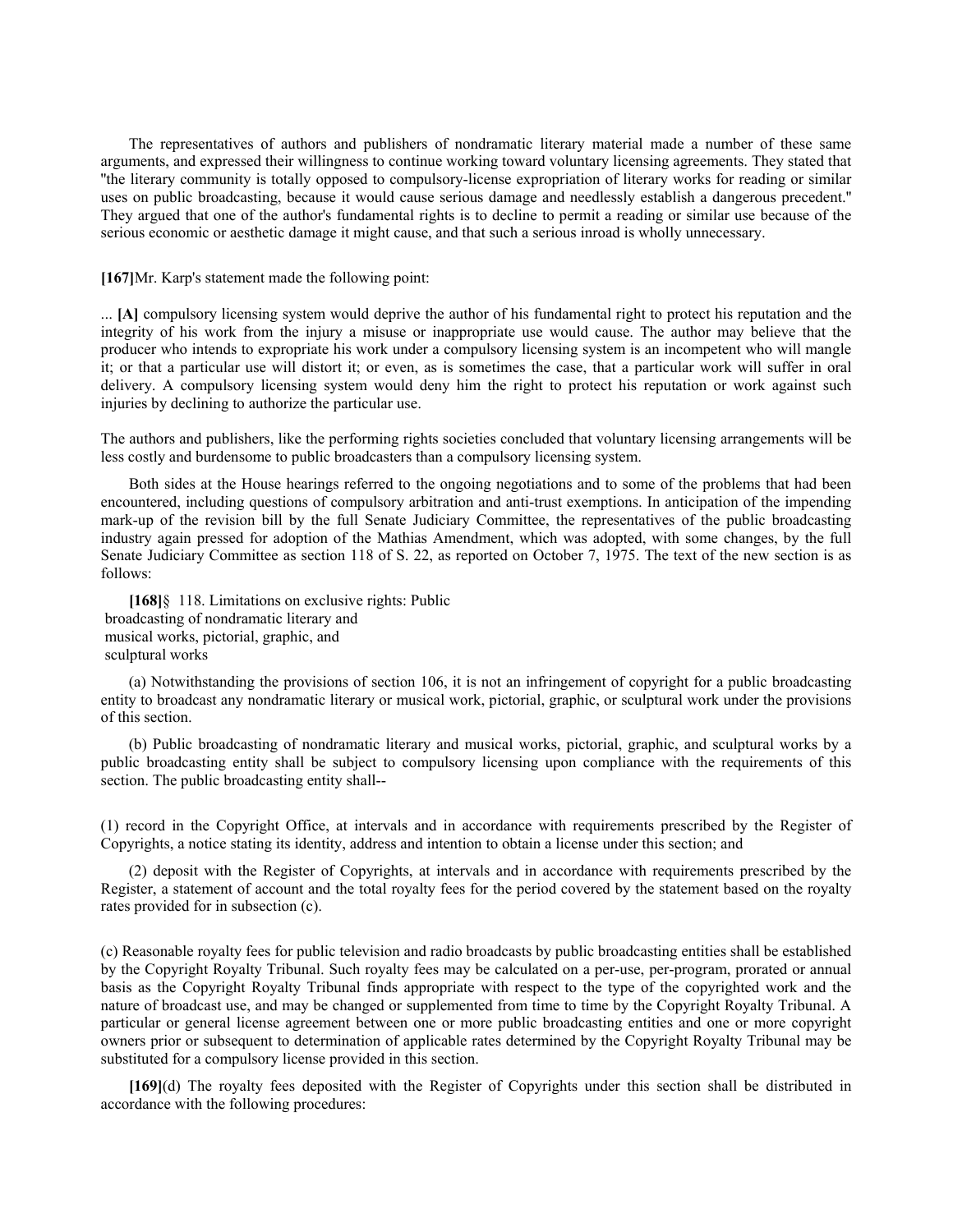The representatives of authors and publishers of nondramatic literary material made a number of these same arguments, and expressed their willingness to continue working toward voluntary licensing agreements. They stated that "the literary community is totally opposed to compulsory-license expropriation of literary works for reading or similar uses on public broadcasting, because it would cause serious damage and needlessly establish a dangerous precedent." They argued that one of the author's fundamental rights is to decline to permit a reading or similar use because of the serious economic or aesthetic damage it might cause, and that such a serious inroad is wholly unnecessary.

**[167]**Mr. Karp's statement made the following point:

... **[A]** compulsory licensing system would deprive the author of his fundamental right to protect his reputation and the integrity of his work from the injury a misuse or inappropriate use would cause. The author may believe that the producer who intends to expropriate his work under a compulsory licensing system is an incompetent who will mangle it; or that a particular use will distort it; or even, as is sometimes the case, that a particular work will suffer in oral delivery. A compulsory licensing system would deny him the right to protect his reputation or work against such injuries by declining to authorize the particular use.

The authors and publishers, like the performing rights societies concluded that voluntary licensing arrangements will be less costly and burdensome to public broadcasters than a compulsory licensing system.

Both sides at the House hearings referred to the ongoing negotiations and to some of the problems that had been encountered, including questions of compulsory arbitration and anti-trust exemptions. In anticipation of the impending mark-up of the revision bill by the full Senate Judiciary Committee, the representatives of the public broadcasting industry again pressed for adoption of the Mathias Amendment, which was adopted, with some changes, by the full Senate Judiciary Committee as section 118 of S. 22, as reported on October 7, 1975. The text of the new section is as follows:

**[168]**§ 118. Limitations on exclusive rights: Public broadcasting of nondramatic literary and musical works, pictorial, graphic, and sculptural works

(a) Notwithstanding the provisions of section 106, it is not an infringement of copyright for a public broadcasting entity to broadcast any nondramatic literary or musical work, pictorial, graphic, or sculptural work under the provisions of this section.

(b) Public broadcasting of nondramatic literary and musical works, pictorial, graphic, and sculptural works by a public broadcasting entity shall be subject to compulsory licensing upon compliance with the requirements of this section. The public broadcasting entity shall--

(1) record in the Copyright Office, at intervals and in accordance with requirements prescribed by the Register of Copyrights, a notice stating its identity, address and intention to obtain a license under this section; and

(2) deposit with the Register of Copyrights, at intervals and in accordance with requirements prescribed by the Register, a statement of account and the total royalty fees for the period covered by the statement based on the royalty rates provided for in subsection (c).

(c) Reasonable royalty fees for public television and radio broadcasts by public broadcasting entities shall be established by the Copyright Royalty Tribunal. Such royalty fees may be calculated on a per-use, per-program, prorated or annual basis as the Copyright Royalty Tribunal finds appropriate with respect to the type of the copyrighted work and the nature of broadcast use, and may be changed or supplemented from time to time by the Copyright Royalty Tribunal. A particular or general license agreement between one or more public broadcasting entities and one or more copyright owners prior or subsequent to determination of applicable rates determined by the Copyright Royalty Tribunal may be substituted for a compulsory license provided in this section.

**[169]**(d) The royalty fees deposited with the Register of Copyrights under this section shall be distributed in accordance with the following procedures: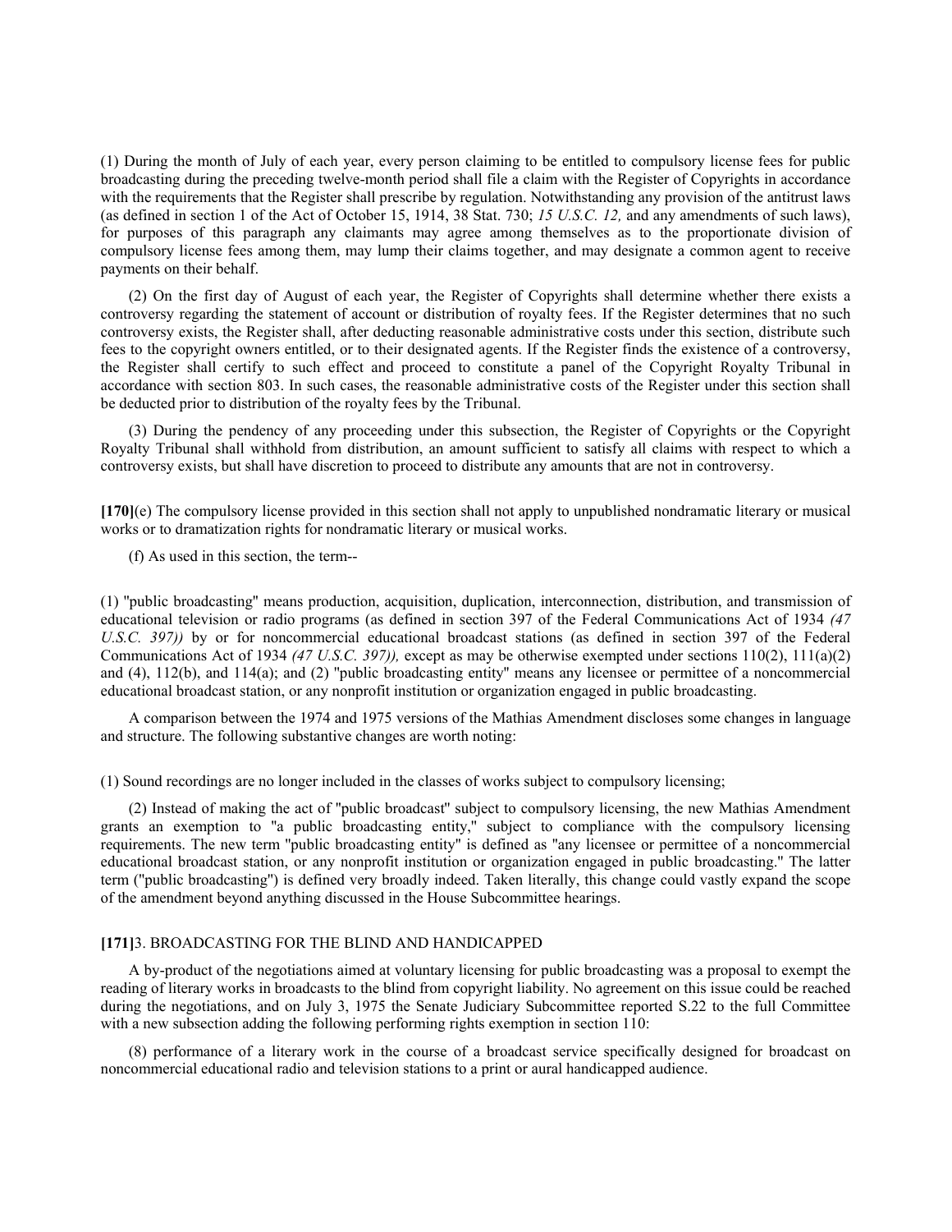(1) During the month of July of each year, every person claiming to be entitled to compulsory license fees for public broadcasting during the preceding twelve-month period shall file a claim with the Register of Copyrights in accordance with the requirements that the Register shall prescribe by regulation. Notwithstanding any provision of the antitrust laws (as defined in section 1 of the Act of October 15, 1914, 38 Stat. 730; *15 U.S.C. 12,* and any amendments of such laws), for purposes of this paragraph any claimants may agree among themselves as to the proportionate division of compulsory license fees among them, may lump their claims together, and may designate a common agent to receive payments on their behalf.

(2) On the first day of August of each year, the Register of Copyrights shall determine whether there exists a controversy regarding the statement of account or distribution of royalty fees. If the Register determines that no such controversy exists, the Register shall, after deducting reasonable administrative costs under this section, distribute such fees to the copyright owners entitled, or to their designated agents. If the Register finds the existence of a controversy, the Register shall certify to such effect and proceed to constitute a panel of the Copyright Royalty Tribunal in accordance with section 803. In such cases, the reasonable administrative costs of the Register under this section shall be deducted prior to distribution of the royalty fees by the Tribunal.

(3) During the pendency of any proceeding under this subsection, the Register of Copyrights or the Copyright Royalty Tribunal shall withhold from distribution, an amount sufficient to satisfy all claims with respect to which a controversy exists, but shall have discretion to proceed to distribute any amounts that are not in controversy.

**[170]**(e) The compulsory license provided in this section shall not apply to unpublished nondramatic literary or musical works or to dramatization rights for nondramatic literary or musical works.

(f) As used in this section, the term--

(1) "public broadcasting" means production, acquisition, duplication, interconnection, distribution, and transmission of educational television or radio programs (as defined in section 397 of the Federal Communications Act of 1934 *(47 U.S.C. 397))* by or for noncommercial educational broadcast stations (as defined in section 397 of the Federal Communications Act of 1934 *(47 U.S.C. 397)),* except as may be otherwise exempted under sections 110(2), 111(a)(2) and (4), 112(b), and 114(a); and (2) "public broadcasting entity" means any licensee or permittee of a noncommercial educational broadcast station, or any nonprofit institution or organization engaged in public broadcasting.

A comparison between the 1974 and 1975 versions of the Mathias Amendment discloses some changes in language and structure. The following substantive changes are worth noting:

(1) Sound recordings are no longer included in the classes of works subject to compulsory licensing;

(2) Instead of making the act of "public broadcast" subject to compulsory licensing, the new Mathias Amendment grants an exemption to "a public broadcasting entity," subject to compliance with the compulsory licensing requirements. The new term "public broadcasting entity" is defined as "any licensee or permittee of a noncommercial educational broadcast station, or any nonprofit institution or organization engaged in public broadcasting." The latter term ("public broadcasting") is defined very broadly indeed. Taken literally, this change could vastly expand the scope of the amendment beyond anything discussed in the House Subcommittee hearings.

### **[171]**3. BROADCASTING FOR THE BLIND AND HANDICAPPED

A by-product of the negotiations aimed at voluntary licensing for public broadcasting was a proposal to exempt the reading of literary works in broadcasts to the blind from copyright liability. No agreement on this issue could be reached during the negotiations, and on July 3, 1975 the Senate Judiciary Subcommittee reported S.22 to the full Committee with a new subsection adding the following performing rights exemption in section 110:

(8) performance of a literary work in the course of a broadcast service specifically designed for broadcast on noncommercial educational radio and television stations to a print or aural handicapped audience.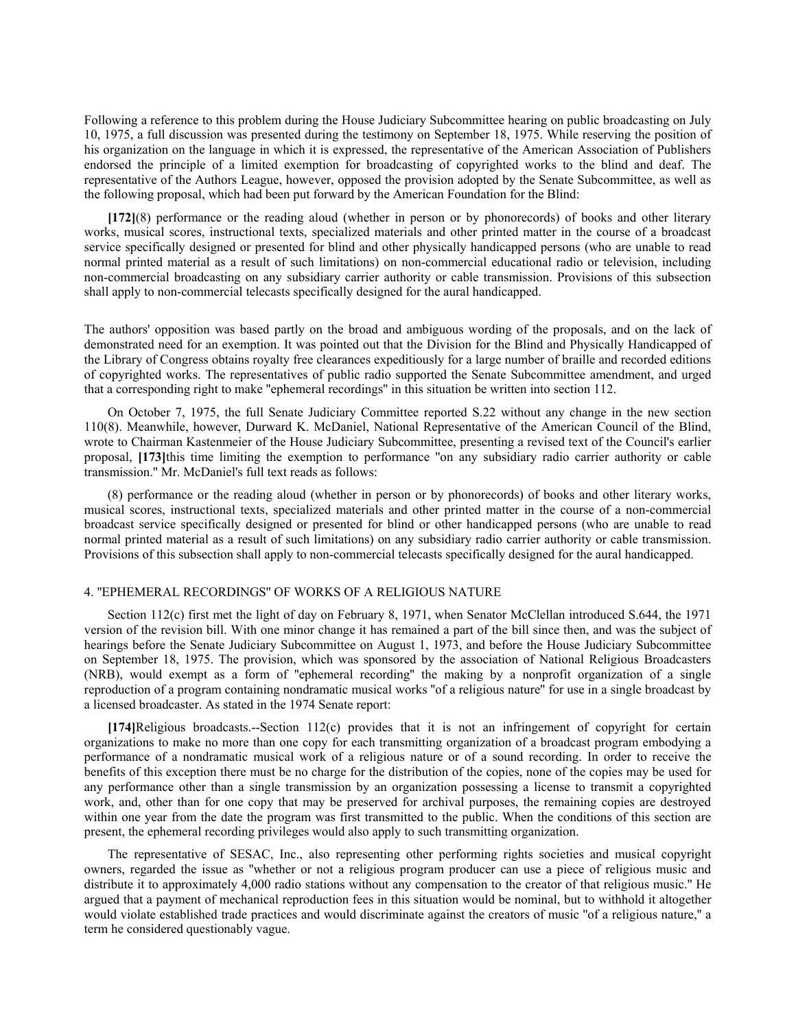Following a reference to this problem during the House Judiciary Subcommittee hearing on public broadcasting on July 10, 1975, a full discussion was presented during the testimony on September 18, 1975. While reserving the position of his organization on the language in which it is expressed, the representative of the American Association of Publishers endorsed the principle of a limited exemption for broadcasting of copyrighted works to the blind and deaf. The representative of the Authors League, however, opposed the provision adopted by the Senate Subcommittee, as well as the following proposal, which had been put forward by the American Foundation for the Blind:

**[172]**(8) performance or the reading aloud (whether in person or by phonorecords) of books and other literary works, musical scores, instructional texts, specialized materials and other printed matter in the course of a broadcast service specifically designed or presented for blind and other physically handicapped persons (who are unable to read normal printed material as a result of such limitations) on non-commercial educational radio or television, including non-commercial broadcasting on any subsidiary carrier authority or cable transmission. Provisions of this subsection shall apply to non-commercial telecasts specifically designed for the aural handicapped.

The authors' opposition was based partly on the broad and ambiguous wording of the proposals, and on the lack of demonstrated need for an exemption. It was pointed out that the Division for the Blind and Physically Handicapped of the Library of Congress obtains royalty free clearances expeditiously for a large number of braille and recorded editions of copyrighted works. The representatives of public radio supported the Senate Subcommittee amendment, and urged that a corresponding right to make "ephemeral recordings" in this situation be written into section 112.

On October 7, 1975, the full Senate Judiciary Committee reported S.22 without any change in the new section 110(8). Meanwhile, however, Durward K. McDaniel, National Representative of the American Council of the Blind, wrote to Chairman Kastenmeier of the House Judiciary Subcommittee, presenting a revised text of the Council's earlier proposal, **[173]**this time limiting the exemption to performance "on any subsidiary radio carrier authority or cable transmission." Mr. McDaniel's full text reads as follows:

(8) performance or the reading aloud (whether in person or by phonorecords) of books and other literary works, musical scores, instructional texts, specialized materials and other printed matter in the course of a non-commercial broadcast service specifically designed or presented for blind or other handicapped persons (who are unable to read normal printed material as a result of such limitations) on any subsidiary radio carrier authority or cable transmission. Provisions of this subsection shall apply to non-commercial telecasts specifically designed for the aural handicapped.

## 4. "EPHEMERAL RECORDINGS" OF WORKS OF A RELIGIOUS NATURE

Section 112(c) first met the light of day on February 8, 1971, when Senator McClellan introduced S.644, the 1971 version of the revision bill. With one minor change it has remained a part of the bill since then, and was the subject of hearings before the Senate Judiciary Subcommittee on August 1, 1973, and before the House Judiciary Subcommittee on September 18, 1975. The provision, which was sponsored by the association of National Religious Broadcasters (NRB), would exempt as a form of "ephemeral recording" the making by a nonprofit organization of a single reproduction of a program containing nondramatic musical works "of a religious nature" for use in a single broadcast by a licensed broadcaster. As stated in the 1974 Senate report:

**[174]**Religious broadcasts.--Section 112(c) provides that it is not an infringement of copyright for certain organizations to make no more than one copy for each transmitting organization of a broadcast program embodying a performance of a nondramatic musical work of a religious nature or of a sound recording. In order to receive the benefits of this exception there must be no charge for the distribution of the copies, none of the copies may be used for any performance other than a single transmission by an organization possessing a license to transmit a copyrighted work, and, other than for one copy that may be preserved for archival purposes, the remaining copies are destroyed within one year from the date the program was first transmitted to the public. When the conditions of this section are present, the ephemeral recording privileges would also apply to such transmitting organization.

The representative of SESAC, Inc., also representing other performing rights societies and musical copyright owners, regarded the issue as "whether or not a religious program producer can use a piece of religious music and distribute it to approximately 4,000 radio stations without any compensation to the creator of that religious music." He argued that a payment of mechanical reproduction fees in this situation would be nominal, but to withhold it altogether would violate established trade practices and would discriminate against the creators of music "of a religious nature," a term he considered questionably vague.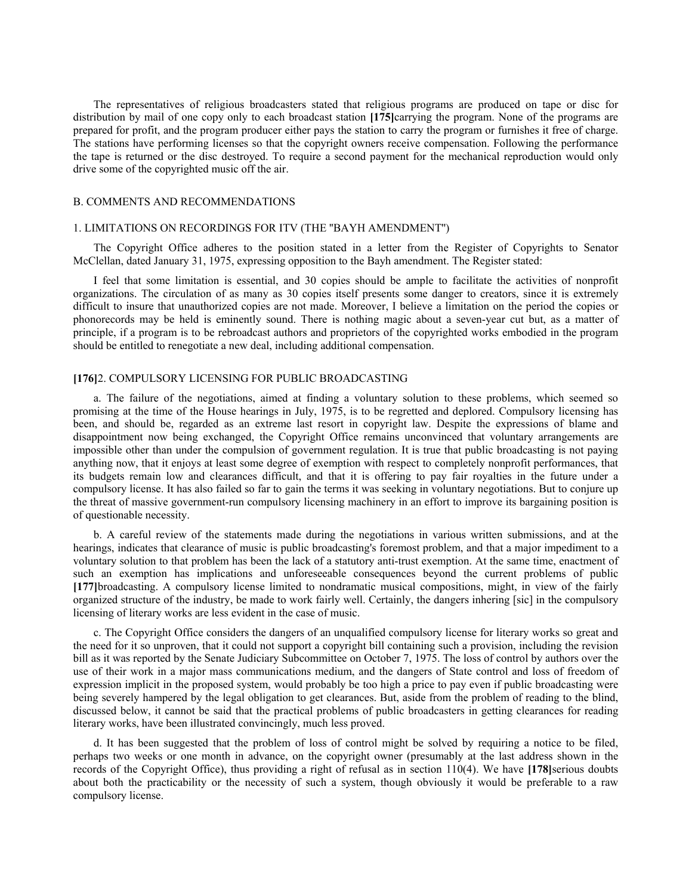The representatives of religious broadcasters stated that religious programs are produced on tape or disc for distribution by mail of one copy only to each broadcast station **[175]**carrying the program. None of the programs are prepared for profit, and the program producer either pays the station to carry the program or furnishes it free of charge. The stations have performing licenses so that the copyright owners receive compensation. Following the performance the tape is returned or the disc destroyed. To require a second payment for the mechanical reproduction would only drive some of the copyrighted music off the air.

### B. COMMENTS AND RECOMMENDATIONS

#### 1. LIMITATIONS ON RECORDINGS FOR ITV (THE "BAYH AMENDMENT")

The Copyright Office adheres to the position stated in a letter from the Register of Copyrights to Senator McClellan, dated January 31, 1975, expressing opposition to the Bayh amendment. The Register stated:

I feel that some limitation is essential, and 30 copies should be ample to facilitate the activities of nonprofit organizations. The circulation of as many as 30 copies itself presents some danger to creators, since it is extremely difficult to insure that unauthorized copies are not made. Moreover, I believe a limitation on the period the copies or phonorecords may be held is eminently sound. There is nothing magic about a seven-year cut but, as a matter of principle, if a program is to be rebroadcast authors and proprietors of the copyrighted works embodied in the program should be entitled to renegotiate a new deal, including additional compensation.

#### **[176]**2. COMPULSORY LICENSING FOR PUBLIC BROADCASTING

a. The failure of the negotiations, aimed at finding a voluntary solution to these problems, which seemed so promising at the time of the House hearings in July, 1975, is to be regretted and deplored. Compulsory licensing has been, and should be, regarded as an extreme last resort in copyright law. Despite the expressions of blame and disappointment now being exchanged, the Copyright Office remains unconvinced that voluntary arrangements are impossible other than under the compulsion of government regulation. It is true that public broadcasting is not paying anything now, that it enjoys at least some degree of exemption with respect to completely nonprofit performances, that its budgets remain low and clearances difficult, and that it is offering to pay fair royalties in the future under a compulsory license. It has also failed so far to gain the terms it was seeking in voluntary negotiations. But to conjure up the threat of massive government-run compulsory licensing machinery in an effort to improve its bargaining position is of questionable necessity.

b. A careful review of the statements made during the negotiations in various written submissions, and at the hearings, indicates that clearance of music is public broadcasting's foremost problem, and that a major impediment to a voluntary solution to that problem has been the lack of a statutory anti-trust exemption. At the same time, enactment of such an exemption has implications and unforeseeable consequences beyond the current problems of public **[177]**broadcasting. A compulsory license limited to nondramatic musical compositions, might, in view of the fairly organized structure of the industry, be made to work fairly well. Certainly, the dangers inhering [sic] in the compulsory licensing of literary works are less evident in the case of music.

c. The Copyright Office considers the dangers of an unqualified compulsory license for literary works so great and the need for it so unproven, that it could not support a copyright bill containing such a provision, including the revision bill as it was reported by the Senate Judiciary Subcommittee on October 7, 1975. The loss of control by authors over the use of their work in a major mass communications medium, and the dangers of State control and loss of freedom of expression implicit in the proposed system, would probably be too high a price to pay even if public broadcasting were being severely hampered by the legal obligation to get clearances. But, aside from the problem of reading to the blind, discussed below, it cannot be said that the practical problems of public broadcasters in getting clearances for reading literary works, have been illustrated convincingly, much less proved.

d. It has been suggested that the problem of loss of control might be solved by requiring a notice to be filed, perhaps two weeks or one month in advance, on the copyright owner (presumably at the last address shown in the records of the Copyright Office), thus providing a right of refusal as in section 110(4). We have **[178]**serious doubts about both the practicability or the necessity of such a system, though obviously it would be preferable to a raw compulsory license.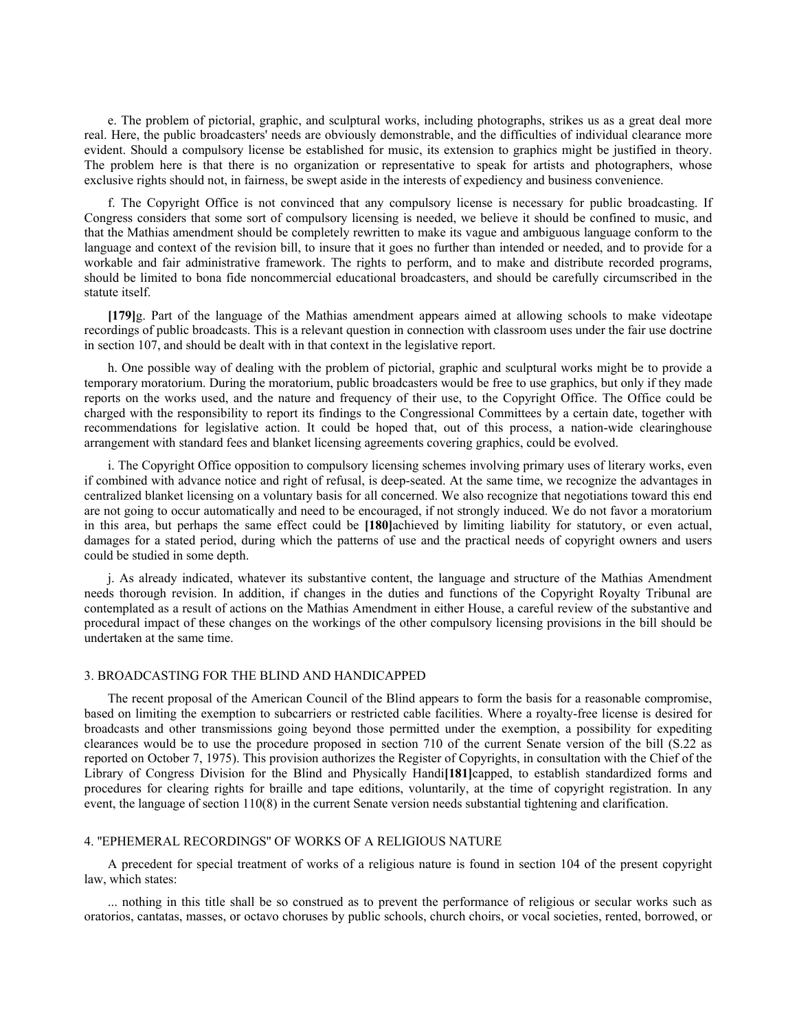e. The problem of pictorial, graphic, and sculptural works, including photographs, strikes us as a great deal more real. Here, the public broadcasters' needs are obviously demonstrable, and the difficulties of individual clearance more evident. Should a compulsory license be established for music, its extension to graphics might be justified in theory. The problem here is that there is no organization or representative to speak for artists and photographers, whose exclusive rights should not, in fairness, be swept aside in the interests of expediency and business convenience.

f. The Copyright Office is not convinced that any compulsory license is necessary for public broadcasting. If Congress considers that some sort of compulsory licensing is needed, we believe it should be confined to music, and that the Mathias amendment should be completely rewritten to make its vague and ambiguous language conform to the language and context of the revision bill, to insure that it goes no further than intended or needed, and to provide for a workable and fair administrative framework. The rights to perform, and to make and distribute recorded programs, should be limited to bona fide noncommercial educational broadcasters, and should be carefully circumscribed in the statute itself.

**[179]**g. Part of the language of the Mathias amendment appears aimed at allowing schools to make videotape recordings of public broadcasts. This is a relevant question in connection with classroom uses under the fair use doctrine in section 107, and should be dealt with in that context in the legislative report.

h. One possible way of dealing with the problem of pictorial, graphic and sculptural works might be to provide a temporary moratorium. During the moratorium, public broadcasters would be free to use graphics, but only if they made reports on the works used, and the nature and frequency of their use, to the Copyright Office. The Office could be charged with the responsibility to report its findings to the Congressional Committees by a certain date, together with recommendations for legislative action. It could be hoped that, out of this process, a nation-wide clearinghouse arrangement with standard fees and blanket licensing agreements covering graphics, could be evolved.

i. The Copyright Office opposition to compulsory licensing schemes involving primary uses of literary works, even if combined with advance notice and right of refusal, is deep-seated. At the same time, we recognize the advantages in centralized blanket licensing on a voluntary basis for all concerned. We also recognize that negotiations toward this end are not going to occur automatically and need to be encouraged, if not strongly induced. We do not favor a moratorium in this area, but perhaps the same effect could be **[180]**achieved by limiting liability for statutory, or even actual, damages for a stated period, during which the patterns of use and the practical needs of copyright owners and users could be studied in some depth.

j. As already indicated, whatever its substantive content, the language and structure of the Mathias Amendment needs thorough revision. In addition, if changes in the duties and functions of the Copyright Royalty Tribunal are contemplated as a result of actions on the Mathias Amendment in either House, a careful review of the substantive and procedural impact of these changes on the workings of the other compulsory licensing provisions in the bill should be undertaken at the same time.

### 3. BROADCASTING FOR THE BLIND AND HANDICAPPED

The recent proposal of the American Council of the Blind appears to form the basis for a reasonable compromise, based on limiting the exemption to subcarriers or restricted cable facilities. Where a royalty-free license is desired for broadcasts and other transmissions going beyond those permitted under the exemption, a possibility for expediting clearances would be to use the procedure proposed in section 710 of the current Senate version of the bill (S.22 as reported on October 7, 1975). This provision authorizes the Register of Copyrights, in consultation with the Chief of the Library of Congress Division for the Blind and Physically Handi**[181]**capped, to establish standardized forms and procedures for clearing rights for braille and tape editions, voluntarily, at the time of copyright registration. In any event, the language of section 110(8) in the current Senate version needs substantial tightening and clarification.

### 4. "EPHEMERAL RECORDINGS" OF WORKS OF A RELIGIOUS NATURE

A precedent for special treatment of works of a religious nature is found in section 104 of the present copyright law, which states:

... nothing in this title shall be so construed as to prevent the performance of religious or secular works such as oratorios, cantatas, masses, or octavo choruses by public schools, church choirs, or vocal societies, rented, borrowed, or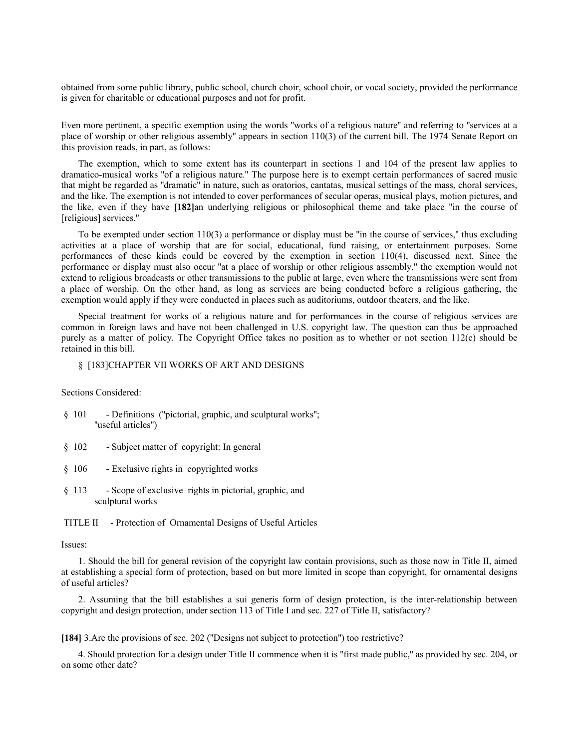obtained from some public library, public school, church choir, school choir, or vocal society, provided the performance is given for charitable or educational purposes and not for profit.

Even more pertinent, a specific exemption using the words "works of a religious nature" and referring to "services at a place of worship or other religious assembly" appears in section 110(3) of the current bill. The 1974 Senate Report on this provision reads, in part, as follows:

The exemption, which to some extent has its counterpart in sections 1 and 104 of the present law applies to dramatico-musical works "of a religious nature." The purpose here is to exempt certain performances of sacred music that might be regarded as "dramatic" in nature, such as oratorios, cantatas, musical settings of the mass, choral services, and the like. The exemption is not intended to cover performances of secular operas, musical plays, motion pictures, and the like, even if they have **[182]**an underlying religious or philosophical theme and take place "in the course of [religious] services."

To be exempted under section 110(3) a performance or display must be "in the course of services," thus excluding activities at a place of worship that are for social, educational, fund raising, or entertainment purposes. Some performances of these kinds could be covered by the exemption in section 110(4), discussed next. Since the performance or display must also occur "at a place of worship or other religious assembly," the exemption would not extend to religious broadcasts or other transmissions to the public at large, even where the transmissions were sent from a place of worship. On the other hand, as long as services are being conducted before a religious gathering, the exemption would apply if they were conducted in places such as auditoriums, outdoor theaters, and the like.

Special treatment for works of a religious nature and for performances in the course of religious services are common in foreign laws and have not been challenged in U.S. copyright law. The question can thus be approached purely as a matter of policy. The Copyright Office takes no position as to whether or not section 112(c) should be retained in this bill.

## § [183]CHAPTER VII WORKS OF ART AND DESIGNS

Sections Considered:

§ 101 - Definitions ("pictorial, graphic, and sculptural works"; "useful articles")

§ 102 - Subject matter of copyright: In general

§ 106 - Exclusive rights in copyrighted works

§ 113 - Scope of exclusive rights in pictorial, graphic, and sculptural works

TITLE II - Protection of Ornamental Designs of Useful Articles

Issues:

1. Should the bill for general revision of the copyright law contain provisions, such as those now in Title II, aimed at establishing a special form of protection, based on but more limited in scope than copyright, for ornamental designs of useful articles?

2. Assuming that the bill establishes a sui generis form of design protection, is the inter-relationship between copyright and design protection, under section 113 of Title I and sec. 227 of Title II, satisfactory?

**[184]** 3.Are the provisions of sec. 202 ("Designs not subject to protection") too restrictive?

4. Should protection for a design under Title II commence when it is "first made public," as provided by sec. 204, or on some other date?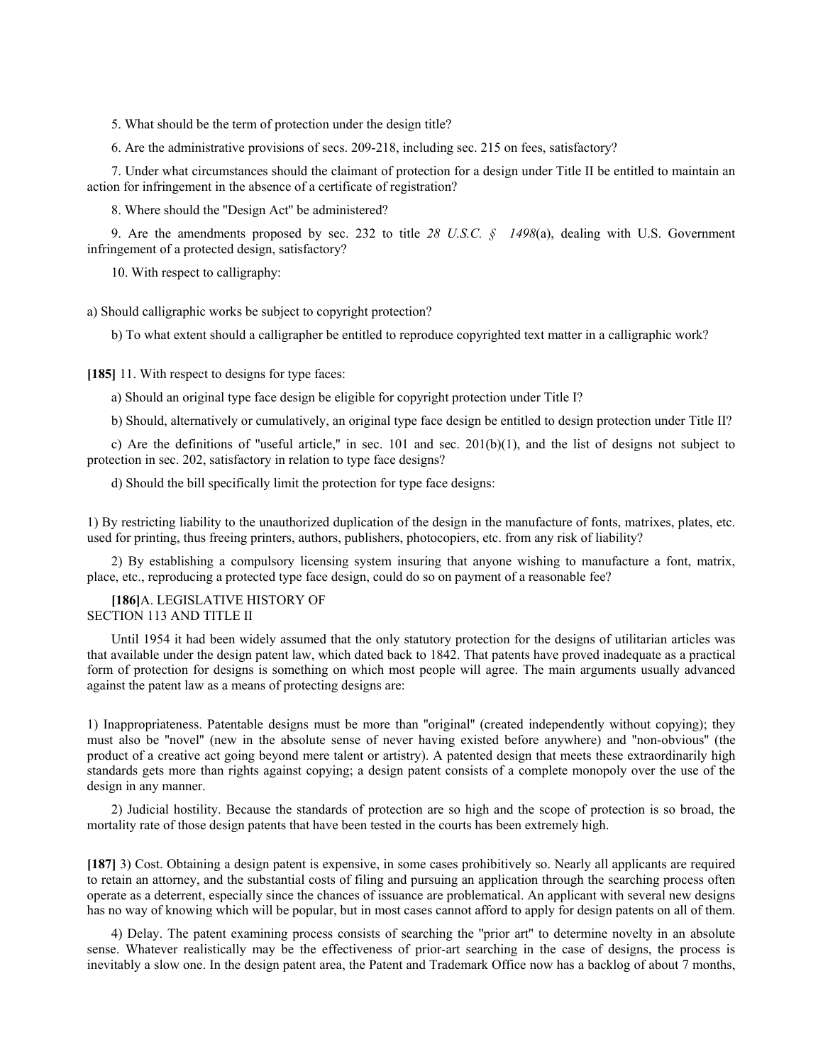5. What should be the term of protection under the design title?

6. Are the administrative provisions of secs. 209-218, including sec. 215 on fees, satisfactory?

7. Under what circumstances should the claimant of protection for a design under Title II be entitled to maintain an action for infringement in the absence of a certificate of registration?

8. Where should the "Design Act" be administered?

9. Are the amendments proposed by sec. 232 to title *28 U.S.C. § 1498*(a), dealing with U.S. Government infringement of a protected design, satisfactory?

10. With respect to calligraphy:

a) Should calligraphic works be subject to copyright protection?

b) To what extent should a calligrapher be entitled to reproduce copyrighted text matter in a calligraphic work?

**[185]** 11. With respect to designs for type faces:

a) Should an original type face design be eligible for copyright protection under Title I?

b) Should, alternatively or cumulatively, an original type face design be entitled to design protection under Title II?

c) Are the definitions of "useful article," in sec. 101 and sec. 201(b)(1), and the list of designs not subject to protection in sec. 202, satisfactory in relation to type face designs?

d) Should the bill specifically limit the protection for type face designs:

1) By restricting liability to the unauthorized duplication of the design in the manufacture of fonts, matrixes, plates, etc. used for printing, thus freeing printers, authors, publishers, photocopiers, etc. from any risk of liability?

2) By establishing a compulsory licensing system insuring that anyone wishing to manufacture a font, matrix, place, etc., reproducing a protected type face design, could do so on payment of a reasonable fee?

**[186]**A. LEGISLATIVE HISTORY OF SECTION 113 AND TITLE II

Until 1954 it had been widely assumed that the only statutory protection for the designs of utilitarian articles was that available under the design patent law, which dated back to 1842. That patents have proved inadequate as a practical form of protection for designs is something on which most people will agree. The main arguments usually advanced against the patent law as a means of protecting designs are:

1) Inappropriateness. Patentable designs must be more than "original" (created independently without copying); they must also be "novel" (new in the absolute sense of never having existed before anywhere) and "non-obvious" (the product of a creative act going beyond mere talent or artistry). A patented design that meets these extraordinarily high standards gets more than rights against copying; a design patent consists of a complete monopoly over the use of the design in any manner.

2) Judicial hostility. Because the standards of protection are so high and the scope of protection is so broad, the mortality rate of those design patents that have been tested in the courts has been extremely high.

**[187]** 3) Cost. Obtaining a design patent is expensive, in some cases prohibitively so. Nearly all applicants are required to retain an attorney, and the substantial costs of filing and pursuing an application through the searching process often operate as a deterrent, especially since the chances of issuance are problematical. An applicant with several new designs has no way of knowing which will be popular, but in most cases cannot afford to apply for design patents on all of them.

4) Delay. The patent examining process consists of searching the "prior art" to determine novelty in an absolute sense. Whatever realistically may be the effectiveness of prior-art searching in the case of designs, the process is inevitably a slow one. In the design patent area, the Patent and Trademark Office now has a backlog of about 7 months,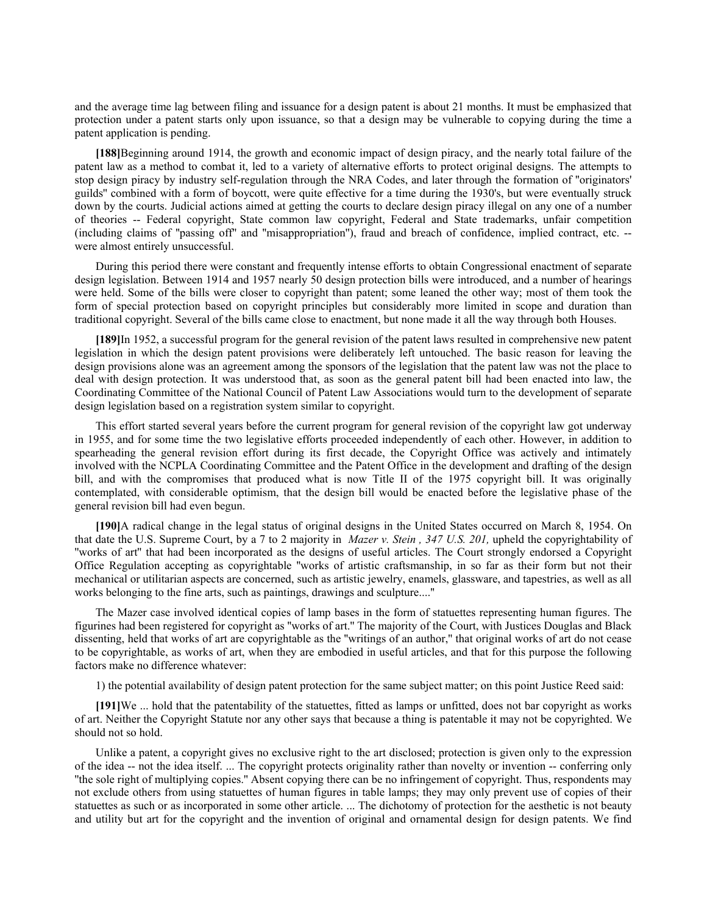and the average time lag between filing and issuance for a design patent is about 21 months. It must be emphasized that protection under a patent starts only upon issuance, so that a design may be vulnerable to copying during the time a patent application is pending.

**[188]**Beginning around 1914, the growth and economic impact of design piracy, and the nearly total failure of the patent law as a method to combat it, led to a variety of alternative efforts to protect original designs. The attempts to stop design piracy by industry self-regulation through the NRA Codes, and later through the formation of "originators' guilds" combined with a form of boycott, were quite effective for a time during the 1930's, but were eventually struck down by the courts. Judicial actions aimed at getting the courts to declare design piracy illegal on any one of a number of theories -- Federal copyright, State common law copyright, Federal and State trademarks, unfair competition (including claims of "passing off" and "misappropriation"), fraud and breach of confidence, implied contract, etc. -- were almost entirely unsuccessful.

During this period there were constant and frequently intense efforts to obtain Congressional enactment of separate design legislation. Between 1914 and 1957 nearly 50 design protection bills were introduced, and a number of hearings were held. Some of the bills were closer to copyright than patent; some leaned the other way; most of them took the form of special protection based on copyright principles but considerably more limited in scope and duration than traditional copyright. Several of the bills came close to enactment, but none made it all the way through both Houses.

**[189]**In 1952, a successful program for the general revision of the patent laws resulted in comprehensive new patent legislation in which the design patent provisions were deliberately left untouched. The basic reason for leaving the design provisions alone was an agreement among the sponsors of the legislation that the patent law was not the place to deal with design protection. It was understood that, as soon as the general patent bill had been enacted into law, the Coordinating Committee of the National Council of Patent Law Associations would turn to the development of separate design legislation based on a registration system similar to copyright.

This effort started several years before the current program for general revision of the copyright law got underway in 1955, and for some time the two legislative efforts proceeded independently of each other. However, in addition to spearheading the general revision effort during its first decade, the Copyright Office was actively and intimately involved with the NCPLA Coordinating Committee and the Patent Office in the development and drafting of the design bill, and with the compromises that produced what is now Title II of the 1975 copyright bill. It was originally contemplated, with considerable optimism, that the design bill would be enacted before the legislative phase of the general revision bill had even begun.

**[190]**A radical change in the legal status of original designs in the United States occurred on March 8, 1954. On that date the U.S. Supreme Court, by a 7 to 2 majority in *Mazer v. Stein , 347 U.S. 201,* upheld the copyrightability of "works of art" that had been incorporated as the designs of useful articles. The Court strongly endorsed a Copyright Office Regulation accepting as copyrightable "works of artistic craftsmanship, in so far as their form but not their mechanical or utilitarian aspects are concerned, such as artistic jewelry, enamels, glassware, and tapestries, as well as all works belonging to the fine arts, such as paintings, drawings and sculpture...."

The Mazer case involved identical copies of lamp bases in the form of statuettes representing human figures. The figurines had been registered for copyright as "works of art." The majority of the Court, with Justices Douglas and Black dissenting, held that works of art are copyrightable as the "writings of an author," that original works of art do not cease to be copyrightable, as works of art, when they are embodied in useful articles, and that for this purpose the following factors make no difference whatever:

1) the potential availability of design patent protection for the same subject matter; on this point Justice Reed said:

**[191]**We ... hold that the patentability of the statuettes, fitted as lamps or unfitted, does not bar copyright as works of art. Neither the Copyright Statute nor any other says that because a thing is patentable it may not be copyrighted. We should not so hold.

Unlike a patent, a copyright gives no exclusive right to the art disclosed; protection is given only to the expression of the idea -- not the idea itself. ... The copyright protects originality rather than novelty or invention -- conferring only "the sole right of multiplying copies." Absent copying there can be no infringement of copyright. Thus, respondents may not exclude others from using statuettes of human figures in table lamps; they may only prevent use of copies of their statuettes as such or as incorporated in some other article. ... The dichotomy of protection for the aesthetic is not beauty and utility but art for the copyright and the invention of original and ornamental design for design patents. We find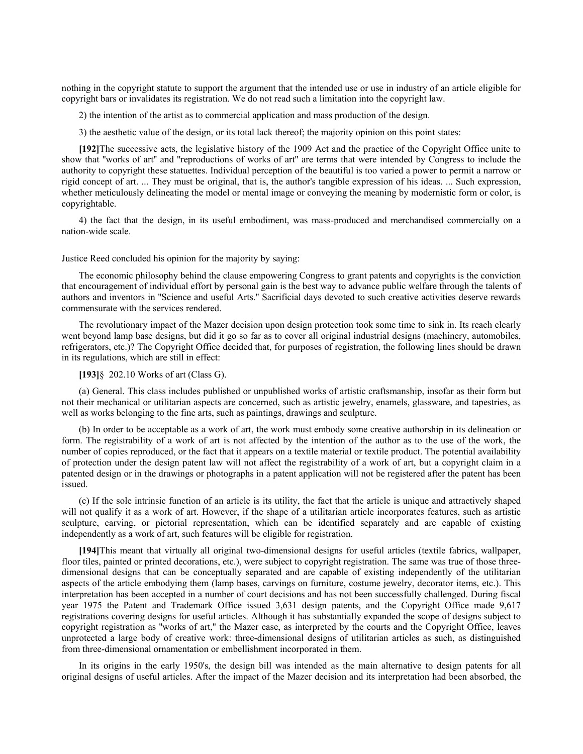nothing in the copyright statute to support the argument that the intended use or use in industry of an article eligible for copyright bars or invalidates its registration. We do not read such a limitation into the copyright law.

2) the intention of the artist as to commercial application and mass production of the design.

3) the aesthetic value of the design, or its total lack thereof; the majority opinion on this point states:

**[192]**The successive acts, the legislative history of the 1909 Act and the practice of the Copyright Office unite to show that "works of art" and "reproductions of works of art" are terms that were intended by Congress to include the authority to copyright these statuettes. Individual perception of the beautiful is too varied a power to permit a narrow or rigid concept of art. ... They must be original, that is, the author's tangible expression of his ideas. ... Such expression, whether meticulously delineating the model or mental image or conveying the meaning by modernistic form or color, is copyrightable.

4) the fact that the design, in its useful embodiment, was mass-produced and merchandised commercially on a nation-wide scale.

Justice Reed concluded his opinion for the majority by saying:

The economic philosophy behind the clause empowering Congress to grant patents and copyrights is the conviction that encouragement of individual effort by personal gain is the best way to advance public welfare through the talents of authors and inventors in "Science and useful Arts." Sacrificial days devoted to such creative activities deserve rewards commensurate with the services rendered.

The revolutionary impact of the Mazer decision upon design protection took some time to sink in. Its reach clearly went beyond lamp base designs, but did it go so far as to cover all original industrial designs (machinery, automobiles, refrigerators, etc.)? The Copyright Office decided that, for purposes of registration, the following lines should be drawn in its regulations, which are still in effect:

**[193]**§ 202.10 Works of art (Class G).

(a) General. This class includes published or unpublished works of artistic craftsmanship, insofar as their form but not their mechanical or utilitarian aspects are concerned, such as artistic jewelry, enamels, glassware, and tapestries, as well as works belonging to the fine arts, such as paintings, drawings and sculpture.

(b) In order to be acceptable as a work of art, the work must embody some creative authorship in its delineation or form. The registrability of a work of art is not affected by the intention of the author as to the use of the work, the number of copies reproduced, or the fact that it appears on a textile material or textile product. The potential availability of protection under the design patent law will not affect the registrability of a work of art, but a copyright claim in a patented design or in the drawings or photographs in a patent application will not be registered after the patent has been issued.

(c) If the sole intrinsic function of an article is its utility, the fact that the article is unique and attractively shaped will not qualify it as a work of art. However, if the shape of a utilitarian article incorporates features, such as artistic sculpture, carving, or pictorial representation, which can be identified separately and are capable of existing independently as a work of art, such features will be eligible for registration.

**[194]**This meant that virtually all original two-dimensional designs for useful articles (textile fabrics, wallpaper, floor tiles, painted or printed decorations, etc.), were subject to copyright registration. The same was true of those three-dimensional designs that can be conceptually separated and are capable of existing independently of the utilitarian aspects of the article embodying them (lamp bases, carvings on furniture, costume jewelry, decorator items, etc.). This interpretation has been accepted in a number of court decisions and has not been successfully challenged. During fiscal year 1975 the Patent and Trademark Office issued 3,631 design patents, and the Copyright Office made 9,617 registrations covering designs for useful articles. Although it has substantially expanded the scope of designs subject to copyright registration as "works of art," the Mazer case, as interpreted by the courts and the Copyright Office, leaves unprotected a large body of creative work: three-dimensional designs of utilitarian articles as such, as distinguished from three-dimensional ornamentation or embellishment incorporated in them.

In its origins in the early 1950's, the design bill was intended as the main alternative to design patents for all original designs of useful articles. After the impact of the Mazer decision and its interpretation had been absorbed, the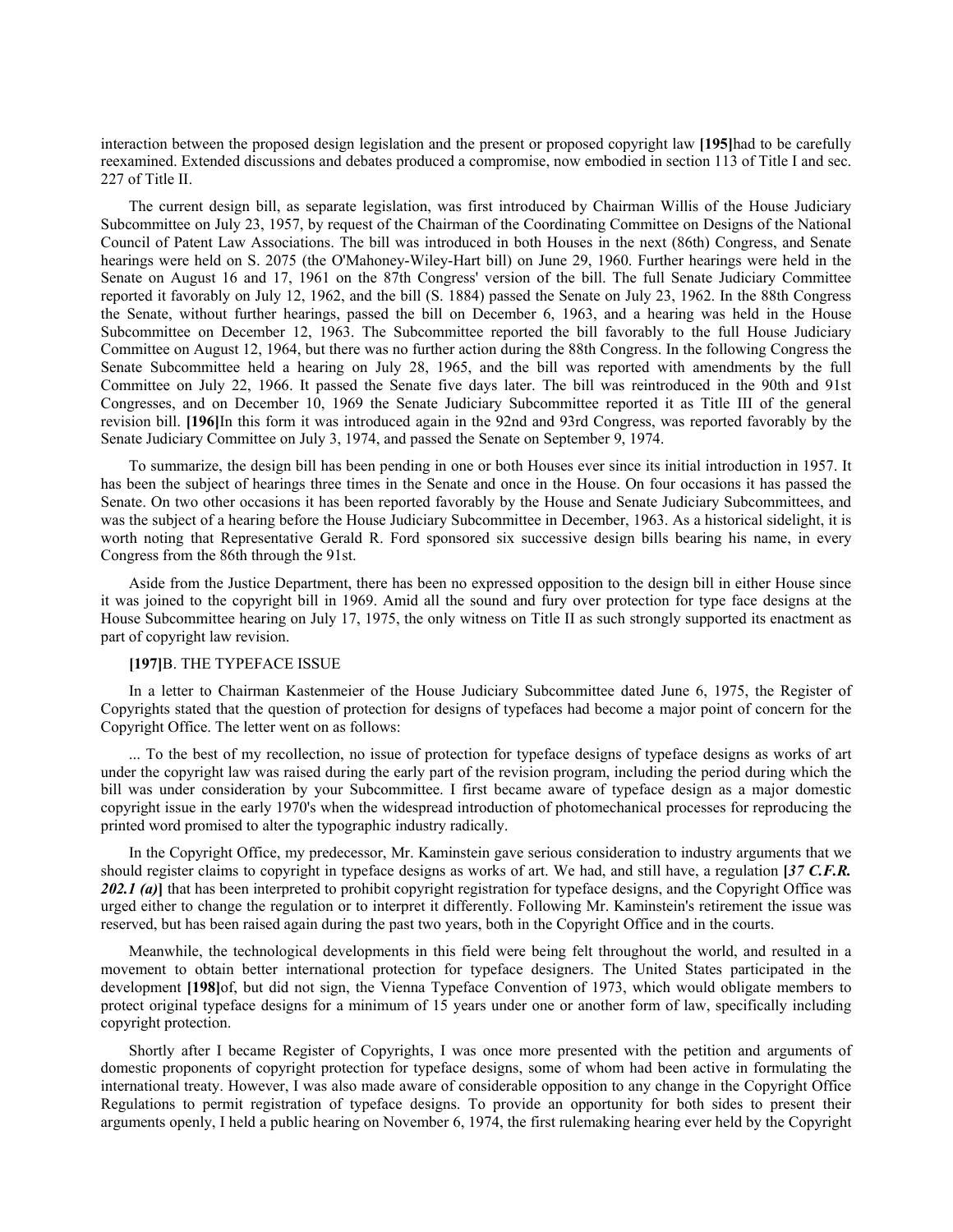interaction between the proposed design legislation and the present or proposed copyright law **[195]**had to be carefully reexamined. Extended discussions and debates produced a compromise, now embodied in section 113 of Title I and sec. 227 of Title II.

The current design bill, as separate legislation, was first introduced by Chairman Willis of the House Judiciary Subcommittee on July 23, 1957, by request of the Chairman of the Coordinating Committee on Designs of the National Council of Patent Law Associations. The bill was introduced in both Houses in the next (86th) Congress, and Senate hearings were held on S. 2075 (the O'Mahoney-Wiley-Hart bill) on June 29, 1960. Further hearings were held in the Senate on August 16 and 17, 1961 on the 87th Congress' version of the bill. The full Senate Judiciary Committee reported it favorably on July 12, 1962, and the bill (S. 1884) passed the Senate on July 23, 1962. In the 88th Congress the Senate, without further hearings, passed the bill on December 6, 1963, and a hearing was held in the House Subcommittee on December 12, 1963. The Subcommittee reported the bill favorably to the full House Judiciary Committee on August 12, 1964, but there was no further action during the 88th Congress. In the following Congress the Senate Subcommittee held a hearing on July 28, 1965, and the bill was reported with amendments by the full Committee on July 22, 1966. It passed the Senate five days later. The bill was reintroduced in the 90th and 91st Congresses, and on December 10, 1969 the Senate Judiciary Subcommittee reported it as Title III of the general revision bill. **[196]**In this form it was introduced again in the 92nd and 93rd Congress, was reported favorably by the Senate Judiciary Committee on July 3, 1974, and passed the Senate on September 9, 1974.

To summarize, the design bill has been pending in one or both Houses ever since its initial introduction in 1957. It has been the subject of hearings three times in the Senate and once in the House. On four occasions it has passed the Senate. On two other occasions it has been reported favorably by the House and Senate Judiciary Subcommittees, and was the subject of a hearing before the House Judiciary Subcommittee in December, 1963. As a historical sidelight, it is worth noting that Representative Gerald R. Ford sponsored six successive design bills bearing his name, in every Congress from the 86th through the 91st.

Aside from the Justice Department, there has been no expressed opposition to the design bill in either House since it was joined to the copyright bill in 1969. Amid all the sound and fury over protection for type face designs at the House Subcommittee hearing on July 17, 1975, the only witness on Title II as such strongly supported its enactment as part of copyright law revision.

**[197]**B. THE TYPEFACE ISSUE

In a letter to Chairman Kastenmeier of the House Judiciary Subcommittee dated June 6, 1975, the Register of Copyrights stated that the question of protection for designs of typefaces had become a major point of concern for the Copyright Office. The letter went on as follows:

... To the best of my recollection, no issue of protection for typeface designs of typeface designs as works of art under the copyright law was raised during the early part of the revision program, including the period during which the bill was under consideration by your Subcommittee. I first became aware of typeface design as a major domestic copyright issue in the early 1970's when the widespread introduction of photomechanical processes for reproducing the printed word promised to alter the typographic industry radically.

In the Copyright Office, my predecessor, Mr. Kaminstein gave serious consideration to industry arguments that we should register claims to copyright in typeface designs as works of art. We had, and still have, a regulation **[*37 C.F.R. 202.1 (a)*]** that has been interpreted to prohibit copyright registration for typeface designs, and the Copyright Office was urged either to change the regulation or to interpret it differently. Following Mr. Kaminstein's retirement the issue was reserved, but has been raised again during the past two years, both in the Copyright Office and in the courts.

Meanwhile, the technological developments in this field were being felt throughout the world, and resulted in a movement to obtain better international protection for typeface designers. The United States participated in the development **[198]**of, but did not sign, the Vienna Typeface Convention of 1973, which would obligate members to protect original typeface designs for a minimum of 15 years under one or another form of law, specifically including copyright protection.

Shortly after I became Register of Copyrights, I was once more presented with the petition and arguments of domestic proponents of copyright protection for typeface designs, some of whom had been active in formulating the international treaty. However, I was also made aware of considerable opposition to any change in the Copyright Office Regulations to permit registration of typeface designs. To provide an opportunity for both sides to present their arguments openly, I held a public hearing on November 6, 1974, the first rulemaking hearing ever held by the Copyright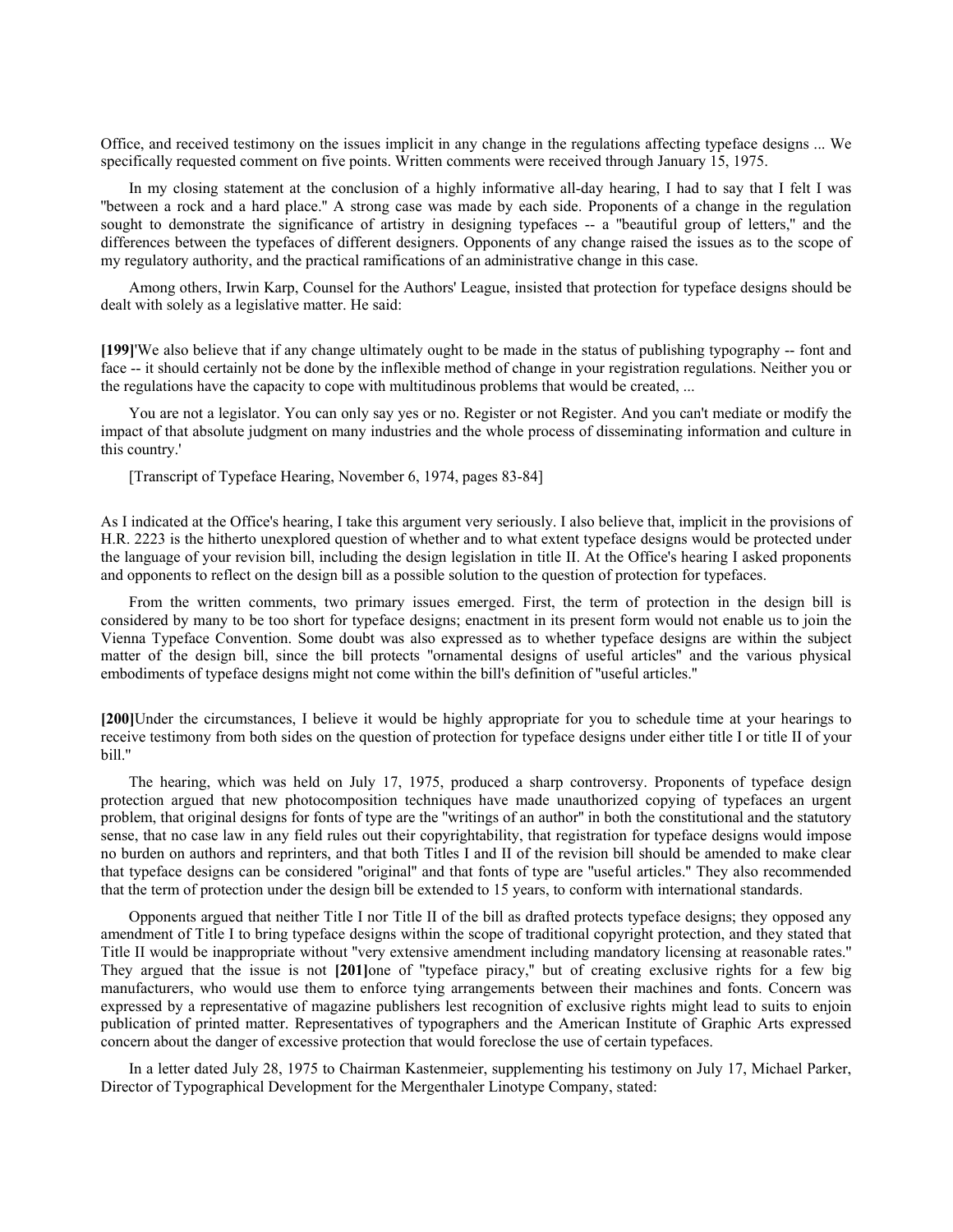Office, and received testimony on the issues implicit in any change in the regulations affecting typeface designs ... We specifically requested comment on five points. Written comments were received through January 15, 1975.

In my closing statement at the conclusion of a highly informative all-day hearing, I had to say that I felt I was "between a rock and a hard place." A strong case was made by each side. Proponents of a change in the regulation sought to demonstrate the significance of artistry in designing typefaces -- a "beautiful group of letters," and the differences between the typefaces of different designers. Opponents of any change raised the issues as to the scope of my regulatory authority, and the practical ramifications of an administrative change in this case.

Among others, Irwin Karp, Counsel for the Authors' League, insisted that protection for typeface designs should be dealt with solely as a legislative matter. He said:

**[199]**'We also believe that if any change ultimately ought to be made in the status of publishing typography -- font and face -- it should certainly not be done by the inflexible method of change in your registration regulations. Neither you or the regulations have the capacity to cope with multitudinous problems that would be created, ...

You are not a legislator. You can only say yes or no. Register or not Register. And you can't mediate or modify the impact of that absolute judgment on many industries and the whole process of disseminating information and culture in this country.'

[Transcript of Typeface Hearing, November 6, 1974, pages 83-84]

As I indicated at the Office's hearing, I take this argument very seriously. I also believe that, implicit in the provisions of H.R. 2223 is the hitherto unexplored question of whether and to what extent typeface designs would be protected under the language of your revision bill, including the design legislation in title II. At the Office's hearing I asked proponents and opponents to reflect on the design bill as a possible solution to the question of protection for typefaces.

From the written comments, two primary issues emerged. First, the term of protection in the design bill is considered by many to be too short for typeface designs; enactment in its present form would not enable us to join the Vienna Typeface Convention. Some doubt was also expressed as to whether typeface designs are within the subject matter of the design bill, since the bill protects "ornamental designs of useful articles" and the various physical embodiments of typeface designs might not come within the bill's definition of "useful articles."

**[200]**Under the circumstances, I believe it would be highly appropriate for you to schedule time at your hearings to receive testimony from both sides on the question of protection for typeface designs under either title I or title II of your bill."

The hearing, which was held on July 17, 1975, produced a sharp controversy. Proponents of typeface design protection argued that new photocomposition techniques have made unauthorized copying of typefaces an urgent problem, that original designs for fonts of type are the "writings of an author" in both the constitutional and the statutory sense, that no case law in any field rules out their copyrightability, that registration for typeface designs would impose no burden on authors and reprinters, and that both Titles I and II of the revision bill should be amended to make clear that typeface designs can be considered "original" and that fonts of type are "useful articles." They also recommended that the term of protection under the design bill be extended to 15 years, to conform with international standards.

Opponents argued that neither Title I nor Title II of the bill as drafted protects typeface designs; they opposed any amendment of Title I to bring typeface designs within the scope of traditional copyright protection, and they stated that Title II would be inappropriate without "very extensive amendment including mandatory licensing at reasonable rates." They argued that the issue is not **[201]**one of "typeface piracy," but of creating exclusive rights for a few big manufacturers, who would use them to enforce tying arrangements between their machines and fonts. Concern was expressed by a representative of magazine publishers lest recognition of exclusive rights might lead to suits to enjoin publication of printed matter. Representatives of typographers and the American Institute of Graphic Arts expressed concern about the danger of excessive protection that would foreclose the use of certain typefaces.

In a letter dated July 28, 1975 to Chairman Kastenmeier, supplementing his testimony on July 17, Michael Parker, Director of Typographical Development for the Mergenthaler Linotype Company, stated: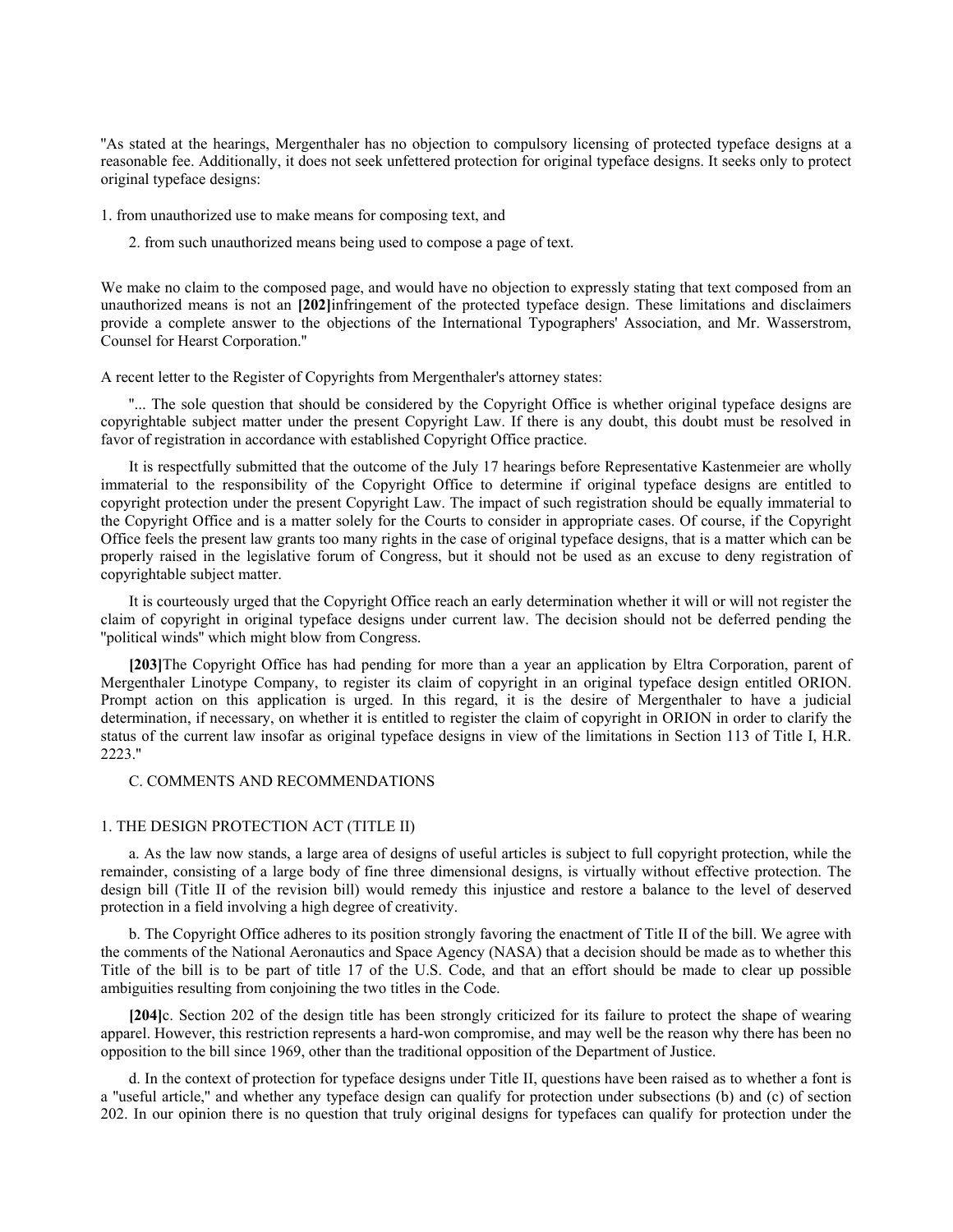"As stated at the hearings, Mergenthaler has no objection to compulsory licensing of protected typeface designs at a reasonable fee. Additionally, it does not seek unfettered protection for original typeface designs. It seeks only to protect original typeface designs:

1. from unauthorized use to make means for composing text, and

2. from such unauthorized means being used to compose a page of text.

We make no claim to the composed page, and would have no objection to expressly stating that text composed from an unauthorized means is not an **[202]**infringement of the protected typeface design. These limitations and disclaimers provide a complete answer to the objections of the International Typographers' Association, and Mr. Wasserstrom, Counsel for Hearst Corporation."

A recent letter to the Register of Copyrights from Mergenthaler's attorney states:

"... The sole question that should be considered by the Copyright Office is whether original typeface designs are copyrightable subject matter under the present Copyright Law. If there is any doubt, this doubt must be resolved in favor of registration in accordance with established Copyright Office practice.

It is respectfully submitted that the outcome of the July 17 hearings before Representative Kastenmeier are wholly immaterial to the responsibility of the Copyright Office to determine if original typeface designs are entitled to copyright protection under the present Copyright Law. The impact of such registration should be equally immaterial to the Copyright Office and is a matter solely for the Courts to consider in appropriate cases. Of course, if the Copyright Office feels the present law grants too many rights in the case of original typeface designs, that is a matter which can be properly raised in the legislative forum of Congress, but it should not be used as an excuse to deny registration of copyrightable subject matter.

It is courteously urged that the Copyright Office reach an early determination whether it will or will not register the claim of copyright in original typeface designs under current law. The decision should not be deferred pending the "political winds" which might blow from Congress.

**[203]**The Copyright Office has had pending for more than a year an application by Eltra Corporation, parent of Mergenthaler Linotype Company, to register its claim of copyright in an original typeface design entitled ORION. Prompt action on this application is urged. In this regard, it is the desire of Mergenthaler to have a judicial determination, if necessary, on whether it is entitled to register the claim of copyright in ORION in order to clarify the status of the current law insofar as original typeface designs in view of the limitations in Section 113 of Title I, H.R. 2223."

C. COMMENTS AND RECOMMENDATIONS

1. THE DESIGN PROTECTION ACT (TITLE II)

a. As the law now stands, a large area of designs of useful articles is subject to full copyright protection, while the remainder, consisting of a large body of fine three dimensional designs, is virtually without effective protection. The design bill (Title II of the revision bill) would remedy this injustice and restore a balance to the level of deserved protection in a field involving a high degree of creativity.

b. The Copyright Office adheres to its position strongly favoring the enactment of Title II of the bill. We agree with the comments of the National Aeronautics and Space Agency (NASA) that a decision should be made as to whether this Title of the bill is to be part of title 17 of the U.S. Code, and that an effort should be made to clear up possible ambiguities resulting from conjoining the two titles in the Code.

**[204]**c. Section 202 of the design title has been strongly criticized for its failure to protect the shape of wearing apparel. However, this restriction represents a hard-won compromise, and may well be the reason why there has been no opposition to the bill since 1969, other than the traditional opposition of the Department of Justice.

d. In the context of protection for typeface designs under Title II, questions have been raised as to whether a font is a "useful article," and whether any typeface design can qualify for protection under subsections (b) and (c) of section 202. In our opinion there is no question that truly original designs for typefaces can qualify for protection under the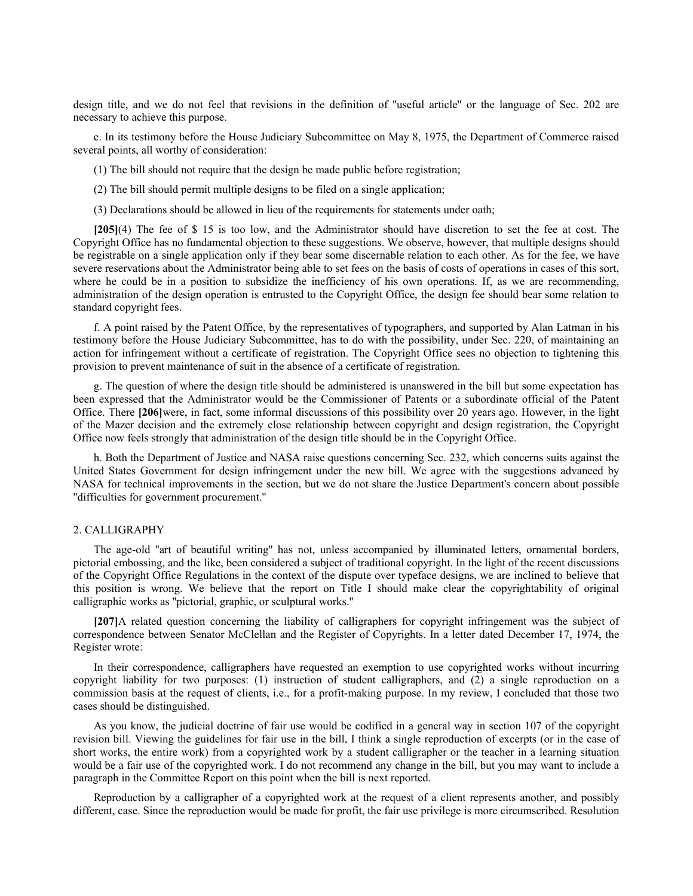design title, and we do not feel that revisions in the definition of "useful article" or the language of Sec. 202 are necessary to achieve this purpose.

e. In its testimony before the House Judiciary Subcommittee on May 8, 1975, the Department of Commerce raised several points, all worthy of consideration:

(1) The bill should not require that the design be made public before registration;

(2) The bill should permit multiple designs to be filed on a single application;

(3) Declarations should be allowed in lieu of the requirements for statements under oath;

**[205]**(4) The fee of $ 15 is too low, and the Administrator should have discretion to set the fee at cost. The Copyright Office has no fundamental objection to these suggestions. We observe, however, that multiple designs should be registrable on a single application only if they bear some discernable relation to each other. As for the fee, we have severe reservations about the Administrator being able to set fees on the basis of costs of operations in cases of this sort, where he could be in a position to subsidize the inefficiency of his own operations. If, as we are recommending, administration of the design operation is entrusted to the Copyright Office, the design fee should bear some relation to standard copyright fees.

f. A point raised by the Patent Office, by the representatives of typographers, and supported by Alan Latman in his testimony before the House Judiciary Subcommittee, has to do with the possibility, under Sec. 220, of maintaining an action for infringement without a certificate of registration. The Copyright Office sees no objection to tightening this provision to prevent maintenance of suit in the absence of a certificate of registration.

g. The question of where the design title should be administered is unanswered in the bill but some expectation has been expressed that the Administrator would be the Commissioner of Patents or a subordinate official of the Patent Office. There **[206]**were, in fact, some informal discussions of this possibility over 20 years ago. However, in the light of the Mazer decision and the extremely close relationship between copyright and design registration, the Copyright Office now feels strongly that administration of the design title should be in the Copyright Office.

h. Both the Department of Justice and NASA raise questions concerning Sec. 232, which concerns suits against the United States Government for design infringement under the new bill. We agree with the suggestions advanced by NASA for technical improvements in the section, but we do not share the Justice Department's concern about possible "difficulties for government procurement."

## 2. CALLIGRAPHY

The age-old "art of beautiful writing" has not, unless accompanied by illuminated letters, ornamental borders, pictorial embossing, and the like, been considered a subject of traditional copyright. In the light of the recent discussions of the Copyright Office Regulations in the context of the dispute over typeface designs, we are inclined to believe that this position is wrong. We believe that the report on Title I should make clear the copyrightability of original calligraphic works as "pictorial, graphic, or sculptural works."

**[207]**A related question concerning the liability of calligraphers for copyright infringement was the subject of correspondence between Senator McClellan and the Register of Copyrights. In a letter dated December 17, 1974, the Register wrote:

In their correspondence, calligraphers have requested an exemption to use copyrighted works without incurring copyright liability for two purposes: (1) instruction of student calligraphers, and (2) a single reproduction on a commission basis at the request of clients, i.e., for a profit-making purpose. In my review, I concluded that those two cases should be distinguished.

As you know, the judicial doctrine of fair use would be codified in a general way in section 107 of the copyright revision bill. Viewing the guidelines for fair use in the bill, I think a single reproduction of excerpts (or in the case of short works, the entire work) from a copyrighted work by a student calligrapher or the teacher in a learning situation would be a fair use of the copyrighted work. I do not recommend any change in the bill, but you may want to include a paragraph in the Committee Report on this point when the bill is next reported.

Reproduction by a calligrapher of a copyrighted work at the request of a client represents another, and possibly different, case. Since the reproduction would be made for profit, the fair use privilege is more circumscribed. Resolution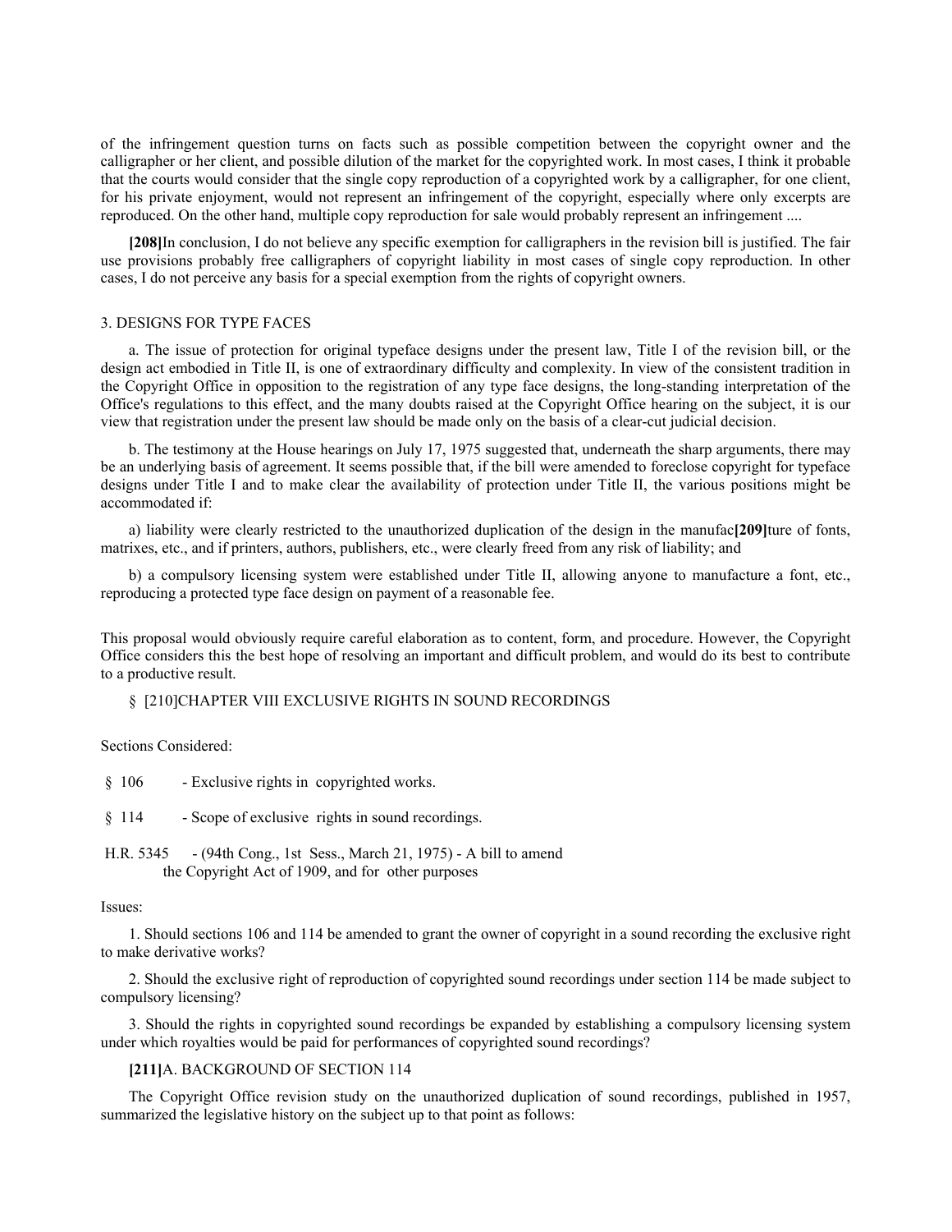of the infringement question turns on facts such as possible competition between the copyright owner and the calligrapher or her client, and possible dilution of the market for the copyrighted work. In most cases, I think it probable that the courts would consider that the single copy reproduction of a copyrighted work by a calligrapher, for one client, for his private enjoyment, would not represent an infringement of the copyright, especially where only excerpts are reproduced. On the other hand, multiple copy reproduction for sale would probably represent an infringement ....

**[208]**In conclusion, I do not believe any specific exemption for calligraphers in the revision bill is justified. The fair use provisions probably free calligraphers of copyright liability in most cases of single copy reproduction. In other cases, I do not perceive any basis for a special exemption from the rights of copyright owners.

3. DESIGNS FOR TYPE FACES

a. The issue of protection for original typeface designs under the present law, Title I of the revision bill, or the design act embodied in Title II, is one of extraordinary difficulty and complexity. In view of the consistent tradition in the Copyright Office in opposition to the registration of any type face designs, the long-standing interpretation of the Office's regulations to this effect, and the many doubts raised at the Copyright Office hearing on the subject, it is our view that registration under the present law should be made only on the basis of a clear-cut judicial decision.

b. The testimony at the House hearings on July 17, 1975 suggested that, underneath the sharp arguments, there may be an underlying basis of agreement. It seems possible that, if the bill were amended to foreclose copyright for typeface designs under Title I and to make clear the availability of protection under Title II, the various positions might be accommodated if:

a) liability were clearly restricted to the unauthorized duplication of the design in the manufac**[209]**ture of fonts, matrixes, etc., and if printers, authors, publishers, etc., were clearly freed from any risk of liability; and

b) a compulsory licensing system were established under Title II, allowing anyone to manufacture a font, etc., reproducing a protected type face design on payment of a reasonable fee.

This proposal would obviously require careful elaboration as to content, form, and procedure. However, the Copyright Office considers this the best hope of resolving an important and difficult problem, and would do its best to contribute to a productive result.

§ [210]CHAPTER VIII EXCLUSIVE RIGHTS IN SOUND RECORDINGS

Sections Considered:

§ 106 - Exclusive rights in copyrighted works.

§ 114 - Scope of exclusive rights in sound recordings.

H.R. 5345 - (94th Cong., 1st Sess., March 21, 1975) - A bill to amend the Copyright Act of 1909, and for other purposes

Issues:

1. Should sections 106 and 114 be amended to grant the owner of copyright in a sound recording the exclusive right to make derivative works?

2. Should the exclusive right of reproduction of copyrighted sound recordings under section 114 be made subject to compulsory licensing?

3. Should the rights in copyrighted sound recordings be expanded by establishing a compulsory licensing system under which royalties would be paid for performances of copyrighted sound recordings?

**[211]**A. BACKGROUND OF SECTION 114

The Copyright Office revision study on the unauthorized duplication of sound recordings, published in 1957, summarized the legislative history on the subject up to that point as follows: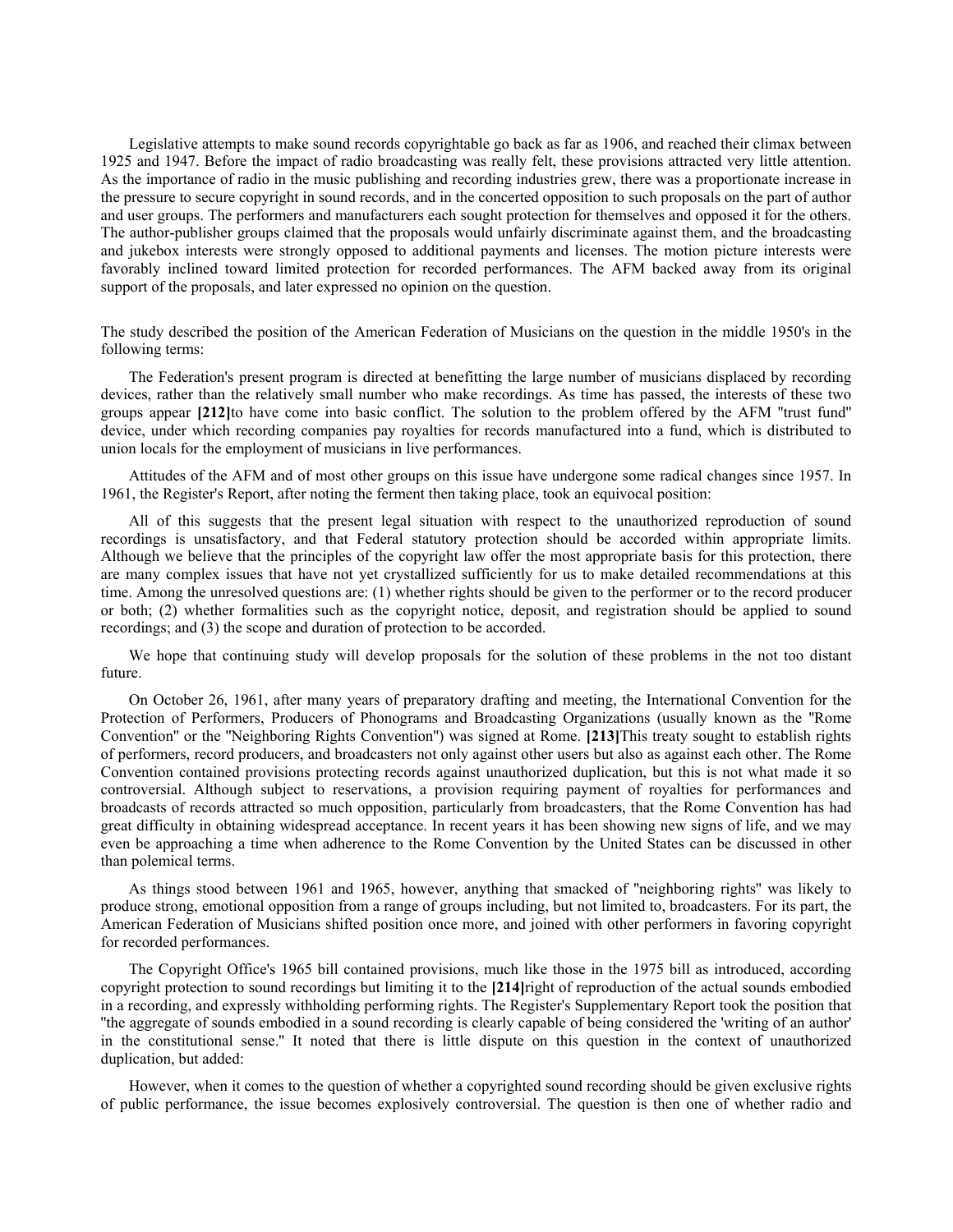Legislative attempts to make sound records copyrightable go back as far as 1906, and reached their climax between 1925 and 1947. Before the impact of radio broadcasting was really felt, these provisions attracted very little attention. As the importance of radio in the music publishing and recording industries grew, there was a proportionate increase in the pressure to secure copyright in sound records, and in the concerted opposition to such proposals on the part of author and user groups. The performers and manufacturers each sought protection for themselves and opposed it for the others. The author-publisher groups claimed that the proposals would unfairly discriminate against them, and the broadcasting and jukebox interests were strongly opposed to additional payments and licenses. The motion picture interests were favorably inclined toward limited protection for recorded performances. The AFM backed away from its original support of the proposals, and later expressed no opinion on the question.

The study described the position of the American Federation of Musicians on the question in the middle 1950's in the following terms:

The Federation's present program is directed at benefitting the large number of musicians displaced by recording devices, rather than the relatively small number who make recordings. As time has passed, the interests of these two groups appear **[212]**to have come into basic conflict. The solution to the problem offered by the AFM "trust fund" device, under which recording companies pay royalties for records manufactured into a fund, which is distributed to union locals for the employment of musicians in live performances.

Attitudes of the AFM and of most other groups on this issue have undergone some radical changes since 1957. In 1961, the Register's Report, after noting the ferment then taking place, took an equivocal position:

All of this suggests that the present legal situation with respect to the unauthorized reproduction of sound recordings is unsatisfactory, and that Federal statutory protection should be accorded within appropriate limits. Although we believe that the principles of the copyright law offer the most appropriate basis for this protection, there are many complex issues that have not yet crystallized sufficiently for us to make detailed recommendations at this time. Among the unresolved questions are: (1) whether rights should be given to the performer or to the record producer or both; (2) whether formalities such as the copyright notice, deposit, and registration should be applied to sound recordings; and (3) the scope and duration of protection to be accorded.

We hope that continuing study will develop proposals for the solution of these problems in the not too distant future.

On October 26, 1961, after many years of preparatory drafting and meeting, the International Convention for the Protection of Performers, Producers of Phonograms and Broadcasting Organizations (usually known as the "Rome Convention" or the "Neighboring Rights Convention") was signed at Rome. **[213]**This treaty sought to establish rights of performers, record producers, and broadcasters not only against other users but also as against each other. The Rome Convention contained provisions protecting records against unauthorized duplication, but this is not what made it so controversial. Although subject to reservations, a provision requiring payment of royalties for performances and broadcasts of records attracted so much opposition, particularly from broadcasters, that the Rome Convention has had great difficulty in obtaining widespread acceptance. In recent years it has been showing new signs of life, and we may even be approaching a time when adherence to the Rome Convention by the United States can be discussed in other than polemical terms.

As things stood between 1961 and 1965, however, anything that smacked of "neighboring rights" was likely to produce strong, emotional opposition from a range of groups including, but not limited to, broadcasters. For its part, the American Federation of Musicians shifted position once more, and joined with other performers in favoring copyright for recorded performances.

The Copyright Office's 1965 bill contained provisions, much like those in the 1975 bill as introduced, according copyright protection to sound recordings but limiting it to the **[214]**right of reproduction of the actual sounds embodied in a recording, and expressly withholding performing rights. The Register's Supplementary Report took the position that "the aggregate of sounds embodied in a sound recording is clearly capable of being considered the 'writing of an author' in the constitutional sense." It noted that there is little dispute on this question in the context of unauthorized duplication, but added:

However, when it comes to the question of whether a copyrighted sound recording should be given exclusive rights of public performance, the issue becomes explosively controversial. The question is then one of whether radio and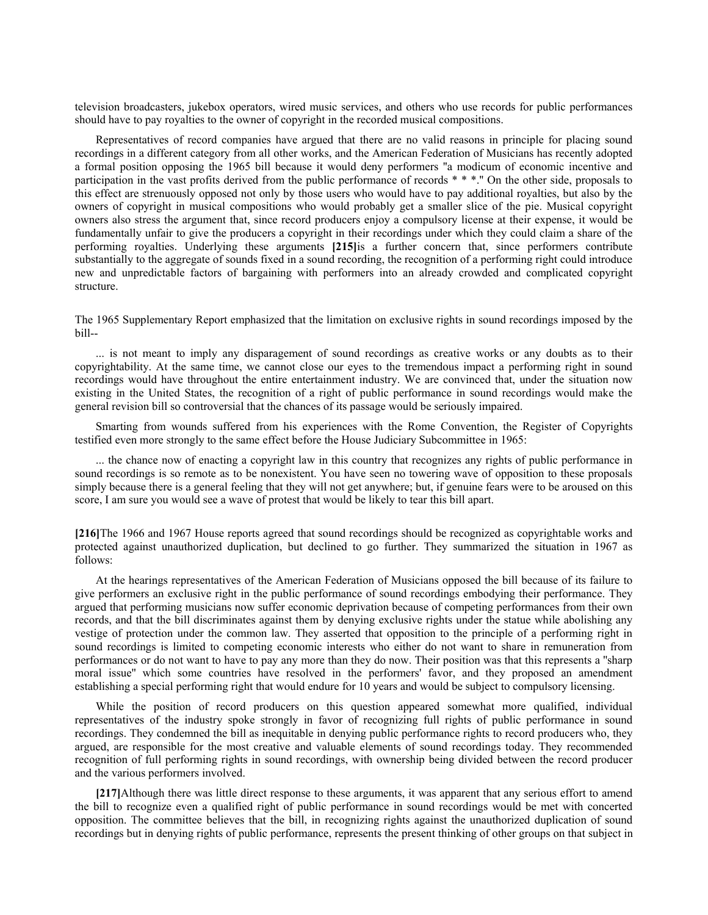television broadcasters, jukebox operators, wired music services, and others who use records for public performances should have to pay royalties to the owner of copyright in the recorded musical compositions.

> Representatives of record companies have argued that there are no valid reasons in principle for placing sound recordings in a different category from all other works, and the American Federation of Musicians has recently adopted a formal position opposing the 1965 bill because it would deny performers "a modicum of economic incentive and participation in the vast profits derived from the public performance of records * * *." On the other side, proposals to this effect are strenuously opposed not only by those users who would have to pay additional royalties, but also by the owners of copyright in musical compositions who would probably get a smaller slice of the pie. Musical copyright owners also stress the argument that, since record producers enjoy a compulsory license at their expense, it would be fundamentally unfair to give the producers a copyright in their recordings under which they could claim a share of the performing royalties. Underlying these arguments **[215]** is a further concern that, since performers contribute substantially to the aggregate of sounds fixed in a sound recording, the recognition of a performing right could introduce new and unpredictable factors of bargaining with performers into an already crowded and complicated copyright structure.

The 1965 Supplementary Report emphasized that the limitation on exclusive rights in sound recordings imposed by the bill--

> ... is not meant to imply any disparagement of sound recordings as creative works or any doubts as to their copyrightability. At the same time, we cannot close our eyes to the tremendous impact a performing right in sound recordings would have throughout the entire entertainment industry. We are convinced that, under the situation now existing in the United States, the recognition of a right of public performance in sound recordings would make the general revision bill so controversial that the chances of its passage would be seriously impaired.

> Smarting from wounds suffered from his experiences with the Rome Convention, the Register of Copyrights testified even more strongly to the same effect before the House Judiciary Subcommittee in 1965:

> ... the chance now of enacting a copyright law in this country that recognizes any rights of public performance in sound recordings is so remote as to be nonexistent. You have seen no towering wave of opposition to these proposals simply because there is a general feeling that they will not get anywhere; but, if genuine fears were to be aroused on this score, I am sure you would see a wave of protest that would be likely to tear this bill apart.

**[216]** The 1966 and 1967 House reports agreed that sound recordings should be recognized as copyrightable works and protected against unauthorized duplication, but declined to go further. They summarized the situation in 1967 as follows:

> At the hearings representatives of the American Federation of Musicians opposed the bill because of its failure to give performers an exclusive right in the public performance of sound recordings embodying their performance. They argued that performing musicians now suffer economic deprivation because of competing performances from their own records, and that the bill discriminates against them by denying exclusive rights under the statue while abolishing any vestige of protection under the common law. They asserted that opposition to the principle of a performing right in sound recordings is limited to competing economic interests who either do not want to share in remuneration from performances or do not want to have to pay any more than they do now. Their position was that this represents a "sharp moral issue" which some countries have resolved in the performers' favor, and they proposed an amendment establishing a special performing right that would endure for 10 years and would be subject to compulsory licensing.

> While the position of record producers on this question appeared somewhat more qualified, individual representatives of the industry spoke strongly in favor of recognizing full rights of public performance in sound recordings. They condemned the bill as inequitable in denying public performance rights to record producers who, they argued, are responsible for the most creative and valuable elements of sound recordings today. They recommended recognition of full performing rights in sound recordings, with ownership being divided between the record producer and the various performers involved.

> **[217]** Although there was little direct response to these arguments, it was apparent that any serious effort to amend the bill to recognize even a qualified right of public performance in sound recordings would be met with concerted opposition. The committee believes that the bill, in recognizing rights against the unauthorized duplication of sound recordings but in denying rights of public performance, represents the present thinking of other groups on that subject in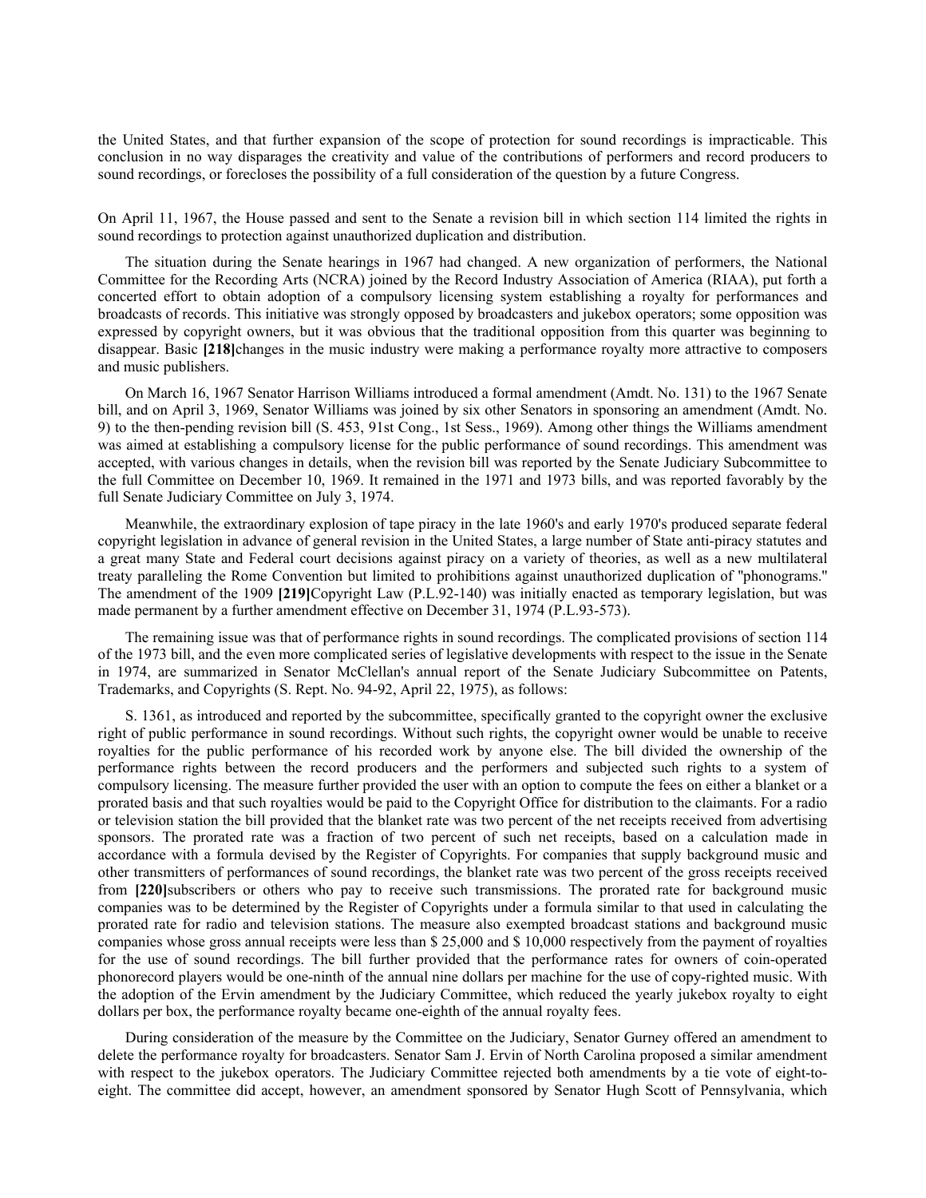the United States, and that further expansion of the scope of protection for sound recordings is impracticable. This conclusion in no way disparages the creativity and value of the contributions of performers and record producers to sound recordings, or forecloses the possibility of a full consideration of the question by a future Congress.

On April 11, 1967, the House passed and sent to the Senate a revision bill in which section 114 limited the rights in sound recordings to protection against unauthorized duplication and distribution.

The situation during the Senate hearings in 1967 had changed. A new organization of performers, the National Committee for the Recording Arts (NCRA) joined by the Record Industry Association of America (RIAA), put forth a concerted effort to obtain adoption of a compulsory licensing system establishing a royalty for performances and broadcasts of records. This initiative was strongly opposed by broadcasters and jukebox operators; some opposition was expressed by copyright owners, but it was obvious that the traditional opposition from this quarter was beginning to disappear. Basic **[218]**changes in the music industry were making a performance royalty more attractive to composers and music publishers.

On March 16, 1967 Senator Harrison Williams introduced a formal amendment (Amdt. No. 131) to the 1967 Senate bill, and on April 3, 1969, Senator Williams was joined by six other Senators in sponsoring an amendment (Amdt. No. 9) to the then-pending revision bill (S. 453, 91st Cong., 1st Sess., 1969). Among other things the Williams amendment was aimed at establishing a compulsory license for the public performance of sound recordings. This amendment was accepted, with various changes in details, when the revision bill was reported by the Senate Judiciary Subcommittee to the full Committee on December 10, 1969. It remained in the 1971 and 1973 bills, and was reported favorably by the full Senate Judiciary Committee on July 3, 1974.

Meanwhile, the extraordinary explosion of tape piracy in the late 1960's and early 1970's produced separate federal copyright legislation in advance of general revision in the United States, a large number of State anti-piracy statutes and a great many State and Federal court decisions against piracy on a variety of theories, as well as a new multilateral treaty paralleling the Rome Convention but limited to prohibitions against unauthorized duplication of "phonograms." The amendment of the 1909 **[219]**Copyright Law (P.L.92-140) was initially enacted as temporary legislation, but was made permanent by a further amendment effective on December 31, 1974 (P.L.93-573).

The remaining issue was that of performance rights in sound recordings. The complicated provisions of section 114 of the 1973 bill, and the even more complicated series of legislative developments with respect to the issue in the Senate in 1974, are summarized in Senator McClellan's annual report of the Senate Judiciary Subcommittee on Patents, Trademarks, and Copyrights (S. Rept. No. 94-92, April 22, 1975), as follows:

S. 1361, as introduced and reported by the subcommittee, specifically granted to the copyright owner the exclusive right of public performance in sound recordings. Without such rights, the copyright owner would be unable to receive royalties for the public performance of his recorded work by anyone else. The bill divided the ownership of the performance rights between the record producers and the performers and subjected such rights to a system of compulsory licensing. The measure further provided the user with an option to compute the fees on either a blanket or a prorated basis and that such royalties would be paid to the Copyright Office for distribution to the claimants. For a radio or television station the bill provided that the blanket rate was two percent of the net receipts received from advertising sponsors. The prorated rate was a fraction of two percent of such net receipts, based on a calculation made in accordance with a formula devised by the Register of Copyrights. For companies that supply background music and other transmitters of performances of sound recordings, the blanket rate was two percent of the gross receipts received from **[220]**subscribers or others who pay to receive such transmissions. The prorated rate for background music companies was to be determined by the Register of Copyrights under a formula similar to that used in calculating the prorated rate for radio and television stations. The measure also exempted broadcast stations and background music companies whose gross annual receipts were less than $ 25,000 and $ 10,000 respectively from the payment of royalties for the use of sound recordings. The bill further provided that the performance rates for owners of coin-operated phonorecord players would be one-ninth of the annual nine dollars per machine for the use of copy-righted music. With the adoption of the Ervin amendment by the Judiciary Committee, which reduced the yearly jukebox royalty to eight dollars per box, the performance royalty became one-eighth of the annual royalty fees.

During consideration of the measure by the Committee on the Judiciary, Senator Gurney offered an amendment to delete the performance royalty for broadcasters. Senator Sam J. Ervin of North Carolina proposed a similar amendment with respect to the jukebox operators. The Judiciary Committee rejected both amendments by a tie vote of eight-to-eight. The committee did accept, however, an amendment sponsored by Senator Hugh Scott of Pennsylvania, which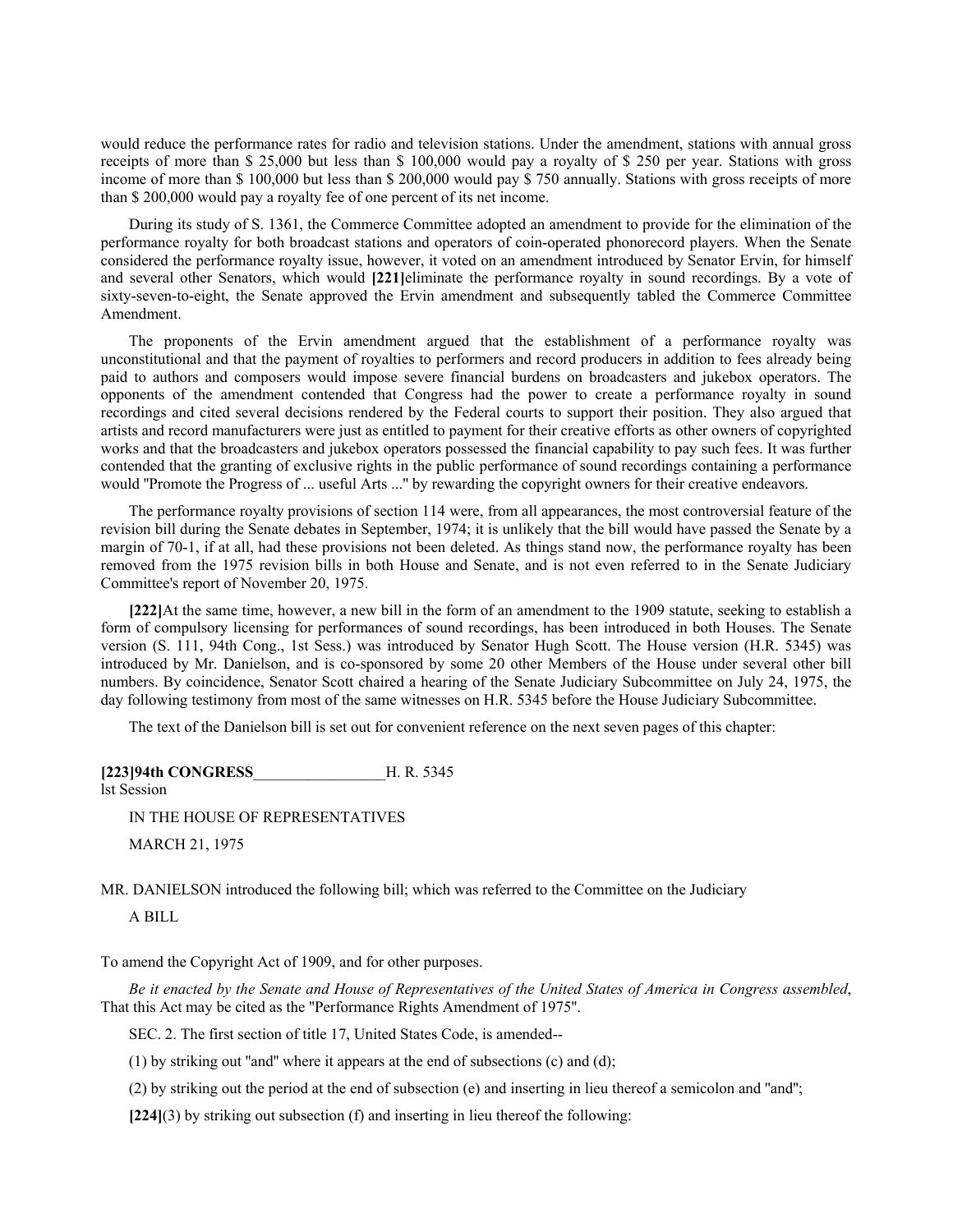would reduce the performance rates for radio and television stations. Under the amendment, stations with annual gross receipts of more than $ 25,000 but less than $ 100,000 would pay a royalty of $ 250 per year. Stations with gross income of more than $ 100,000 but less than $ 200,000 would pay $ 750 annually. Stations with gross receipts of more than $ 200,000 would pay a royalty fee of one percent of its net income.

During its study of S. 1361, the Commerce Committee adopted an amendment to provide for the elimination of the performance royalty for both broadcast stations and operators of coin-operated phonorecord players. When the Senate considered the performance royalty issue, however, it voted on an amendment introduced by Senator Ervin, for himself and several other Senators, which would **[221]**eliminate the performance royalty in sound recordings. By a vote of sixty-seven-to-eight, the Senate approved the Ervin amendment and subsequently tabled the Commerce Committee Amendment.

The proponents of the Ervin amendment argued that the establishment of a performance royalty was unconstitutional and that the payment of royalties to performers and record producers in addition to fees already being paid to authors and composers would impose severe financial burdens on broadcasters and jukebox operators. The opponents of the amendment contended that Congress had the power to create a performance royalty in sound recordings and cited several decisions rendered by the Federal courts to support their position. They also argued that artists and record manufacturers were just as entitled to payment for their creative efforts as other owners of copyrighted works and that the broadcasters and jukebox operators possessed the financial capability to pay such fees. It was further contended that the granting of exclusive rights in the public performance of sound recordings containing a performance would "Promote the Progress of ... useful Arts ..." by rewarding the copyright owners for their creative endeavors.

The performance royalty provisions of section 114 were, from all appearances, the most controversial feature of the revision bill during the Senate debates in September, 1974; it is unlikely that the bill would have passed the Senate by a margin of 70-1, if at all, had these provisions not been deleted. As things stand now, the performance royalty has been removed from the 1975 revision bills in both House and Senate, and is not even referred to in the Senate Judiciary Committee's report of November 20, 1975.

**[222]**At the same time, however, a new bill in the form of an amendment to the 1909 statute, seeking to establish a form of compulsory licensing for performances of sound recordings, has been introduced in both Houses. The Senate version (S. 111, 94th Cong., 1st Sess.) was introduced by Senator Hugh Scott. The House version (H.R. 5345) was introduced by Mr. Danielson, and is co-sponsored by some 20 other Members of the House under several other bill numbers. By coincidence, Senator Scott chaired a hearing of the Senate Judiciary Subcommittee on July 24, 1975, the day following testimony from most of the same witnesses on H.R. 5345 before the House Judiciary Subcommittee.

The text of the Danielson bill is set out for convenient reference on the next seven pages of this chapter:

**[223]94th CONGRESS**_________________H. R. 5345
1st Session

IN THE HOUSE OF REPRESENTATIVES

MARCH 21, 1975

MR. DANIELSON introduced the following bill; which was referred to the Committee on the Judiciary

A BILL

To amend the Copyright Act of 1909, and for other purposes.

*Be it enacted by the Senate and House of Representatives of the United States of America in Congress assembled*, That this Act may be cited as the "Performance Rights Amendment of 1975".

SEC. 2. The first section of title 17, United States Code, is amended--

(1) by striking out "and" where it appears at the end of subsections (c) and (d);

(2) by striking out the period at the end of subsection (e) and inserting in lieu thereof a semicolon and "and";

**[224]**(3) by striking out subsection (f) and inserting in lieu thereof the following: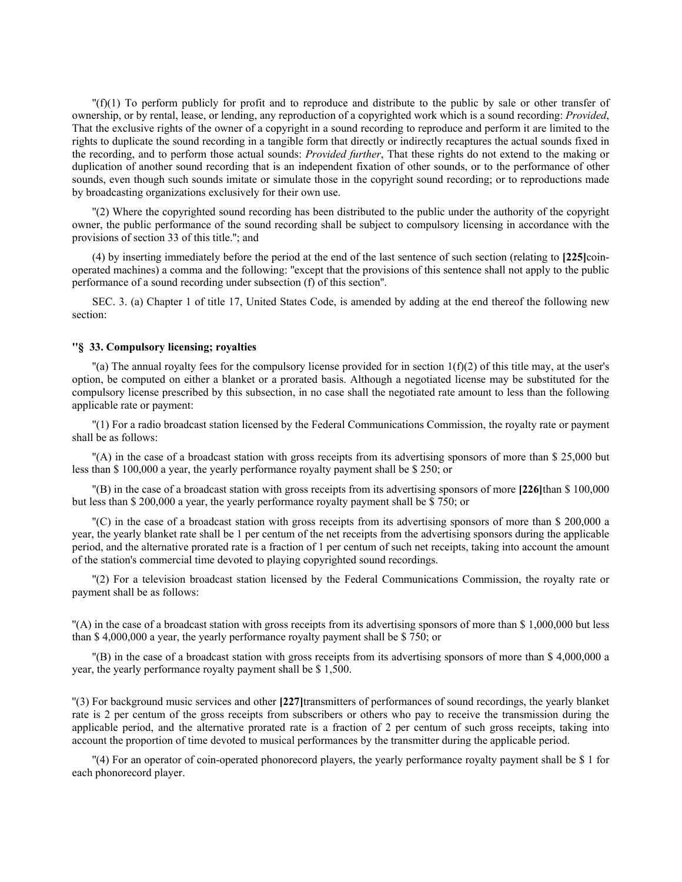"(f)(1) To perform publicly for profit and to reproduce and distribute to the public by sale or other transfer of ownership, or by rental, lease, or lending, any reproduction of a copyrighted work which is a sound recording: *Provided*, That the exclusive rights of the owner of a copyright in a sound recording to reproduce and perform it are limited to the rights to duplicate the sound recording in a tangible form that directly or indirectly recaptures the actual sounds fixed in the recording, and to perform those actual sounds: *Provided further*, That these rights do not extend to the making or duplication of another sound recording that is an independent fixation of other sounds, or to the performance of other sounds, even though such sounds imitate or simulate those in the copyright sound recording; or to reproductions made by broadcasting organizations exclusively for their own use.

"(2) Where the copyrighted sound recording has been distributed to the public under the authority of the copyright owner, the public performance of the sound recording shall be subject to compulsory licensing in accordance with the provisions of section 33 of this title."; and

(4) by inserting immediately before the period at the end of the last sentence of such section (relating to **[225]**coin-operated machines) a comma and the following: "except that the provisions of this sentence shall not apply to the public performance of a sound recording under subsection (f) of this section".

SEC. 3. (a) Chapter 1 of title 17, United States Code, is amended by adding at the end thereof the following new section:

**"§ 33. Compulsory licensing; royalties**

"(a) The annual royalty fees for the compulsory license provided for in section 1(f)(2) of this title may, at the user's option, be computed on either a blanket or a prorated basis. Although a negotiated license may be substituted for the compulsory license prescribed by this subsection, in no case shall the negotiated rate amount to less than the following applicable rate or payment:

"(1) For a radio broadcast station licensed by the Federal Communications Commission, the royalty rate or payment shall be as follows:

"(A) in the case of a broadcast station with gross receipts from its advertising sponsors of more than $ 25,000 but less than $ 100,000 a year, the yearly performance royalty payment shall be $ 250; or

"(B) in the case of a broadcast station with gross receipts from its advertising sponsors of more **[226]**than $ 100,000 but less than $ 200,000 a year, the yearly performance royalty payment shall be $ 750; or

"(C) in the case of a broadcast station with gross receipts from its advertising sponsors of more than $ 200,000 a year, the yearly blanket rate shall be 1 per centum of the net receipts from the advertising sponsors during the applicable period, and the alternative prorated rate is a fraction of 1 per centum of such net receipts, taking into account the amount of the station's commercial time devoted to playing copyrighted sound recordings.

"(2) For a television broadcast station licensed by the Federal Communications Commission, the royalty rate or payment shall be as follows:

"(A) in the case of a broadcast station with gross receipts from its advertising sponsors of more than $ 1,000,000 but less than $ 4,000,000 a year, the yearly performance royalty payment shall be $ 750; or

"(B) in the case of a broadcast station with gross receipts from its advertising sponsors of more than $ 4,000,000 a year, the yearly performance royalty payment shall be $ 1,500.

"(3) For background music services and other **[227]**transmitters of performances of sound recordings, the yearly blanket rate is 2 per centum of the gross receipts from subscribers or others who pay to receive the transmission during the applicable period, and the alternative prorated rate is a fraction of 2 per centum of such gross receipts, taking into account the proportion of time devoted to musical performances by the transmitter during the applicable period.

"(4) For an operator of coin-operated phonorecord players, the yearly performance royalty payment shall be $ 1 for each phonorecord player.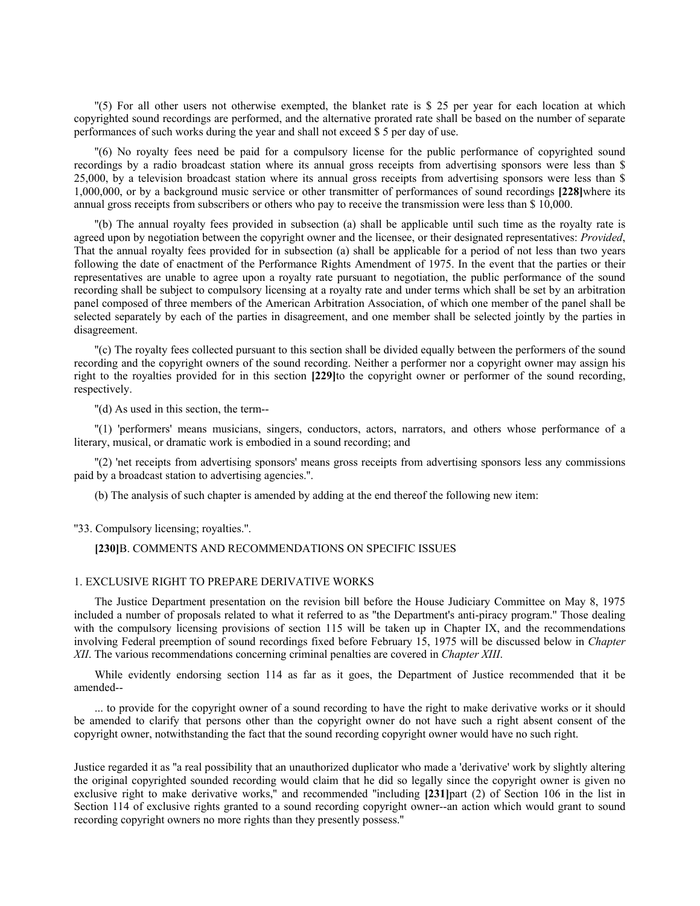"(5) For all other users not otherwise exempted, the blanket rate is $ 25 per year for each location at which copyrighted sound recordings are performed, and the alternative prorated rate shall be based on the number of separate performances of such works during the year and shall not exceed $ 5 per day of use.

"(6) No royalty fees need be paid for a compulsory license for the public performance of copyrighted sound recordings by a radio broadcast station where its annual gross receipts from advertising sponsors were less than $ 25,000, by a television broadcast station where its annual gross receipts from advertising sponsors were less than $ 1,000,000, or by a background music service or other transmitter of performances of sound recordings **[228]**where its annual gross receipts from subscribers or others who pay to receive the transmission were less than $ 10,000.

"(b) The annual royalty fees provided in subsection (a) shall be applicable until such time as the royalty rate is agreed upon by negotiation between the copyright owner and the licensee, or their designated representatives: *Provided*, That the annual royalty fees provided for in subsection (a) shall be applicable for a period of not less than two years following the date of enactment of the Performance Rights Amendment of 1975. In the event that the parties or their representatives are unable to agree upon a royalty rate pursuant to negotiation, the public performance of the sound recording shall be subject to compulsory licensing at a royalty rate and under terms which shall be set by an arbitration panel composed of three members of the American Arbitration Association, of which one member of the panel shall be selected separately by each of the parties in disagreement, and one member shall be selected jointly by the parties in disagreement.

"(c) The royalty fees collected pursuant to this section shall be divided equally between the performers of the sound recording and the copyright owners of the sound recording. Neither a performer nor a copyright owner may assign his right to the royalties provided for in this section **[229]**to the copyright owner or performer of the sound recording, respectively.

"(d) As used in this section, the term--

"(1) 'performers' means musicians, singers, conductors, actors, narrators, and others whose performance of a literary, musical, or dramatic work is embodied in a sound recording; and

"(2) 'net receipts from advertising sponsors' means gross receipts from advertising sponsors less any commissions paid by a broadcast station to advertising agencies.".

(b) The analysis of such chapter is amended by adding at the end thereof the following new item:

"33. Compulsory licensing; royalties.".

**[230]**B. COMMENTS AND RECOMMENDATIONS ON SPECIFIC ISSUES

1. EXCLUSIVE RIGHT TO PREPARE DERIVATIVE WORKS

The Justice Department presentation on the revision bill before the House Judiciary Committee on May 8, 1975 included a number of proposals related to what it referred to as "the Department's anti-piracy program." Those dealing with the compulsory licensing provisions of section 115 will be taken up in Chapter IX, and the recommendations involving Federal preemption of sound recordings fixed before February 15, 1975 will be discussed below in *Chapter XII*. The various recommendations concerning criminal penalties are covered in *Chapter XIII*.

While evidently endorsing section 114 as far as it goes, the Department of Justice recommended that it be amended--

> ... to provide for the copyright owner of a sound recording to have the right to make derivative works or it should be amended to clarify that persons other than the copyright owner do not have such a right absent consent of the copyright owner, notwithstanding the fact that the sound recording copyright owner would have no such right.

Justice regarded it as "a real possibility that an unauthorized duplicator who made a 'derivative' work by slightly altering the original copyrighted sounded recording would claim that he did so legally since the copyright owner is given no exclusive right to make derivative works," and recommended "including **[231]**part (2) of Section 106 in the list in Section 114 of exclusive rights granted to a sound recording copyright owner--an action which would grant to sound recording copyright owners no more rights than they presently possess."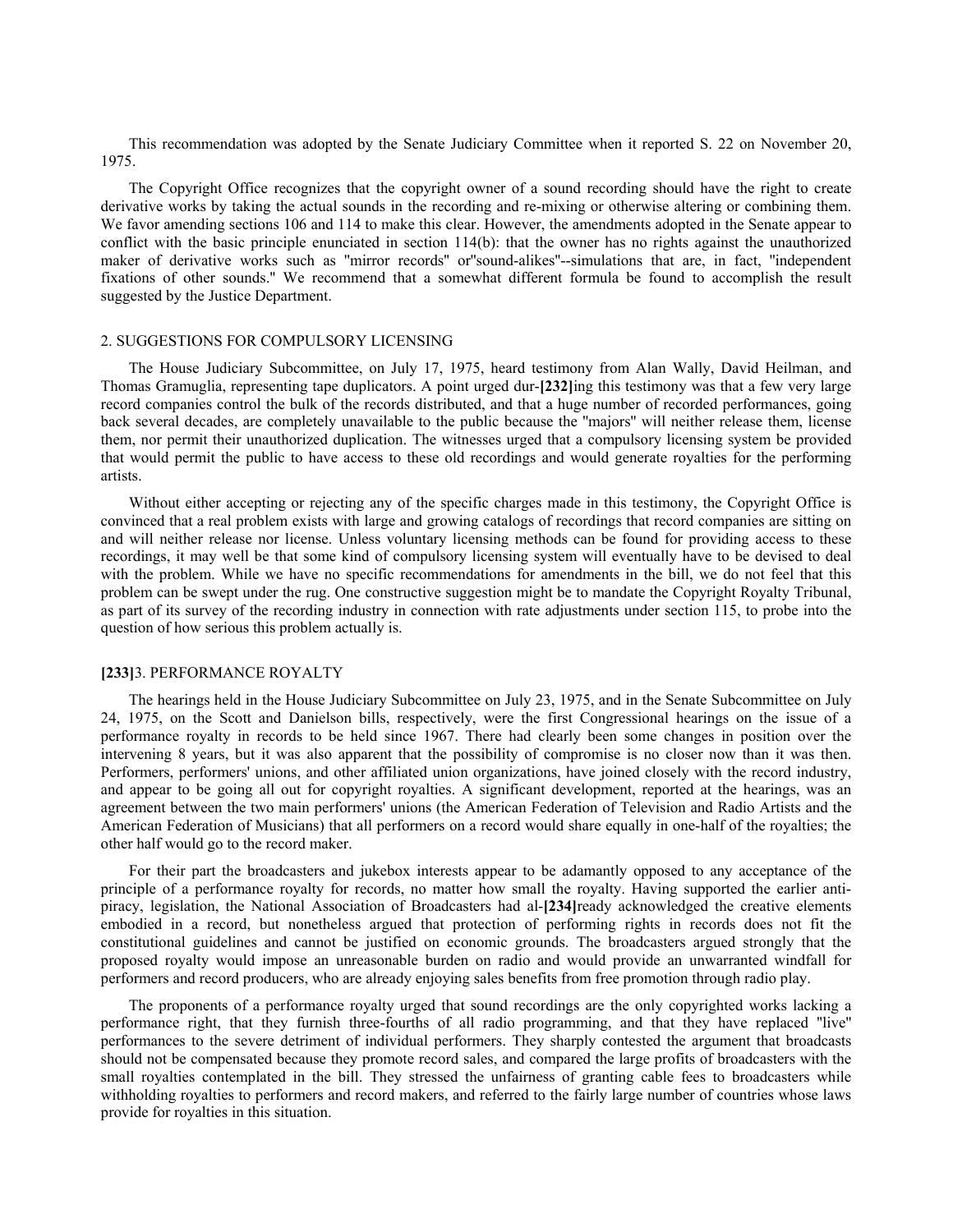This recommendation was adopted by the Senate Judiciary Committee when it reported S. 22 on November 20, 1975.

The Copyright Office recognizes that the copyright owner of a sound recording should have the right to create derivative works by taking the actual sounds in the recording and re-mixing or otherwise altering or combining them. We favor amending sections 106 and 114 to make this clear. However, the amendments adopted in the Senate appear to conflict with the basic principle enunciated in section 114(b): that the owner has no rights against the unauthorized maker of derivative works such as "mirror records" or"sound-alikes"--simulations that are, in fact, "independent fixations of other sounds." We recommend that a somewhat different formula be found to accomplish the result suggested by the Justice Department.

2. SUGGESTIONS FOR COMPULSORY LICENSING

The House Judiciary Subcommittee, on July 17, 1975, heard testimony from Alan Wally, David Heilman, and Thomas Gramuglia, representing tape duplicators. A point urged dur-**[232]**ing this testimony was that a few very large record companies control the bulk of the records distributed, and that a huge number of recorded performances, going back several decades, are completely unavailable to the public because the "majors" will neither release them, license them, nor permit their unauthorized duplication. The witnesses urged that a compulsory licensing system be provided that would permit the public to have access to these old recordings and would generate royalties for the performing artists.

Without either accepting or rejecting any of the specific charges made in this testimony, the Copyright Office is convinced that a real problem exists with large and growing catalogs of recordings that record companies are sitting on and will neither release nor license. Unless voluntary licensing methods can be found for providing access to these recordings, it may well be that some kind of compulsory licensing system will eventually have to be devised to deal with the problem. While we have no specific recommendations for amendments in the bill, we do not feel that this problem can be swept under the rug. One constructive suggestion might be to mandate the Copyright Royalty Tribunal, as part of its survey of the recording industry in connection with rate adjustments under section 115, to probe into the question of how serious this problem actually is.

**[233]**3. PERFORMANCE ROYALTY

The hearings held in the House Judiciary Subcommittee on July 23, 1975, and in the Senate Subcommittee on July 24, 1975, on the Scott and Danielson bills, respectively, were the first Congressional hearings on the issue of a performance royalty in records to be held since 1967. There had clearly been some changes in position over the intervening 8 years, but it was also apparent that the possibility of compromise is no closer now than it was then. Performers, performers' unions, and other affiliated union organizations, have joined closely with the record industry, and appear to be going all out for copyright royalties. A significant development, reported at the hearings, was an agreement between the two main performers' unions (the American Federation of Television and Radio Artists and the American Federation of Musicians) that all performers on a record would share equally in one-half of the royalties; the other half would go to the record maker.

For their part the broadcasters and jukebox interests appear to be adamantly opposed to any acceptance of the principle of a performance royalty for records, no matter how small the royalty. Having supported the earlier anti-piracy, legislation, the National Association of Broadcasters had al-**[234]**ready acknowledged the creative elements embodied in a record, but nonetheless argued that protection of performing rights in records does not fit the constitutional guidelines and cannot be justified on economic grounds. The broadcasters argued strongly that the proposed royalty would impose an unreasonable burden on radio and would provide an unwarranted windfall for performers and record producers, who are already enjoying sales benefits from free promotion through radio play.

The proponents of a performance royalty urged that sound recordings are the only copyrighted works lacking a performance right, that they furnish three-fourths of all radio programming, and that they have replaced "live" performances to the severe detriment of individual performers. They sharply contested the argument that broadcasts should not be compensated because they promote record sales, and compared the large profits of broadcasters with the small royalties contemplated in the bill. They stressed the unfairness of granting cable fees to broadcasters while withholding royalties to performers and record makers, and referred to the fairly large number of countries whose laws provide for royalties in this situation.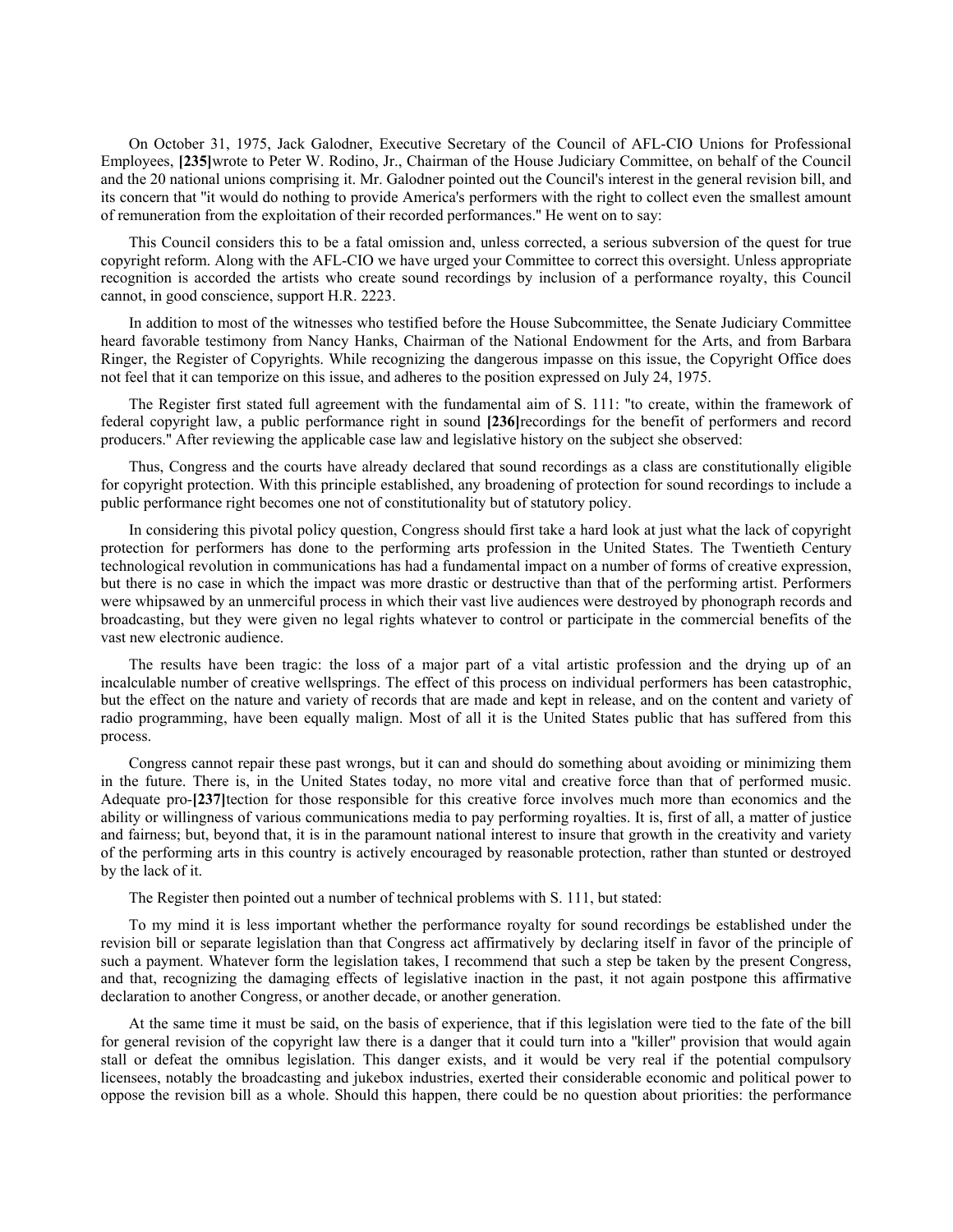On October 31, 1975, Jack Galodner, Executive Secretary of the Council of AFL-CIO Unions for Professional Employees, **[235]**wrote to Peter W. Rodino, Jr., Chairman of the House Judiciary Committee, on behalf of the Council and the 20 national unions comprising it. Mr. Galodner pointed out the Council's interest in the general revision bill, and its concern that "it would do nothing to provide America's performers with the right to collect even the smallest amount of remuneration from the exploitation of their recorded performances." He went on to say:

This Council considers this to be a fatal omission and, unless corrected, a serious subversion of the quest for true copyright reform. Along with the AFL-CIO we have urged your Committee to correct this oversight. Unless appropriate recognition is accorded the artists who create sound recordings by inclusion of a performance royalty, this Council cannot, in good conscience, support H.R. 2223.

In addition to most of the witnesses who testified before the House Subcommittee, the Senate Judiciary Committee heard favorable testimony from Nancy Hanks, Chairman of the National Endowment for the Arts, and from Barbara Ringer, the Register of Copyrights. While recognizing the dangerous impasse on this issue, the Copyright Office does not feel that it can temporize on this issue, and adheres to the position expressed on July 24, 1975.

The Register first stated full agreement with the fundamental aim of S. 111: "to create, within the framework of federal copyright law, a public performance right in sound **[236]**recordings for the benefit of performers and record producers." After reviewing the applicable case law and legislative history on the subject she observed:

Thus, Congress and the courts have already declared that sound recordings as a class are constitutionally eligible for copyright protection. With this principle established, any broadening of protection for sound recordings to include a public performance right becomes one not of constitutionality but of statutory policy.

In considering this pivotal policy question, Congress should first take a hard look at just what the lack of copyright protection for performers has done to the performing arts profession in the United States. The Twentieth Century technological revolution in communications has had a fundamental impact on a number of forms of creative expression, but there is no case in which the impact was more drastic or destructive than that of the performing artist. Performers were whipsawed by an unmerciful process in which their vast live audiences were destroyed by phonograph records and broadcasting, but they were given no legal rights whatever to control or participate in the commercial benefits of the vast new electronic audience.

The results have been tragic: the loss of a major part of a vital artistic profession and the drying up of an incalculable number of creative wellsprings. The effect of this process on individual performers has been catastrophic, but the effect on the nature and variety of records that are made and kept in release, and on the content and variety of radio programming, have been equally malign. Most of all it is the United States public that has suffered from this process.

Congress cannot repair these past wrongs, but it can and should do something about avoiding or minimizing them in the future. There is, in the United States today, no more vital and creative force than that of performed music. Adequate pro-**[237]**tection for those responsible for this creative force involves much more than economics and the ability or willingness of various communications media to pay performing royalties. It is, first of all, a matter of justice and fairness; but, beyond that, it is in the paramount national interest to insure that growth in the creativity and variety of the performing arts in this country is actively encouraged by reasonable protection, rather than stunted or destroyed by the lack of it.

The Register then pointed out a number of technical problems with S. 111, but stated:

To my mind it is less important whether the performance royalty for sound recordings be established under the revision bill or separate legislation than that Congress act affirmatively by declaring itself in favor of the principle of such a payment. Whatever form the legislation takes, I recommend that such a step be taken by the present Congress, and that, recognizing the damaging effects of legislative inaction in the past, it not again postpone this affirmative declaration to another Congress, or another decade, or another generation.

At the same time it must be said, on the basis of experience, that if this legislation were tied to the fate of the bill for general revision of the copyright law there is a danger that it could turn into a "killer" provision that would again stall or defeat the omnibus legislation. This danger exists, and it would be very real if the potential compulsory licensees, notably the broadcasting and jukebox industries, exerted their considerable economic and political power to oppose the revision bill as a whole. Should this happen, there could be no question about priorities: the performance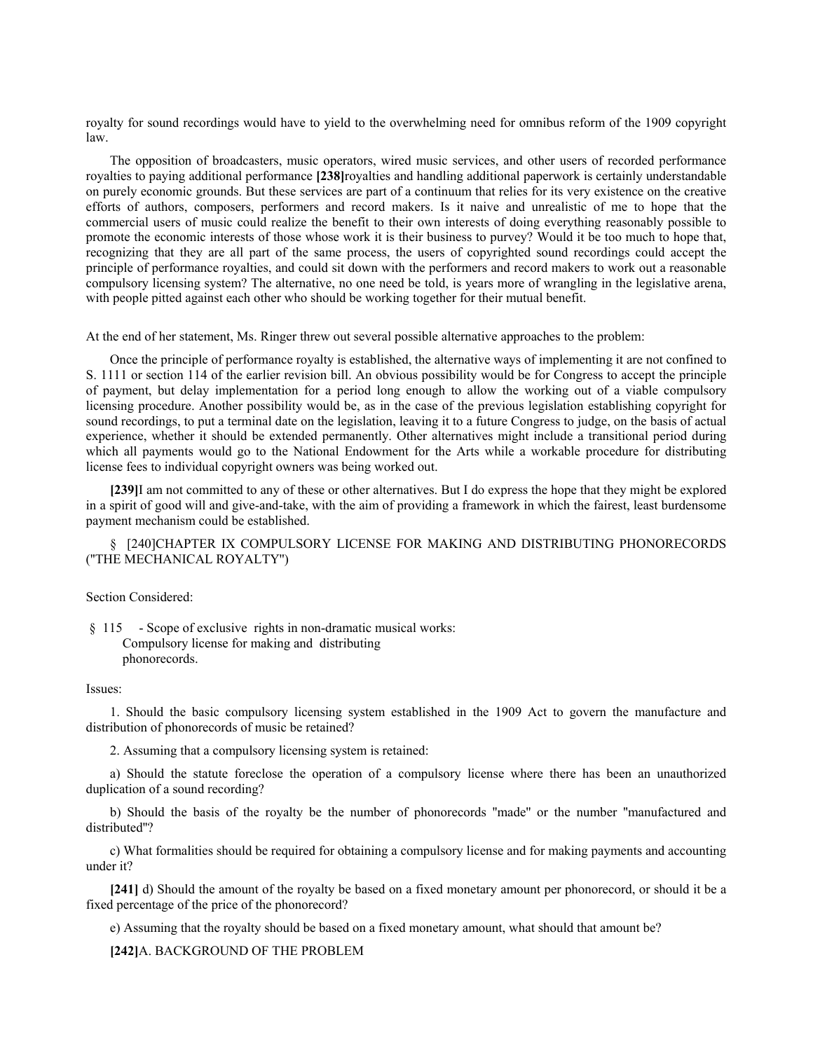royalty for sound recordings would have to yield to the overwhelming need for omnibus reform of the 1909 copyright law.

The opposition of broadcasters, music operators, wired music services, and other users of recorded performance royalties to paying additional performance **[238]**royalties and handling additional paperwork is certainly understandable on purely economic grounds. But these services are part of a continuum that relies for its very existence on the creative efforts of authors, composers, performers and record makers. Is it naive and unrealistic of me to hope that the commercial users of music could realize the benefit to their own interests of doing everything reasonably possible to promote the economic interests of those whose work it is their business to purvey? Would it be too much to hope that, recognizing that they are all part of the same process, the users of copyrighted sound recordings could accept the principle of performance royalties, and could sit down with the performers and record makers to work out a reasonable compulsory licensing system? The alternative, no one need be told, is years more of wrangling in the legislative arena, with people pitted against each other who should be working together for their mutual benefit.

At the end of her statement, Ms. Ringer threw out several possible alternative approaches to the problem:

Once the principle of performance royalty is established, the alternative ways of implementing it are not confined to S. 1111 or section 114 of the earlier revision bill. An obvious possibility would be for Congress to accept the principle of payment, but delay implementation for a period long enough to allow the working out of a viable compulsory licensing procedure. Another possibility would be, as in the case of the previous legislation establishing copyright for sound recordings, to put a terminal date on the legislation, leaving it to a future Congress to judge, on the basis of actual experience, whether it should be extended permanently. Other alternatives might include a transitional period during which all payments would go to the National Endowment for the Arts while a workable procedure for distributing license fees to individual copyright owners was being worked out.

**[239]**I am not committed to any of these or other alternatives. But I do express the hope that they might be explored in a spirit of good will and give-and-take, with the aim of providing a framework in which the fairest, least burdensome payment mechanism could be established.

§ [240]CHAPTER IX COMPULSORY LICENSE FOR MAKING AND DISTRIBUTING PHONORECORDS ("THE MECHANICAL ROYALTY")

Section Considered:

§ 115 - Scope of exclusive rights in non-dramatic musical works: Compulsory license for making and distributing phonorecords.

Issues:

1. Should the basic compulsory licensing system established in the 1909 Act to govern the manufacture and distribution of phonorecords of music be retained?

2. Assuming that a compulsory licensing system is retained:

a) Should the statute foreclose the operation of a compulsory license where there has been an unauthorized duplication of a sound recording?

b) Should the basis of the royalty be the number of phonorecords "made" or the number "manufactured and distributed"?

c) What formalities should be required for obtaining a compulsory license and for making payments and accounting under it?

**[241]** d) Should the amount of the royalty be based on a fixed monetary amount per phonorecord, or should it be a fixed percentage of the price of the phonorecord?

e) Assuming that the royalty should be based on a fixed monetary amount, what should that amount be?

**[242]**A. BACKGROUND OF THE PROBLEM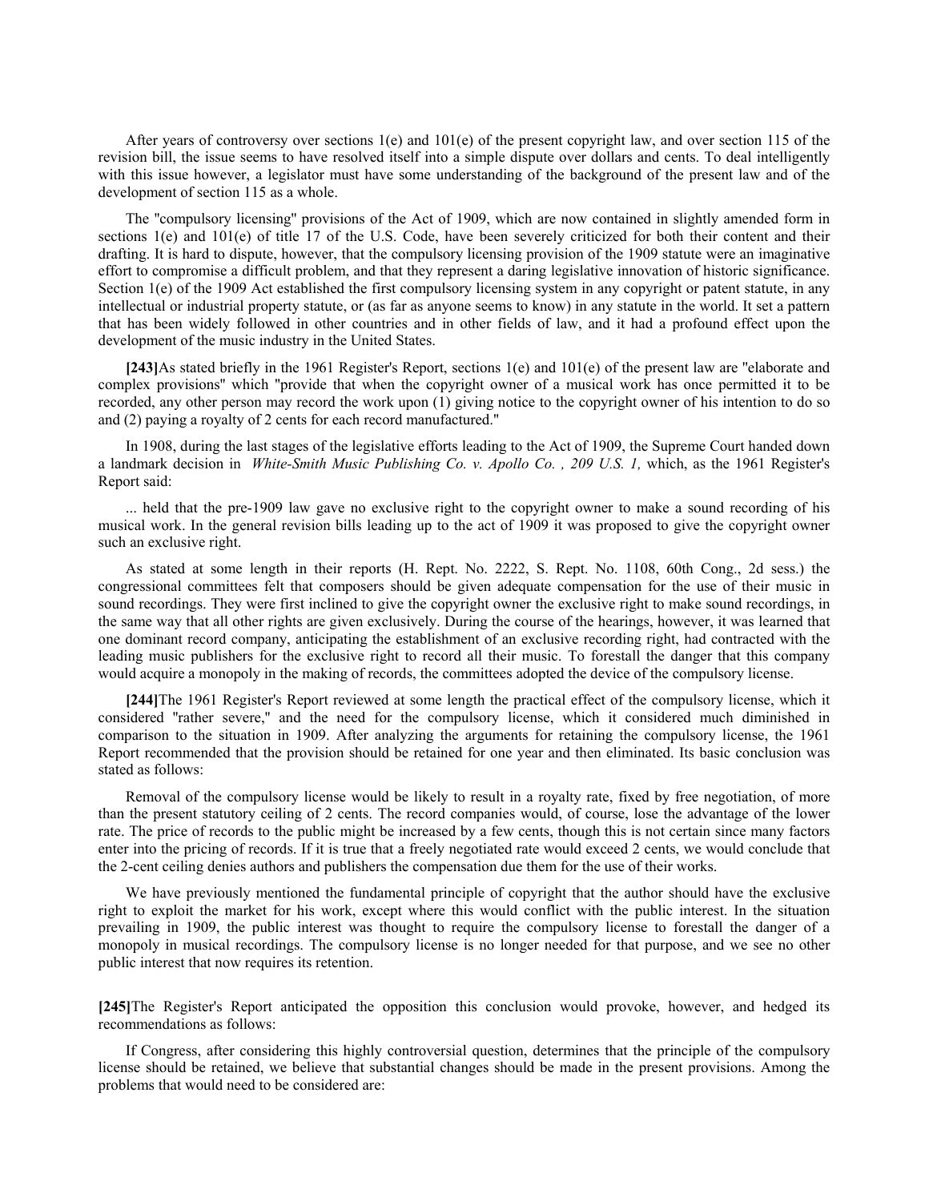After years of controversy over sections 1(e) and 101(e) of the present copyright law, and over section 115 of the revision bill, the issue seems to have resolved itself into a simple dispute over dollars and cents. To deal intelligently with this issue however, a legislator must have some understanding of the background of the present law and of the development of section 115 as a whole.

The "compulsory licensing" provisions of the Act of 1909, which are now contained in slightly amended form in sections 1(e) and 101(e) of title 17 of the U.S. Code, have been severely criticized for both their content and their drafting. It is hard to dispute, however, that the compulsory licensing provision of the 1909 statute were an imaginative effort to compromise a difficult problem, and that they represent a daring legislative innovation of historic significance. Section 1(e) of the 1909 Act established the first compulsory licensing system in any copyright or patent statute, in any intellectual or industrial property statute, or (as far as anyone seems to know) in any statute in the world. It set a pattern that has been widely followed in other countries and in other fields of law, and it had a profound effect upon the development of the music industry in the United States.

**[243]**As stated briefly in the 1961 Register's Report, sections 1(e) and 101(e) of the present law are "elaborate and complex provisions" which "provide that when the copyright owner of a musical work has once permitted it to be recorded, any other person may record the work upon (1) giving notice to the copyright owner of his intention to do so and (2) paying a royalty of 2 cents for each record manufactured."

In 1908, during the last stages of the legislative efforts leading to the Act of 1909, the Supreme Court handed down a landmark decision in *White-Smith Music Publishing Co. v. Apollo Co. , 209 U.S. 1,* which, as the 1961 Register's Report said:

... held that the pre-1909 law gave no exclusive right to the copyright owner to make a sound recording of his musical work. In the general revision bills leading up to the act of 1909 it was proposed to give the copyright owner such an exclusive right.

As stated at some length in their reports (H. Rept. No. 2222, S. Rept. No. 1108, 60th Cong., 2d sess.) the congressional committees felt that composers should be given adequate compensation for the use of their music in sound recordings. They were first inclined to give the copyright owner the exclusive right to make sound recordings, in the same way that all other rights are given exclusively. During the course of the hearings, however, it was learned that one dominant record company, anticipating the establishment of an exclusive recording right, had contracted with the leading music publishers for the exclusive right to record all their music. To forestall the danger that this company would acquire a monopoly in the making of records, the committees adopted the device of the compulsory license.

**[244]**The 1961 Register's Report reviewed at some length the practical effect of the compulsory license, which it considered "rather severe," and the need for the compulsory license, which it considered much diminished in comparison to the situation in 1909. After analyzing the arguments for retaining the compulsory license, the 1961 Report recommended that the provision should be retained for one year and then eliminated. Its basic conclusion was stated as follows:

Removal of the compulsory license would be likely to result in a royalty rate, fixed by free negotiation, of more than the present statutory ceiling of 2 cents. The record companies would, of course, lose the advantage of the lower rate. The price of records to the public might be increased by a few cents, though this is not certain since many factors enter into the pricing of records. If it is true that a freely negotiated rate would exceed 2 cents, we would conclude that the 2-cent ceiling denies authors and publishers the compensation due them for the use of their works.

We have previously mentioned the fundamental principle of copyright that the author should have the exclusive right to exploit the market for his work, except where this would conflict with the public interest. In the situation prevailing in 1909, the public interest was thought to require the compulsory license to forestall the danger of a monopoly in musical recordings. The compulsory license is no longer needed for that purpose, and we see no other public interest that now requires its retention.

**[245]**The Register's Report anticipated the opposition this conclusion would provoke, however, and hedged its recommendations as follows:

If Congress, after considering this highly controversial question, determines that the principle of the compulsory license should be retained, we believe that substantial changes should be made in the present provisions. Among the problems that would need to be considered are: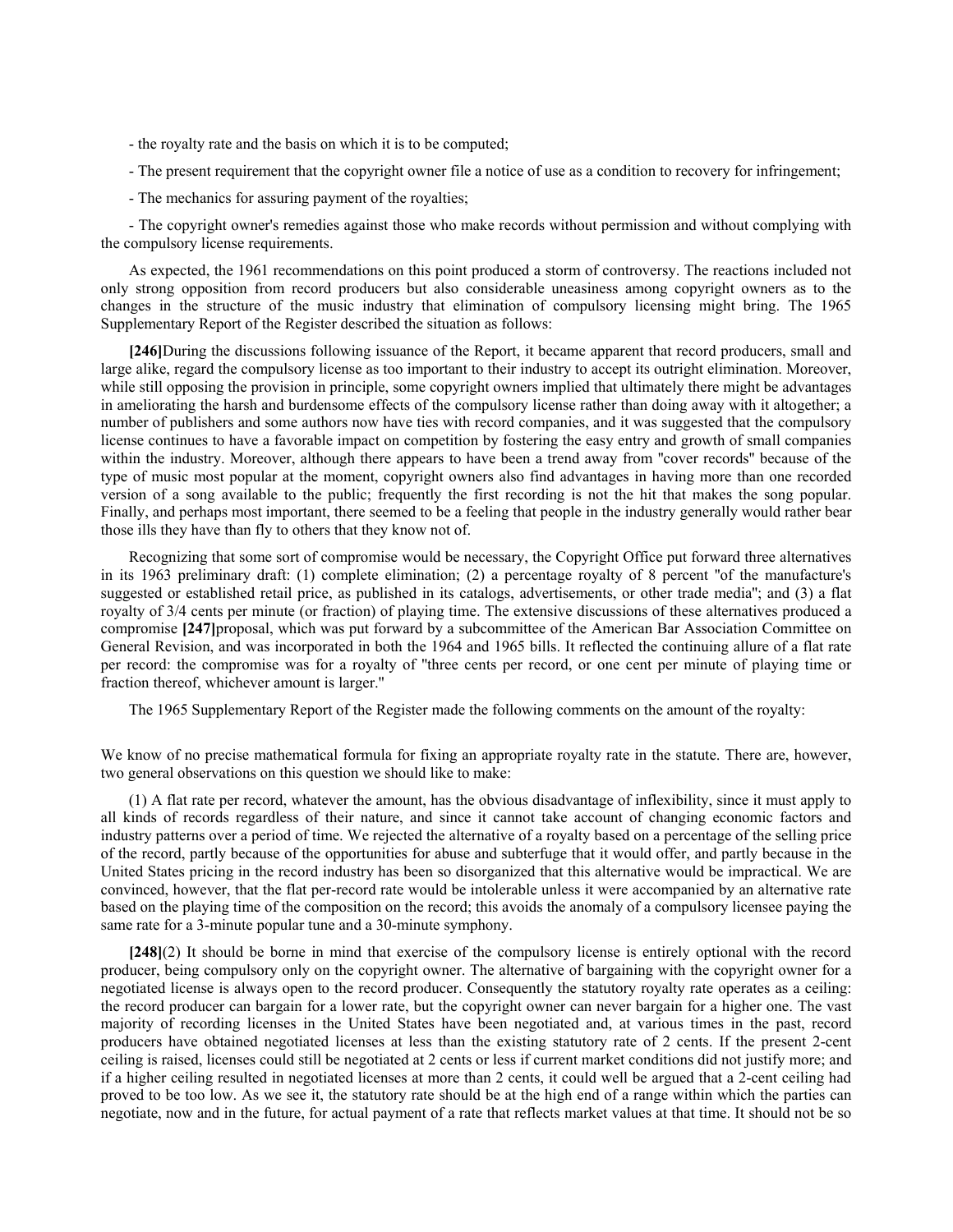- the royalty rate and the basis on which it is to be computed;

- The present requirement that the copyright owner file a notice of use as a condition to recovery for infringement;

- The mechanics for assuring payment of the royalties;

- The copyright owner's remedies against those who make records without permission and without complying with the compulsory license requirements.

As expected, the 1961 recommendations on this point produced a storm of controversy. The reactions included not only strong opposition from record producers but also considerable uneasiness among copyright owners as to the changes in the structure of the music industry that elimination of compulsory licensing might bring. The 1965 Supplementary Report of the Register described the situation as follows:

**[246]**During the discussions following issuance of the Report, it became apparent that record producers, small and large alike, regard the compulsory license as too important to their industry to accept its outright elimination. Moreover, while still opposing the provision in principle, some copyright owners implied that ultimately there might be advantages in ameliorating the harsh and burdensome effects of the compulsory license rather than doing away with it altogether; a number of publishers and some authors now have ties with record companies, and it was suggested that the compulsory license continues to have a favorable impact on competition by fostering the easy entry and growth of small companies within the industry. Moreover, although there appears to have been a trend away from "cover records" because of the type of music most popular at the moment, copyright owners also find advantages in having more than one recorded version of a song available to the public; frequently the first recording is not the hit that makes the song popular. Finally, and perhaps most important, there seemed to be a feeling that people in the industry generally would rather bear those ills they have than fly to others that they know not of.

Recognizing that some sort of compromise would be necessary, the Copyright Office put forward three alternatives in its 1963 preliminary draft: (1) complete elimination; (2) a percentage royalty of 8 percent "of the manufacture's suggested or established retail price, as published in its catalogs, advertisements, or other trade media"; and (3) a flat royalty of 3/4 cents per minute (or fraction) of playing time. The extensive discussions of these alternatives produced a compromise **[247]**proposal, which was put forward by a subcommittee of the American Bar Association Committee on General Revision, and was incorporated in both the 1964 and 1965 bills. It reflected the continuing allure of a flat rate per record: the compromise was for a royalty of "three cents per record, or one cent per minute of playing time or fraction thereof, whichever amount is larger."

The 1965 Supplementary Report of the Register made the following comments on the amount of the royalty:

We know of no precise mathematical formula for fixing an appropriate royalty rate in the statute. There are, however, two general observations on this question we should like to make:

(1) A flat rate per record, whatever the amount, has the obvious disadvantage of inflexibility, since it must apply to all kinds of records regardless of their nature, and since it cannot take account of changing economic factors and industry patterns over a period of time. We rejected the alternative of a royalty based on a percentage of the selling price of the record, partly because of the opportunities for abuse and subterfuge that it would offer, and partly because in the United States pricing in the record industry has been so disorganized that this alternative would be impractical. We are convinced, however, that the flat per-record rate would be intolerable unless it were accompanied by an alternative rate based on the playing time of the composition on the record; this avoids the anomaly of a compulsory licensee paying the same rate for a 3-minute popular tune and a 30-minute symphony.

**[248]**(2) It should be borne in mind that exercise of the compulsory license is entirely optional with the record producer, being compulsory only on the copyright owner. The alternative of bargaining with the copyright owner for a negotiated license is always open to the record producer. Consequently the statutory royalty rate operates as a ceiling: the record producer can bargain for a lower rate, but the copyright owner can never bargain for a higher one. The vast majority of recording licenses in the United States have been negotiated and, at various times in the past, record producers have obtained negotiated licenses at less than the existing statutory rate of 2 cents. If the present 2-cent ceiling is raised, licenses could still be negotiated at 2 cents or less if current market conditions did not justify more; and if a higher ceiling resulted in negotiated licenses at more than 2 cents, it could well be argued that a 2-cent ceiling had proved to be too low. As we see it, the statutory rate should be at the high end of a range within which the parties can negotiate, now and in the future, for actual payment of a rate that reflects market values at that time. It should not be so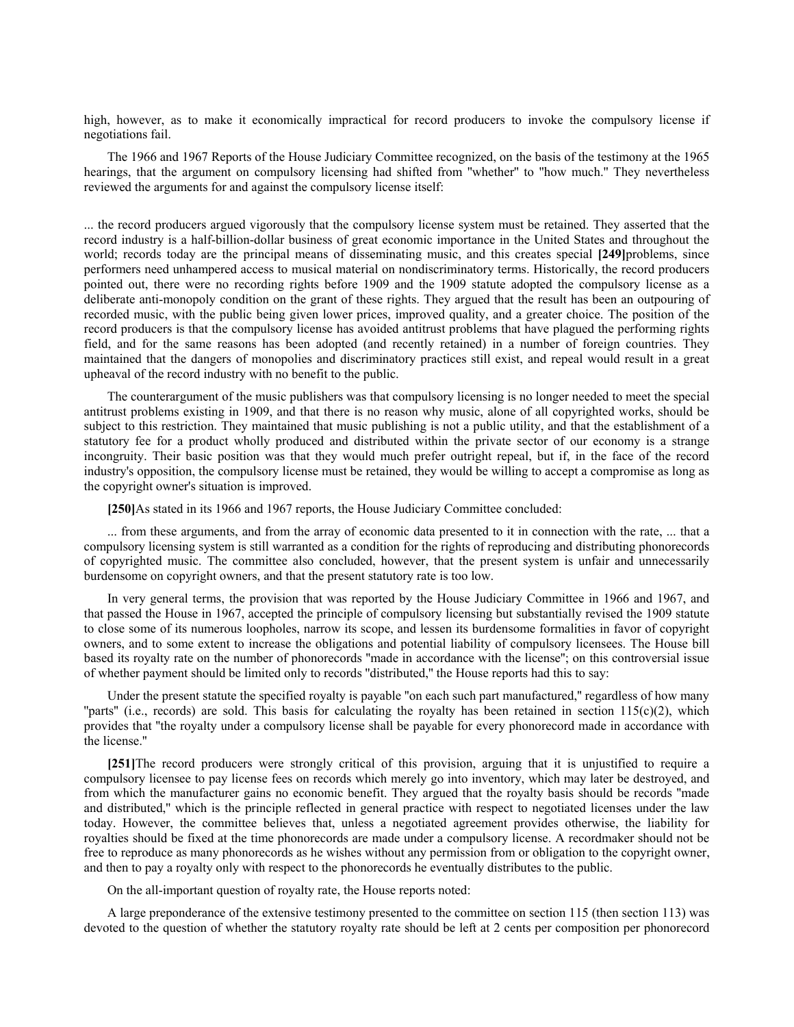high, however, as to make it economically impractical for record producers to invoke the compulsory license if negotiations fail.

The 1966 and 1967 Reports of the House Judiciary Committee recognized, on the basis of the testimony at the 1965 hearings, that the argument on compulsory licensing had shifted from "whether" to "how much." They nevertheless reviewed the arguments for and against the compulsory license itself:

... the record producers argued vigorously that the compulsory license system must be retained. They asserted that the record industry is a half-billion-dollar business of great economic importance in the United States and throughout the world; records today are the principal means of disseminating music, and this creates special **[249]**problems, since performers need unhampered access to musical material on nondiscriminatory terms. Historically, the record producers pointed out, there were no recording rights before 1909 and the 1909 statute adopted the compulsory license as a deliberate anti-monopoly condition on the grant of these rights. They argued that the result has been an outpouring of recorded music, with the public being given lower prices, improved quality, and a greater choice. The position of the record producers is that the compulsory license has avoided antitrust problems that have plagued the performing rights field, and for the same reasons has been adopted (and recently retained) in a number of foreign countries. They maintained that the dangers of monopolies and discriminatory practices still exist, and repeal would result in a great upheaval of the record industry with no benefit to the public.

The counterargument of the music publishers was that compulsory licensing is no longer needed to meet the special antitrust problems existing in 1909, and that there is no reason why music, alone of all copyrighted works, should be subject to this restriction. They maintained that music publishing is not a public utility, and that the establishment of a statutory fee for a product wholly produced and distributed within the private sector of our economy is a strange incongruity. Their basic position was that they would much prefer outright repeal, but if, in the face of the record industry's opposition, the compulsory license must be retained, they would be willing to accept a compromise as long as the copyright owner's situation is improved.

**[250]**As stated in its 1966 and 1967 reports, the House Judiciary Committee concluded:

... from these arguments, and from the array of economic data presented to it in connection with the rate, ... that a compulsory licensing system is still warranted as a condition for the rights of reproducing and distributing phonorecords of copyrighted music. The committee also concluded, however, that the present system is unfair and unnecessarily burdensome on copyright owners, and that the present statutory rate is too low.

In very general terms, the provision that was reported by the House Judiciary Committee in 1966 and 1967, and that passed the House in 1967, accepted the principle of compulsory licensing but substantially revised the 1909 statute to close some of its numerous loopholes, narrow its scope, and lessen its burdensome formalities in favor of copyright owners, and to some extent to increase the obligations and potential liability of compulsory licensees. The House bill based its royalty rate on the number of phonorecords "made in accordance with the license"; on this controversial issue of whether payment should be limited only to records "distributed," the House reports had this to say:

Under the present statute the specified royalty is payable "on each such part manufactured," regardless of how many "parts" (i.e., records) are sold. This basis for calculating the royalty has been retained in section 115(c)(2), which provides that "the royalty under a compulsory license shall be payable for every phonorecord made in accordance with the license."

**[251]**The record producers were strongly critical of this provision, arguing that it is unjustified to require a compulsory licensee to pay license fees on records which merely go into inventory, which may later be destroyed, and from which the manufacturer gains no economic benefit. They argued that the royalty basis should be records "made and distributed," which is the principle reflected in general practice with respect to negotiated licenses under the law today. However, the committee believes that, unless a negotiated agreement provides otherwise, the liability for royalties should be fixed at the time phonorecords are made under a compulsory license. A recordmaker should not be free to reproduce as many phonorecords as he wishes without any permission from or obligation to the copyright owner, and then to pay a royalty only with respect to the phonorecords he eventually distributes to the public.

On the all-important question of royalty rate, the House reports noted:

A large preponderance of the extensive testimony presented to the committee on section 115 (then section 113) was devoted to the question of whether the statutory royalty rate should be left at 2 cents per composition per phonorecord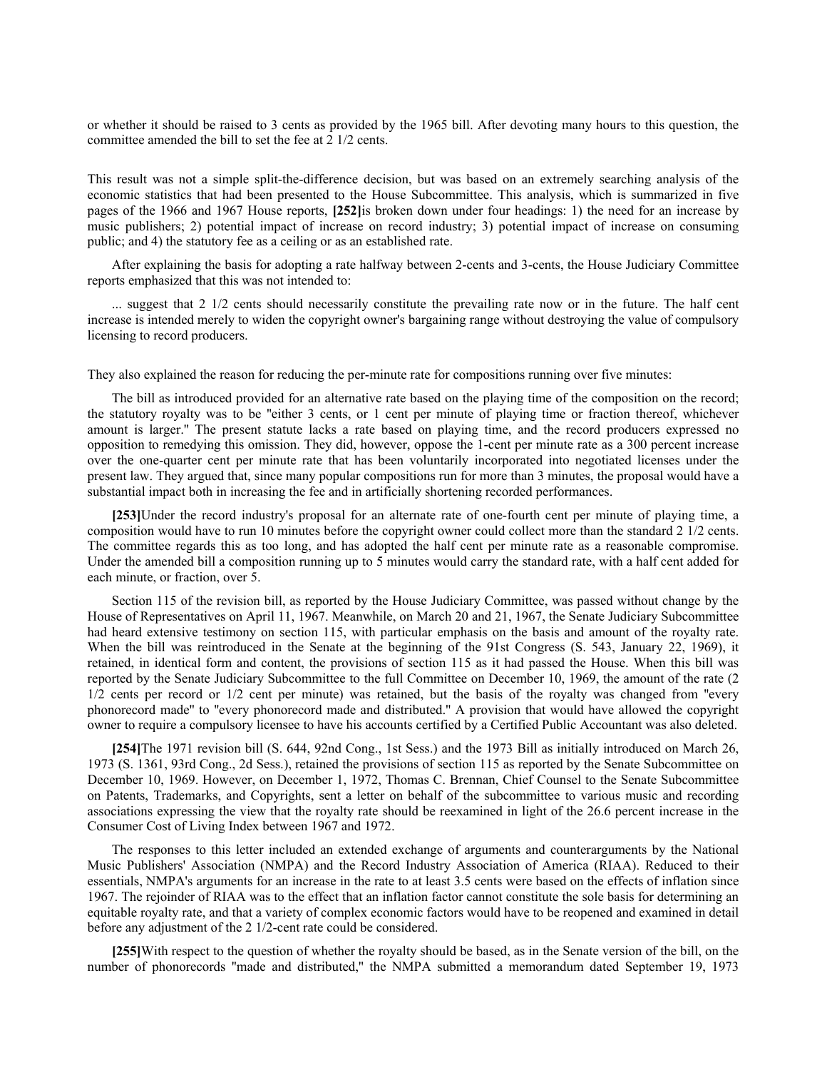or whether it should be raised to 3 cents as provided by the 1965 bill. After devoting many hours to this question, the committee amended the bill to set the fee at 2 1/2 cents.

This result was not a simple split-the-difference decision, but was based on an extremely searching analysis of the economic statistics that had been presented to the House Subcommittee. This analysis, which is summarized in five pages of the 1966 and 1967 House reports, **[252]**is broken down under four headings: 1) the need for an increase by music publishers; 2) potential impact of increase on record industry; 3) potential impact of increase on consuming public; and 4) the statutory fee as a ceiling or as an established rate.

After explaining the basis for adopting a rate halfway between 2-cents and 3-cents, the House Judiciary Committee reports emphasized that this was not intended to:

> ... suggest that 2 1/2 cents should necessarily constitute the prevailing rate now or in the future. The half cent increase is intended merely to widen the copyright owner's bargaining range without destroying the value of compulsory licensing to record producers.

They also explained the reason for reducing the per-minute rate for compositions running over five minutes:

> The bill as introduced provided for an alternative rate based on the playing time of the composition on the record; the statutory royalty was to be "either 3 cents, or 1 cent per minute of playing time or fraction thereof, whichever amount is larger." The present statute lacks a rate based on playing time, and the record producers expressed no opposition to remedying this omission. They did, however, oppose the 1-cent per minute rate as a 300 percent increase over the one-quarter cent per minute rate that has been voluntarily incorporated into negotiated licenses under the present law. They argued that, since many popular compositions run for more than 3 minutes, the proposal would have a substantial impact both in increasing the fee and in artificially shortening recorded performances.
>
> **[253]**Under the record industry's proposal for an alternate rate of one-fourth cent per minute of playing time, a composition would have to run 10 minutes before the copyright owner could collect more than the standard 2 1/2 cents. The committee regards this as too long, and has adopted the half cent per minute rate as a reasonable compromise. Under the amended bill a composition running up to 5 minutes would carry the standard rate, with a half cent added for each minute, or fraction, over 5.

Section 115 of the revision bill, as reported by the House Judiciary Committee, was passed without change by the House of Representatives on April 11, 1967. Meanwhile, on March 20 and 21, 1967, the Senate Judiciary Subcommittee had heard extensive testimony on section 115, with particular emphasis on the basis and amount of the royalty rate. When the bill was reintroduced in the Senate at the beginning of the 91st Congress (S. 543, January 22, 1969), it retained, in identical form and content, the provisions of section 115 as it had passed the House. When this bill was reported by the Senate Judiciary Subcommittee to the full Committee on December 10, 1969, the amount of the rate (2 1/2 cents per record or 1/2 cent per minute) was retained, but the basis of the royalty was changed from "every phonorecord made" to "every phonorecord made and distributed." A provision that would have allowed the copyright owner to require a compulsory licensee to have his accounts certified by a Certified Public Accountant was also deleted.

**[254]**The 1971 revision bill (S. 644, 92nd Cong., 1st Sess.) and the 1973 Bill as initially introduced on March 26, 1973 (S. 1361, 93rd Cong., 2d Sess.), retained the provisions of section 115 as reported by the Senate Subcommittee on December 10, 1969. However, on December 1, 1972, Thomas C. Brennan, Chief Counsel to the Senate Subcommittee on Patents, Trademarks, and Copyrights, sent a letter on behalf of the subcommittee to various music and recording associations expressing the view that the royalty rate should be reexamined in light of the 26.6 percent increase in the Consumer Cost of Living Index between 1967 and 1972.

The responses to this letter included an extended exchange of arguments and counterarguments by the National Music Publishers' Association (NMPA) and the Record Industry Association of America (RIAA). Reduced to their essentials, NMPA's arguments for an increase in the rate to at least 3.5 cents were based on the effects of inflation since 1967. The rejoinder of RIAA was to the effect that an inflation factor cannot constitute the sole basis for determining an equitable royalty rate, and that a variety of complex economic factors would have to be reopened and examined in detail before any adjustment of the 2 1/2-cent rate could be considered.

**[255]**With respect to the question of whether the royalty should be based, as in the Senate version of the bill, on the number of phonorecords "made and distributed," the NMPA submitted a memorandum dated September 19, 1973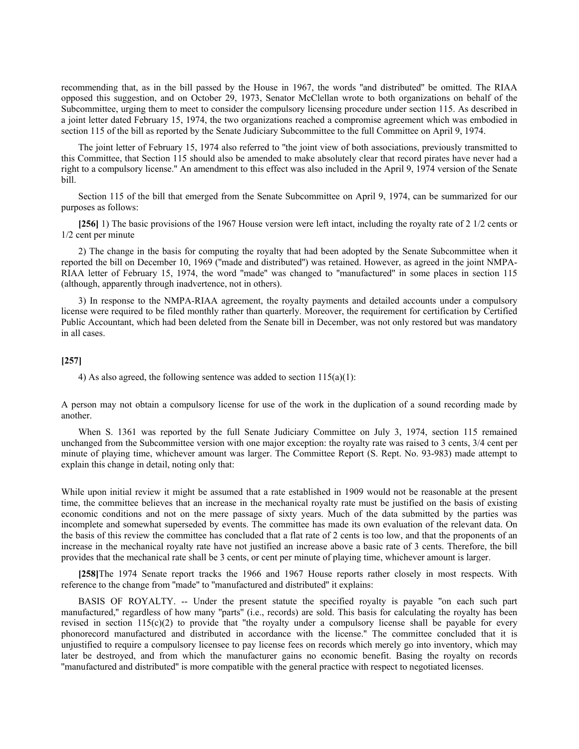recommending that, as in the bill passed by the House in 1967, the words "and distributed" be omitted. The RIAA opposed this suggestion, and on October 29, 1973, Senator McClellan wrote to both organizations on behalf of the Subcommittee, urging them to meet to consider the compulsory licensing procedure under section 115. As described in a joint letter dated February 15, 1974, the two organizations reached a compromise agreement which was embodied in section 115 of the bill as reported by the Senate Judiciary Subcommittee to the full Committee on April 9, 1974.

The joint letter of February 15, 1974 also referred to "the joint view of both associations, previously transmitted to this Committee, that Section 115 should also be amended to make absolutely clear that record pirates have never had a right to a compulsory license." An amendment to this effect was also included in the April 9, 1974 version of the Senate bill.

Section 115 of the bill that emerged from the Senate Subcommittee on April 9, 1974, can be summarized for our purposes as follows:

**[256]** 1) The basic provisions of the 1967 House version were left intact, including the royalty rate of 2 1/2 cents or 1/2 cent per minute

2) The change in the basis for computing the royalty that had been adopted by the Senate Subcommittee when it reported the bill on December 10, 1969 ("made and distributed") was retained. However, as agreed in the joint NMPA-RIAA letter of February 15, 1974, the word "made" was changed to "manufactured" in some places in section 115 (although, apparently through inadvertence, not in others).

3) In response to the NMPA-RIAA agreement, the royalty payments and detailed accounts under a compulsory license were required to be filed monthly rather than quarterly. Moreover, the requirement for certification by Certified Public Accountant, which had been deleted from the Senate bill in December, was not only restored but was mandatory in all cases.

**[257]**

4) As also agreed, the following sentence was added to section 115(a)(1):

A person may not obtain a compulsory license for use of the work in the duplication of a sound recording made by another.

When S. 1361 was reported by the full Senate Judiciary Committee on July 3, 1974, section 115 remained unchanged from the Subcommittee version with one major exception: the royalty rate was raised to 3 cents, 3/4 cent per minute of playing time, whichever amount was larger. The Committee Report (S. Rept. No. 93-983) made attempt to explain this change in detail, noting only that:

While upon initial review it might be assumed that a rate established in 1909 would not be reasonable at the present time, the committee believes that an increase in the mechanical royalty rate must be justified on the basis of existing economic conditions and not on the mere passage of sixty years. Much of the data submitted by the parties was incomplete and somewhat superseded by events. The committee has made its own evaluation of the relevant data. On the basis of this review the committee has concluded that a flat rate of 2 cents is too low, and that the proponents of an increase in the mechanical royalty rate have not justified an increase above a basic rate of 3 cents. Therefore, the bill provides that the mechanical rate shall be 3 cents, or cent per minute of playing time, whichever amount is larger.

**[258]**The 1974 Senate report tracks the 1966 and 1967 House reports rather closely in most respects. With reference to the change from "made" to "manufactured and distributed" it explains:

BASIS OF ROYALTY. -- Under the present statute the specified royalty is payable "on each such part manufactured," regardless of how many "parts" (i.e., records) are sold. This basis for calculating the royalty has been revised in section 115(c)(2) to provide that "the royalty under a compulsory license shall be payable for every phonorecord manufactured and distributed in accordance with the license." The committee concluded that it is unjustified to require a compulsory licensee to pay license fees on records which merely go into inventory, which may later be destroyed, and from which the manufacturer gains no economic benefit. Basing the royalty on records "manufactured and distributed" is more compatible with the general practice with respect to negotiated licenses.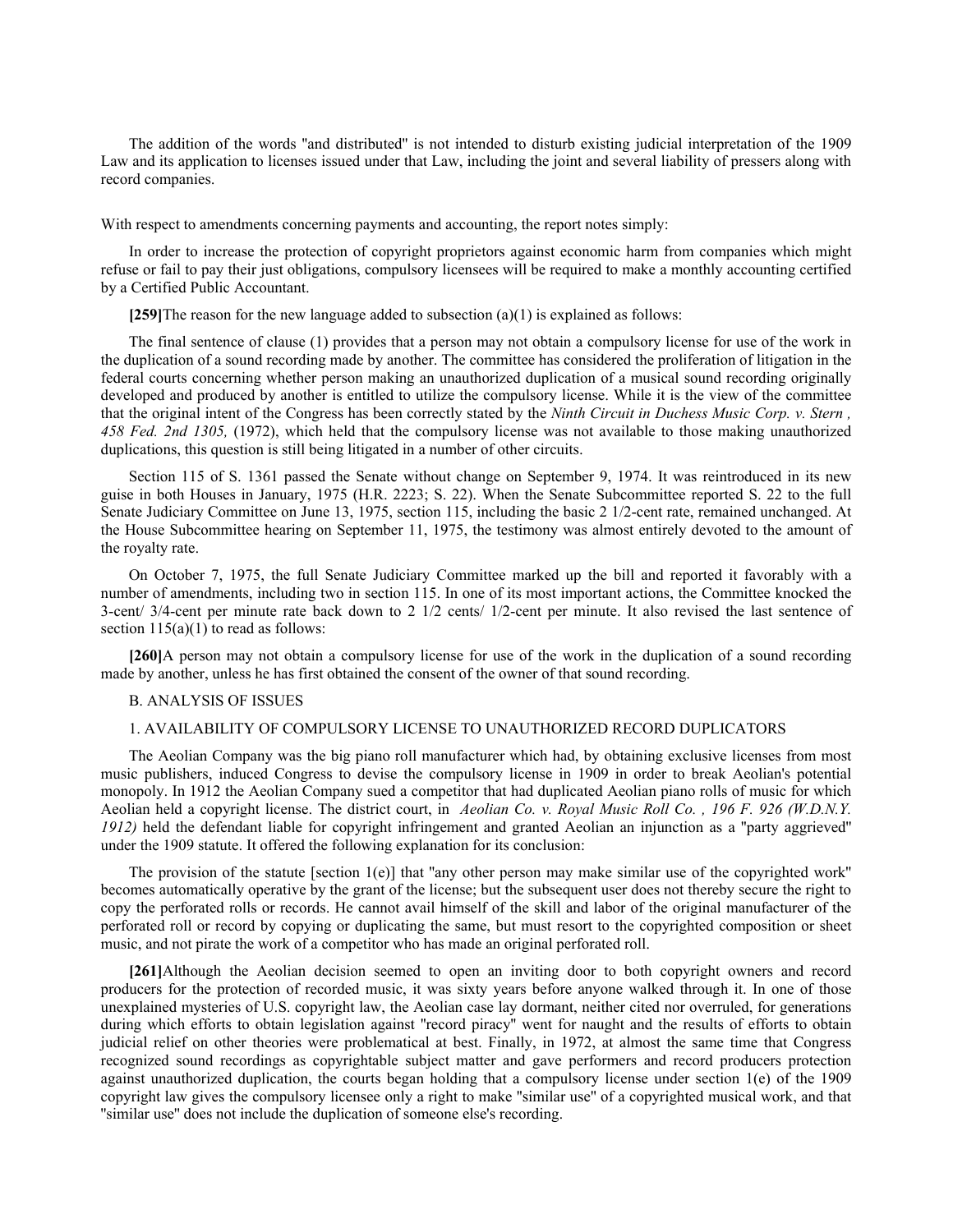The addition of the words "and distributed" is not intended to disturb existing judicial interpretation of the 1909 Law and its application to licenses issued under that Law, including the joint and several liability of pressers along with record companies.

With respect to amendments concerning payments and accounting, the report notes simply:

In order to increase the protection of copyright proprietors against economic harm from companies which might refuse or fail to pay their just obligations, compulsory licensees will be required to make a monthly accounting certified by a Certified Public Accountant.

**[259]**The reason for the new language added to subsection (a)(1) is explained as follows:

The final sentence of clause (1) provides that a person may not obtain a compulsory license for use of the work in the duplication of a sound recording made by another. The committee has considered the proliferation of litigation in the federal courts concerning whether person making an unauthorized duplication of a musical sound recording originally developed and produced by another is entitled to utilize the compulsory license. While it is the view of the committee that the original intent of the Congress has been correctly stated by the *Ninth Circuit in Duchess Music Corp. v. Stern , 458 Fed. 2nd 1305,* (1972), which held that the compulsory license was not available to those making unauthorized duplications, this question is still being litigated in a number of other circuits.

Section 115 of S. 1361 passed the Senate without change on September 9, 1974. It was reintroduced in its new guise in both Houses in January, 1975 (H.R. 2223; S. 22). When the Senate Subcommittee reported S. 22 to the full Senate Judiciary Committee on June 13, 1975, section 115, including the basic 2 1/2-cent rate, remained unchanged. At the House Subcommittee hearing on September 11, 1975, the testimony was almost entirely devoted to the amount of the royalty rate.

On October 7, 1975, the full Senate Judiciary Committee marked up the bill and reported it favorably with a number of amendments, including two in section 115. In one of its most important actions, the Committee knocked the 3-cent/ 3/4-cent per minute rate back down to 2 1/2 cents/ 1/2-cent per minute. It also revised the last sentence of section 115(a)(1) to read as follows:

**[260]**A person may not obtain a compulsory license for use of the work in the duplication of a sound recording made by another, unless he has first obtained the consent of the owner of that sound recording.

B. ANALYSIS OF ISSUES

1. AVAILABILITY OF COMPULSORY LICENSE TO UNAUTHORIZED RECORD DUPLICATORS

The Aeolian Company was the big piano roll manufacturer which had, by obtaining exclusive licenses from most music publishers, induced Congress to devise the compulsory license in 1909 in order to break Aeolian's potential monopoly. In 1912 the Aeolian Company sued a competitor that had duplicated Aeolian piano rolls of music for which Aeolian held a copyright license. The district court, in *Aeolian Co. v. Royal Music Roll Co. , 196 F. 926 (W.D.N.Y. 1912)* held the defendant liable for copyright infringement and granted Aeolian an injunction as a "party aggrieved" under the 1909 statute. It offered the following explanation for its conclusion:

The provision of the statute [section 1(e)] that "any other person may make similar use of the copyrighted work" becomes automatically operative by the grant of the license; but the subsequent user does not thereby secure the right to copy the perforated rolls or records. He cannot avail himself of the skill and labor of the original manufacturer of the perforated roll or record by copying or duplicating the same, but must resort to the copyrighted composition or sheet music, and not pirate the work of a competitor who has made an original perforated roll.

**[261]**Although the Aeolian decision seemed to open an inviting door to both copyright owners and record producers for the protection of recorded music, it was sixty years before anyone walked through it. In one of those unexplained mysteries of U.S. copyright law, the Aeolian case lay dormant, neither cited nor overruled, for generations during which efforts to obtain legislation against "record piracy" went for naught and the results of efforts to obtain judicial relief on other theories were problematical at best. Finally, in 1972, at almost the same time that Congress recognized sound recordings as copyrightable subject matter and gave performers and record producers protection against unauthorized duplication, the courts began holding that a compulsory license under section 1(e) of the 1909 copyright law gives the compulsory licensee only a right to make "similar use" of a copyrighted musical work, and that "similar use" does not include the duplication of someone else's recording.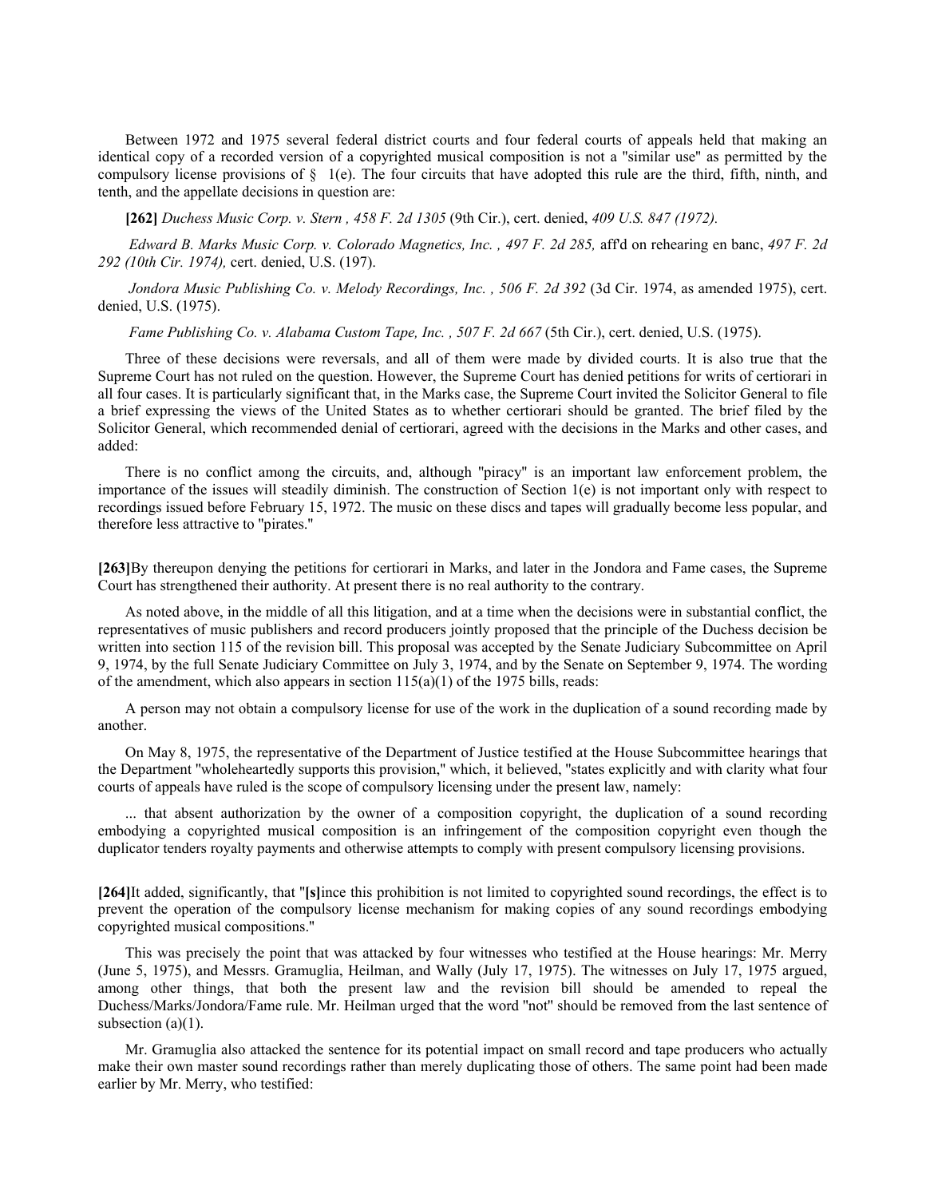Between 1972 and 1975 several federal district courts and four federal courts of appeals held that making an identical copy of a recorded version of a copyrighted musical composition is not a "similar use" as permitted by the compulsory license provisions of § 1(e). The four circuits that have adopted this rule are the third, fifth, ninth, and tenth, and the appellate decisions in question are:

**[262]** *Duchess Music Corp. v. Stern , 458 F. 2d 1305* (9th Cir.), cert. denied, *409 U.S. 847 (1972).*

*Edward B. Marks Music Corp. v. Colorado Magnetics, Inc. , 497 F. 2d 285,* aff'd on rehearing en banc, *497 F. 2d 292 (10th Cir. 1974),* cert. denied, U.S. (197).

*Jondora Music Publishing Co. v. Melody Recordings, Inc. , 506 F. 2d 392* (3d Cir. 1974, as amended 1975), cert. denied, U.S. (1975).

*Fame Publishing Co. v. Alabama Custom Tape, Inc. , 507 F. 2d 667* (5th Cir.), cert. denied, U.S. (1975).

Three of these decisions were reversals, and all of them were made by divided courts. It is also true that the Supreme Court has not ruled on the question. However, the Supreme Court has denied petitions for writs of certiorari in all four cases. It is particularly significant that, in the Marks case, the Supreme Court invited the Solicitor General to file a brief expressing the views of the United States as to whether certiorari should be granted. The brief filed by the Solicitor General, which recommended denial of certiorari, agreed with the decisions in the Marks and other cases, and added:

There is no conflict among the circuits, and, although "piracy" is an important law enforcement problem, the importance of the issues will steadily diminish. The construction of Section 1(e) is not important only with respect to recordings issued before February 15, 1972. The music on these discs and tapes will gradually become less popular, and therefore less attractive to "pirates."

**[263]**By thereupon denying the petitions for certiorari in Marks, and later in the Jondora and Fame cases, the Supreme Court has strengthened their authority. At present there is no real authority to the contrary.

As noted above, in the middle of all this litigation, and at a time when the decisions were in substantial conflict, the representatives of music publishers and record producers jointly proposed that the principle of the Duchess decision be written into section 115 of the revision bill. This proposal was accepted by the Senate Judiciary Subcommittee on April 9, 1974, by the full Senate Judiciary Committee on July 3, 1974, and by the Senate on September 9, 1974. The wording of the amendment, which also appears in section 115(a)(1) of the 1975 bills, reads:

A person may not obtain a compulsory license for use of the work in the duplication of a sound recording made by another.

On May 8, 1975, the representative of the Department of Justice testified at the House Subcommittee hearings that the Department "wholeheartedly supports this provision," which, it believed, "states explicitly and with clarity what four courts of appeals have ruled is the scope of compulsory licensing under the present law, namely:

... that absent authorization by the owner of a composition copyright, the duplication of a sound recording embodying a copyrighted musical composition is an infringement of the composition copyright even though the duplicator tenders royalty payments and otherwise attempts to comply with present compulsory licensing provisions.

**[264]**It added, significantly, that "**[s]**ince this prohibition is not limited to copyrighted sound recordings, the effect is to prevent the operation of the compulsory license mechanism for making copies of any sound recordings embodying copyrighted musical compositions."

This was precisely the point that was attacked by four witnesses who testified at the House hearings: Mr. Merry (June 5, 1975), and Messrs. Gramuglia, Heilman, and Wally (July 17, 1975). The witnesses on July 17, 1975 argued, among other things, that both the present law and the revision bill should be amended to repeal the Duchess/Marks/Jondora/Fame rule. Mr. Heilman urged that the word "not" should be removed from the last sentence of subsection (a)(1).

Mr. Gramuglia also attacked the sentence for its potential impact on small record and tape producers who actually make their own master sound recordings rather than merely duplicating those of others. The same point had been made earlier by Mr. Merry, who testified: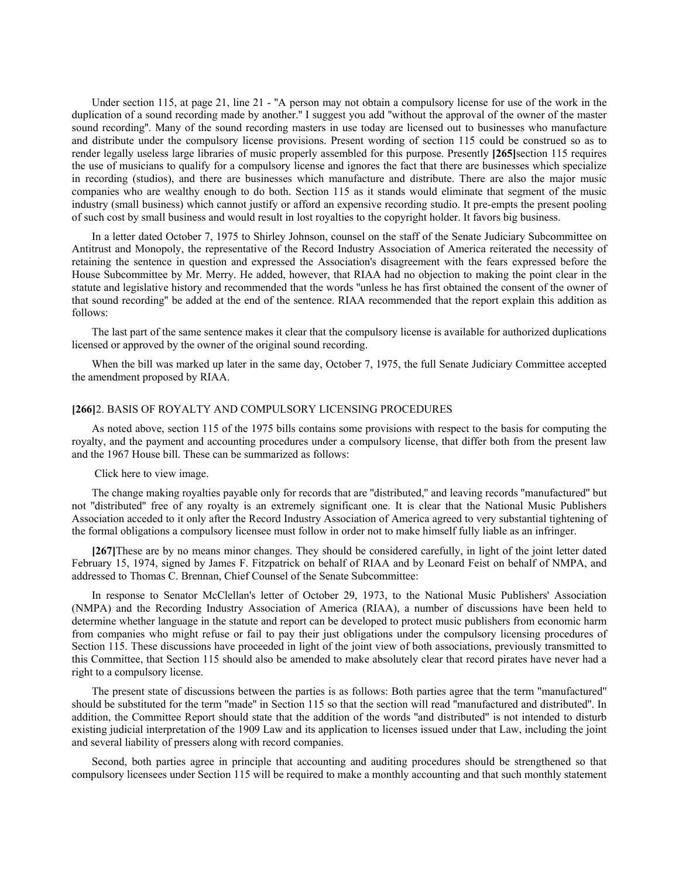Under section 115, at page 21, line 21 - "A person may not obtain a compulsory license for use of the work in the duplication of a sound recording made by another." I suggest you add "without the approval of the owner of the master sound recording". Many of the sound recording masters in use today are licensed out to businesses who manufacture and distribute under the compulsory license provisions. Present wording of section 115 could be construed so as to render legally useless large libraries of music properly assembled for this purpose. Presently **[265]**section 115 requires the use of musicians to qualify for a compulsory license and ignores the fact that there are businesses which specialize in recording (studios), and there are businesses which manufacture and distribute. There are also the major music companies who are wealthy enough to do both. Section 115 as it stands would eliminate that segment of the music industry (small business) which cannot justify or afford an expensive recording studio. It pre-empts the present pooling of such cost by small business and would result in lost royalties to the copyright holder. It favors big business.

In a letter dated October 7, 1975 to Shirley Johnson, counsel on the staff of the Senate Judiciary Subcommittee on Antitrust and Monopoly, the representative of the Record Industry Association of America reiterated the necessity of retaining the sentence in question and expressed the Association's disagreement with the fears expressed before the House Subcommittee by Mr. Merry. He added, however, that RIAA had no objection to making the point clear in the statute and legislative history and recommended that the words "unless he has first obtained the consent of the owner of that sound recording" be added at the end of the sentence. RIAA recommended that the report explain this addition as follows:

The last part of the same sentence makes it clear that the compulsory license is available for authorized duplications licensed or approved by the owner of the original sound recording.

When the bill was marked up later in the same day, October 7, 1975, the full Senate Judiciary Committee accepted the amendment proposed by RIAA.

### **[266]**2. BASIS OF ROYALTY AND COMPULSORY LICENSING PROCEDURES

As noted above, section 115 of the 1975 bills contains some provisions with respect to the basis for computing the royalty, and the payment and accounting procedures under a compulsory license, that differ both from the present law and the 1967 House bill. These can be summarized as follows:

Click here to view image.

The change making royalties payable only for records that are "distributed," and leaving records "manufactured" but not "distributed" free of any royalty is an extremely significant one. It is clear that the National Music Publishers Association acceded to it only after the Record Industry Association of America agreed to very substantial tightening of the formal obligations a compulsory licensee must follow in order not to make himself fully liable as an infringer.

**[267]**These are by no means minor changes. They should be considered carefully, in light of the joint letter dated February 15, 1974, signed by James F. Fitzpatrick on behalf of RIAA and by Leonard Feist on behalf of NMPA, and addressed to Thomas C. Brennan, Chief Counsel of the Senate Subcommittee:

In response to Senator McClellan's letter of October 29, 1973, to the National Music Publishers' Association (NMPA) and the Recording Industry Association of America (RIAA), a number of discussions have been held to determine whether language in the statute and report can be developed to protect music publishers from economic harm from companies who might refuse or fail to pay their just obligations under the compulsory licensing procedures of Section 115. These discussions have proceeded in light of the joint view of both associations, previously transmitted to this Committee, that Section 115 should also be amended to make absolutely clear that record pirates have never had a right to a compulsory license.

The present state of discussions between the parties is as follows: Both parties agree that the term "manufactured" should be substituted for the term "made" in Section 115 so that the section will read "manufactured and distributed". In addition, the Committee Report should state that the addition of the words "and distributed" is not intended to disturb existing judicial interpretation of the 1909 Law and its application to licenses issued under that Law, including the joint and several liability of pressers along with record companies.

Second, both parties agree in principle that accounting and auditing procedures should be strengthened so that compulsory licensees under Section 115 will be required to make a monthly accounting and that such monthly statement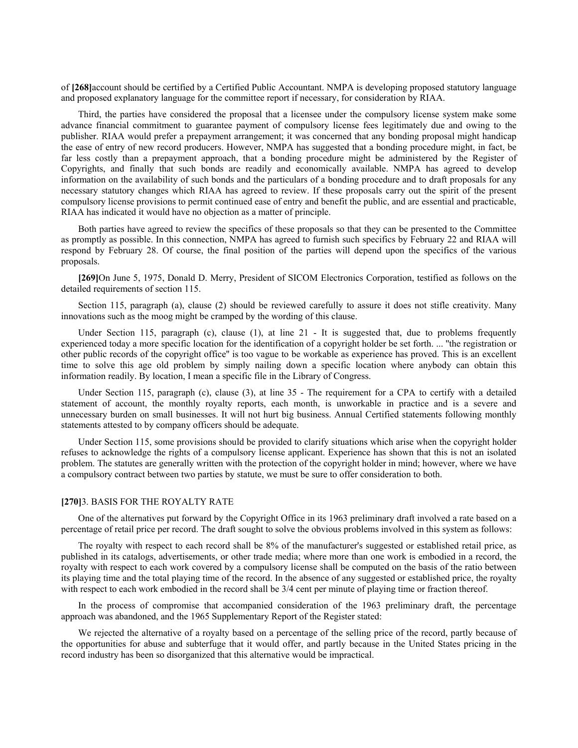of **[268]**account should be certified by a Certified Public Accountant. NMPA is developing proposed statutory language and proposed explanatory language for the committee report if necessary, for consideration by RIAA.

Third, the parties have considered the proposal that a licensee under the compulsory license system make some advance financial commitment to guarantee payment of compulsory license fees legitimately due and owing to the publisher. RIAA would prefer a prepayment arrangement; it was concerned that any bonding proposal might handicap the ease of entry of new record producers. However, NMPA has suggested that a bonding procedure might, in fact, be far less costly than a prepayment approach, that a bonding procedure might be administered by the Register of Copyrights, and finally that such bonds are readily and economically available. NMPA has agreed to develop information on the availability of such bonds and the particulars of a bonding procedure and to draft proposals for any necessary statutory changes which RIAA has agreed to review. If these proposals carry out the spirit of the present compulsory license provisions to permit continued ease of entry and benefit the public, and are essential and practicable, RIAA has indicated it would have no objection as a matter of principle.

Both parties have agreed to review the specifics of these proposals so that they can be presented to the Committee as promptly as possible. In this connection, NMPA has agreed to furnish such specifics by February 22 and RIAA will respond by February 28. Of course, the final position of the parties will depend upon the specifics of the various proposals.

**[269]**On June 5, 1975, Donald D. Merry, President of SICOM Electronics Corporation, testified as follows on the detailed requirements of section 115.

Section 115, paragraph (a), clause (2) should be reviewed carefully to assure it does not stifle creativity. Many innovations such as the moog might be cramped by the wording of this clause.

Under Section 115, paragraph (c), clause (1), at line 21 - It is suggested that, due to problems frequently experienced today a more specific location for the identification of a copyright holder be set forth. ... "the registration or other public records of the copyright office" is too vague to be workable as experience has proved. This is an excellent time to solve this age old problem by simply nailing down a specific location where anybody can obtain this information readily. By location, I mean a specific file in the Library of Congress.

Under Section 115, paragraph (c), clause (3), at line 35 - The requirement for a CPA to certify with a detailed statement of account, the monthly royalty reports, each month, is unworkable in practice and is a severe and unnecessary burden on small businesses. It will not hurt big business. Annual Certified statements following monthly statements attested to by company officers should be adequate.

Under Section 115, some provisions should be provided to clarify situations which arise when the copyright holder refuses to acknowledge the rights of a compulsory license applicant. Experience has shown that this is not an isolated problem. The statutes are generally written with the protection of the copyright holder in mind; however, where we have a compulsory contract between two parties by statute, we must be sure to offer consideration to both.

### [270]3. BASIS FOR THE ROYALTY RATE

One of the alternatives put forward by the Copyright Office in its 1963 preliminary draft involved a rate based on a percentage of retail price per record. The draft sought to solve the obvious problems involved in this system as follows:

The royalty with respect to each record shall be 8% of the manufacturer's suggested or established retail price, as published in its catalogs, advertisements, or other trade media; where more than one work is embodied in a record, the royalty with respect to each work covered by a compulsory license shall be computed on the basis of the ratio between its playing time and the total playing time of the record. In the absence of any suggested or established price, the royalty with respect to each work embodied in the record shall be 3/4 cent per minute of playing time or fraction thereof.

In the process of compromise that accompanied consideration of the 1963 preliminary draft, the percentage approach was abandoned, and the 1965 Supplementary Report of the Register stated:

We rejected the alternative of a royalty based on a percentage of the selling price of the record, partly because of the opportunities for abuse and subterfuge that it would offer, and partly because in the United States pricing in the record industry has been so disorganized that this alternative would be impractical.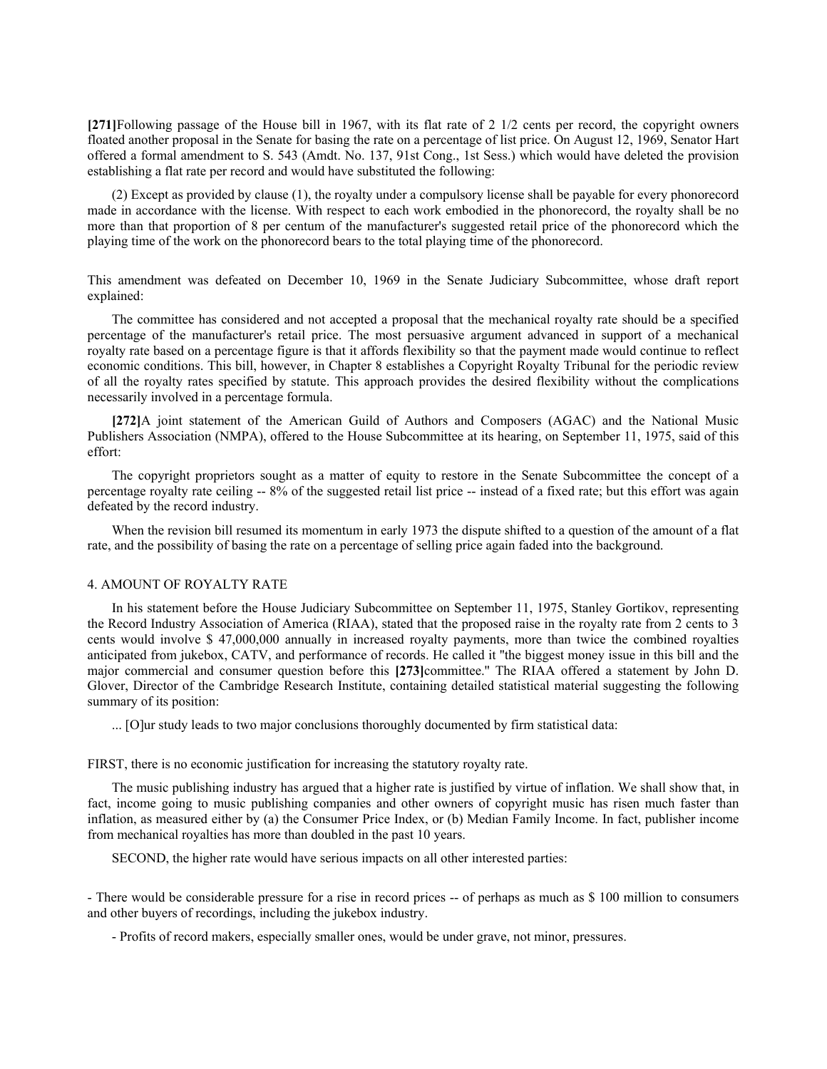**[271]**Following passage of the House bill in 1967, with its flat rate of 2 1/2 cents per record, the copyright owners floated another proposal in the Senate for basing the rate on a percentage of list price. On August 12, 1969, Senator Hart offered a formal amendment to S. 543 (Amdt. No. 137, 91st Cong., 1st Sess.) which would have deleted the provision establishing a flat rate per record and would have substituted the following:

(2) Except as provided by clause (1), the royalty under a compulsory license shall be payable for every phonorecord made in accordance with the license. With respect to each work embodied in the phonorecord, the royalty shall be no more than that proportion of 8 per centum of the manufacturer's suggested retail price of the phonorecord which the playing time of the work on the phonorecord bears to the total playing time of the phonorecord.

This amendment was defeated on December 10, 1969 in the Senate Judiciary Subcommittee, whose draft report explained:

The committee has considered and not accepted a proposal that the mechanical royalty rate should be a specified percentage of the manufacturer's retail price. The most persuasive argument advanced in support of a mechanical royalty rate based on a percentage figure is that it affords flexibility so that the payment made would continue to reflect economic conditions. This bill, however, in Chapter 8 establishes a Copyright Royalty Tribunal for the periodic review of all the royalty rates specified by statute. This approach provides the desired flexibility without the complications necessarily involved in a percentage formula.

**[272]**A joint statement of the American Guild of Authors and Composers (AGAC) and the National Music Publishers Association (NMPA), offered to the House Subcommittee at its hearing, on September 11, 1975, said of this effort:

The copyright proprietors sought as a matter of equity to restore in the Senate Subcommittee the concept of a percentage royalty rate ceiling -- 8% of the suggested retail list price -- instead of a fixed rate; but this effort was again defeated by the record industry.

When the revision bill resumed its momentum in early 1973 the dispute shifted to a question of the amount of a flat rate, and the possibility of basing the rate on a percentage of selling price again faded into the background.

4. AMOUNT OF ROYALTY RATE

In his statement before the House Judiciary Subcommittee on September 11, 1975, Stanley Gortikov, representing the Record Industry Association of America (RIAA), stated that the proposed raise in the royalty rate from 2 cents to 3 cents would involve $ 47,000,000 annually in increased royalty payments, more than twice the combined royalties anticipated from jukebox, CATV, and performance of records. He called it "the biggest money issue in this bill and the major commercial and consumer question before this **[273]**committee." The RIAA offered a statement by John D. Glover, Director of the Cambridge Research Institute, containing detailed statistical material suggesting the following summary of its position:

... [O]ur study leads to two major conclusions thoroughly documented by firm statistical data:

FIRST, there is no economic justification for increasing the statutory royalty rate.

The music publishing industry has argued that a higher rate is justified by virtue of inflation. We shall show that, in fact, income going to music publishing companies and other owners of copyright music has risen much faster than inflation, as measured either by (a) the Consumer Price Index, or (b) Median Family Income. In fact, publisher income from mechanical royalties has more than doubled in the past 10 years.

SECOND, the higher rate would have serious impacts on all other interested parties:

- There would be considerable pressure for a rise in record prices -- of perhaps as much as $ 100 million to consumers and other buyers of recordings, including the jukebox industry.

- Profits of record makers, especially smaller ones, would be under grave, not minor, pressures.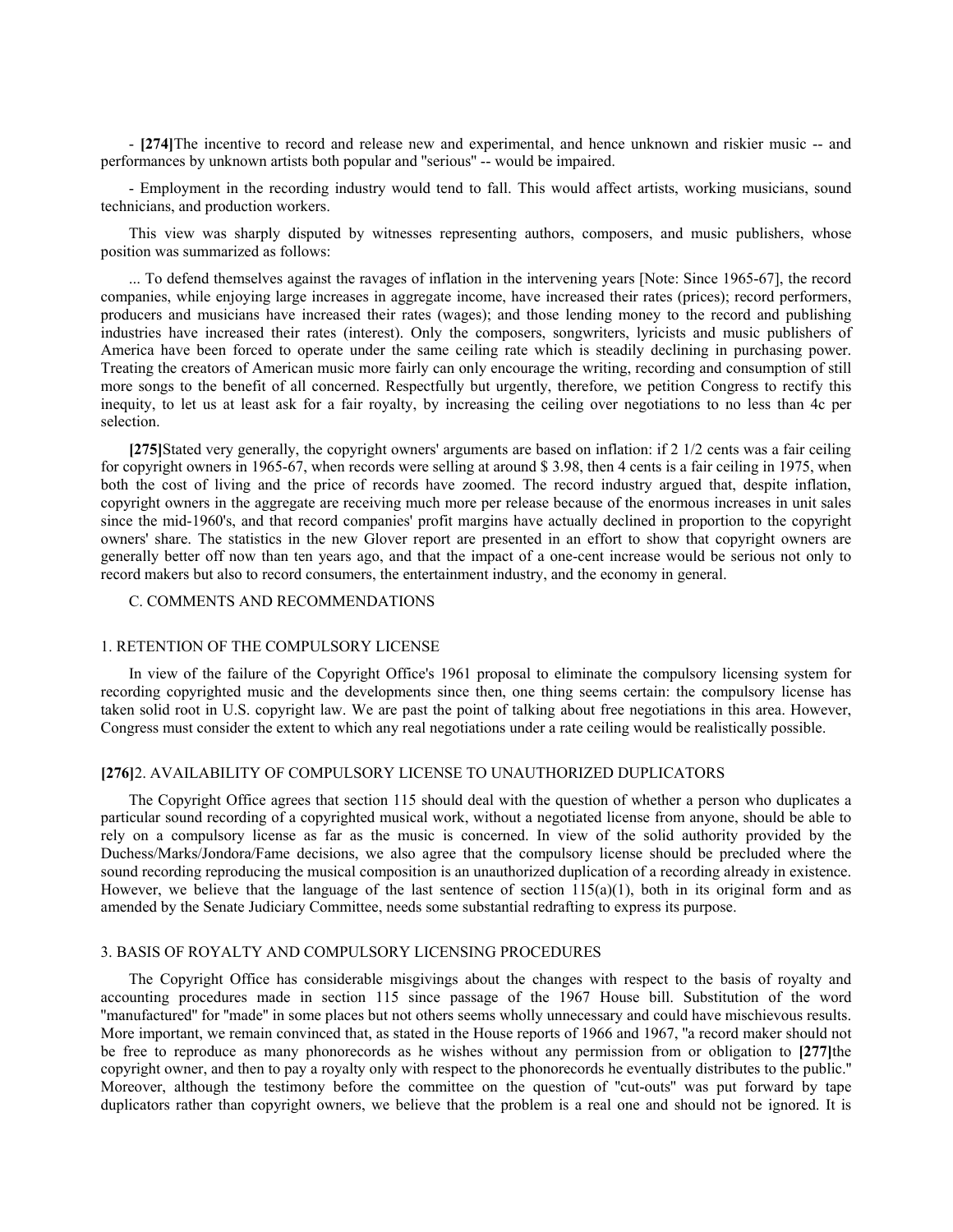- **[274]**The incentive to record and release new and experimental, and hence unknown and riskier music -- and performances by unknown artists both popular and "serious" -- would be impaired.

- Employment in the recording industry would tend to fall. This would affect artists, working musicians, sound technicians, and production workers.

This view was sharply disputed by witnesses representing authors, composers, and music publishers, whose position was summarized as follows:

... To defend themselves against the ravages of inflation in the intervening years [Note: Since 1965-67], the record companies, while enjoying large increases in aggregate income, have increased their rates (prices); record performers, producers and musicians have increased their rates (wages); and those lending money to the record and publishing industries have increased their rates (interest). Only the composers, songwriters, lyricists and music publishers of America have been forced to operate under the same ceiling rate which is steadily declining in purchasing power. Treating the creators of American music more fairly can only encourage the writing, recording and consumption of still more songs to the benefit of all concerned. Respectfully but urgently, therefore, we petition Congress to rectify this inequity, to let us at least ask for a fair royalty, by increasing the ceiling over negotiations to no less than 4c per selection.

**[275]**Stated very generally, the copyright owners' arguments are based on inflation: if 2 1/2 cents was a fair ceiling for copyright owners in 1965-67, when records were selling at around $ 3.98, then 4 cents is a fair ceiling in 1975, when both the cost of living and the price of records have zoomed. The record industry argued that, despite inflation, copyright owners in the aggregate are receiving much more per release because of the enormous increases in unit sales since the mid-1960's, and that record companies' profit margins have actually declined in proportion to the copyright owners' share. The statistics in the new Glover report are presented in an effort to show that copyright owners are generally better off now than ten years ago, and that the impact of a one-cent increase would be serious not only to record makers but also to record consumers, the entertainment industry, and the economy in general.

## C. COMMENTS AND RECOMMENDATIONS

### 1. RETENTION OF THE COMPULSORY LICENSE

In view of the failure of the Copyright Office's 1961 proposal to eliminate the compulsory licensing system for recording copyrighted music and the developments since then, one thing seems certain: the compulsory license has taken solid root in U.S. copyright law. We are past the point of talking about free negotiations in this area. However, Congress must consider the extent to which any real negotiations under a rate ceiling would be realistically possible.

### **[276]**2. AVAILABILITY OF COMPULSORY LICENSE TO UNAUTHORIZED DUPLICATORS

The Copyright Office agrees that section 115 should deal with the question of whether a person who duplicates a particular sound recording of a copyrighted musical work, without a negotiated license from anyone, should be able to rely on a compulsory license as far as the music is concerned. In view of the solid authority provided by the Duchess/Marks/Jondora/Fame decisions, we also agree that the compulsory license should be precluded where the sound recording reproducing the musical composition is an unauthorized duplication of a recording already in existence. However, we believe that the language of the last sentence of section 115(a)(1), both in its original form and as amended by the Senate Judiciary Committee, needs some substantial redrafting to express its purpose.

### 3. BASIS OF ROYALTY AND COMPULSORY LICENSING PROCEDURES

The Copyright Office has considerable misgivings about the changes with respect to the basis of royalty and accounting procedures made in section 115 since passage of the 1967 House bill. Substitution of the word "manufactured" for "made" in some places but not others seems wholly unnecessary and could have mischievous results. More important, we remain convinced that, as stated in the House reports of 1966 and 1967, "a record maker should not be free to reproduce as many phonorecords as he wishes without any permission from or obligation to **[277]**the copyright owner, and then to pay a royalty only with respect to the phonorecords he eventually distributes to the public." Moreover, although the testimony before the committee on the question of "cut-outs" was put forward by tape duplicators rather than copyright owners, we believe that the problem is a real one and should not be ignored. It is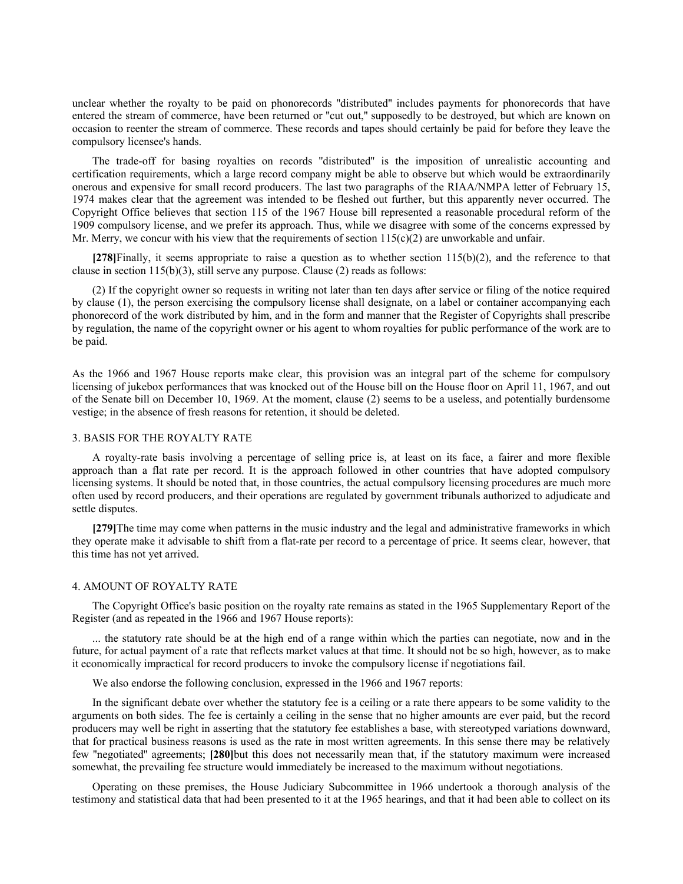unclear whether the royalty to be paid on phonorecords "distributed" includes payments for phonorecords that have entered the stream of commerce, have been returned or "cut out," supposedly to be destroyed, but which are known on occasion to reenter the stream of commerce. These records and tapes should certainly be paid for before they leave the compulsory licensee's hands.

The trade-off for basing royalties on records "distributed" is the imposition of unrealistic accounting and certification requirements, which a large record company might be able to observe but which would be extraordinarily onerous and expensive for small record producers. The last two paragraphs of the RIAA/NMPA letter of February 15, 1974 makes clear that the agreement was intended to be fleshed out further, but this apparently never occurred. The Copyright Office believes that section 115 of the 1967 House bill represented a reasonable procedural reform of the 1909 compulsory license, and we prefer its approach. Thus, while we disagree with some of the concerns expressed by Mr. Merry, we concur with his view that the requirements of section 115(c)(2) are unworkable and unfair.

**[278]**Finally, it seems appropriate to raise a question as to whether section 115(b)(2), and the reference to that clause in section 115(b)(3), still serve any purpose. Clause (2) reads as follows:

(2) If the copyright owner so requests in writing not later than ten days after service or filing of the notice required by clause (1), the person exercising the compulsory license shall designate, on a label or container accompanying each phonorecord of the work distributed by him, and in the form and manner that the Register of Copyrights shall prescribe by regulation, the name of the copyright owner or his agent to whom royalties for public performance of the work are to be paid.

As the 1966 and 1967 House reports make clear, this provision was an integral part of the scheme for compulsory licensing of jukebox performances that was knocked out of the House bill on the House floor on April 11, 1967, and out of the Senate bill on December 10, 1969. At the moment, clause (2) seems to be a useless, and potentially burdensome vestige; in the absence of fresh reasons for retention, it should be deleted.

### 3. BASIS FOR THE ROYALTY RATE

A royalty-rate basis involving a percentage of selling price is, at least on its face, a fairer and more flexible approach than a flat rate per record. It is the approach followed in other countries that have adopted compulsory licensing systems. It should be noted that, in those countries, the actual compulsory licensing procedures are much more often used by record producers, and their operations are regulated by government tribunals authorized to adjudicate and settle disputes.

**[279]**The time may come when patterns in the music industry and the legal and administrative frameworks in which they operate make it advisable to shift from a flat-rate per record to a percentage of price. It seems clear, however, that this time has not yet arrived.

### 4. AMOUNT OF ROYALTY RATE

The Copyright Office's basic position on the royalty rate remains as stated in the 1965 Supplementary Report of the Register (and as repeated in the 1966 and 1967 House reports):

... the statutory rate should be at the high end of a range within which the parties can negotiate, now and in the future, for actual payment of a rate that reflects market values at that time. It should not be so high, however, as to make it economically impractical for record producers to invoke the compulsory license if negotiations fail.

We also endorse the following conclusion, expressed in the 1966 and 1967 reports:

In the significant debate over whether the statutory fee is a ceiling or a rate there appears to be some validity to the arguments on both sides. The fee is certainly a ceiling in the sense that no higher amounts are ever paid, but the record producers may well be right in asserting that the statutory fee establishes a base, with stereotyped variations downward, that for practical business reasons is used as the rate in most written agreements. In this sense there may be relatively few "negotiated" agreements; **[280]**but this does not necessarily mean that, if the statutory maximum were increased somewhat, the prevailing fee structure would immediately be increased to the maximum without negotiations.

Operating on these premises, the House Judiciary Subcommittee in 1966 undertook a thorough analysis of the testimony and statistical data that had been presented to it at the 1965 hearings, and that it had been able to collect on its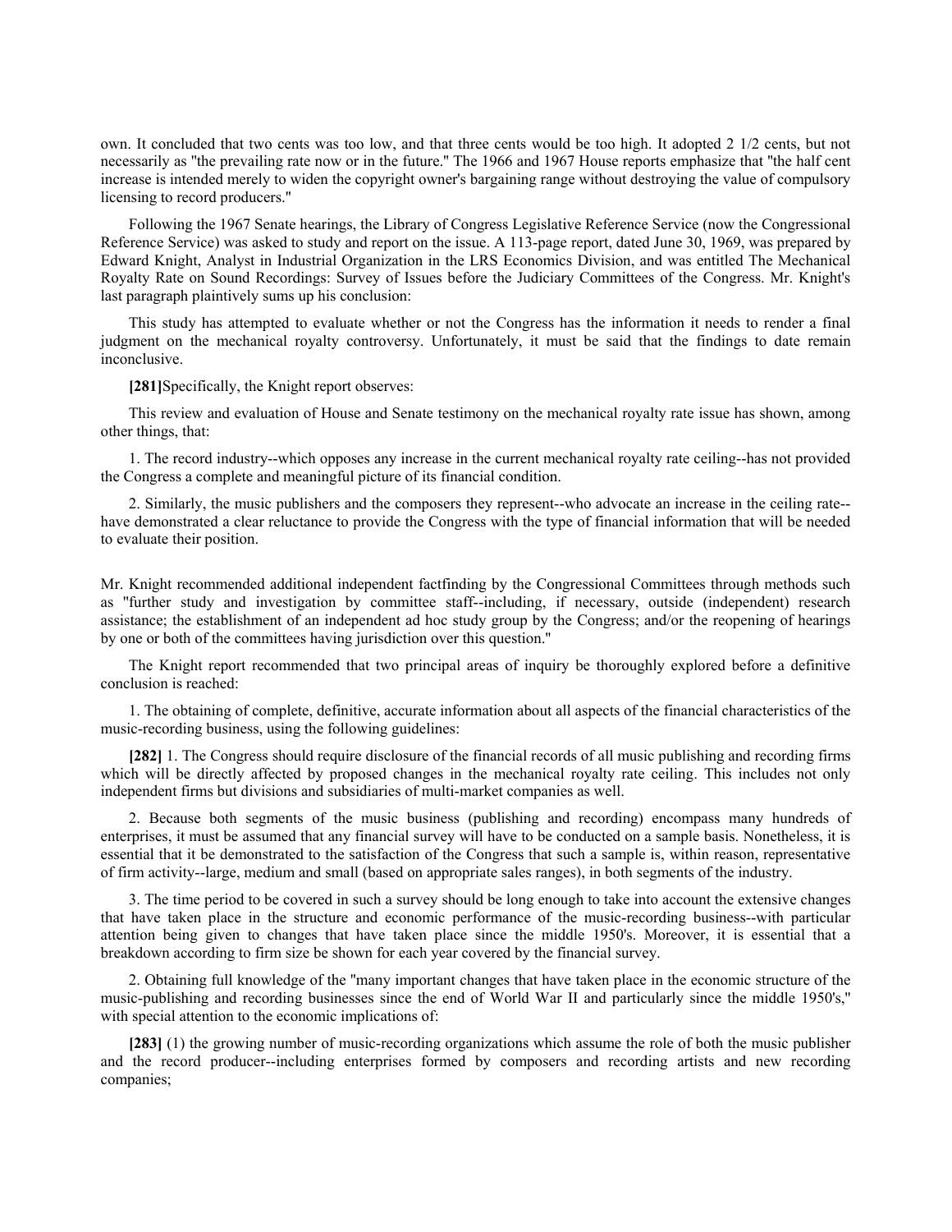own. It concluded that two cents was too low, and that three cents would be too high. It adopted 2 1/2 cents, but not necessarily as "the prevailing rate now or in the future." The 1966 and 1967 House reports emphasize that "the half cent increase is intended merely to widen the copyright owner's bargaining range without destroying the value of compulsory licensing to record producers."

Following the 1967 Senate hearings, the Library of Congress Legislative Reference Service (now the Congressional Reference Service) was asked to study and report on the issue. A 113-page report, dated June 30, 1969, was prepared by Edward Knight, Analyst in Industrial Organization in the LRS Economics Division, and was entitled The Mechanical Royalty Rate on Sound Recordings: Survey of Issues before the Judiciary Committees of the Congress. Mr. Knight's last paragraph plaintively sums up his conclusion:

This study has attempted to evaluate whether or not the Congress has the information it needs to render a final judgment on the mechanical royalty controversy. Unfortunately, it must be said that the findings to date remain inconclusive.

**[281]**Specifically, the Knight report observes:

This review and evaluation of House and Senate testimony on the mechanical royalty rate issue has shown, among other things, that:

1. The record industry--which opposes any increase in the current mechanical royalty rate ceiling--has not provided the Congress a complete and meaningful picture of its financial condition.

2. Similarly, the music publishers and the composers they represent--who advocate an increase in the ceiling rate--have demonstrated a clear reluctance to provide the Congress with the type of financial information that will be needed to evaluate their position.

Mr. Knight recommended additional independent factfinding by the Congressional Committees through methods such as "further study and investigation by committee staff--including, if necessary, outside (independent) research assistance; the establishment of an independent ad hoc study group by the Congress; and/or the reopening of hearings by one or both of the committees having jurisdiction over this question."

The Knight report recommended that two principal areas of inquiry be thoroughly explored before a definitive conclusion is reached:

1. The obtaining of complete, definitive, accurate information about all aspects of the financial characteristics of the music-recording business, using the following guidelines:

**[282]** 1. The Congress should require disclosure of the financial records of all music publishing and recording firms which will be directly affected by proposed changes in the mechanical royalty rate ceiling. This includes not only independent firms but divisions and subsidiaries of multi-market companies as well.

2. Because both segments of the music business (publishing and recording) encompass many hundreds of enterprises, it must be assumed that any financial survey will have to be conducted on a sample basis. Nonetheless, it is essential that it be demonstrated to the satisfaction of the Congress that such a sample is, within reason, representative of firm activity--large, medium and small (based on appropriate sales ranges), in both segments of the industry.

3. The time period to be covered in such a survey should be long enough to take into account the extensive changes that have taken place in the structure and economic performance of the music-recording business--with particular attention being given to changes that have taken place since the middle 1950's. Moreover, it is essential that a breakdown according to firm size be shown for each year covered by the financial survey.

2. Obtaining full knowledge of the "many important changes that have taken place in the economic structure of the music-publishing and recording businesses since the end of World War II and particularly since the middle 1950's," with special attention to the economic implications of:

**[283]** (1) the growing number of music-recording organizations which assume the role of both the music publisher and the record producer--including enterprises formed by composers and recording artists and new recording companies;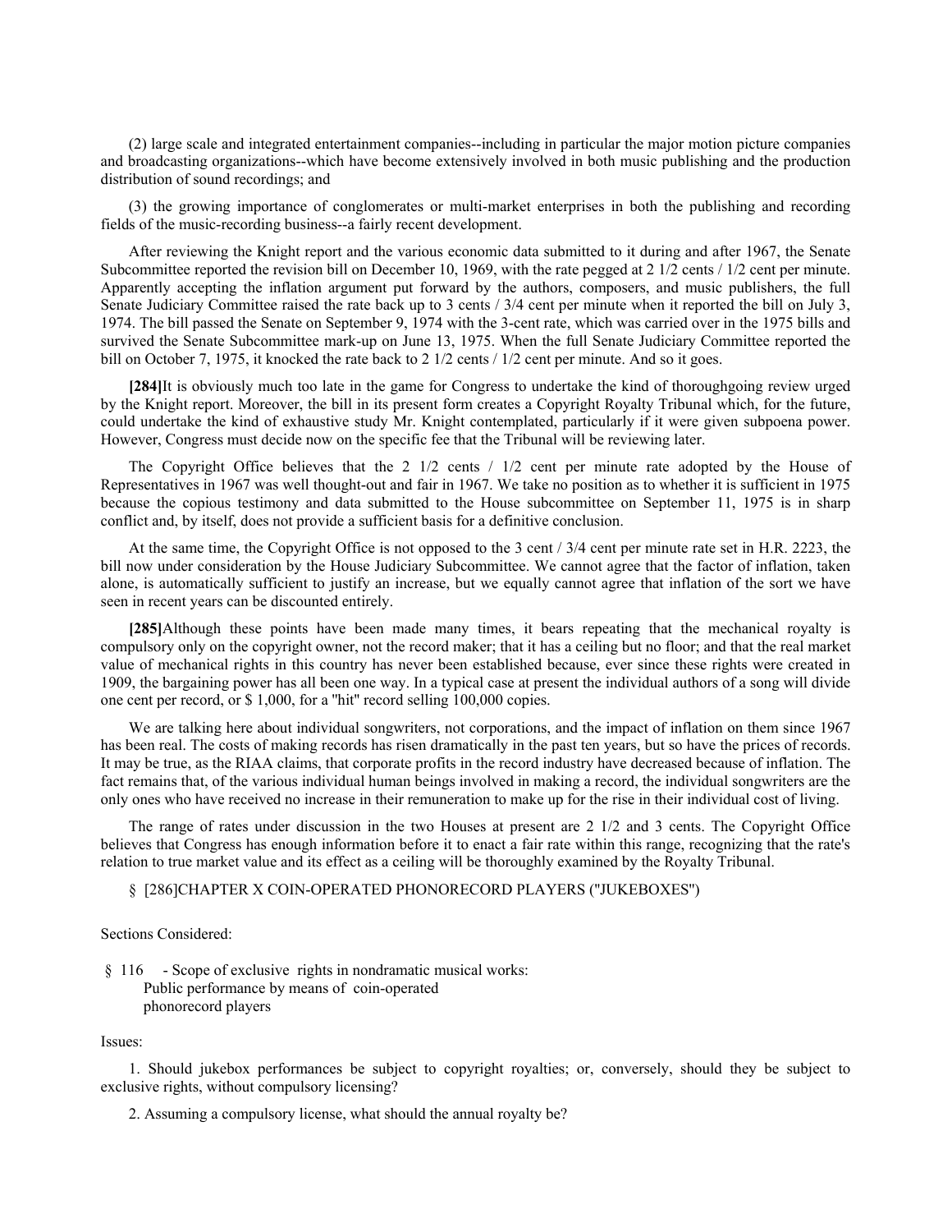(2) large scale and integrated entertainment companies--including in particular the major motion picture companies and broadcasting organizations--which have become extensively involved in both music publishing and the production distribution of sound recordings; and

(3) the growing importance of conglomerates or multi-market enterprises in both the publishing and recording fields of the music-recording business--a fairly recent development.

After reviewing the Knight report and the various economic data submitted to it during and after 1967, the Senate Subcommittee reported the revision bill on December 10, 1969, with the rate pegged at 2 1/2 cents / 1/2 cent per minute. Apparently accepting the inflation argument put forward by the authors, composers, and music publishers, the full Senate Judiciary Committee raised the rate back up to 3 cents / 3/4 cent per minute when it reported the bill on July 3, 1974. The bill passed the Senate on September 9, 1974 with the 3-cent rate, which was carried over in the 1975 bills and survived the Senate Subcommittee mark-up on June 13, 1975. When the full Senate Judiciary Committee reported the bill on October 7, 1975, it knocked the rate back to 2 1/2 cents / 1/2 cent per minute. And so it goes.

**[284]**It is obviously much too late in the game for Congress to undertake the kind of thoroughgoing review urged by the Knight report. Moreover, the bill in its present form creates a Copyright Royalty Tribunal which, for the future, could undertake the kind of exhaustive study Mr. Knight contemplated, particularly if it were given subpoena power. However, Congress must decide now on the specific fee that the Tribunal will be reviewing later.

The Copyright Office believes that the 2 1/2 cents / 1/2 cent per minute rate adopted by the House of Representatives in 1967 was well thought-out and fair in 1967. We take no position as to whether it is sufficient in 1975 because the copious testimony and data submitted to the House subcommittee on September 11, 1975 is in sharp conflict and, by itself, does not provide a sufficient basis for a definitive conclusion.

At the same time, the Copyright Office is not opposed to the 3 cent / 3/4 cent per minute rate set in H.R. 2223, the bill now under consideration by the House Judiciary Subcommittee. We cannot agree that the factor of inflation, taken alone, is automatically sufficient to justify an increase, but we equally cannot agree that inflation of the sort we have seen in recent years can be discounted entirely.

**[285]**Although these points have been made many times, it bears repeating that the mechanical royalty is compulsory only on the copyright owner, not the record maker; that it has a ceiling but no floor; and that the real market value of mechanical rights in this country has never been established because, ever since these rights were created in 1909, the bargaining power has all been one way. In a typical case at present the individual authors of a song will divide one cent per record, or $ 1,000, for a "hit" record selling 100,000 copies.

We are talking here about individual songwriters, not corporations, and the impact of inflation on them since 1967 has been real. The costs of making records has risen dramatically in the past ten years, but so have the prices of records. It may be true, as the RIAA claims, that corporate profits in the record industry have decreased because of inflation. The fact remains that, of the various individual human beings involved in making a record, the individual songwriters are the only ones who have received no increase in their remuneration to make up for the rise in their individual cost of living.

The range of rates under discussion in the two Houses at present are 2 1/2 and 3 cents. The Copyright Office believes that Congress has enough information before it to enact a fair rate within this range, recognizing that the rate's relation to true market value and its effect as a ceiling will be thoroughly examined by the Royalty Tribunal.

## § [286]CHAPTER X COIN-OPERATED PHONORECORD PLAYERS ("JUKEBOXES")

Sections Considered:

§ 116 - Scope of exclusive rights in nondramatic musical works:
Public performance by means of coin-operated
phonorecord players

Issues:

1. Should jukebox performances be subject to copyright royalties; or, conversely, should they be subject to exclusive rights, without compulsory licensing?

2. Assuming a compulsory license, what should the annual royalty be?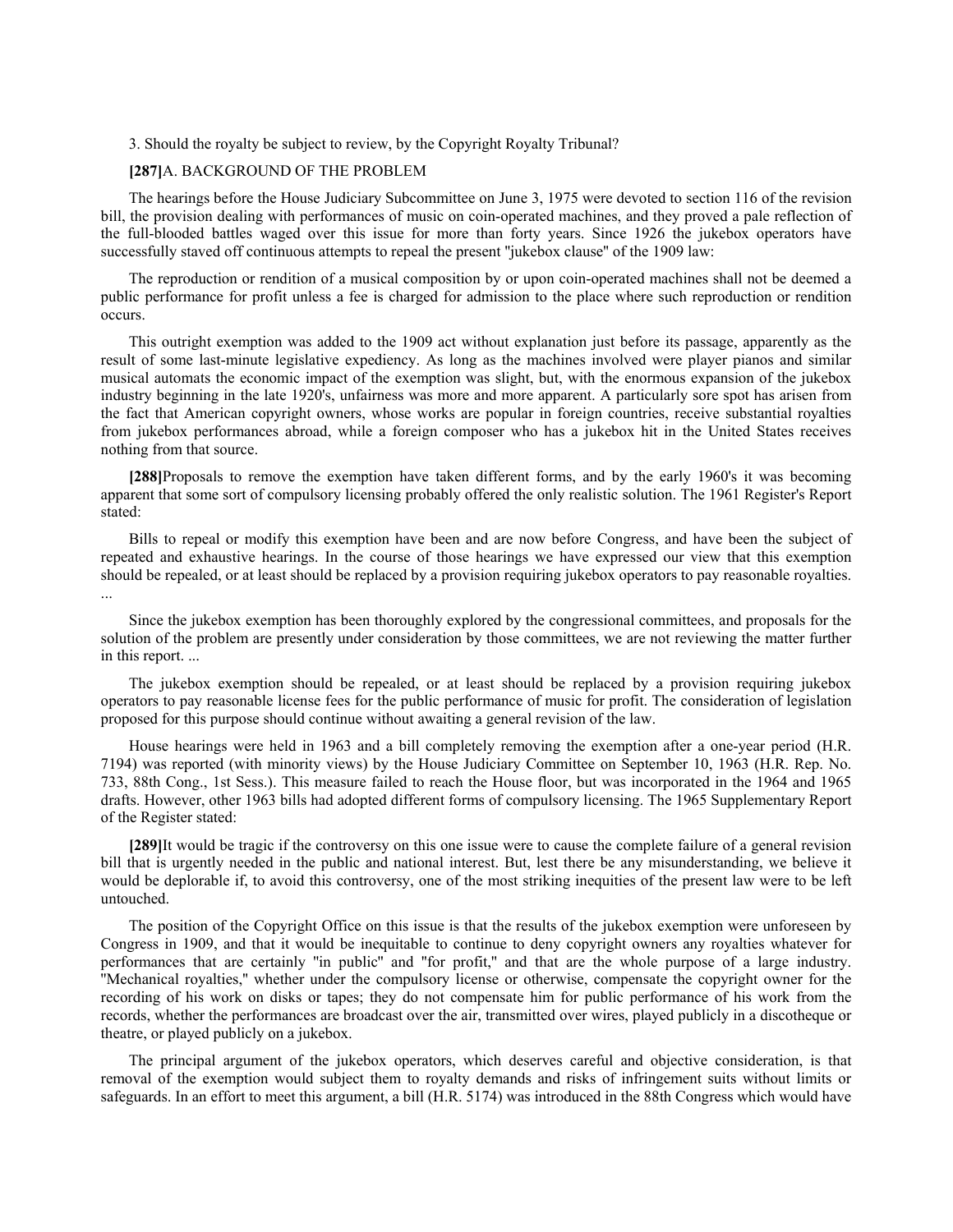3. Should the royalty be subject to review, by the Copyright Royalty Tribunal?

**[287]**A. BACKGROUND OF THE PROBLEM

The hearings before the House Judiciary Subcommittee on June 3, 1975 were devoted to section 116 of the revision bill, the provision dealing with performances of music on coin-operated machines, and they proved a pale reflection of the full-blooded battles waged over this issue for more than forty years. Since 1926 the jukebox operators have successfully staved off continuous attempts to repeal the present "jukebox clause" of the 1909 law:

The reproduction or rendition of a musical composition by or upon coin-operated machines shall not be deemed a public performance for profit unless a fee is charged for admission to the place where such reproduction or rendition occurs.

This outright exemption was added to the 1909 act without explanation just before its passage, apparently as the result of some last-minute legislative expediency. As long as the machines involved were player pianos and similar musical automats the economic impact of the exemption was slight, but, with the enormous expansion of the jukebox industry beginning in the late 1920's, unfairness was more and more apparent. A particularly sore spot has arisen from the fact that American copyright owners, whose works are popular in foreign countries, receive substantial royalties from jukebox performances abroad, while a foreign composer who has a jukebox hit in the United States receives nothing from that source.

**[288]**Proposals to remove the exemption have taken different forms, and by the early 1960's it was becoming apparent that some sort of compulsory licensing probably offered the only realistic solution. The 1961 Register's Report stated:

Bills to repeal or modify this exemption have been and are now before Congress, and have been the subject of repeated and exhaustive hearings. In the course of those hearings we have expressed our view that this exemption should be repealed, or at least should be replaced by a provision requiring jukebox operators to pay reasonable royalties. ...

Since the jukebox exemption has been thoroughly explored by the congressional committees, and proposals for the solution of the problem are presently under consideration by those committees, we are not reviewing the matter further in this report. ...

The jukebox exemption should be repealed, or at least should be replaced by a provision requiring jukebox operators to pay reasonable license fees for the public performance of music for profit. The consideration of legislation proposed for this purpose should continue without awaiting a general revision of the law.

House hearings were held in 1963 and a bill completely removing the exemption after a one-year period (H.R. 7194) was reported (with minority views) by the House Judiciary Committee on September 10, 1963 (H.R. Rep. No. 733, 88th Cong., 1st Sess.). This measure failed to reach the House floor, but was incorporated in the 1964 and 1965 drafts. However, other 1963 bills had adopted different forms of compulsory licensing. The 1965 Supplementary Report of the Register stated:

**[289]**It would be tragic if the controversy on this one issue were to cause the complete failure of a general revision bill that is urgently needed in the public and national interest. But, lest there be any misunderstanding, we believe it would be deplorable if, to avoid this controversy, one of the most striking inequities of the present law were to be left untouched.

The position of the Copyright Office on this issue is that the results of the jukebox exemption were unforeseen by Congress in 1909, and that it would be inequitable to continue to deny copyright owners any royalties whatever for performances that are certainly "in public" and "for profit," and that are the whole purpose of a large industry. "Mechanical royalties," whether under the compulsory license or otherwise, compensate the copyright owner for the recording of his work on disks or tapes; they do not compensate him for public performance of his work from the records, whether the performances are broadcast over the air, transmitted over wires, played publicly in a discotheque or theatre, or played publicly on a jukebox.

The principal argument of the jukebox operators, which deserves careful and objective consideration, is that removal of the exemption would subject them to royalty demands and risks of infringement suits without limits or safeguards. In an effort to meet this argument, a bill (H.R. 5174) was introduced in the 88th Congress which would have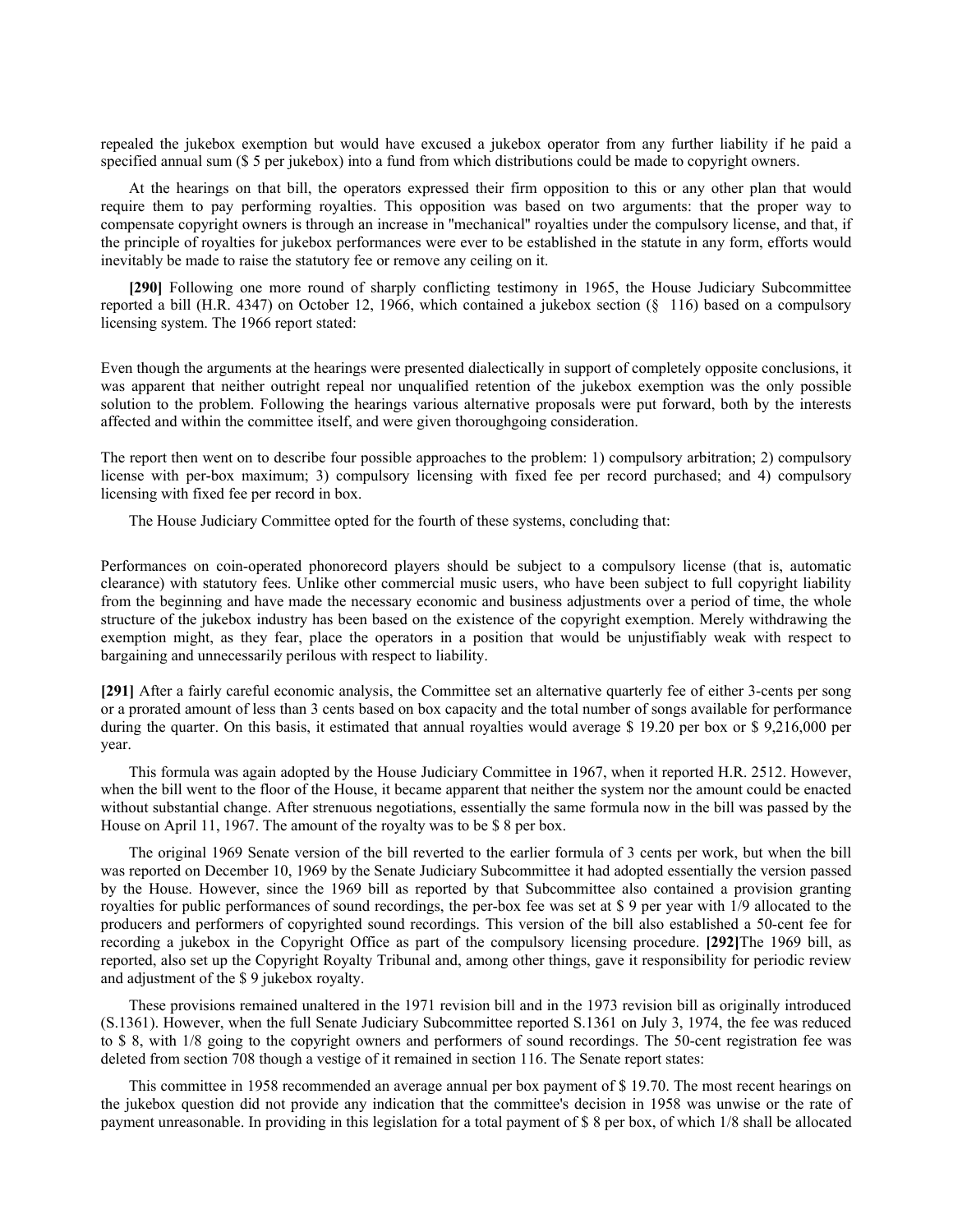repealed the jukebox exemption but would have excused a jukebox operator from any further liability if he paid a specified annual sum ($ 5 per jukebox) into a fund from which distributions could be made to copyright owners.

At the hearings on that bill, the operators expressed their firm opposition to this or any other plan that would require them to pay performing royalties. This opposition was based on two arguments: that the proper way to compensate copyright owners is through an increase in "mechanical" royalties under the compulsory license, and that, if the principle of royalties for jukebox performances were ever to be established in the statute in any form, efforts would inevitably be made to raise the statutory fee or remove any ceiling on it.

**[290]** Following one more round of sharply conflicting testimony in 1965, the House Judiciary Subcommittee reported a bill (H.R. 4347) on October 12, 1966, which contained a jukebox section (§ 116) based on a compulsory licensing system. The 1966 report stated:

Even though the arguments at the hearings were presented dialectically in support of completely opposite conclusions, it was apparent that neither outright repeal nor unqualified retention of the jukebox exemption was the only possible solution to the problem. Following the hearings various alternative proposals were put forward, both by the interests affected and within the committee itself, and were given thoroughgoing consideration.

The report then went on to describe four possible approaches to the problem: 1) compulsory arbitration; 2) compulsory license with per-box maximum; 3) compulsory licensing with fixed fee per record purchased; and 4) compulsory licensing with fixed fee per record in box.

The House Judiciary Committee opted for the fourth of these systems, concluding that:

Performances on coin-operated phonorecord players should be subject to a compulsory license (that is, automatic clearance) with statutory fees. Unlike other commercial music users, who have been subject to full copyright liability from the beginning and have made the necessary economic and business adjustments over a period of time, the whole structure of the jukebox industry has been based on the existence of the copyright exemption. Merely withdrawing the exemption might, as they fear, place the operators in a position that would be unjustifiably weak with respect to bargaining and unnecessarily perilous with respect to liability.

**[291]** After a fairly careful economic analysis, the Committee set an alternative quarterly fee of either 3-cents per song or a prorated amount of less than 3 cents based on box capacity and the total number of songs available for performance during the quarter. On this basis, it estimated that annual royalties would average $ 19.20 per box or $ 9,216,000 per year.

This formula was again adopted by the House Judiciary Committee in 1967, when it reported H.R. 2512. However, when the bill went to the floor of the House, it became apparent that neither the system nor the amount could be enacted without substantial change. After strenuous negotiations, essentially the same formula now in the bill was passed by the House on April 11, 1967. The amount of the royalty was to be $ 8 per box.

The original 1969 Senate version of the bill reverted to the earlier formula of 3 cents per work, but when the bill was reported on December 10, 1969 by the Senate Judiciary Subcommittee it had adopted essentially the version passed by the House. However, since the 1969 bill as reported by that Subcommittee also contained a provision granting royalties for public performances of sound recordings, the per-box fee was set at $ 9 per year with 1/9 allocated to the producers and performers of copyrighted sound recordings. This version of the bill also established a 50-cent fee for recording a jukebox in the Copyright Office as part of the compulsory licensing procedure. **[292]**The 1969 bill, as reported, also set up the Copyright Royalty Tribunal and, among other things, gave it responsibility for periodic review and adjustment of the $ 9 jukebox royalty.

These provisions remained unaltered in the 1971 revision bill and in the 1973 revision bill as originally introduced (S.1361). However, when the full Senate Judiciary Subcommittee reported S.1361 on July 3, 1974, the fee was reduced to $ 8, with 1/8 going to the copyright owners and performers of sound recordings. The 50-cent registration fee was deleted from section 708 though a vestige of it remained in section 116. The Senate report states:

This committee in 1958 recommended an average annual per box payment of $ 19.70. The most recent hearings on the jukebox question did not provide any indication that the committee's decision in 1958 was unwise or the rate of payment unreasonable. In providing in this legislation for a total payment of $ 8 per box, of which 1/8 shall be allocated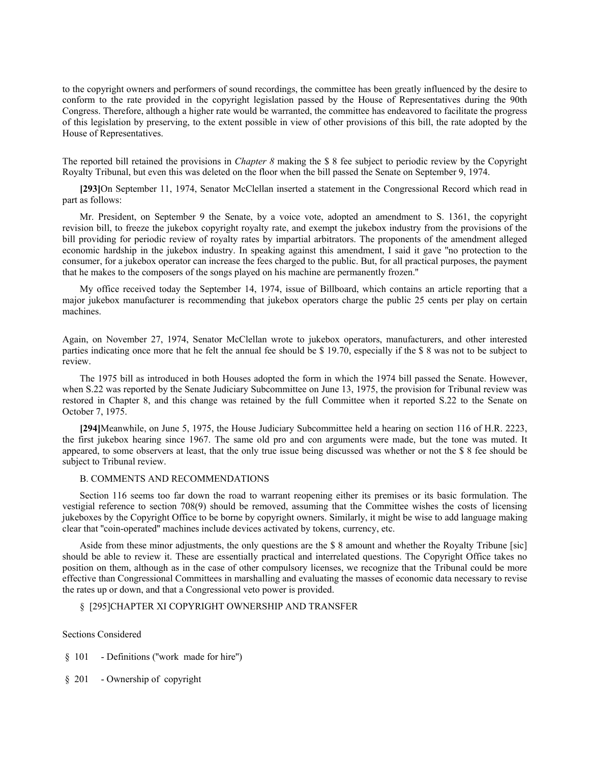to the copyright owners and performers of sound recordings, the committee has been greatly influenced by the desire to conform to the rate provided in the copyright legislation passed by the House of Representatives during the 90th Congress. Therefore, although a higher rate would be warranted, the committee has endeavored to facilitate the progress of this legislation by preserving, to the extent possible in view of other provisions of this bill, the rate adopted by the House of Representatives.

The reported bill retained the provisions in *Chapter 8* making the $ 8 fee subject to periodic review by the Copyright Royalty Tribunal, but even this was deleted on the floor when the bill passed the Senate on September 9, 1974.

**[293]**On September 11, 1974, Senator McClellan inserted a statement in the Congressional Record which read in part as follows:

Mr. President, on September 9 the Senate, by a voice vote, adopted an amendment to S. 1361, the copyright revision bill, to freeze the jukebox copyright royalty rate, and exempt the jukebox industry from the provisions of the bill providing for periodic review of royalty rates by impartial arbitrators. The proponents of the amendment alleged economic hardship in the jukebox industry. In speaking against this amendment, I said it gave "no protection to the consumer, for a jukebox operator can increase the fees charged to the public. But, for all practical purposes, the payment that he makes to the composers of the songs played on his machine are permanently frozen."

My office received today the September 14, 1974, issue of Billboard, which contains an article reporting that a major jukebox manufacturer is recommending that jukebox operators charge the public 25 cents per play on certain machines.

Again, on November 27, 1974, Senator McClellan wrote to jukebox operators, manufacturers, and other interested parties indicating once more that he felt the annual fee should be $ 19.70, especially if the $ 8 was not to be subject to review.

The 1975 bill as introduced in both Houses adopted the form in which the 1974 bill passed the Senate. However, when S.22 was reported by the Senate Judiciary Subcommittee on June 13, 1975, the provision for Tribunal review was restored in Chapter 8, and this change was retained by the full Committee when it reported S.22 to the Senate on October 7, 1975.

**[294]**Meanwhile, on June 5, 1975, the House Judiciary Subcommittee held a hearing on section 116 of H.R. 2223, the first jukebox hearing since 1967. The same old pro and con arguments were made, but the tone was muted. It appeared, to some observers at least, that the only true issue being discussed was whether or not the $ 8 fee should be subject to Tribunal review.

B. COMMENTS AND RECOMMENDATIONS

Section 116 seems too far down the road to warrant reopening either its premises or its basic formulation. The vestigial reference to section 708(9) should be removed, assuming that the Committee wishes the costs of licensing jukeboxes by the Copyright Office to be borne by copyright owners. Similarly, it might be wise to add language making clear that "coin-operated" machines include devices activated by tokens, currency, etc.

Aside from these minor adjustments, the only questions are the $ 8 amount and whether the Royalty Tribune [sic] should be able to review it. These are essentially practical and interrelated questions. The Copyright Office takes no position on them, although as in the case of other compulsory licenses, we recognize that the Tribunal could be more effective than Congressional Committees in marshalling and evaluating the masses of economic data necessary to revise the rates up or down, and that a Congressional veto power is provided.

## § [295]CHAPTER XI COPYRIGHT OWNERSHIP AND TRANSFER

Sections Considered

§ 101 - Definitions ("work made for hire")

§ 201 - Ownership of copyright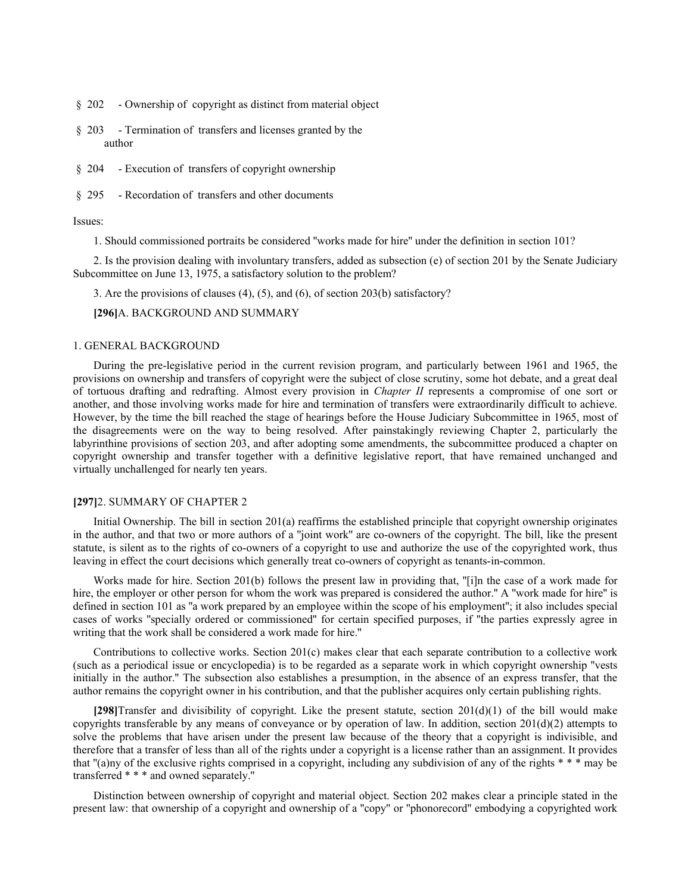§ 202 - Ownership of copyright as distinct from material object

§ 203 - Termination of transfers and licenses granted by the author

§ 204 - Execution of transfers of copyright ownership

§ 295 - Recordation of transfers and other documents

Issues:

1. Should commissioned portraits be considered "works made for hire" under the definition in section 101?

2. Is the provision dealing with involuntary transfers, added as subsection (e) of section 201 by the Senate Judiciary Subcommittee on June 13, 1975, a satisfactory solution to the problem?

3. Are the provisions of clauses (4), (5), and (6), of section 203(b) satisfactory?

**[296]**A. BACKGROUND AND SUMMARY

1. GENERAL BACKGROUND

During the pre-legislative period in the current revision program, and particularly between 1961 and 1965, the provisions on ownership and transfers of copyright were the subject of close scrutiny, some hot debate, and a great deal of tortuous drafting and redrafting. Almost every provision in *Chapter II* represents a compromise of one sort or another, and those involving works made for hire and termination of transfers were extraordinarily difficult to achieve. However, by the time the bill reached the stage of hearings before the House Judiciary Subcommittee in 1965, most of the disagreements were on the way to being resolved. After painstakingly reviewing Chapter 2, particularly the labyrinthine provisions of section 203, and after adopting some amendments, the subcommittee produced a chapter on copyright ownership and transfer together with a definitive legislative report, that have remained unchanged and virtually unchallenged for nearly ten years.

**[297]**2. SUMMARY OF CHAPTER 2

Initial Ownership. The bill in section 201(a) reaffirms the established principle that copyright ownership originates in the author, and that two or more authors of a "joint work" are co-owners of the copyright. The bill, like the present statute, is silent as to the rights of co-owners of a copyright to use and authorize the use of the copyrighted work, thus leaving in effect the court decisions which generally treat co-owners of copyright as tenants-in-common.

Works made for hire. Section 201(b) follows the present law in providing that, "[i]n the case of a work made for hire, the employer or other person for whom the work was prepared is considered the author." A "work made for hire" is defined in section 101 as "a work prepared by an employee within the scope of his employment"; it also includes special cases of works "specially ordered or commissioned" for certain specified purposes, if "the parties expressly agree in writing that the work shall be considered a work made for hire."

Contributions to collective works. Section 201(c) makes clear that each separate contribution to a collective work (such as a periodical issue or encyclopedia) is to be regarded as a separate work in which copyright ownership "vests initially in the author." The subsection also establishes a presumption, in the absence of an express transfer, that the author remains the copyright owner in his contribution, and that the publisher acquires only certain publishing rights.

**[298]**Transfer and divisibility of copyright. Like the present statute, section 201(d)(1) of the bill would make copyrights transferable by any means of conveyance or by operation of law. In addition, section 201(d)(2) attempts to solve the problems that have arisen under the present law because of the theory that a copyright is indivisible, and therefore that a transfer of less than all of the rights under a copyright is a license rather than an assignment. It provides that "(a)ny of the exclusive rights comprised in a copyright, including any subdivision of any of the rights * * * may be transferred * * * and owned separately."

Distinction between ownership of copyright and material object. Section 202 makes clear a principle stated in the present law: that ownership of a copyright and ownership of a "copy" or "phonorecord" embodying a copyrighted work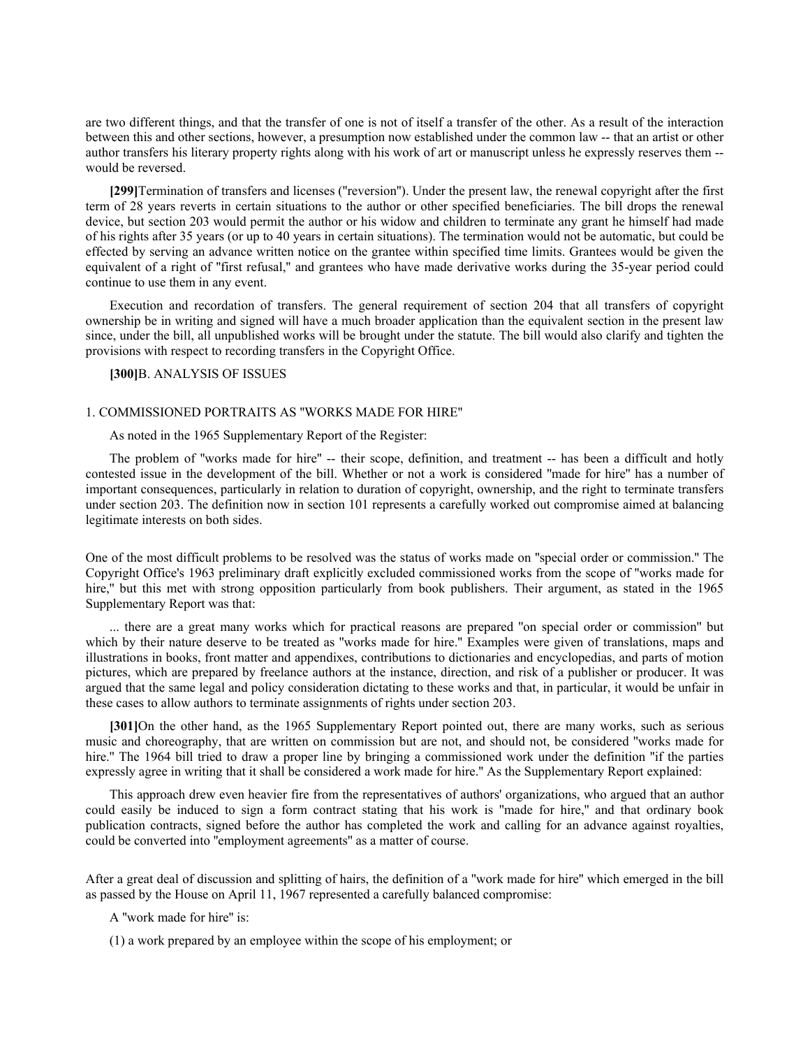are two different things, and that the transfer of one is not of itself a transfer of the other. As a result of the interaction between this and other sections, however, a presumption now established under the common law -- that an artist or other author transfers his literary property rights along with his work of art or manuscript unless he expressly reserves them -- would be reversed.

**[299]**Termination of transfers and licenses ("reversion"). Under the present law, the renewal copyright after the first term of 28 years reverts in certain situations to the author or other specified beneficiaries. The bill drops the renewal device, but section 203 would permit the author or his widow and children to terminate any grant he himself had made of his rights after 35 years (or up to 40 years in certain situations). The termination would not be automatic, but could be effected by serving an advance written notice on the grantee within specified time limits. Grantees would be given the equivalent of a right of "first refusal," and grantees who have made derivative works during the 35-year period could continue to use them in any event.

Execution and recordation of transfers. The general requirement of section 204 that all transfers of copyright ownership be in writing and signed will have a much broader application than the equivalent section in the present law since, under the bill, all unpublished works will be brought under the statute. The bill would also clarify and tighten the provisions with respect to recording transfers in the Copyright Office.

**[300]**B. ANALYSIS OF ISSUES

1. COMMISSIONED PORTRAITS AS "WORKS MADE FOR HIRE"

As noted in the 1965 Supplementary Report of the Register:

> The problem of "works made for hire" -- their scope, definition, and treatment -- has been a difficult and hotly contested issue in the development of the bill. Whether or not a work is considered "made for hire" has a number of important consequences, particularly in relation to duration of copyright, ownership, and the right to terminate transfers under section 203. The definition now in section 101 represents a carefully worked out compromise aimed at balancing legitimate interests on both sides.

One of the most difficult problems to be resolved was the status of works made on "special order or commission." The Copyright Office's 1963 preliminary draft explicitly excluded commissioned works from the scope of "works made for hire," but this met with strong opposition particularly from book publishers. Their argument, as stated in the 1965 Supplementary Report was that:

> ... there are a great many works which for practical reasons are prepared "on special order or commission" but which by their nature deserve to be treated as "works made for hire." Examples were given of translations, maps and illustrations in books, front matter and appendixes, contributions to dictionaries and encyclopedias, and parts of motion pictures, which are prepared by freelance authors at the instance, direction, and risk of a publisher or producer. It was argued that the same legal and policy consideration dictating to these works and that, in particular, it would be unfair in these cases to allow authors to terminate assignments of rights under section 203.

**[301]**On the other hand, as the 1965 Supplementary Report pointed out, there are many works, such as serious music and choreography, that are written on commission but are not, and should not, be considered "works made for hire." The 1964 bill tried to draw a proper line by bringing a commissioned work under the definition "if the parties expressly agree in writing that it shall be considered a work made for hire." As the Supplementary Report explained:

> This approach drew even heavier fire from the representatives of authors' organizations, who argued that an author could easily be induced to sign a form contract stating that his work is "made for hire," and that ordinary book publication contracts, signed before the author has completed the work and calling for an advance against royalties, could be converted into "employment agreements" as a matter of course.

After a great deal of discussion and splitting of hairs, the definition of a "work made for hire" which emerged in the bill as passed by the House on April 11, 1967 represented a carefully balanced compromise:

> A "work made for hire" is:
>
> (1) a work prepared by an employee within the scope of his employment; or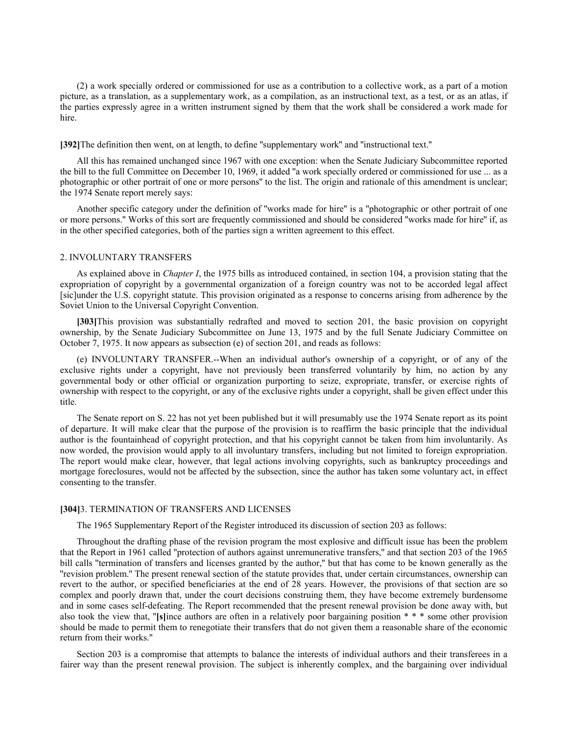(2) a work specially ordered or commissioned for use as a contribution to a collective work, as a part of a motion picture, as a translation, as a supplementary work, as a compilation, as an instructional text, as a test, or as an atlas, if the parties expressly agree in a written instrument signed by them that the work shall be considered a work made for hire.

**[392]**The definition then went, on at length, to define "supplementary work" and "instructional text."

All this has remained unchanged since 1967 with one exception: when the Senate Judiciary Subcommittee reported the bill to the full Committee on December 10, 1969, it added "a work specially ordered or commissioned for use ... as a photographic or other portrait of one or more persons" to the list. The origin and rationale of this amendment is unclear; the 1974 Senate report merely says:

Another specific category under the definition of "works made for hire" is a "photographic or other portrait of one or more persons." Works of this sort are frequently commissioned and should be considered "works made for hire" if, as in the other specified categories, both of the parties sign a written agreement to this effect.

### 2. INVOLUNTARY TRANSFERS

As explained above in *Chapter I*, the 1975 bills as introduced contained, in section 104, a provision stating that the expropriation of copyright by a governmental organization of a foreign country was not to be accorded legal affect [sic]under the U.S. copyright statute. This provision originated as a response to concerns arising from adherence by the Soviet Union to the Universal Copyright Convention.

**[303]**This provision was substantially redrafted and moved to section 201, the basic provision on copyright ownership, by the Senate Judiciary Subcommittee on June 13, 1975 and by the full Senate Judiciary Committee on October 7, 1975. It now appears as subsection (e) of section 201, and reads as follows:

(e) INVOLUNTARY TRANSFER.--When an individual author's ownership of a copyright, or of any of the exclusive rights under a copyright, have not previously been transferred voluntarily by him, no action by any governmental body or other official or organization purporting to seize, expropriate, transfer, or exercise rights of ownership with respect to the copyright, or any of the exclusive rights under a copyright, shall be given effect under this title.

The Senate report on S. 22 has not yet been published but it will presumably use the 1974 Senate report as its point of departure. It will make clear that the purpose of the provision is to reaffirm the basic principle that the individual author is the fountainhead of copyright protection, and that his copyright cannot be taken from him involuntarily. As now worded, the provision would apply to all involuntary transfers, including but not limited to foreign expropriation. The report would make clear, however, that legal actions involving copyrights, such as bankruptcy proceedings and mortgage foreclosures, would not be affected by the subsection, since the author has taken some voluntary act, in effect consenting to the transfer.

### **[304]**3. TERMINATION OF TRANSFERS AND LICENSES

The 1965 Supplementary Report of the Register introduced its discussion of section 203 as follows:

Throughout the drafting phase of the revision program the most explosive and difficult issue has been the problem that the Report in 1961 called "protection of authors against unremunerative transfers," and that section 203 of the 1965 bill calls "termination of transfers and licenses granted by the author," but that has come to be known generally as the "revision problem." The present renewal section of the statute provides that, under certain circumstances, ownership can revert to the author, or specified beneficiaries at the end of 28 years. However, the provisions of that section are so complex and poorly drawn that, under the court decisions construing them, they have become extremely burdensome and in some cases self-defeating. The Report recommended that the present renewal provision be done away with, but also took the view that, "**[s]**ince authors are often in a relatively poor bargaining position * * * some other provision should be made to permit them to renegotiate their transfers that do not given them a reasonable share of the economic return from their works."

Section 203 is a compromise that attempts to balance the interests of individual authors and their transferees in a fairer way than the present renewal provision. The subject is inherently complex, and the bargaining over individual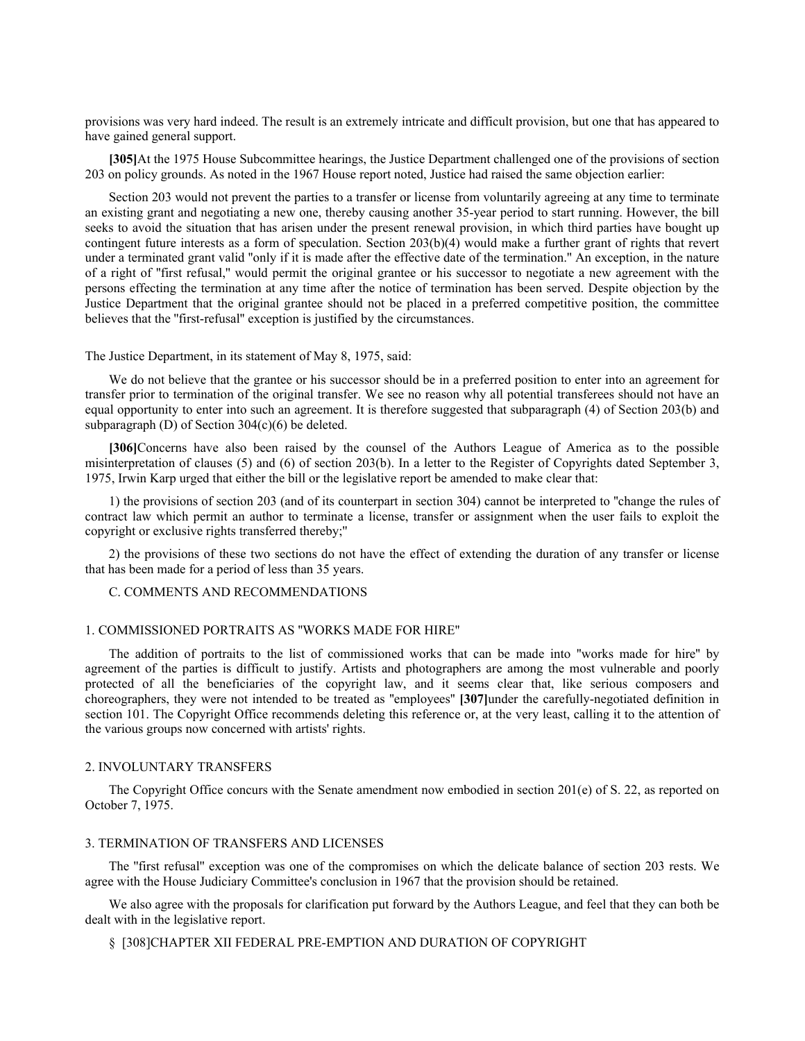provisions was very hard indeed. The result is an extremely intricate and difficult provision, but one that has appeared to have gained general support.

**[305]**At the 1975 House Subcommittee hearings, the Justice Department challenged one of the provisions of section 203 on policy grounds. As noted in the 1967 House report noted, Justice had raised the same objection earlier:

> Section 203 would not prevent the parties to a transfer or license from voluntarily agreeing at any time to terminate an existing grant and negotiating a new one, thereby causing another 35-year period to start running. However, the bill seeks to avoid the situation that has arisen under the present renewal provision, in which third parties have bought up contingent future interests as a form of speculation. Section 203(b)(4) would make a further grant of rights that revert under a terminated grant valid "only if it is made after the effective date of the termination." An exception, in the nature of a right of "first refusal," would permit the original grantee or his successor to negotiate a new agreement with the persons effecting the termination at any time after the notice of termination has been served. Despite objection by the Justice Department that the original grantee should not be placed in a preferred competitive position, the committee believes that the "first-refusal" exception is justified by the circumstances.

The Justice Department, in its statement of May 8, 1975, said:

> We do not believe that the grantee or his successor should be in a preferred position to enter into an agreement for transfer prior to termination of the original transfer. We see no reason why all potential transferees should not have an equal opportunity to enter into such an agreement. It is therefore suggested that subparagraph (4) of Section 203(b) and subparagraph (D) of Section 304(c)(6) be deleted.

**[306]**Concerns have also been raised by the counsel of the Authors League of America as to the possible misinterpretation of clauses (5) and (6) of section 203(b). In a letter to the Register of Copyrights dated September 3, 1975, Irwin Karp urged that either the bill or the legislative report be amended to make clear that:

1) the provisions of section 203 (and of its counterpart in section 304) cannot be interpreted to "change the rules of contract law which permit an author to terminate a license, transfer or assignment when the user fails to exploit the copyright or exclusive rights transferred thereby;"

2) the provisions of these two sections do not have the effect of extending the duration of any transfer or license that has been made for a period of less than 35 years.

## C. COMMENTS AND RECOMMENDATIONS

### 1. COMMISSIONED PORTRAITS AS "WORKS MADE FOR HIRE"

The addition of portraits to the list of commissioned works that can be made into "works made for hire" by agreement of the parties is difficult to justify. Artists and photographers are among the most vulnerable and poorly protected of all the beneficiaries of the copyright law, and it seems clear that, like serious composers and choreographers, they were not intended to be treated as "employees" **[307]**under the carefully-negotiated definition in section 101. The Copyright Office recommends deleting this reference or, at the very least, calling it to the attention of the various groups now concerned with artists' rights.

### 2. INVOLUNTARY TRANSFERS

The Copyright Office concurs with the Senate amendment now embodied in section 201(e) of S. 22, as reported on October 7, 1975.

### 3. TERMINATION OF TRANSFERS AND LICENSES

The "first refusal" exception was one of the compromises on which the delicate balance of section 203 rests. We agree with the House Judiciary Committee's conclusion in 1967 that the provision should be retained.

We also agree with the proposals for clarification put forward by the Authors League, and feel that they can both be dealt with in the legislative report.

## § [308]CHAPTER XII FEDERAL PRE-EMPTION AND DURATION OF COPYRIGHT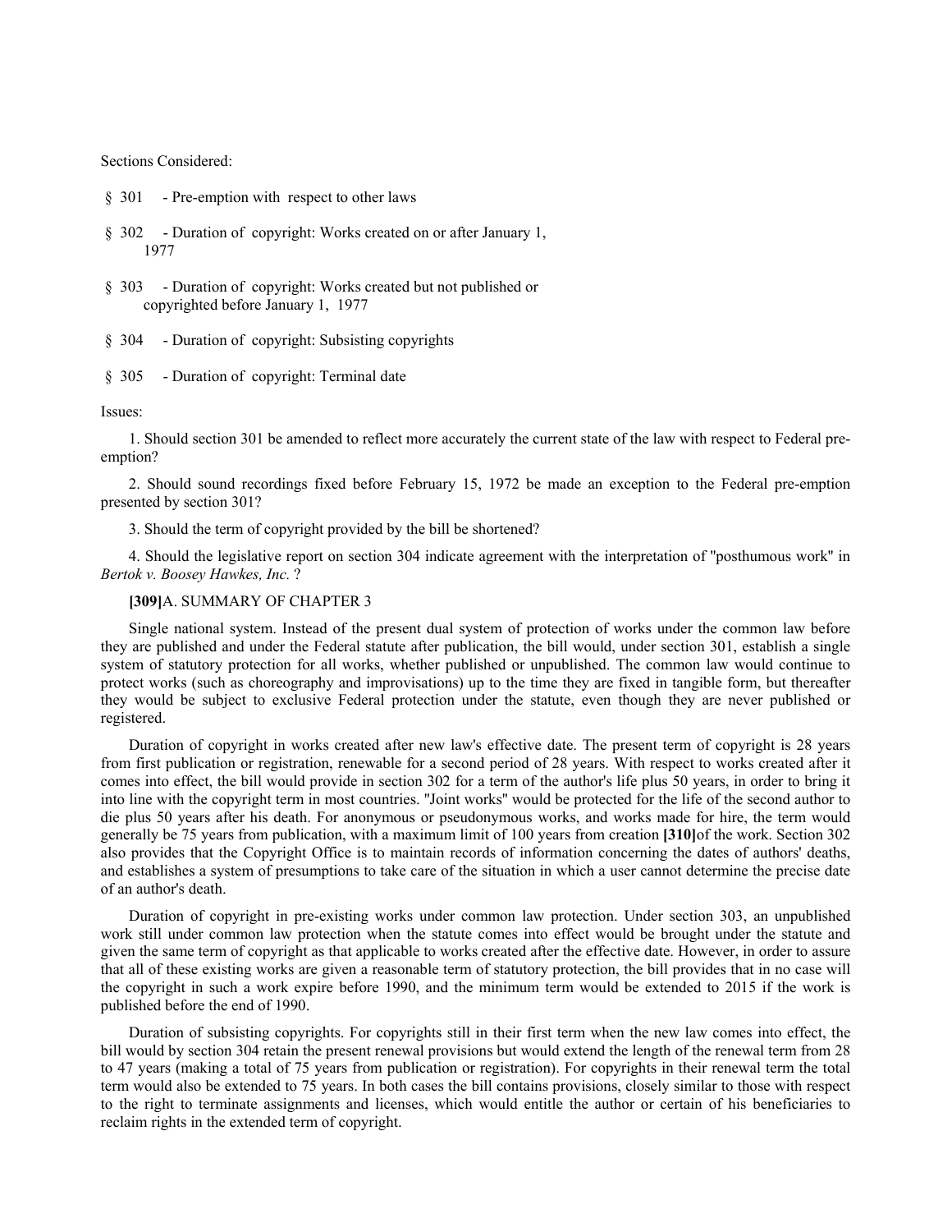Sections Considered:

- § 301 - Pre-emption with respect to other laws
- § 302 - Duration of copyright: Works created on or after January 1, 1977
- § 303 - Duration of copyright: Works created but not published or copyrighted before January 1, 1977
- § 304 - Duration of copyright: Subsisting copyrights
- § 305 - Duration of copyright: Terminal date

Issues:

1. Should section 301 be amended to reflect more accurately the current state of the law with respect to Federal pre-emption?

2. Should sound recordings fixed before February 15, 1972 be made an exception to the Federal pre-emption presented by section 301?

3. Should the term of copyright provided by the bill be shortened?

4. Should the legislative report on section 304 indicate agreement with the interpretation of "posthumous work" in *Bertok v. Boosey Hawkes, Inc.* ?

**[309]**A. SUMMARY OF CHAPTER 3

Single national system. Instead of the present dual system of protection of works under the common law before they are published and under the Federal statute after publication, the bill would, under section 301, establish a single system of statutory protection for all works, whether published or unpublished. The common law would continue to protect works (such as choreography and improvisations) up to the time they are fixed in tangible form, but thereafter they would be subject to exclusive Federal protection under the statute, even though they are never published or registered.

Duration of copyright in works created after new law's effective date. The present term of copyright is 28 years from first publication or registration, renewable for a second period of 28 years. With respect to works created after it comes into effect, the bill would provide in section 302 for a term of the author's life plus 50 years, in order to bring it into line with the copyright term in most countries. "Joint works" would be protected for the life of the second author to die plus 50 years after his death. For anonymous or pseudonymous works, and works made for hire, the term would generally be 75 years from publication, with a maximum limit of 100 years from creation **[310]**of the work. Section 302 also provides that the Copyright Office is to maintain records of information concerning the dates of authors' deaths, and establishes a system of presumptions to take care of the situation in which a user cannot determine the precise date of an author's death.

Duration of copyright in pre-existing works under common law protection. Under section 303, an unpublished work still under common law protection when the statute comes into effect would be brought under the statute and given the same term of copyright as that applicable to works created after the effective date. However, in order to assure that all of these existing works are given a reasonable term of statutory protection, the bill provides that in no case will the copyright in such a work expire before 1990, and the minimum term would be extended to 2015 if the work is published before the end of 1990.

Duration of subsisting copyrights. For copyrights still in their first term when the new law comes into effect, the bill would by section 304 retain the present renewal provisions but would extend the length of the renewal term from 28 to 47 years (making a total of 75 years from publication or registration). For copyrights in their renewal term the total term would also be extended to 75 years. In both cases the bill contains provisions, closely similar to those with respect to the right to terminate assignments and licenses, which would entitle the author or certain of his beneficiaries to reclaim rights in the extended term of copyright.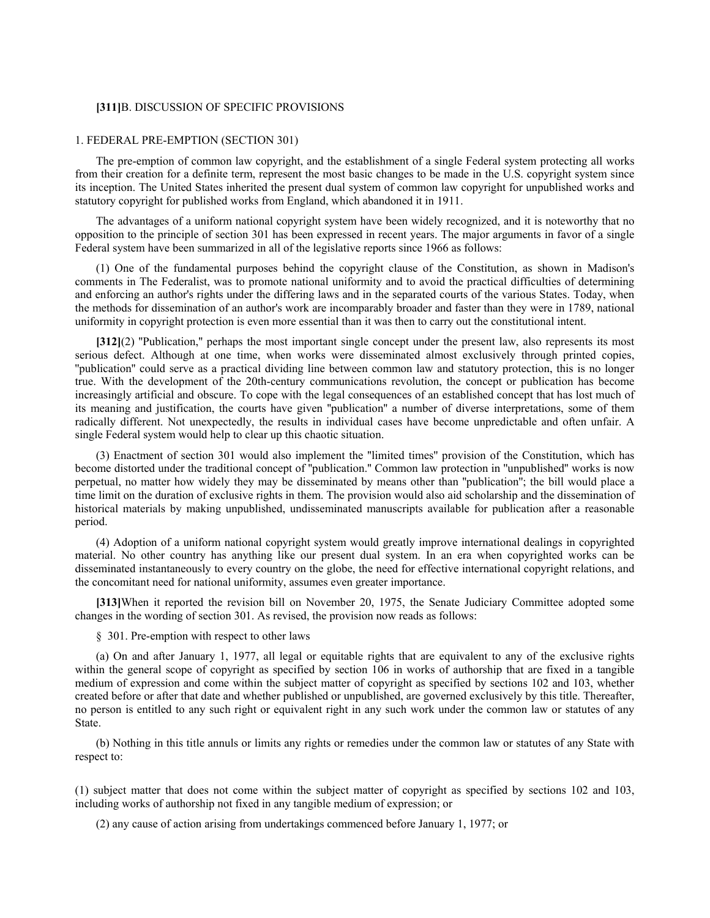**[311]**B. DISCUSSION OF SPECIFIC PROVISIONS

1. FEDERAL PRE-EMPTION (SECTION 301)

The pre-emption of common law copyright, and the establishment of a single Federal system protecting all works from their creation for a definite term, represent the most basic changes to be made in the U.S. copyright system since its inception. The United States inherited the present dual system of common law copyright for unpublished works and statutory copyright for published works from England, which abandoned it in 1911.

The advantages of a uniform national copyright system have been widely recognized, and it is noteworthy that no opposition to the principle of section 301 has been expressed in recent years. The major arguments in favor of a single Federal system have been summarized in all of the legislative reports since 1966 as follows:

(1) One of the fundamental purposes behind the copyright clause of the Constitution, as shown in Madison's comments in The Federalist, was to promote national uniformity and to avoid the practical difficulties of determining and enforcing an author's rights under the differing laws and in the separated courts of the various States. Today, when the methods for dissemination of an author's work are incomparably broader and faster than they were in 1789, national uniformity in copyright protection is even more essential than it was then to carry out the constitutional intent.

**[312]**(2) "Publication," perhaps the most important single concept under the present law, also represents its most serious defect. Although at one time, when works were disseminated almost exclusively through printed copies, "publication" could serve as a practical dividing line between common law and statutory protection, this is no longer true. With the development of the 20th-century communications revolution, the concept or publication has become increasingly artificial and obscure. To cope with the legal consequences of an established concept that has lost much of its meaning and justification, the courts have given "publication" a number of diverse interpretations, some of them radically different. Not unexpectedly, the results in individual cases have become unpredictable and often unfair. A single Federal system would help to clear up this chaotic situation.

(3) Enactment of section 301 would also implement the "limited times" provision of the Constitution, which has become distorted under the traditional concept of "publication." Common law protection in "unpublished" works is now perpetual, no matter how widely they may be disseminated by means other than "publication"; the bill would place a time limit on the duration of exclusive rights in them. The provision would also aid scholarship and the dissemination of historical materials by making unpublished, undisseminated manuscripts available for publication after a reasonable period.

(4) Adoption of a uniform national copyright system would greatly improve international dealings in copyrighted material. No other country has anything like our present dual system. In an era when copyrighted works can be disseminated instantaneously to every country on the globe, the need for effective international copyright relations, and the concomitant need for national uniformity, assumes even greater importance.

**[313]**When it reported the revision bill on November 20, 1975, the Senate Judiciary Committee adopted some changes in the wording of section 301. As revised, the provision now reads as follows:

§ 301. Pre-emption with respect to other laws

(a) On and after January 1, 1977, all legal or equitable rights that are equivalent to any of the exclusive rights within the general scope of copyright as specified by section 106 in works of authorship that are fixed in a tangible medium of expression and come within the subject matter of copyright as specified by sections 102 and 103, whether created before or after that date and whether published or unpublished, are governed exclusively by this title. Thereafter, no person is entitled to any such right or equivalent right in any such work under the common law or statutes of any State.

(b) Nothing in this title annuls or limits any rights or remedies under the common law or statutes of any State with respect to:

(1) subject matter that does not come within the subject matter of copyright as specified by sections 102 and 103, including works of authorship not fixed in any tangible medium of expression; or

(2) any cause of action arising from undertakings commenced before January 1, 1977; or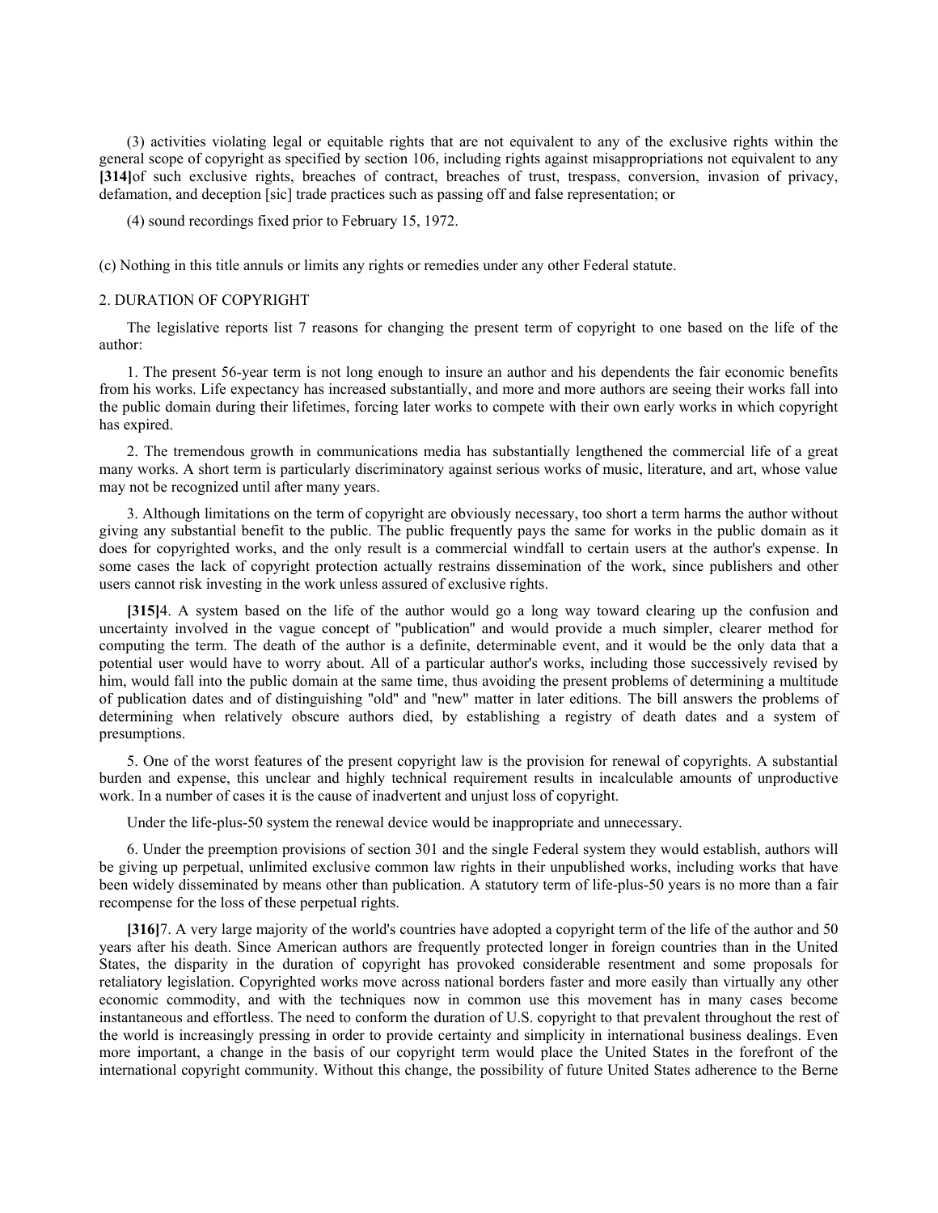(3) activities violating legal or equitable rights that are not equivalent to any of the exclusive rights within the general scope of copyright as specified by section 106, including rights against misappropriations not equivalent to any **[314]**of such exclusive rights, breaches of contract, breaches of trust, trespass, conversion, invasion of privacy, defamation, and deception [sic] trade practices such as passing off and false representation; or

(4) sound recordings fixed prior to February 15, 1972.

(c) Nothing in this title annuls or limits any rights or remedies under any other Federal statute.

2. DURATION OF COPYRIGHT

The legislative reports list 7 reasons for changing the present term of copyright to one based on the life of the author:

1. The present 56-year term is not long enough to insure an author and his dependents the fair economic benefits from his works. Life expectancy has increased substantially, and more and more authors are seeing their works fall into the public domain during their lifetimes, forcing later works to compete with their own early works in which copyright has expired.

2. The tremendous growth in communications media has substantially lengthened the commercial life of a great many works. A short term is particularly discriminatory against serious works of music, literature, and art, whose value may not be recognized until after many years.

3. Although limitations on the term of copyright are obviously necessary, too short a term harms the author without giving any substantial benefit to the public. The public frequently pays the same for works in the public domain as it does for copyrighted works, and the only result is a commercial windfall to certain users at the author's expense. In some cases the lack of copyright protection actually restrains dissemination of the work, since publishers and other users cannot risk investing in the work unless assured of exclusive rights.

**[315]**4. A system based on the life of the author would go a long way toward clearing up the confusion and uncertainty involved in the vague concept of "publication" and would provide a much simpler, clearer method for computing the term. The death of the author is a definite, determinable event, and it would be the only data that a potential user would have to worry about. All of a particular author's works, including those successively revised by him, would fall into the public domain at the same time, thus avoiding the present problems of determining a multitude of publication dates and of distinguishing "old" and "new" matter in later editions. The bill answers the problems of determining when relatively obscure authors died, by establishing a registry of death dates and a system of presumptions.

5. One of the worst features of the present copyright law is the provision for renewal of copyrights. A substantial burden and expense, this unclear and highly technical requirement results in incalculable amounts of unproductive work. In a number of cases it is the cause of inadvertent and unjust loss of copyright.

Under the life-plus-50 system the renewal device would be inappropriate and unnecessary.

6. Under the preemption provisions of section 301 and the single Federal system they would establish, authors will be giving up perpetual, unlimited exclusive common law rights in their unpublished works, including works that have been widely disseminated by means other than publication. A statutory term of life-plus-50 years is no more than a fair recompense for the loss of these perpetual rights.

**[316]**7. A very large majority of the world's countries have adopted a copyright term of the life of the author and 50 years after his death. Since American authors are frequently protected longer in foreign countries than in the United States, the disparity in the duration of copyright has provoked considerable resentment and some proposals for retaliatory legislation. Copyrighted works move across national borders faster and more easily than virtually any other economic commodity, and with the techniques now in common use this movement has in many cases become instantaneous and effortless. The need to conform the duration of U.S. copyright to that prevalent throughout the rest of the world is increasingly pressing in order to provide certainty and simplicity in international business dealings. Even more important, a change in the basis of our copyright term would place the United States in the forefront of the international copyright community. Without this change, the possibility of future United States adherence to the Berne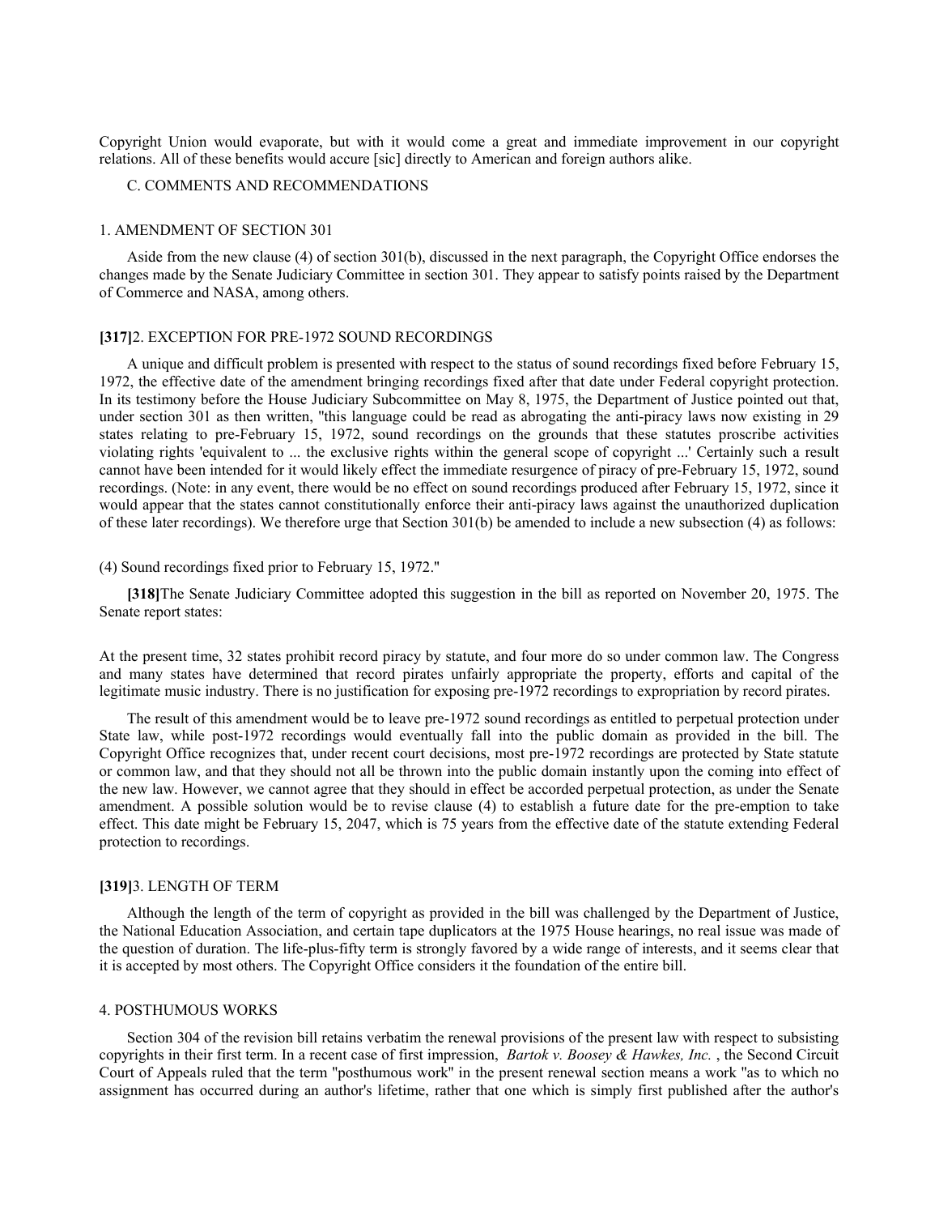Copyright Union would evaporate, but with it would come a great and immediate improvement in our copyright relations. All of these benefits would accure [sic] directly to American and foreign authors alike.

C. COMMENTS AND RECOMMENDATIONS

1. AMENDMENT OF SECTION 301

Aside from the new clause (4) of section 301(b), discussed in the next paragraph, the Copyright Office endorses the changes made by the Senate Judiciary Committee in section 301. They appear to satisfy points raised by the Department of Commerce and NASA, among others.

**[317]**2. EXCEPTION FOR PRE-1972 SOUND RECORDINGS

A unique and difficult problem is presented with respect to the status of sound recordings fixed before February 15, 1972, the effective date of the amendment bringing recordings fixed after that date under Federal copyright protection. In its testimony before the House Judiciary Subcommittee on May 8, 1975, the Department of Justice pointed out that, under section 301 as then written, "this language could be read as abrogating the anti-piracy laws now existing in 29 states relating to pre-February 15, 1972, sound recordings on the grounds that these statutes proscribe activities violating rights 'equivalent to ... the exclusive rights within the general scope of copyright ...' Certainly such a result cannot have been intended for it would likely effect the immediate resurgence of piracy of pre-February 15, 1972, sound recordings. (Note: in any event, there would be no effect on sound recordings produced after February 15, 1972, since it would appear that the states cannot constitutionally enforce their anti-piracy laws against the unauthorized duplication of these later recordings). We therefore urge that Section 301(b) be amended to include a new subsection (4) as follows:

(4) Sound recordings fixed prior to February 15, 1972."

**[318]**The Senate Judiciary Committee adopted this suggestion in the bill as reported on November 20, 1975. The Senate report states:

At the present time, 32 states prohibit record piracy by statute, and four more do so under common law. The Congress and many states have determined that record pirates unfairly appropriate the property, efforts and capital of the legitimate music industry. There is no justification for exposing pre-1972 recordings to expropriation by record pirates.

The result of this amendment would be to leave pre-1972 sound recordings as entitled to perpetual protection under State law, while post-1972 recordings would eventually fall into the public domain as provided in the bill. The Copyright Office recognizes that, under recent court decisions, most pre-1972 recordings are protected by State statute or common law, and that they should not all be thrown into the public domain instantly upon the coming into effect of the new law. However, we cannot agree that they should in effect be accorded perpetual protection, as under the Senate amendment. A possible solution would be to revise clause (4) to establish a future date for the pre-emption to take effect. This date might be February 15, 2047, which is 75 years from the effective date of the statute extending Federal protection to recordings.

**[319]**3. LENGTH OF TERM

Although the length of the term of copyright as provided in the bill was challenged by the Department of Justice, the National Education Association, and certain tape duplicators at the 1975 House hearings, no real issue was made of the question of duration. The life-plus-fifty term is strongly favored by a wide range of interests, and it seems clear that it is accepted by most others. The Copyright Office considers it the foundation of the entire bill.

4. POSTHUMOUS WORKS

Section 304 of the revision bill retains verbatim the renewal provisions of the present law with respect to subsisting copyrights in their first term. In a recent case of first impression, *Bartok v. Boosey & Hawkes, Inc.* , the Second Circuit Court of Appeals ruled that the term "posthumous work" in the present renewal section means a work "as to which no assignment has occurred during an author's lifetime, rather that one which is simply first published after the author's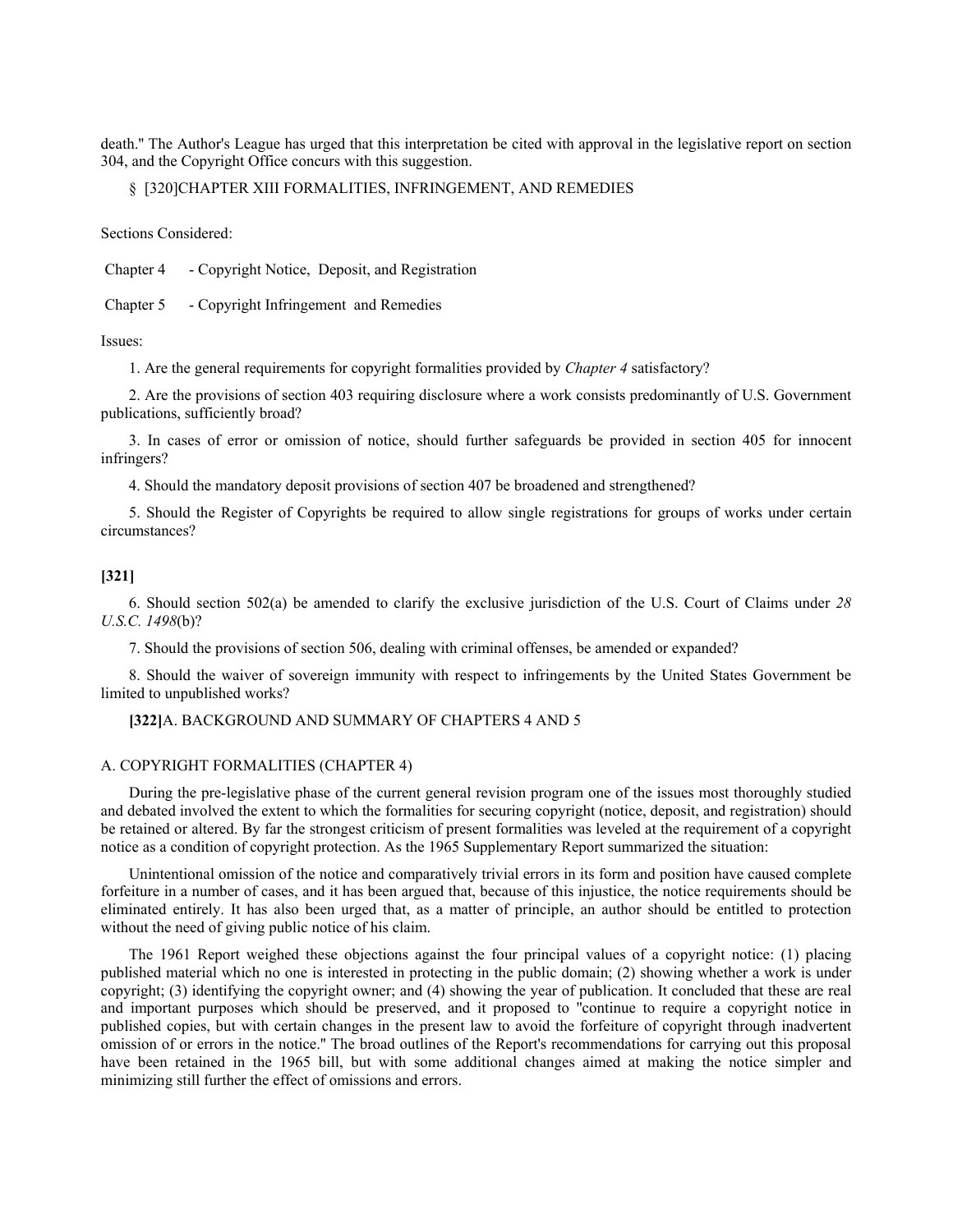death." The Author's League has urged that this interpretation be cited with approval in the legislative report on section 304, and the Copyright Office concurs with this suggestion.

## § [320]CHAPTER XIII FORMALITIES, INFRINGEMENT, AND REMEDIES

Sections Considered:

Chapter 4 - Copyright Notice, Deposit, and Registration

Chapter 5 - Copyright Infringement and Remedies

Issues:

1. Are the general requirements for copyright formalities provided by *Chapter 4* satisfactory?

2. Are the provisions of section 403 requiring disclosure where a work consists predominantly of U.S. Government publications, sufficiently broad?

3. In cases of error or omission of notice, should further safeguards be provided in section 405 for innocent infringers?

4. Should the mandatory deposit provisions of section 407 be broadened and strengthened?

5. Should the Register of Copyrights be required to allow single registrations for groups of works under certain circumstances?

**[321]**

6. Should section 502(a) be amended to clarify the exclusive jurisdiction of the U.S. Court of Claims under *28 U.S.C. 1498*(b)?

7. Should the provisions of section 506, dealing with criminal offenses, be amended or expanded?

8. Should the waiver of sovereign immunity with respect to infringements by the United States Government be limited to unpublished works?

### **[322]**A. BACKGROUND AND SUMMARY OF CHAPTERS 4 AND 5

#### A. COPYRIGHT FORMALITIES (CHAPTER 4)

During the pre-legislative phase of the current general revision program one of the issues most thoroughly studied and debated involved the extent to which the formalities for securing copyright (notice, deposit, and registration) should be retained or altered. By far the strongest criticism of present formalities was leveled at the requirement of a copyright notice as a condition of copyright protection. As the 1965 Supplementary Report summarized the situation:

Unintentional omission of the notice and comparatively trivial errors in its form and position have caused complete forfeiture in a number of cases, and it has been argued that, because of this injustice, the notice requirements should be eliminated entirely. It has also been urged that, as a matter of principle, an author should be entitled to protection without the need of giving public notice of his claim.

The 1961 Report weighed these objections against the four principal values of a copyright notice: (1) placing published material which no one is interested in protecting in the public domain; (2) showing whether a work is under copyright; (3) identifying the copyright owner; and (4) showing the year of publication. It concluded that these are real and important purposes which should be preserved, and it proposed to "continue to require a copyright notice in published copies, but with certain changes in the present law to avoid the forfeiture of copyright through inadvertent omission of or errors in the notice." The broad outlines of the Report's recommendations for carrying out this proposal have been retained in the 1965 bill, but with some additional changes aimed at making the notice simpler and minimizing still further the effect of omissions and errors.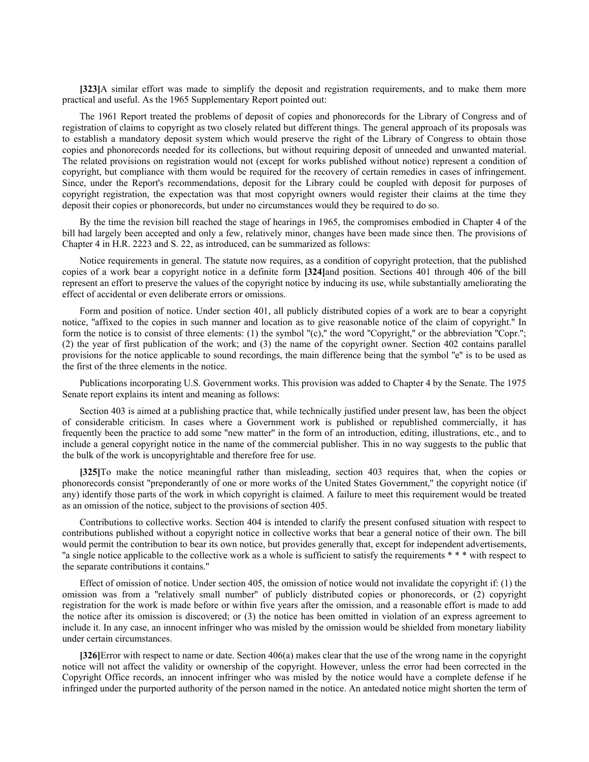**[323]**A similar effort was made to simplify the deposit and registration requirements, and to make them more practical and useful. As the 1965 Supplementary Report pointed out:

The 1961 Report treated the problems of deposit of copies and phonorecords for the Library of Congress and of registration of claims to copyright as two closely related but different things. The general approach of its proposals was to establish a mandatory deposit system which would preserve the right of the Library of Congress to obtain those copies and phonorecords needed for its collections, but without requiring deposit of unneeded and unwanted material. The related provisions on registration would not (except for works published without notice) represent a condition of copyright, but compliance with them would be required for the recovery of certain remedies in cases of infringement. Since, under the Report's recommendations, deposit for the Library could be coupled with deposit for purposes of copyright registration, the expectation was that most copyright owners would register their claims at the time they deposit their copies or phonorecords, but under no circumstances would they be required to do so.

By the time the revision bill reached the stage of hearings in 1965, the compromises embodied in Chapter 4 of the bill had largely been accepted and only a few, relatively minor, changes have been made since then. The provisions of Chapter 4 in H.R. 2223 and S. 22, as introduced, can be summarized as follows:

Notice requirements in general. The statute now requires, as a condition of copyright protection, that the published copies of a work bear a copyright notice in a definite form **[324]**and position. Sections 401 through 406 of the bill represent an effort to preserve the values of the copyright notice by inducing its use, while substantially ameliorating the effect of accidental or even deliberate errors or omissions.

Form and position of notice. Under section 401, all publicly distributed copies of a work are to bear a copyright notice, "affixed to the copies in such manner and location as to give reasonable notice of the claim of copyright." In form the notice is to consist of three elements: (1) the symbol "(c)," the word "Copyright," or the abbreviation "Copr."; (2) the year of first publication of the work; and (3) the name of the copyright owner. Section 402 contains parallel provisions for the notice applicable to sound recordings, the main difference being that the symbol "e" is to be used as the first of the three elements in the notice.

Publications incorporating U.S. Government works. This provision was added to Chapter 4 by the Senate. The 1975 Senate report explains its intent and meaning as follows:

Section 403 is aimed at a publishing practice that, while technically justified under present law, has been the object of considerable criticism. In cases where a Government work is published or republished commercially, it has frequently been the practice to add some "new matter" in the form of an introduction, editing, illustrations, etc., and to include a general copyright notice in the name of the commercial publisher. This in no way suggests to the public that the bulk of the work is uncopyrightable and therefore free for use.

**[325]**To make the notice meaningful rather than misleading, section 403 requires that, when the copies or phonorecords consist "preponderantly of one or more works of the United States Government," the copyright notice (if any) identify those parts of the work in which copyright is claimed. A failure to meet this requirement would be treated as an omission of the notice, subject to the provisions of section 405.

Contributions to collective works. Section 404 is intended to clarify the present confused situation with respect to contributions published without a copyright notice in collective works that bear a general notice of their own. The bill would permit the contribution to bear its own notice, but provides generally that, except for independent advertisements, "a single notice applicable to the collective work as a whole is sufficient to satisfy the requirements * * * with respect to the separate contributions it contains."

Effect of omission of notice. Under section 405, the omission of notice would not invalidate the copyright if: (1) the omission was from a "relatively small number" of publicly distributed copies or phonorecords, or (2) copyright registration for the work is made before or within five years after the omission, and a reasonable effort is made to add the notice after its omission is discovered; or (3) the notice has been omitted in violation of an express agreement to include it. In any case, an innocent infringer who was misled by the omission would be shielded from monetary liability under certain circumstances.

**[326]**Error with respect to name or date. Section 406(a) makes clear that the use of the wrong name in the copyright notice will not affect the validity or ownership of the copyright. However, unless the error had been corrected in the Copyright Office records, an innocent infringer who was misled by the notice would have a complete defense if he infringed under the purported authority of the person named in the notice. An antedated notice might shorten the term of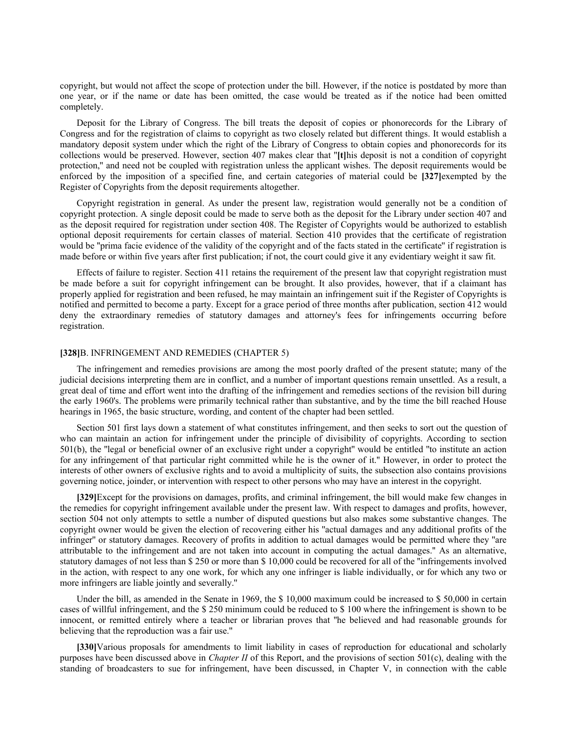copyright, but would not affect the scope of protection under the bill. However, if the notice is postdated by more than one year, or if the name or date has been omitted, the case would be treated as if the notice had been omitted completely.

Deposit for the Library of Congress. The bill treats the deposit of copies or phonorecords for the Library of Congress and for the registration of claims to copyright as two closely related but different things. It would establish a mandatory deposit system under which the right of the Library of Congress to obtain copies and phonorecords for its collections would be preserved. However, section 407 makes clear that "**[t]**his deposit is not a condition of copyright protection," and need not be coupled with registration unless the applicant wishes. The deposit requirements would be enforced by the imposition of a specified fine, and certain categories of material could be **[327]**exempted by the Register of Copyrights from the deposit requirements altogether.

Copyright registration in general. As under the present law, registration would generally not be a condition of copyright protection. A single deposit could be made to serve both as the deposit for the Library under section 407 and as the deposit required for registration under section 408. The Register of Copyrights would be authorized to establish optional deposit requirements for certain classes of material. Section 410 provides that the certificate of registration would be "prima facie evidence of the validity of the copyright and of the facts stated in the certificate" if registration is made before or within five years after first publication; if not, the court could give it any evidentiary weight it saw fit.

Effects of failure to register. Section 411 retains the requirement of the present law that copyright registration must be made before a suit for copyright infringement can be brought. It also provides, however, that if a claimant has properly applied for registration and been refused, he may maintain an infringement suit if the Register of Copyrights is notified and permitted to become a party. Except for a grace period of three months after publication, section 412 would deny the extraordinary remedies of statutory damages and attorney's fees for infringements occurring before registration.

**[328]**B. INFRINGEMENT AND REMEDIES (CHAPTER 5)

The infringement and remedies provisions are among the most poorly drafted of the present statute; many of the judicial decisions interpreting them are in conflict, and a number of important questions remain unsettled. As a result, a great deal of time and effort went into the drafting of the infringement and remedies sections of the revision bill during the early 1960's. The problems were primarily technical rather than substantive, and by the time the bill reached House hearings in 1965, the basic structure, wording, and content of the chapter had been settled.

Section 501 first lays down a statement of what constitutes infringement, and then seeks to sort out the question of who can maintain an action for infringement under the principle of divisibility of copyrights. According to section 501(b), the "legal or beneficial owner of an exclusive right under a copyright" would be entitled "to institute an action for any infringement of that particular right committed while he is the owner of it." However, in order to protect the interests of other owners of exclusive rights and to avoid a multiplicity of suits, the subsection also contains provisions governing notice, joinder, or intervention with respect to other persons who may have an interest in the copyright.

**[329]**Except for the provisions on damages, profits, and criminal infringement, the bill would make few changes in the remedies for copyright infringement available under the present law. With respect to damages and profits, however, section 504 not only attempts to settle a number of disputed questions but also makes some substantive changes. The copyright owner would be given the election of recovering either his "actual damages and any additional profits of the infringer" or statutory damages. Recovery of profits in addition to actual damages would be permitted where they "are attributable to the infringement and are not taken into account in computing the actual damages." As an alternative, statutory damages of not less than $ 250 or more than $ 10,000 could be recovered for all of the "infringements involved in the action, with respect to any one work, for which any one infringer is liable individually, or for which any two or more infringers are liable jointly and severally."

Under the bill, as amended in the Senate in 1969, the $ 10,000 maximum could be increased to $ 50,000 in certain cases of willful infringement, and the $ 250 minimum could be reduced to $ 100 where the infringement is shown to be innocent, or remitted entirely where a teacher or librarian proves that "he believed and had reasonable grounds for believing that the reproduction was a fair use."

**[330]**Various proposals for amendments to limit liability in cases of reproduction for educational and scholarly purposes have been discussed above in *Chapter II* of this Report, and the provisions of section 501(c), dealing with the standing of broadcasters to sue for infringement, have been discussed, in Chapter V, in connection with the cable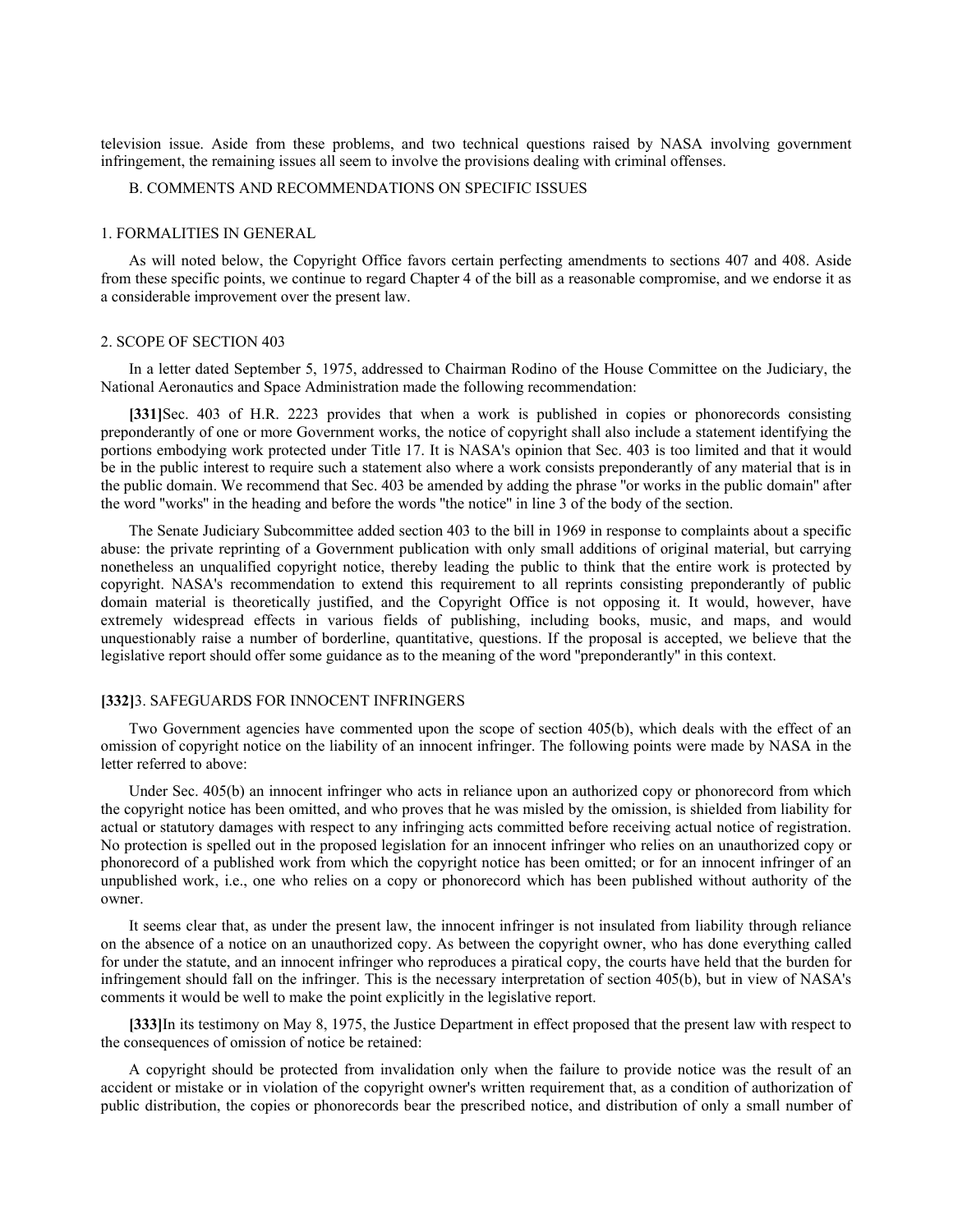television issue. Aside from these problems, and two technical questions raised by NASA involving government infringement, the remaining issues all seem to involve the provisions dealing with criminal offenses.

B. COMMENTS AND RECOMMENDATIONS ON SPECIFIC ISSUES

1. FORMALITIES IN GENERAL

As will noted below, the Copyright Office favors certain perfecting amendments to sections 407 and 408. Aside from these specific points, we continue to regard Chapter 4 of the bill as a reasonable compromise, and we endorse it as a considerable improvement over the present law.

2. SCOPE OF SECTION 403

In a letter dated September 5, 1975, addressed to Chairman Rodino of the House Committee on the Judiciary, the National Aeronautics and Space Administration made the following recommendation:

**[331]**Sec. 403 of H.R. 2223 provides that when a work is published in copies or phonorecords consisting preponderantly of one or more Government works, the notice of copyright shall also include a statement identifying the portions embodying work protected under Title 17. It is NASA's opinion that Sec. 403 is too limited and that it would be in the public interest to require such a statement also where a work consists preponderantly of any material that is in the public domain. We recommend that Sec. 403 be amended by adding the phrase "or works in the public domain" after the word "works" in the heading and before the words "the notice" in line 3 of the body of the section.

The Senate Judiciary Subcommittee added section 403 to the bill in 1969 in response to complaints about a specific abuse: the private reprinting of a Government publication with only small additions of original material, but carrying nonetheless an unqualified copyright notice, thereby leading the public to think that the entire work is protected by copyright. NASA's recommendation to extend this requirement to all reprints consisting preponderantly of public domain material is theoretically justified, and the Copyright Office is not opposing it. It would, however, have extremely widespread effects in various fields of publishing, including books, music, and maps, and would unquestionably raise a number of borderline, quantitative, questions. If the proposal is accepted, we believe that the legislative report should offer some guidance as to the meaning of the word "preponderantly" in this context.

**[332]**3. SAFEGUARDS FOR INNOCENT INFRINGERS

Two Government agencies have commented upon the scope of section 405(b), which deals with the effect of an omission of copyright notice on the liability of an innocent infringer. The following points were made by NASA in the letter referred to above:

Under Sec. 405(b) an innocent infringer who acts in reliance upon an authorized copy or phonorecord from which the copyright notice has been omitted, and who proves that he was misled by the omission, is shielded from liability for actual or statutory damages with respect to any infringing acts committed before receiving actual notice of registration. No protection is spelled out in the proposed legislation for an innocent infringer who relies on an unauthorized copy or phonorecord of a published work from which the copyright notice has been omitted; or for an innocent infringer of an unpublished work, i.e., one who relies on a copy or phonorecord which has been published without authority of the owner.

It seems clear that, as under the present law, the innocent infringer is not insulated from liability through reliance on the absence of a notice on an unauthorized copy. As between the copyright owner, who has done everything called for under the statute, and an innocent infringer who reproduces a piratical copy, the courts have held that the burden for infringement should fall on the infringer. This is the necessary interpretation of section 405(b), but in view of NASA's comments it would be well to make the point explicitly in the legislative report.

**[333]**In its testimony on May 8, 1975, the Justice Department in effect proposed that the present law with respect to the consequences of omission of notice be retained:

A copyright should be protected from invalidation only when the failure to provide notice was the result of an accident or mistake or in violation of the copyright owner's written requirement that, as a condition of authorization of public distribution, the copies or phonorecords bear the prescribed notice, and distribution of only a small number of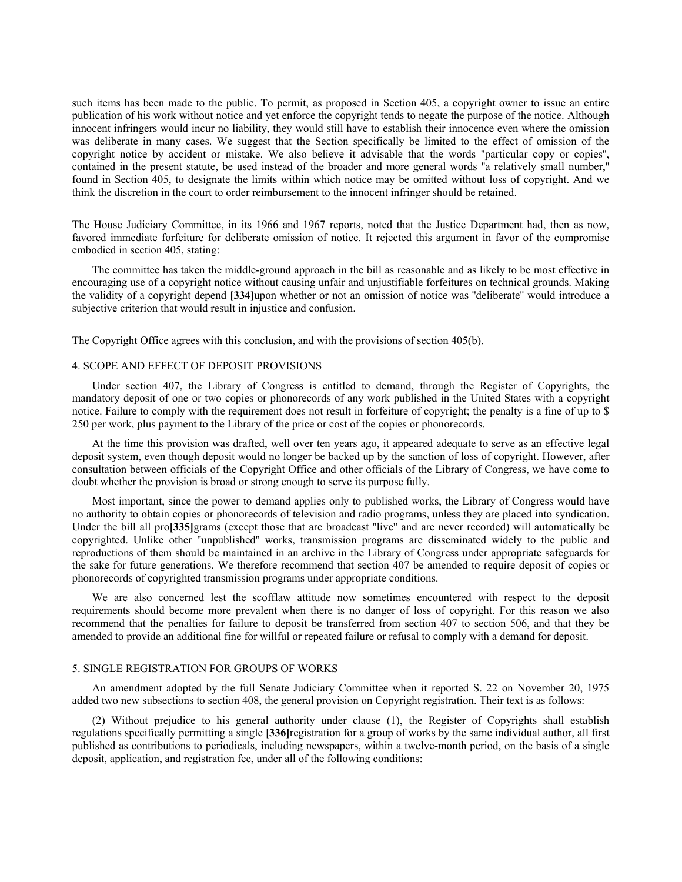such items has been made to the public. To permit, as proposed in Section 405, a copyright owner to issue an entire publication of his work without notice and yet enforce the copyright tends to negate the purpose of the notice. Although innocent infringers would incur no liability, they would still have to establish their innocence even where the omission was deliberate in many cases. We suggest that the Section specifically be limited to the effect of omission of the copyright notice by accident or mistake. We also believe it advisable that the words "particular copy or copies", contained in the present statute, be used instead of the broader and more general words "a relatively small number," found in Section 405, to designate the limits within which notice may be omitted without loss of copyright. And we think the discretion in the court to order reimbursement to the innocent infringer should be retained.

The House Judiciary Committee, in its 1966 and 1967 reports, noted that the Justice Department had, then as now, favored immediate forfeiture for deliberate omission of notice. It rejected this argument in favor of the compromise embodied in section 405, stating:

> The committee has taken the middle-ground approach in the bill as reasonable and as likely to be most effective in encouraging use of a copyright notice without causing unfair and unjustifiable forfeitures on technical grounds. Making the validity of a copyright depend **[334]**upon whether or not an omission of notice was "deliberate" would introduce a subjective criterion that would result in injustice and confusion.

The Copyright Office agrees with this conclusion, and with the provisions of section 405(b).

### 4. SCOPE AND EFFECT OF DEPOSIT PROVISIONS

Under section 407, the Library of Congress is entitled to demand, through the Register of Copyrights, the mandatory deposit of one or two copies or phonorecords of any work published in the United States with a copyright notice. Failure to comply with the requirement does not result in forfeiture of copyright; the penalty is a fine of up to $ 250 per work, plus payment to the Library of the price or cost of the copies or phonorecords.

At the time this provision was drafted, well over ten years ago, it appeared adequate to serve as an effective legal deposit system, even though deposit would no longer be backed up by the sanction of loss of copyright. However, after consultation between officials of the Copyright Office and other officials of the Library of Congress, we have come to doubt whether the provision is broad or strong enough to serve its purpose fully.

Most important, since the power to demand applies only to published works, the Library of Congress would have no authority to obtain copies or phonorecords of television and radio programs, unless they are placed into syndication. Under the bill all pro**[335]**grams (except those that are broadcast "live" and are never recorded) will automatically be copyrighted. Unlike other "unpublished" works, transmission programs are disseminated widely to the public and reproductions of them should be maintained in an archive in the Library of Congress under appropriate safeguards for the sake for future generations. We therefore recommend that section 407 be amended to require deposit of copies or phonorecords of copyrighted transmission programs under appropriate conditions.

We are also concerned lest the scofflaw attitude now sometimes encountered with respect to the deposit requirements should become more prevalent when there is no danger of loss of copyright. For this reason we also recommend that the penalties for failure to deposit be transferred from section 407 to section 506, and that they be amended to provide an additional fine for willful or repeated failure or refusal to comply with a demand for deposit.

### 5. SINGLE REGISTRATION FOR GROUPS OF WORKS

An amendment adopted by the full Senate Judiciary Committee when it reported S. 22 on November 20, 1975 added two new subsections to section 408, the general provision on Copyright registration. Their text is as follows:

(2) Without prejudice to his general authority under clause (1), the Register of Copyrights shall establish regulations specifically permitting a single **[336]**registration for a group of works by the same individual author, all first published as contributions to periodicals, including newspapers, within a twelve-month period, on the basis of a single deposit, application, and registration fee, under all of the following conditions: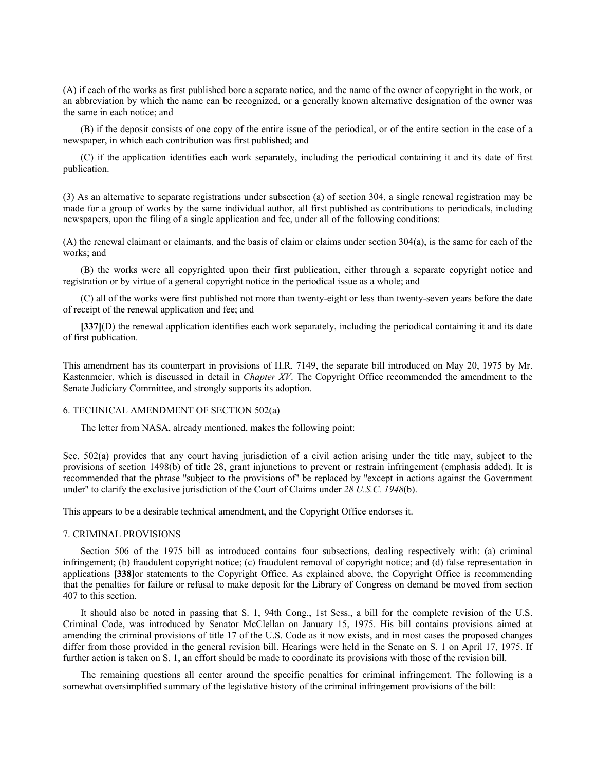(A) if each of the works as first published bore a separate notice, and the name of the owner of copyright in the work, or an abbreviation by which the name can be recognized, or a generally known alternative designation of the owner was the same in each notice; and

(B) if the deposit consists of one copy of the entire issue of the periodical, or of the entire section in the case of a newspaper, in which each contribution was first published; and

(C) if the application identifies each work separately, including the periodical containing it and its date of first publication.

(3) As an alternative to separate registrations under subsection (a) of section 304, a single renewal registration may be made for a group of works by the same individual author, all first published as contributions to periodicals, including newspapers, upon the filing of a single application and fee, under all of the following conditions:

(A) the renewal claimant or claimants, and the basis of claim or claims under section 304(a), is the same for each of the works; and

(B) the works were all copyrighted upon their first publication, either through a separate copyright notice and registration or by virtue of a general copyright notice in the periodical issue as a whole; and

(C) all of the works were first published not more than twenty-eight or less than twenty-seven years before the date of receipt of the renewal application and fee; and

**[337]**(D) the renewal application identifies each work separately, including the periodical containing it and its date of first publication.

This amendment has its counterpart in provisions of H.R. 7149, the separate bill introduced on May 20, 1975 by Mr. Kastenmeier, which is discussed in detail in *Chapter XV*. The Copyright Office recommended the amendment to the Senate Judiciary Committee, and strongly supports its adoption.

## 6. TECHNICAL AMENDMENT OF SECTION 502(a)

The letter from NASA, already mentioned, makes the following point:

Sec. 502(a) provides that any court having jurisdiction of a civil action arising under the title may, subject to the provisions of section 1498(b) of title 28, grant injunctions to prevent or restrain infringement (emphasis added). It is recommended that the phrase "subject to the provisions of" be replaced by "except in actions against the Government under" to clarify the exclusive jurisdiction of the Court of Claims under *28 U.S.C. 1948*(b).

This appears to be a desirable technical amendment, and the Copyright Office endorses it.

## 7. CRIMINAL PROVISIONS

Section 506 of the 1975 bill as introduced contains four subsections, dealing respectively with: (a) criminal infringement; (b) fraudulent copyright notice; (c) fraudulent removal of copyright notice; and (d) false representation in applications **[338]**or statements to the Copyright Office. As explained above, the Copyright Office is recommending that the penalties for failure or refusal to make deposit for the Library of Congress on demand be moved from section 407 to this section.

It should also be noted in passing that S. 1, 94th Cong., 1st Sess., a bill for the complete revision of the U.S. Criminal Code, was introduced by Senator McClellan on January 15, 1975. His bill contains provisions aimed at amending the criminal provisions of title 17 of the U.S. Code as it now exists, and in most cases the proposed changes differ from those provided in the general revision bill. Hearings were held in the Senate on S. 1 on April 17, 1975. If further action is taken on S. 1, an effort should be made to coordinate its provisions with those of the revision bill.

The remaining questions all center around the specific penalties for criminal infringement. The following is a somewhat oversimplified summary of the legislative history of the criminal infringement provisions of the bill: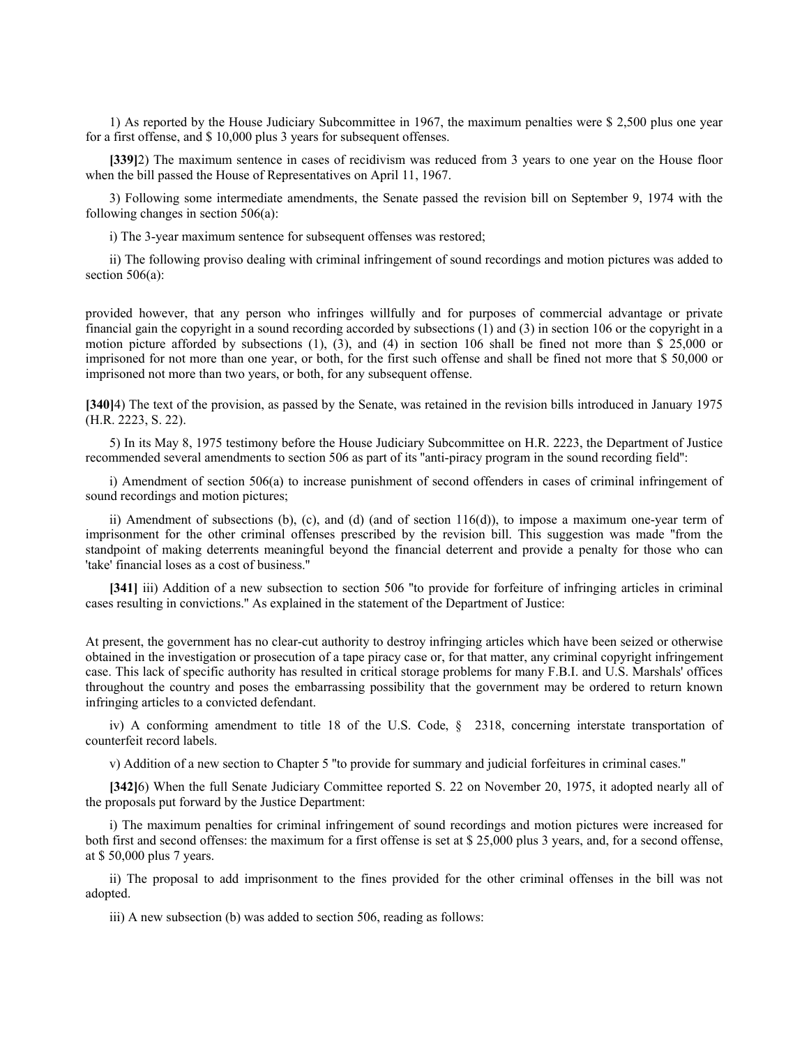1) As reported by the House Judiciary Subcommittee in 1967, the maximum penalties were $ 2,500 plus one year for a first offense, and $ 10,000 plus 3 years for subsequent offenses.

**[339]**2) The maximum sentence in cases of recidivism was reduced from 3 years to one year on the House floor when the bill passed the House of Representatives on April 11, 1967.

3) Following some intermediate amendments, the Senate passed the revision bill on September 9, 1974 with the following changes in section 506(a):

i) The 3-year maximum sentence for subsequent offenses was restored;

ii) The following proviso dealing with criminal infringement of sound recordings and motion pictures was added to section 506(a):

provided however, that any person who infringes willfully and for purposes of commercial advantage or private financial gain the copyright in a sound recording accorded by subsections (1) and (3) in section 106 or the copyright in a motion picture afforded by subsections (1), (3), and (4) in section 106 shall be fined not more than $ 25,000 or imprisoned for not more than one year, or both, for the first such offense and shall be fined not more that $ 50,000 or imprisoned not more than two years, or both, for any subsequent offense.

**[340]**4) The text of the provision, as passed by the Senate, was retained in the revision bills introduced in January 1975 (H.R. 2223, S. 22).

5) In its May 8, 1975 testimony before the House Judiciary Subcommittee on H.R. 2223, the Department of Justice recommended several amendments to section 506 as part of its "anti-piracy program in the sound recording field":

i) Amendment of section 506(a) to increase punishment of second offenders in cases of criminal infringement of sound recordings and motion pictures;

ii) Amendment of subsections (b), (c), and (d) (and of section 116(d)), to impose a maximum one-year term of imprisonment for the other criminal offenses prescribed by the revision bill. This suggestion was made "from the standpoint of making deterrents meaningful beyond the financial deterrent and provide a penalty for those who can 'take' financial loses as a cost of business."

**[341]** iii) Addition of a new subsection to section 506 "to provide for forfeiture of infringing articles in criminal cases resulting in convictions." As explained in the statement of the Department of Justice:

At present, the government has no clear-cut authority to destroy infringing articles which have been seized or otherwise obtained in the investigation or prosecution of a tape piracy case or, for that matter, any criminal copyright infringement case. This lack of specific authority has resulted in critical storage problems for many F.B.I. and U.S. Marshals' offices throughout the country and poses the embarrassing possibility that the government may be ordered to return known infringing articles to a convicted defendant.

iv) A conforming amendment to title 18 of the U.S. Code, § 2318, concerning interstate transportation of counterfeit record labels.

v) Addition of a new section to Chapter 5 "to provide for summary and judicial forfeitures in criminal cases."

**[342]**6) When the full Senate Judiciary Committee reported S. 22 on November 20, 1975, it adopted nearly all of the proposals put forward by the Justice Department:

i) The maximum penalties for criminal infringement of sound recordings and motion pictures were increased for both first and second offenses: the maximum for a first offense is set at $ 25,000 plus 3 years, and, for a second offense, at $ 50,000 plus 7 years.

ii) The proposal to add imprisonment to the fines provided for the other criminal offenses in the bill was not adopted.

iii) A new subsection (b) was added to section 506, reading as follows: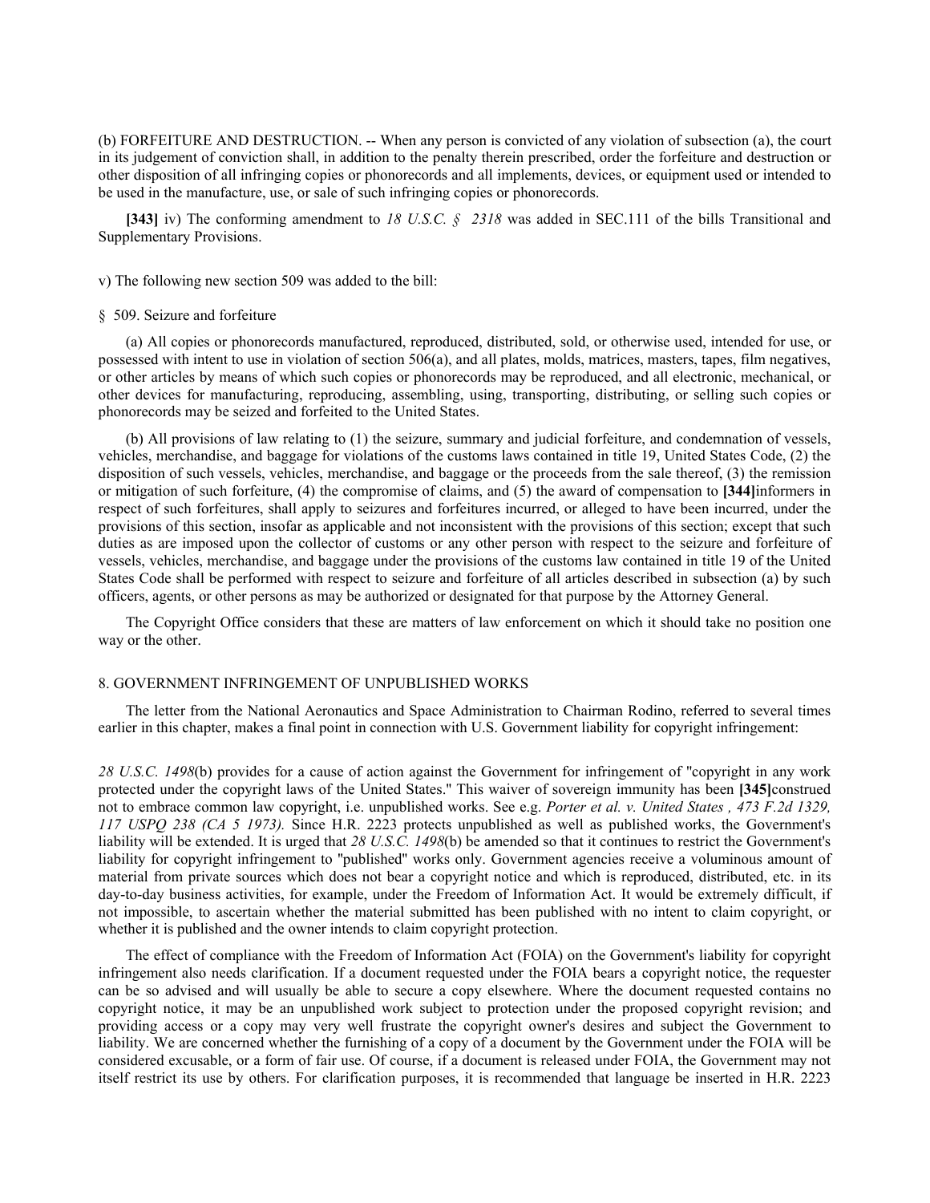(b) FORFEITURE AND DESTRUCTION. -- When any person is convicted of any violation of subsection (a), the court in its judgement of conviction shall, in addition to the penalty therein prescribed, order the forfeiture and destruction or other disposition of all infringing copies or phonorecords and all implements, devices, or equipment used or intended to be used in the manufacture, use, or sale of such infringing copies or phonorecords.

**[343]** iv) The conforming amendment to *18 U.S.C. § 2318* was added in SEC.111 of the bills Transitional and Supplementary Provisions.

v) The following new section 509 was added to the bill:

§ 509. Seizure and forfeiture

(a) All copies or phonorecords manufactured, reproduced, distributed, sold, or otherwise used, intended for use, or possessed with intent to use in violation of section 506(a), and all plates, molds, matrices, masters, tapes, film negatives, or other articles by means of which such copies or phonorecords may be reproduced, and all electronic, mechanical, or other devices for manufacturing, reproducing, assembling, using, transporting, distributing, or selling such copies or phonorecords may be seized and forfeited to the United States.

(b) All provisions of law relating to (1) the seizure, summary and judicial forfeiture, and condemnation of vessels, vehicles, merchandise, and baggage for violations of the customs laws contained in title 19, United States Code, (2) the disposition of such vessels, vehicles, merchandise, and baggage or the proceeds from the sale thereof, (3) the remission or mitigation of such forfeiture, (4) the compromise of claims, and (5) the award of compensation to **[344]**informers in respect of such forfeitures, shall apply to seizures and forfeitures incurred, or alleged to have been incurred, under the provisions of this section, insofar as applicable and not inconsistent with the provisions of this section; except that such duties as are imposed upon the collector of customs or any other person with respect to the seizure and forfeiture of vessels, vehicles, merchandise, and baggage under the provisions of the customs law contained in title 19 of the United States Code shall be performed with respect to seizure and forfeiture of all articles described in subsection (a) by such officers, agents, or other persons as may be authorized or designated for that purpose by the Attorney General.

The Copyright Office considers that these are matters of law enforcement on which it should take no position one way or the other.

8. GOVERNMENT INFRINGEMENT OF UNPUBLISHED WORKS

The letter from the National Aeronautics and Space Administration to Chairman Rodino, referred to several times earlier in this chapter, makes a final point in connection with U.S. Government liability for copyright infringement:

*28 U.S.C. 1498*(b) provides for a cause of action against the Government for infringement of "copyright in any work protected under the copyright laws of the United States." This waiver of sovereign immunity has been **[345]**construed not to embrace common law copyright, i.e. unpublished works. See e.g. *Porter et al. v. United States , 473 F.2d 1329, 117 USPQ 238 (CA 5 1973).* Since H.R. 2223 protects unpublished as well as published works, the Government's liability will be extended. It is urged that *28 U.S.C. 1498*(b) be amended so that it continues to restrict the Government's liability for copyright infringement to "published" works only. Government agencies receive a voluminous amount of material from private sources which does not bear a copyright notice and which is reproduced, distributed, etc. in its day-to-day business activities, for example, under the Freedom of Information Act. It would be extremely difficult, if not impossible, to ascertain whether the material submitted has been published with no intent to claim copyright, or whether it is published and the owner intends to claim copyright protection.

The effect of compliance with the Freedom of Information Act (FOIA) on the Government's liability for copyright infringement also needs clarification. If a document requested under the FOIA bears a copyright notice, the requester can be so advised and will usually be able to secure a copy elsewhere. Where the document requested contains no copyright notice, it may be an unpublished work subject to protection under the proposed copyright revision; and providing access or a copy may very well frustrate the copyright owner's desires and subject the Government to liability. We are concerned whether the furnishing of a copy of a document by the Government under the FOIA will be considered excusable, or a form of fair use. Of course, if a document is released under FOIA, the Government may not itself restrict its use by others. For clarification purposes, it is recommended that language be inserted in H.R. 2223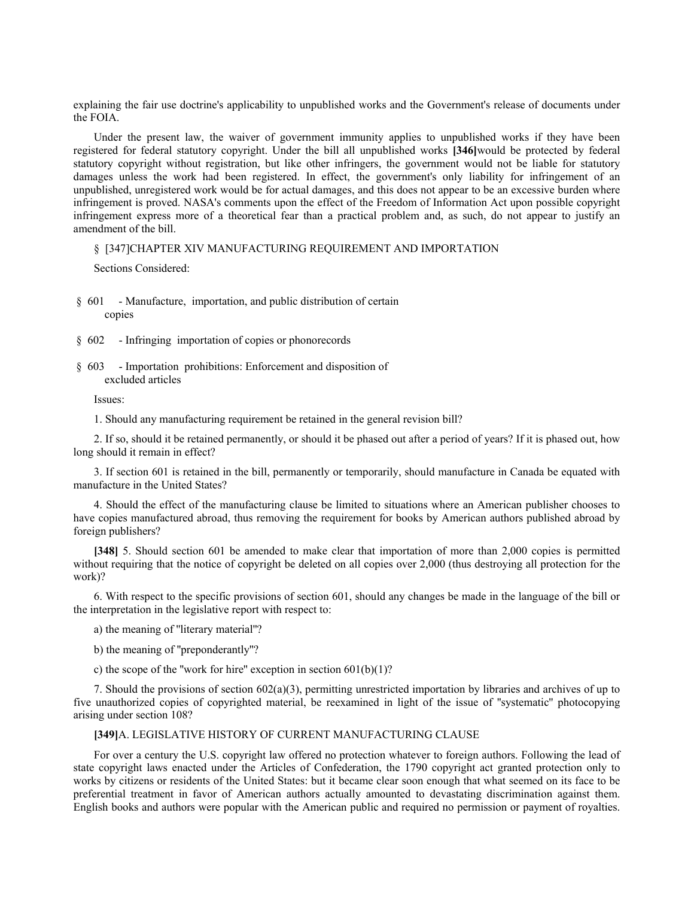explaining the fair use doctrine's applicability to unpublished works and the Government's release of documents under the FOIA.

Under the present law, the waiver of government immunity applies to unpublished works if they have been registered for federal statutory copyright. Under the bill all unpublished works **[346]**would be protected by federal statutory copyright without registration, but like other infringers, the government would not be liable for statutory damages unless the work had been registered. In effect, the government's only liability for infringement of an unpublished, unregistered work would be for actual damages, and this does not appear to be an excessive burden where infringement is proved. NASA's comments upon the effect of the Freedom of Information Act upon possible copyright infringement express more of a theoretical fear than a practical problem and, as such, do not appear to justify an amendment of the bill.

§ [347]CHAPTER XIV MANUFACTURING REQUIREMENT AND IMPORTATION

Sections Considered:

§ 601 - Manufacture, importation, and public distribution of certain copies

§ 602 - Infringing importation of copies or phonorecords

§ 603 - Importation prohibitions: Enforcement and disposition of excluded articles

Issues:

1. Should any manufacturing requirement be retained in the general revision bill?

2. If so, should it be retained permanently, or should it be phased out after a period of years? If it is phased out, how long should it remain in effect?

3. If section 601 is retained in the bill, permanently or temporarily, should manufacture in Canada be equated with manufacture in the United States?

4. Should the effect of the manufacturing clause be limited to situations where an American publisher chooses to have copies manufactured abroad, thus removing the requirement for books by American authors published abroad by foreign publishers?

**[348]** 5. Should section 601 be amended to make clear that importation of more than 2,000 copies is permitted without requiring that the notice of copyright be deleted on all copies over 2,000 (thus destroying all protection for the work)?

6. With respect to the specific provisions of section 601, should any changes be made in the language of the bill or the interpretation in the legislative report with respect to:

a) the meaning of "literary material"?

b) the meaning of "preponderantly"?

c) the scope of the "work for hire" exception in section 601(b)(1)?

7. Should the provisions of section 602(a)(3), permitting unrestricted importation by libraries and archives of up to five unauthorized copies of copyrighted material, be reexamined in light of the issue of "systematic" photocopying arising under section 108?

**[349]**A. LEGISLATIVE HISTORY OF CURRENT MANUFACTURING CLAUSE

For over a century the U.S. copyright law offered no protection whatever to foreign authors. Following the lead of state copyright laws enacted under the Articles of Confederation, the 1790 copyright act granted protection only to works by citizens or residents of the United States: but it became clear soon enough that what seemed on its face to be preferential treatment in favor of American authors actually amounted to devastating discrimination against them. English books and authors were popular with the American public and required no permission or payment of royalties.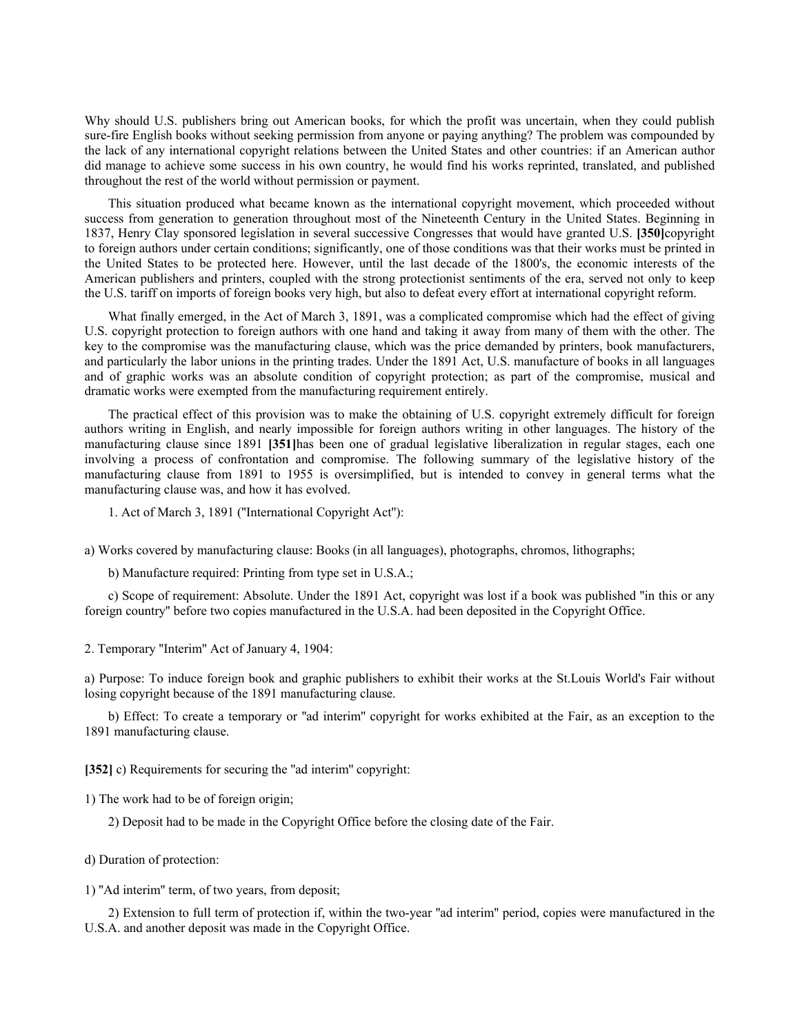Why should U.S. publishers bring out American books, for which the profit was uncertain, when they could publish sure-fire English books without seeking permission from anyone or paying anything? The problem was compounded by the lack of any international copyright relations between the United States and other countries: if an American author did manage to achieve some success in his own country, he would find his works reprinted, translated, and published throughout the rest of the world without permission or payment.

This situation produced what became known as the international copyright movement, which proceeded without success from generation to generation throughout most of the Nineteenth Century in the United States. Beginning in 1837, Henry Clay sponsored legislation in several successive Congresses that would have granted U.S. **[350]**copyright to foreign authors under certain conditions; significantly, one of those conditions was that their works must be printed in the United States to be protected here. However, until the last decade of the 1800's, the economic interests of the American publishers and printers, coupled with the strong protectionist sentiments of the era, served not only to keep the U.S. tariff on imports of foreign books very high, but also to defeat every effort at international copyright reform.

What finally emerged, in the Act of March 3, 1891, was a complicated compromise which had the effect of giving U.S. copyright protection to foreign authors with one hand and taking it away from many of them with the other. The key to the compromise was the manufacturing clause, which was the price demanded by printers, book manufacturers, and particularly the labor unions in the printing trades. Under the 1891 Act, U.S. manufacture of books in all languages and of graphic works was an absolute condition of copyright protection; as part of the compromise, musical and dramatic works were exempted from the manufacturing requirement entirely.

The practical effect of this provision was to make the obtaining of U.S. copyright extremely difficult for foreign authors writing in English, and nearly impossible for foreign authors writing in other languages. The history of the manufacturing clause since 1891 **[351]**has been one of gradual legislative liberalization in regular stages, each one involving a process of confrontation and compromise. The following summary of the legislative history of the manufacturing clause from 1891 to 1955 is oversimplified, but is intended to convey in general terms what the manufacturing clause was, and how it has evolved.

1. Act of March 3, 1891 ("International Copyright Act"):

a) Works covered by manufacturing clause: Books (in all languages), photographs, chromos, lithographs;

b) Manufacture required: Printing from type set in U.S.A.;

c) Scope of requirement: Absolute. Under the 1891 Act, copyright was lost if a book was published "in this or any foreign country" before two copies manufactured in the U.S.A. had been deposited in the Copyright Office.

2. Temporary "Interim" Act of January 4, 1904:

a) Purpose: To induce foreign book and graphic publishers to exhibit their works at the St.Louis World's Fair without losing copyright because of the 1891 manufacturing clause.

b) Effect: To create a temporary or "ad interim" copyright for works exhibited at the Fair, as an exception to the 1891 manufacturing clause.

**[352]** c) Requirements for securing the "ad interim" copyright:

1) The work had to be of foreign origin;

2) Deposit had to be made in the Copyright Office before the closing date of the Fair.

d) Duration of protection:

1) "Ad interim" term, of two years, from deposit;

2) Extension to full term of protection if, within the two-year "ad interim" period, copies were manufactured in the U.S.A. and another deposit was made in the Copyright Office.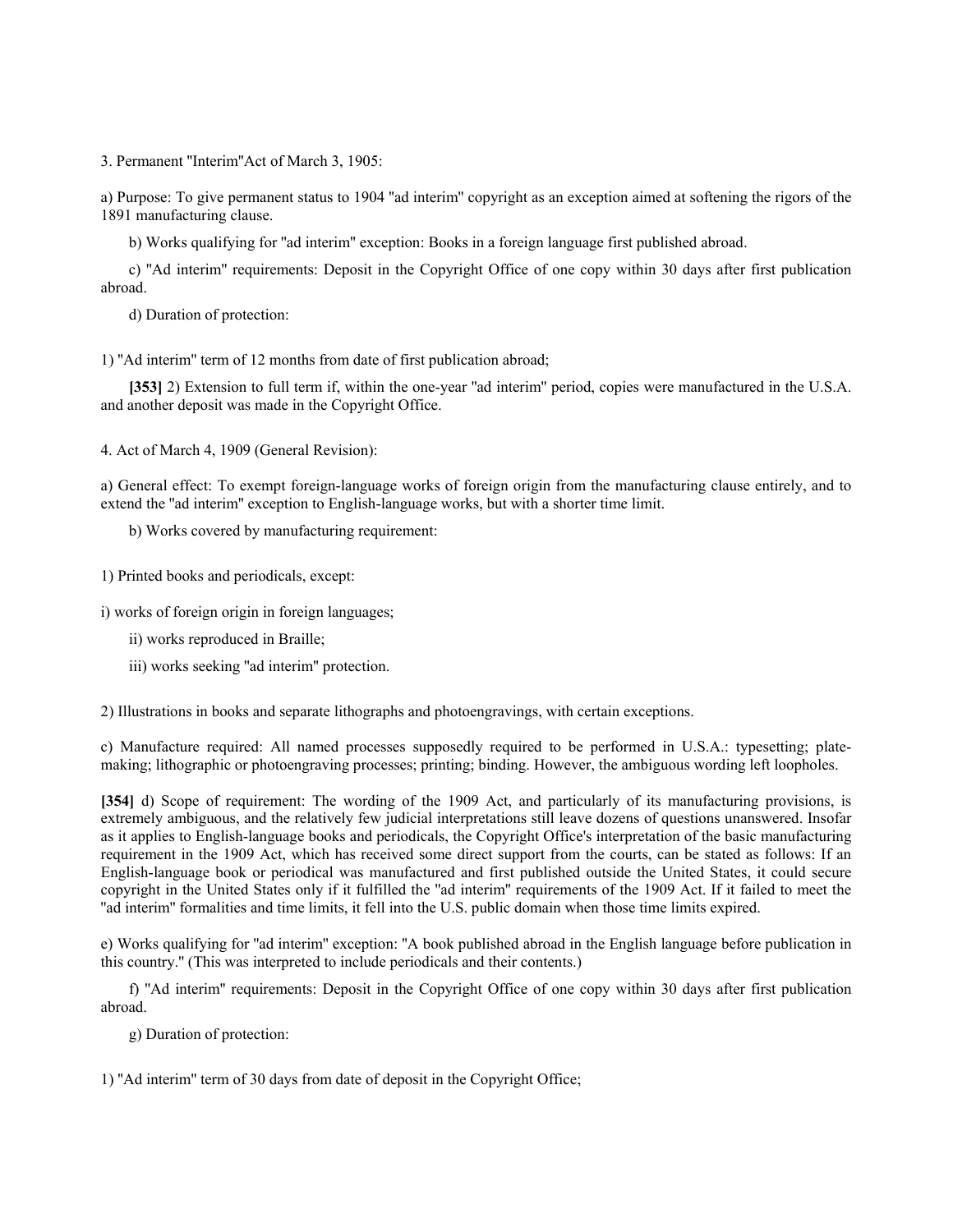3. Permanent "Interim"Act of March 3, 1905:

a) Purpose: To give permanent status to 1904 "ad interim" copyright as an exception aimed at softening the rigors of the 1891 manufacturing clause.

b) Works qualifying for "ad interim" exception: Books in a foreign language first published abroad.

c) "Ad interim" requirements: Deposit in the Copyright Office of one copy within 30 days after first publication abroad.

d) Duration of protection:

1) "Ad interim" term of 12 months from date of first publication abroad;

**[353]** 2) Extension to full term if, within the one-year "ad interim" period, copies were manufactured in the U.S.A. and another deposit was made in the Copyright Office.

4. Act of March 4, 1909 (General Revision):

a) General effect: To exempt foreign-language works of foreign origin from the manufacturing clause entirely, and to extend the "ad interim" exception to English-language works, but with a shorter time limit.

b) Works covered by manufacturing requirement:

1) Printed books and periodicals, except:

i) works of foreign origin in foreign languages;

ii) works reproduced in Braille;

iii) works seeking "ad interim" protection.

2) Illustrations in books and separate lithographs and photoengravings, with certain exceptions.

c) Manufacture required: All named processes supposedly required to be performed in U.S.A.: typesetting; plate-making; lithographic or photoengraving processes; printing; binding. However, the ambiguous wording left loopholes.

**[354]** d) Scope of requirement: The wording of the 1909 Act, and particularly of its manufacturing provisions, is extremely ambiguous, and the relatively few judicial interpretations still leave dozens of questions unanswered. Insofar as it applies to English-language books and periodicals, the Copyright Office's interpretation of the basic manufacturing requirement in the 1909 Act, which has received some direct support from the courts, can be stated as follows: If an English-language book or periodical was manufactured and first published outside the United States, it could secure copyright in the United States only if it fulfilled the "ad interim" requirements of the 1909 Act. If it failed to meet the "ad interim" formalities and time limits, it fell into the U.S. public domain when those time limits expired.

e) Works qualifying for "ad interim" exception: "A book published abroad in the English language before publication in this country." (This was interpreted to include periodicals and their contents.)

f) "Ad interim" requirements: Deposit in the Copyright Office of one copy within 30 days after first publication abroad.

g) Duration of protection:

1) "Ad interim" term of 30 days from date of deposit in the Copyright Office;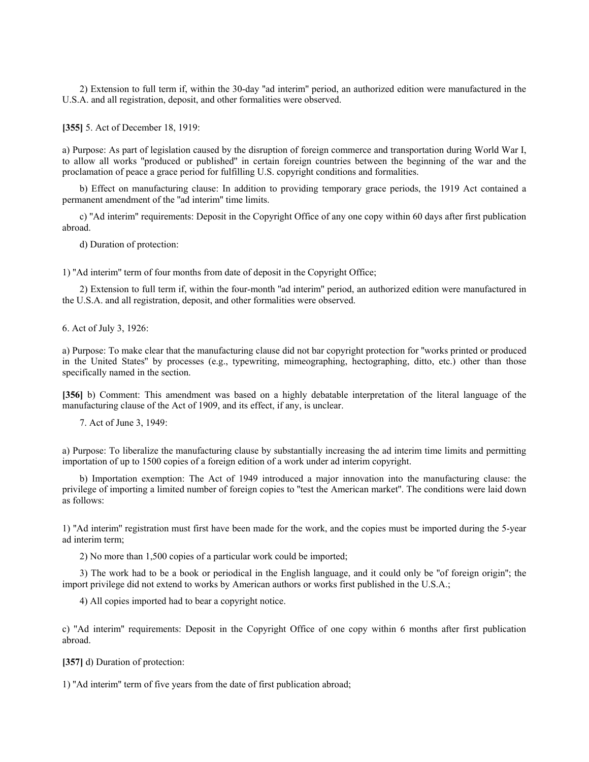2) Extension to full term if, within the 30-day "ad interim" period, an authorized edition were manufactured in the U.S.A. and all registration, deposit, and other formalities were observed.

**[355]** 5. Act of December 18, 1919:

a) Purpose: As part of legislation caused by the disruption of foreign commerce and transportation during World War I, to allow all works "produced or published" in certain foreign countries between the beginning of the war and the proclamation of peace a grace period for fulfilling U.S. copyright conditions and formalities.

b) Effect on manufacturing clause: In addition to providing temporary grace periods, the 1919 Act contained a permanent amendment of the "ad interim" time limits.

c) "Ad interim" requirements: Deposit in the Copyright Office of any one copy within 60 days after first publication abroad.

d) Duration of protection:

1) "Ad interim" term of four months from date of deposit in the Copyright Office;

2) Extension to full term if, within the four-month "ad interim" period, an authorized edition were manufactured in the U.S.A. and all registration, deposit, and other formalities were observed.

6. Act of July 3, 1926:

a) Purpose: To make clear that the manufacturing clause did not bar copyright protection for "works printed or produced in the United States" by processes (e.g., typewriting, mimeographing, hectographing, ditto, etc.) other than those specifically named in the section.

**[356]** b) Comment: This amendment was based on a highly debatable interpretation of the literal language of the manufacturing clause of the Act of 1909, and its effect, if any, is unclear.

7. Act of June 3, 1949:

a) Purpose: To liberalize the manufacturing clause by substantially increasing the ad interim time limits and permitting importation of up to 1500 copies of a foreign edition of a work under ad interim copyright.

b) Importation exemption: The Act of 1949 introduced a major innovation into the manufacturing clause: the privilege of importing a limited number of foreign copies to "test the American market". The conditions were laid down as follows:

1) "Ad interim" registration must first have been made for the work, and the copies must be imported during the 5-year ad interim term;

2) No more than 1,500 copies of a particular work could be imported;

3) The work had to be a book or periodical in the English language, and it could only be "of foreign origin"; the import privilege did not extend to works by American authors or works first published in the U.S.A.;

4) All copies imported had to bear a copyright notice.

c) "Ad interim" requirements: Deposit in the Copyright Office of one copy within 6 months after first publication abroad.

**[357]** d) Duration of protection:

1) "Ad interim" term of five years from the date of first publication abroad;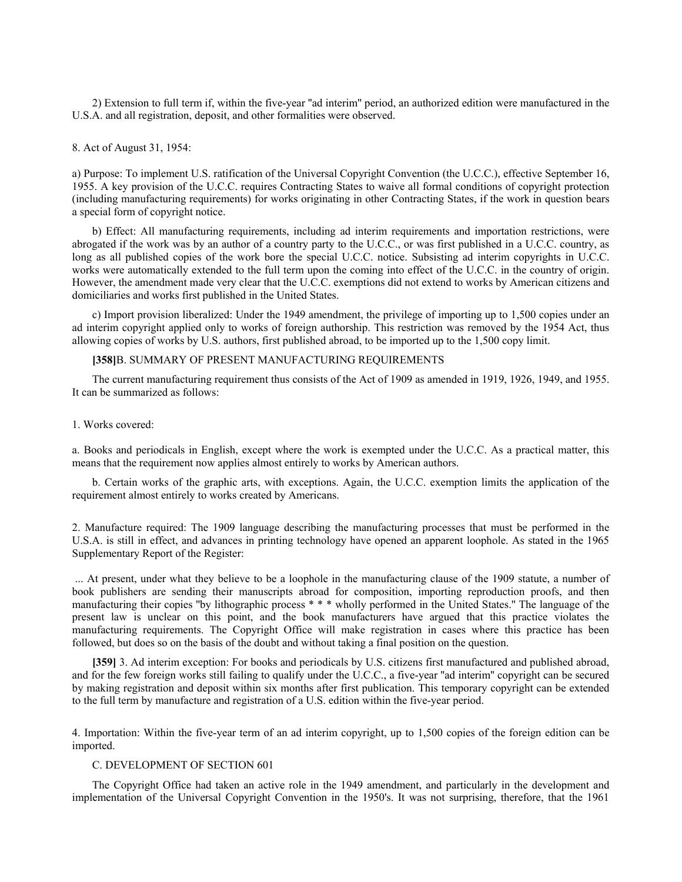2) Extension to full term if, within the five-year "ad interim" period, an authorized edition were manufactured in the U.S.A. and all registration, deposit, and other formalities were observed.

8. Act of August 31, 1954:

a) Purpose: To implement U.S. ratification of the Universal Copyright Convention (the U.C.C.), effective September 16, 1955. A key provision of the U.C.C. requires Contracting States to waive all formal conditions of copyright protection (including manufacturing requirements) for works originating in other Contracting States, if the work in question bears a special form of copyright notice.

b) Effect: All manufacturing requirements, including ad interim requirements and importation restrictions, were abrogated if the work was by an author of a country party to the U.C.C., or was first published in a U.C.C. country, as long as all published copies of the work bore the special U.C.C. notice. Subsisting ad interim copyrights in U.C.C. works were automatically extended to the full term upon the coming into effect of the U.C.C. in the country of origin. However, the amendment made very clear that the U.C.C. exemptions did not extend to works by American citizens and domiciliaries and works first published in the United States.

c) Import provision liberalized: Under the 1949 amendment, the privilege of importing up to 1,500 copies under an ad interim copyright applied only to works of foreign authorship. This restriction was removed by the 1954 Act, thus allowing copies of works by U.S. authors, first published abroad, to be imported up to the 1,500 copy limit.

**[358]**B. SUMMARY OF PRESENT MANUFACTURING REQUIREMENTS

The current manufacturing requirement thus consists of the Act of 1909 as amended in 1919, 1926, 1949, and 1955. It can be summarized as follows:

1. Works covered:

a. Books and periodicals in English, except where the work is exempted under the U.C.C. As a practical matter, this means that the requirement now applies almost entirely to works by American authors.

b. Certain works of the graphic arts, with exceptions. Again, the U.C.C. exemption limits the application of the requirement almost entirely to works created by Americans.

2. Manufacture required: The 1909 language describing the manufacturing processes that must be performed in the U.S.A. is still in effect, and advances in printing technology have opened an apparent loophole. As stated in the 1965 Supplementary Report of the Register:

> ... At present, under what they believe to be a loophole in the manufacturing clause of the 1909 statute, a number of book publishers are sending their manuscripts abroad for composition, importing reproduction proofs, and then manufacturing their copies "by lithographic process * * * wholly performed in the United States." The language of the present law is unclear on this point, and the book manufacturers have argued that this practice violates the manufacturing requirements. The Copyright Office will make registration in cases where this practice has been followed, but does so on the basis of the doubt and without taking a final position on the question.

**[359]** 3. Ad interim exception: For books and periodicals by U.S. citizens first manufactured and published abroad, and for the few foreign works still failing to qualify under the U.C.C., a five-year "ad interim" copyright can be secured by making registration and deposit within six months after first publication. This temporary copyright can be extended to the full term by manufacture and registration of a U.S. edition within the five-year period.

4. Importation: Within the five-year term of an ad interim copyright, up to 1,500 copies of the foreign edition can be imported.

C. DEVELOPMENT OF SECTION 601

The Copyright Office had taken an active role in the 1949 amendment, and particularly in the development and implementation of the Universal Copyright Convention in the 1950's. It was not surprising, therefore, that the 1961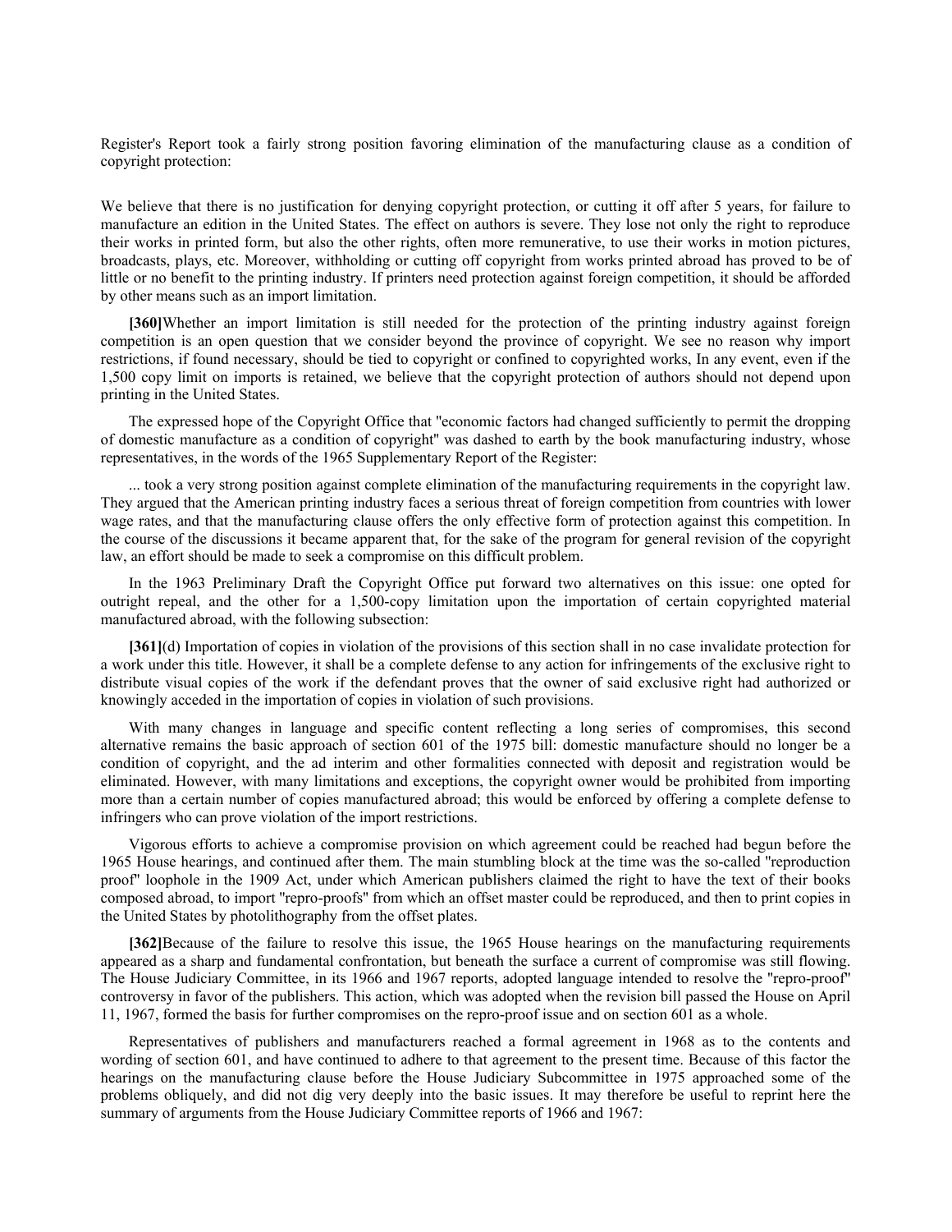Register's Report took a fairly strong position favoring elimination of the manufacturing clause as a condition of copyright protection:

We believe that there is no justification for denying copyright protection, or cutting it off after 5 years, for failure to manufacture an edition in the United States. The effect on authors is severe. They lose not only the right to reproduce their works in printed form, but also the other rights, often more remunerative, to use their works in motion pictures, broadcasts, plays, etc. Moreover, withholding or cutting off copyright from works printed abroad has proved to be of little or no benefit to the printing industry. If printers need protection against foreign competition, it should be afforded by other means such as an import limitation.

**[360]**Whether an import limitation is still needed for the protection of the printing industry against foreign competition is an open question that we consider beyond the province of copyright. We see no reason why import restrictions, if found necessary, should be tied to copyright or confined to copyrighted works, In any event, even if the 1,500 copy limit on imports is retained, we believe that the copyright protection of authors should not depend upon printing in the United States.

The expressed hope of the Copyright Office that "economic factors had changed sufficiently to permit the dropping of domestic manufacture as a condition of copyright" was dashed to earth by the book manufacturing industry, whose representatives, in the words of the 1965 Supplementary Report of the Register:

... took a very strong position against complete elimination of the manufacturing requirements in the copyright law. They argued that the American printing industry faces a serious threat of foreign competition from countries with lower wage rates, and that the manufacturing clause offers the only effective form of protection against this competition. In the course of the discussions it became apparent that, for the sake of the program for general revision of the copyright law, an effort should be made to seek a compromise on this difficult problem.

In the 1963 Preliminary Draft the Copyright Office put forward two alternatives on this issue: one opted for outright repeal, and the other for a 1,500-copy limitation upon the importation of certain copyrighted material manufactured abroad, with the following subsection:

**[361]**(d) Importation of copies in violation of the provisions of this section shall in no case invalidate protection for a work under this title. However, it shall be a complete defense to any action for infringements of the exclusive right to distribute visual copies of the work if the defendant proves that the owner of said exclusive right had authorized or knowingly acceded in the importation of copies in violation of such provisions.

With many changes in language and specific content reflecting a long series of compromises, this second alternative remains the basic approach of section 601 of the 1975 bill: domestic manufacture should no longer be a condition of copyright, and the ad interim and other formalities connected with deposit and registration would be eliminated. However, with many limitations and exceptions, the copyright owner would be prohibited from importing more than a certain number of copies manufactured abroad; this would be enforced by offering a complete defense to infringers who can prove violation of the import restrictions.

Vigorous efforts to achieve a compromise provision on which agreement could be reached had begun before the 1965 House hearings, and continued after them. The main stumbling block at the time was the so-called "reproduction proof" loophole in the 1909 Act, under which American publishers claimed the right to have the text of their books composed abroad, to import "repro-proofs" from which an offset master could be reproduced, and then to print copies in the United States by photolithography from the offset plates.

**[362]**Because of the failure to resolve this issue, the 1965 House hearings on the manufacturing requirements appeared as a sharp and fundamental confrontation, but beneath the surface a current of compromise was still flowing. The House Judiciary Committee, in its 1966 and 1967 reports, adopted language intended to resolve the "repro-proof" controversy in favor of the publishers. This action, which was adopted when the revision bill passed the House on April 11, 1967, formed the basis for further compromises on the repro-proof issue and on section 601 as a whole.

Representatives of publishers and manufacturers reached a formal agreement in 1968 as to the contents and wording of section 601, and have continued to adhere to that agreement to the present time. Because of this factor the hearings on the manufacturing clause before the House Judiciary Subcommittee in 1975 approached some of the problems obliquely, and did not dig very deeply into the basic issues. It may therefore be useful to reprint here the summary of arguments from the House Judiciary Committee reports of 1966 and 1967: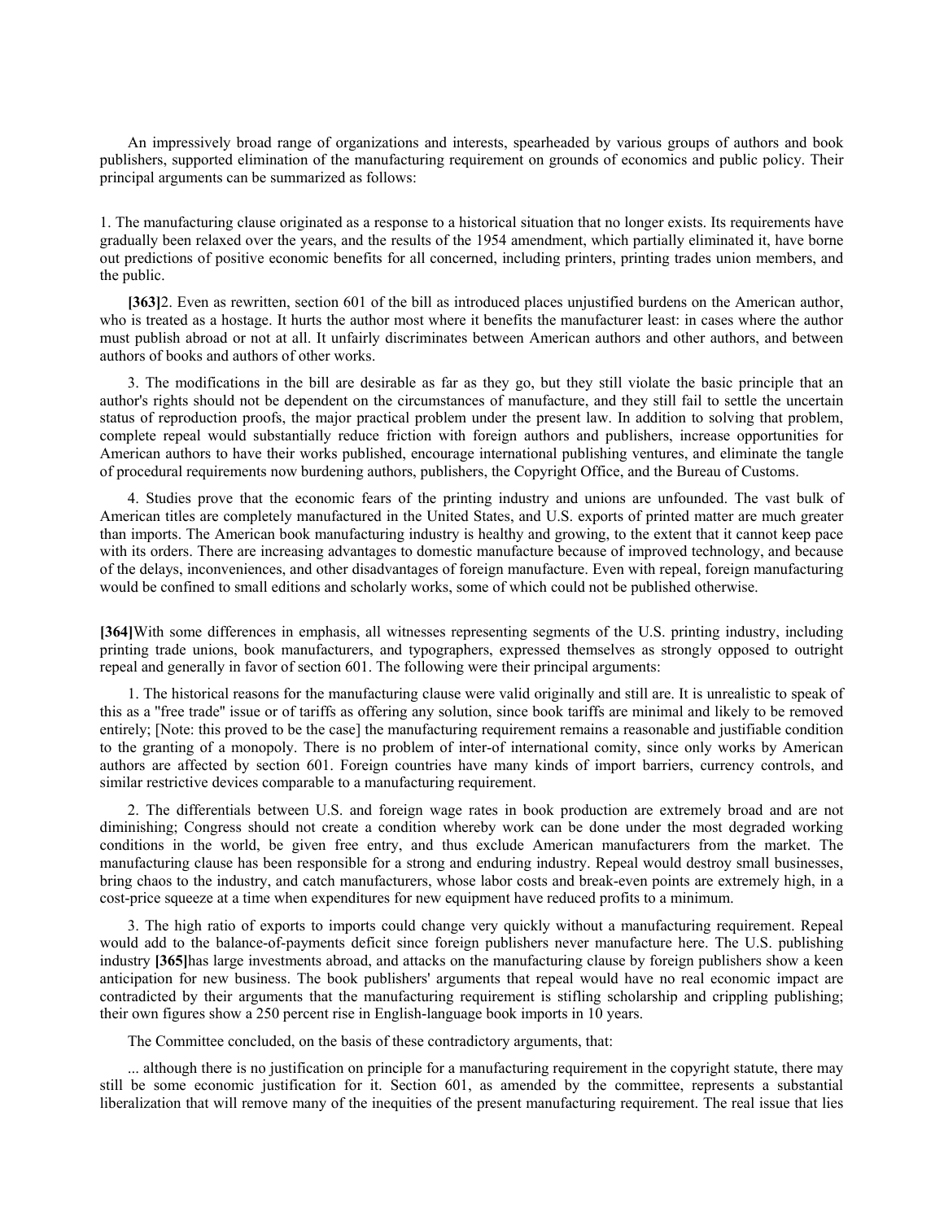An impressively broad range of organizations and interests, spearheaded by various groups of authors and book publishers, supported elimination of the manufacturing requirement on grounds of economics and public policy. Their principal arguments can be summarized as follows:

1. The manufacturing clause originated as a response to a historical situation that no longer exists. Its requirements have gradually been relaxed over the years, and the results of the 1954 amendment, which partially eliminated it, have borne out predictions of positive economic benefits for all concerned, including printers, printing trades union members, and the public.

**[363]**2. Even as rewritten, section 601 of the bill as introduced places unjustified burdens on the American author, who is treated as a hostage. It hurts the author most where it benefits the manufacturer least: in cases where the author must publish abroad or not at all. It unfairly discriminates between American authors and other authors, and between authors of books and authors of other works.

3. The modifications in the bill are desirable as far as they go, but they still violate the basic principle that an author's rights should not be dependent on the circumstances of manufacture, and they still fail to settle the uncertain status of reproduction proofs, the major practical problem under the present law. In addition to solving that problem, complete repeal would substantially reduce friction with foreign authors and publishers, increase opportunities for American authors to have their works published, encourage international publishing ventures, and eliminate the tangle of procedural requirements now burdening authors, publishers, the Copyright Office, and the Bureau of Customs.

4. Studies prove that the economic fears of the printing industry and unions are unfounded. The vast bulk of American titles are completely manufactured in the United States, and U.S. exports of printed matter are much greater than imports. The American book manufacturing industry is healthy and growing, to the extent that it cannot keep pace with its orders. There are increasing advantages to domestic manufacture because of improved technology, and because of the delays, inconveniences, and other disadvantages of foreign manufacture. Even with repeal, foreign manufacturing would be confined to small editions and scholarly works, some of which could not be published otherwise.

**[364]**With some differences in emphasis, all witnesses representing segments of the U.S. printing industry, including printing trade unions, book manufacturers, and typographers, expressed themselves as strongly opposed to outright repeal and generally in favor of section 601. The following were their principal arguments:

1. The historical reasons for the manufacturing clause were valid originally and still are. It is unrealistic to speak of this as a "free trade" issue or of tariffs as offering any solution, since book tariffs are minimal and likely to be removed entirely; [Note: this proved to be the case] the manufacturing requirement remains a reasonable and justifiable condition to the granting of a monopoly. There is no problem of inter-of international comity, since only works by American authors are affected by section 601. Foreign countries have many kinds of import barriers, currency controls, and similar restrictive devices comparable to a manufacturing requirement.

2. The differentials between U.S. and foreign wage rates in book production are extremely broad and are not diminishing; Congress should not create a condition whereby work can be done under the most degraded working conditions in the world, be given free entry, and thus exclude American manufacturers from the market. The manufacturing clause has been responsible for a strong and enduring industry. Repeal would destroy small businesses, bring chaos to the industry, and catch manufacturers, whose labor costs and break-even points are extremely high, in a cost-price squeeze at a time when expenditures for new equipment have reduced profits to a minimum.

3. The high ratio of exports to imports could change very quickly without a manufacturing requirement. Repeal would add to the balance-of-payments deficit since foreign publishers never manufacture here. The U.S. publishing industry **[365]**has large investments abroad, and attacks on the manufacturing clause by foreign publishers show a keen anticipation for new business. The book publishers' arguments that repeal would have no real economic impact are contradicted by their arguments that the manufacturing requirement is stifling scholarship and crippling publishing; their own figures show a 250 percent rise in English-language book imports in 10 years.

The Committee concluded, on the basis of these contradictory arguments, that:

... although there is no justification on principle for a manufacturing requirement in the copyright statute, there may still be some economic justification for it. Section 601, as amended by the committee, represents a substantial liberalization that will remove many of the inequities of the present manufacturing requirement. The real issue that lies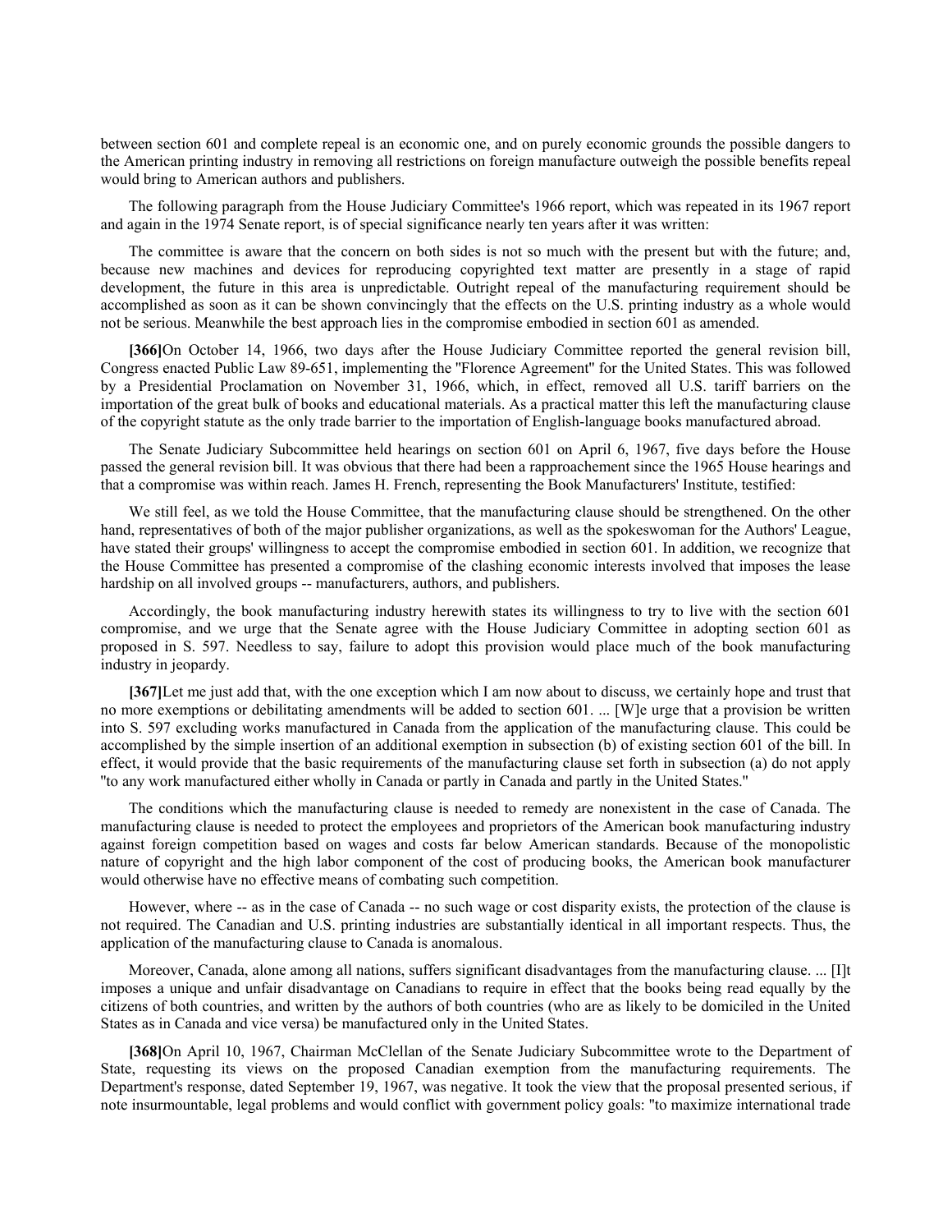between section 601 and complete repeal is an economic one, and on purely economic grounds the possible dangers to the American printing industry in removing all restrictions on foreign manufacture outweigh the possible benefits repeal would bring to American authors and publishers.

The following paragraph from the House Judiciary Committee's 1966 report, which was repeated in its 1967 report and again in the 1974 Senate report, is of special significance nearly ten years after it was written:

The committee is aware that the concern on both sides is not so much with the present but with the future; and, because new machines and devices for reproducing copyrighted text matter are presently in a stage of rapid development, the future in this area is unpredictable. Outright repeal of the manufacturing requirement should be accomplished as soon as it can be shown convincingly that the effects on the U.S. printing industry as a whole would not be serious. Meanwhile the best approach lies in the compromise embodied in section 601 as amended.

**[366]**On October 14, 1966, two days after the House Judiciary Committee reported the general revision bill, Congress enacted Public Law 89-651, implementing the "Florence Agreement" for the United States. This was followed by a Presidential Proclamation on November 31, 1966, which, in effect, removed all U.S. tariff barriers on the importation of the great bulk of books and educational materials. As a practical matter this left the manufacturing clause of the copyright statute as the only trade barrier to the importation of English-language books manufactured abroad.

The Senate Judiciary Subcommittee held hearings on section 601 on April 6, 1967, five days before the House passed the general revision bill. It was obvious that there had been a rapproachement since the 1965 House hearings and that a compromise was within reach. James H. French, representing the Book Manufacturers' Institute, testified:

We still feel, as we told the House Committee, that the manufacturing clause should be strengthened. On the other hand, representatives of both of the major publisher organizations, as well as the spokeswoman for the Authors' League, have stated their groups' willingness to accept the compromise embodied in section 601. In addition, we recognize that the House Committee has presented a compromise of the clashing economic interests involved that imposes the lease hardship on all involved groups -- manufacturers, authors, and publishers.

Accordingly, the book manufacturing industry herewith states its willingness to try to live with the section 601 compromise, and we urge that the Senate agree with the House Judiciary Committee in adopting section 601 as proposed in S. 597. Needless to say, failure to adopt this provision would place much of the book manufacturing industry in jeopardy.

**[367]**Let me just add that, with the one exception which I am now about to discuss, we certainly hope and trust that no more exemptions or debilitating amendments will be added to section 601. ... [W]e urge that a provision be written into S. 597 excluding works manufactured in Canada from the application of the manufacturing clause. This could be accomplished by the simple insertion of an additional exemption in subsection (b) of existing section 601 of the bill. In effect, it would provide that the basic requirements of the manufacturing clause set forth in subsection (a) do not apply "to any work manufactured either wholly in Canada or partly in Canada and partly in the United States."

The conditions which the manufacturing clause is needed to remedy are nonexistent in the case of Canada. The manufacturing clause is needed to protect the employees and proprietors of the American book manufacturing industry against foreign competition based on wages and costs far below American standards. Because of the monopolistic nature of copyright and the high labor component of the cost of producing books, the American book manufacturer would otherwise have no effective means of combating such competition.

However, where -- as in the case of Canada -- no such wage or cost disparity exists, the protection of the clause is not required. The Canadian and U.S. printing industries are substantially identical in all important respects. Thus, the application of the manufacturing clause to Canada is anomalous.

Moreover, Canada, alone among all nations, suffers significant disadvantages from the manufacturing clause. ... [I]t imposes a unique and unfair disadvantage on Canadians to require in effect that the books being read equally by the citizens of both countries, and written by the authors of both countries (who are as likely to be domiciled in the United States as in Canada and vice versa) be manufactured only in the United States.

**[368]**On April 10, 1967, Chairman McClellan of the Senate Judiciary Subcommittee wrote to the Department of State, requesting its views on the proposed Canadian exemption from the manufacturing requirements. The Department's response, dated September 19, 1967, was negative. It took the view that the proposal presented serious, if note insurmountable, legal problems and would conflict with government policy goals: "to maximize international trade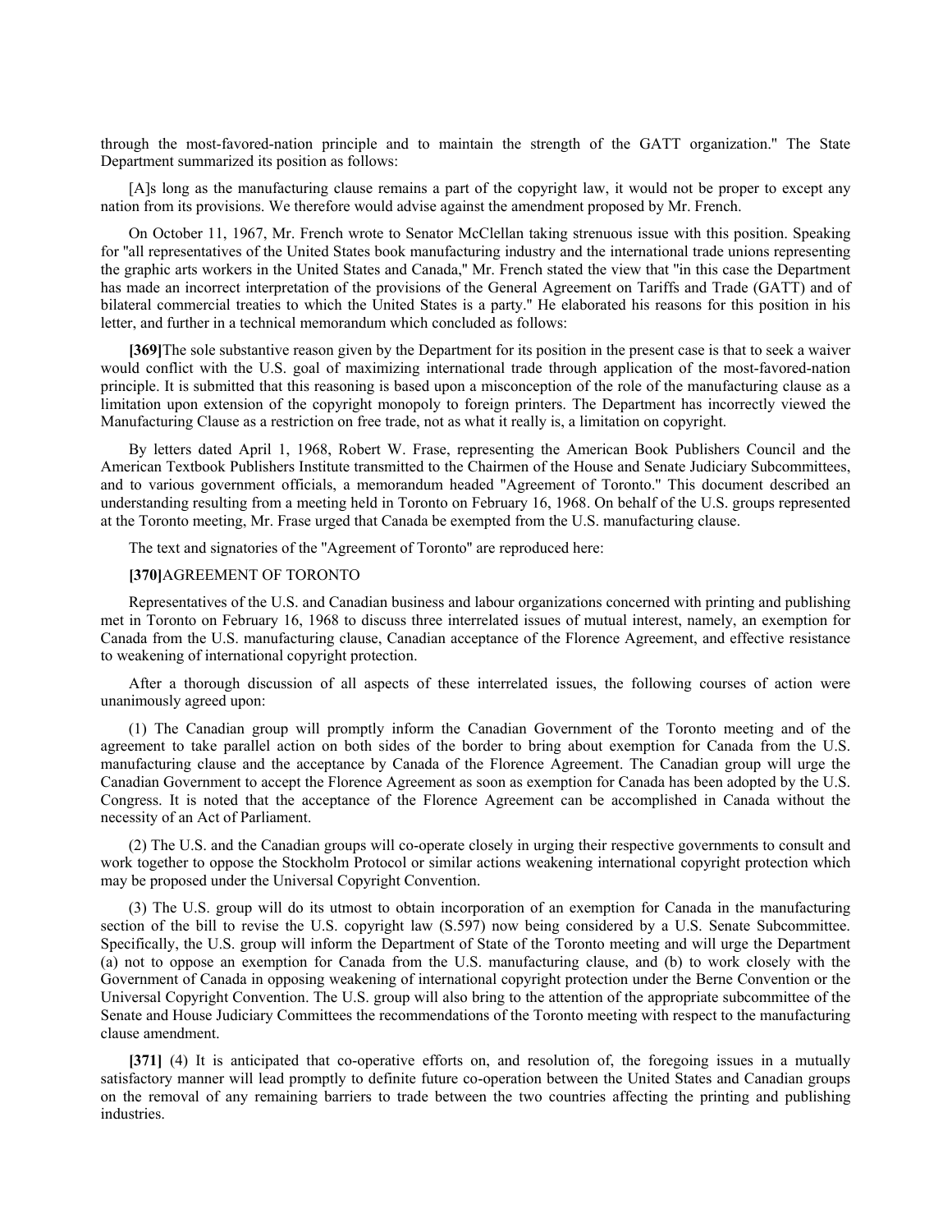through the most-favored-nation principle and to maintain the strength of the GATT organization." The State Department summarized its position as follows:

[A]s long as the manufacturing clause remains a part of the copyright law, it would not be proper to except any nation from its provisions. We therefore would advise against the amendment proposed by Mr. French.

On October 11, 1967, Mr. French wrote to Senator McClellan taking strenuous issue with this position. Speaking for "all representatives of the United States book manufacturing industry and the international trade unions representing the graphic arts workers in the United States and Canada," Mr. French stated the view that "in this case the Department has made an incorrect interpretation of the provisions of the General Agreement on Tariffs and Trade (GATT) and of bilateral commercial treaties to which the United States is a party." He elaborated his reasons for this position in his letter, and further in a technical memorandum which concluded as follows:

**[369]**The sole substantive reason given by the Department for its position in the present case is that to seek a waiver would conflict with the U.S. goal of maximizing international trade through application of the most-favored-nation principle. It is submitted that this reasoning is based upon a misconception of the role of the manufacturing clause as a limitation upon extension of the copyright monopoly to foreign printers. The Department has incorrectly viewed the Manufacturing Clause as a restriction on free trade, not as what it really is, a limitation on copyright.

By letters dated April 1, 1968, Robert W. Frase, representing the American Book Publishers Council and the American Textbook Publishers Institute transmitted to the Chairmen of the House and Senate Judiciary Subcommittees, and to various government officials, a memorandum headed "Agreement of Toronto." This document described an understanding resulting from a meeting held in Toronto on February 16, 1968. On behalf of the U.S. groups represented at the Toronto meeting, Mr. Frase urged that Canada be exempted from the U.S. manufacturing clause.

The text and signatories of the "Agreement of Toronto" are reproduced here:

**[370]**AGREEMENT OF TORONTO

Representatives of the U.S. and Canadian business and labour organizations concerned with printing and publishing met in Toronto on February 16, 1968 to discuss three interrelated issues of mutual interest, namely, an exemption for Canada from the U.S. manufacturing clause, Canadian acceptance of the Florence Agreement, and effective resistance to weakening of international copyright protection.

After a thorough discussion of all aspects of these interrelated issues, the following courses of action were unanimously agreed upon:

(1) The Canadian group will promptly inform the Canadian Government of the Toronto meeting and of the agreement to take parallel action on both sides of the border to bring about exemption for Canada from the U.S. manufacturing clause and the acceptance by Canada of the Florence Agreement. The Canadian group will urge the Canadian Government to accept the Florence Agreement as soon as exemption for Canada has been adopted by the U.S. Congress. It is noted that the acceptance of the Florence Agreement can be accomplished in Canada without the necessity of an Act of Parliament.

(2) The U.S. and the Canadian groups will co-operate closely in urging their respective governments to consult and work together to oppose the Stockholm Protocol or similar actions weakening international copyright protection which may be proposed under the Universal Copyright Convention.

(3) The U.S. group will do its utmost to obtain incorporation of an exemption for Canada in the manufacturing section of the bill to revise the U.S. copyright law (S.597) now being considered by a U.S. Senate Subcommittee. Specifically, the U.S. group will inform the Department of State of the Toronto meeting and will urge the Department (a) not to oppose an exemption for Canada from the U.S. manufacturing clause, and (b) to work closely with the Government of Canada in opposing weakening of international copyright protection under the Berne Convention or the Universal Copyright Convention. The U.S. group will also bring to the attention of the appropriate subcommittee of the Senate and House Judiciary Committees the recommendations of the Toronto meeting with respect to the manufacturing clause amendment.

**[371]** (4) It is anticipated that co-operative efforts on, and resolution of, the foregoing issues in a mutually satisfactory manner will lead promptly to definite future co-operation between the United States and Canadian groups on the removal of any remaining barriers to trade between the two countries affecting the printing and publishing industries.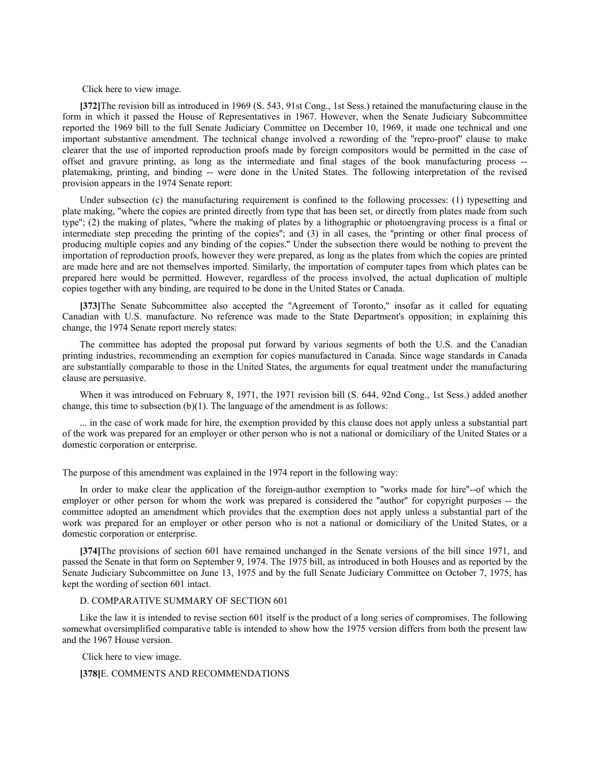Click here to view image.

**[372]**The revision bill as introduced in 1969 (S. 543, 91st Cong., 1st Sess.) retained the manufacturing clause in the form in which it passed the House of Representatives in 1967. However, when the Senate Judiciary Subcommittee reported the 1969 bill to the full Senate Judiciary Committee on December 10, 1969, it made one technical and one important substantive amendment. The technical change involved a rewording of the "repro-proof" clause to make clearer that the use of imported reproduction proofs made by foreign compositors would be permitted in the case of offset and gravure printing, as long as the intermediate and final stages of the book manufacturing process -- platemaking, printing, and binding -- were done in the United States. The following interpretation of the revised provision appears in the 1974 Senate report:

Under subsection (c) the manufacturing requirement is confined to the following processes: (1) typesetting and plate making, "where the copies are printed directly from type that has been set, or directly from plates made from such type"; (2) the making of plates, "where the making of plates by a lithographic or photoengraving process is a final or intermediate step preceding the printing of the copies"; and (3) in all cases, the "printing or other final process of producing multiple copies and any binding of the copies." Under the subsection there would be nothing to prevent the importation of reproduction proofs, however they were prepared, as long as the plates from which the copies are printed are made here and are not themselves imported. Similarly, the importation of computer tapes from which plates can be prepared here would be permitted. However, regardless of the process involved, the actual duplication of multiple copies together with any binding, are required to be done in the United States or Canada.

**[373]**The Senate Subcommittee also accepted the "Agreement of Toronto," insofar as it called for equating Canadian with U.S. manufacture. No reference was made to the State Department's opposition; in explaining this change, the 1974 Senate report merely states:

The committee has adopted the proposal put forward by various segments of both the U.S. and the Canadian printing industries, recommending an exemption for copies manufactured in Canada. Since wage standards in Canada are substantially comparable to those in the United States, the arguments for equal treatment under the manufacturing clause are persuasive.

When it was introduced on February 8, 1971, the 1971 revision bill (S. 644, 92nd Cong., 1st Sess.) added another change, this time to subsection (b)(1). The language of the amendment is as follows:

... in the case of work made for hire, the exemption provided by this clause does not apply unless a substantial part of the work was prepared for an employer or other person who is not a national or domiciliary of the United States or a domestic corporation or enterprise.

The purpose of this amendment was explained in the 1974 report in the following way:

In order to make clear the application of the foreign-author exemption to "works made for hire"--of which the employer or other person for whom the work was prepared is considered the "author" for copyright purposes -- the committee adopted an amendment which provides that the exemption does not apply unless a substantial part of the work was prepared for an employer or other person who is not a national or domiciliary of the United States, or a domestic corporation or enterprise.

**[374]**The provisions of section 601 have remained unchanged in the Senate versions of the bill since 1971, and passed the Senate in that form on September 9, 1974. The 1975 bill, as introduced in both Houses and as reported by the Senate Judiciary Subcommittee on June 13, 1975 and by the full Senate Judiciary Committee on October 7, 1975, has kept the wording of section 601 intact.

D. COMPARATIVE SUMMARY OF SECTION 601

Like the law it is intended to revise section 601 itself is the product of a long series of compromises. The following somewhat oversimplified comparative table is intended to show how the 1975 version differs from both the present law and the 1967 House version.

Click here to view image.

**[378]**E. COMMENTS AND RECOMMENDATIONS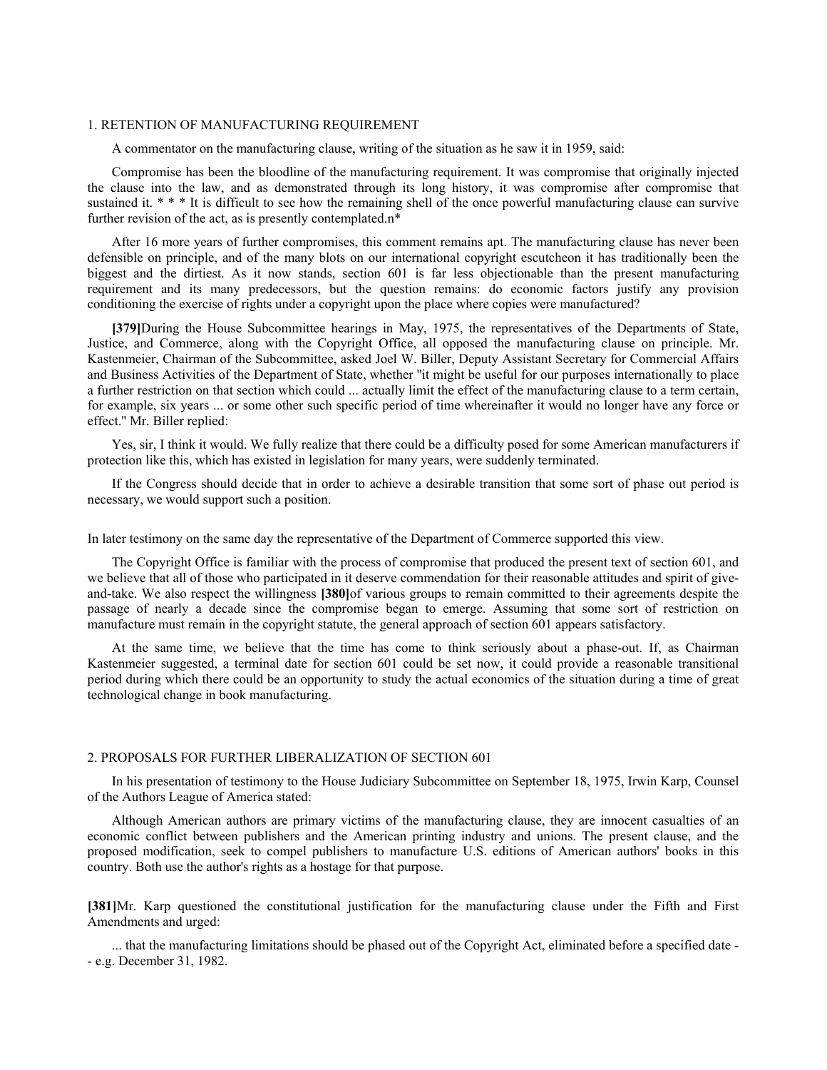### 1. RETENTION OF MANUFACTURING REQUIREMENT

A commentator on the manufacturing clause, writing of the situation as he saw it in 1959, said:

> Compromise has been the bloodline of the manufacturing requirement. It was compromise that originally injected the clause into the law, and as demonstrated through its long history, it was compromise after compromise that sustained it. * * * It is difficult to see how the remaining shell of the once powerful manufacturing clause can survive further revision of the act, as is presently contemplated.n*

After 16 more years of further compromises, this comment remains apt. The manufacturing clause has never been defensible on principle, and of the many blots on our international copyright escutcheon it has traditionally been the biggest and the dirtiest. As it now stands, section 601 is far less objectionable than the present manufacturing requirement and its many predecessors, but the question remains: do economic factors justify any provision conditioning the exercise of rights under a copyright upon the place where copies were manufactured?

**[379]**During the House Subcommittee hearings in May, 1975, the representatives of the Departments of State, Justice, and Commerce, along with the Copyright Office, all opposed the manufacturing clause on principle. Mr. Kastenmeier, Chairman of the Subcommittee, asked Joel W. Biller, Deputy Assistant Secretary for Commercial Affairs and Business Activities of the Department of State, whether "it might be useful for our purposes internationally to place a further restriction on that section which could ... actually limit the effect of the manufacturing clause to a term certain, for example, six years ... or some other such specific period of time whereinafter it would no longer have any force or effect." Mr. Biller replied:

> Yes, sir, I think it would. We fully realize that there could be a difficulty posed for some American manufacturers if protection like this, which has existed in legislation for many years, were suddenly terminated.
>
> If the Congress should decide that in order to achieve a desirable transition that some sort of phase out period is necessary, we would support such a position.

In later testimony on the same day the representative of the Department of Commerce supported this view.

The Copyright Office is familiar with the process of compromise that produced the present text of section 601, and we believe that all of those who participated in it deserve commendation for their reasonable attitudes and spirit of give-and-take. We also respect the willingness **[380]**of various groups to remain committed to their agreements despite the passage of nearly a decade since the compromise began to emerge. Assuming that some sort of restriction on manufacture must remain in the copyright statute, the general approach of section 601 appears satisfactory.

At the same time, we believe that the time has come to think seriously about a phase-out. If, as Chairman Kastenmeier suggested, a terminal date for section 601 could be set now, it could provide a reasonable transitional period during which there could be an opportunity to study the actual economics of the situation during a time of great technological change in book manufacturing.

### 2. PROPOSALS FOR FURTHER LIBERALIZATION OF SECTION 601

In his presentation of testimony to the House Judiciary Subcommittee on September 18, 1975, Irwin Karp, Counsel of the Authors League of America stated:

> Although American authors are primary victims of the manufacturing clause, they are innocent casualties of an economic conflict between publishers and the American printing industry and unions. The present clause, and the proposed modification, seek to compel publishers to manufacture U.S. editions of American authors' books in this country. Both use the author's rights as a hostage for that purpose.

**[381]**Mr. Karp questioned the constitutional justification for the manufacturing clause under the Fifth and First Amendments and urged:

> ... that the manufacturing limitations should be phased out of the Copyright Act, eliminated before a specified date -- e.g. December 31, 1982.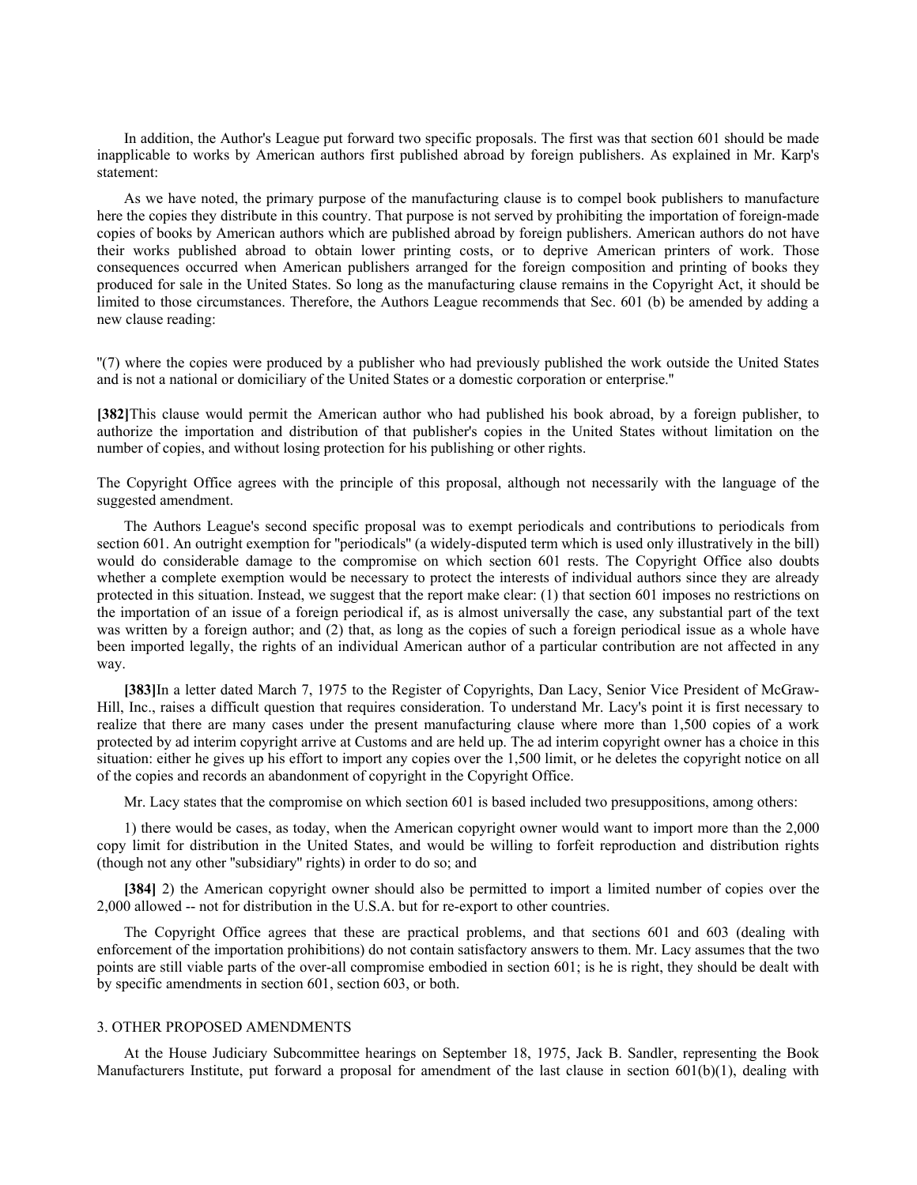In addition, the Author's League put forward two specific proposals. The first was that section 601 should be made inapplicable to works by American authors first published abroad by foreign publishers. As explained in Mr. Karp's statement:

As we have noted, the primary purpose of the manufacturing clause is to compel book publishers to manufacture here the copies they distribute in this country. That purpose is not served by prohibiting the importation of foreign-made copies of books by American authors which are published abroad by foreign publishers. American authors do not have their works published abroad to obtain lower printing costs, or to deprive American printers of work. Those consequences occurred when American publishers arranged for the foreign composition and printing of books they produced for sale in the United States. So long as the manufacturing clause remains in the Copyright Act, it should be limited to those circumstances. Therefore, the Authors League recommends that Sec. 601 (b) be amended by adding a new clause reading:

"(7) where the copies were produced by a publisher who had previously published the work outside the United States and is not a national or domiciliary of the United States or a domestic corporation or enterprise."

**[382]**This clause would permit the American author who had published his book abroad, by a foreign publisher, to authorize the importation and distribution of that publisher's copies in the United States without limitation on the number of copies, and without losing protection for his publishing or other rights.

The Copyright Office agrees with the principle of this proposal, although not necessarily with the language of the suggested amendment.

The Authors League's second specific proposal was to exempt periodicals and contributions to periodicals from section 601. An outright exemption for "periodicals" (a widely-disputed term which is used only illustratively in the bill) would do considerable damage to the compromise on which section 601 rests. The Copyright Office also doubts whether a complete exemption would be necessary to protect the interests of individual authors since they are already protected in this situation. Instead, we suggest that the report make clear: (1) that section 601 imposes no restrictions on the importation of an issue of a foreign periodical if, as is almost universally the case, any substantial part of the text was written by a foreign author; and (2) that, as long as the copies of such a foreign periodical issue as a whole have been imported legally, the rights of an individual American author of a particular contribution are not affected in any way.

**[383]**In a letter dated March 7, 1975 to the Register of Copyrights, Dan Lacy, Senior Vice President of McGraw-Hill, Inc., raises a difficult question that requires consideration. To understand Mr. Lacy's point it is first necessary to realize that there are many cases under the present manufacturing clause where more than 1,500 copies of a work protected by ad interim copyright arrive at Customs and are held up. The ad interim copyright owner has a choice in this situation: either he gives up his effort to import any copies over the 1,500 limit, or he deletes the copyright notice on all of the copies and records an abandonment of copyright in the Copyright Office.

Mr. Lacy states that the compromise on which section 601 is based included two presuppositions, among others:

1) there would be cases, as today, when the American copyright owner would want to import more than the 2,000 copy limit for distribution in the United States, and would be willing to forfeit reproduction and distribution rights (though not any other "subsidiary" rights) in order to do so; and

**[384]** 2) the American copyright owner should also be permitted to import a limited number of copies over the 2,000 allowed -- not for distribution in the U.S.A. but for re-export to other countries.

The Copyright Office agrees that these are practical problems, and that sections 601 and 603 (dealing with enforcement of the importation prohibitions) do not contain satisfactory answers to them. Mr. Lacy assumes that the two points are still viable parts of the over-all compromise embodied in section 601; is he is right, they should be dealt with by specific amendments in section 601, section 603, or both.

### 3. OTHER PROPOSED AMENDMENTS

At the House Judiciary Subcommittee hearings on September 18, 1975, Jack B. Sandler, representing the Book Manufacturers Institute, put forward a proposal for amendment of the last clause in section 601(b)(1), dealing with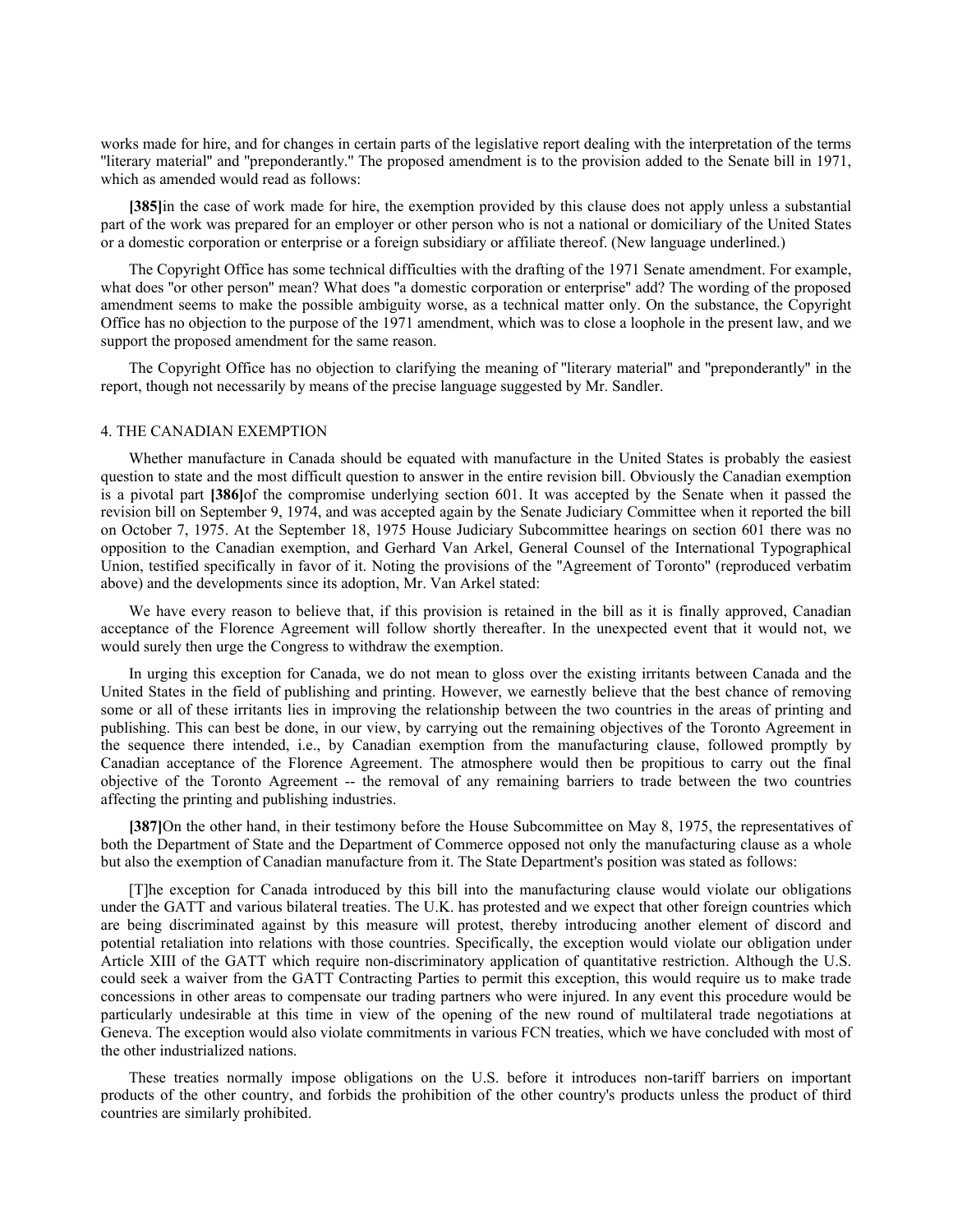works made for hire, and for changes in certain parts of the legislative report dealing with the interpretation of the terms "literary material" and "preponderantly." The proposed amendment is to the provision added to the Senate bill in 1971, which as amended would read as follows:

**[385]**in the case of work made for hire, the exemption provided by this clause does not apply unless a substantial part of the work was prepared for an employer or other person who is not a national or domiciliary of the United States or a domestic corporation or enterprise or a foreign subsidiary or affiliate thereof. (New language underlined.)

The Copyright Office has some technical difficulties with the drafting of the 1971 Senate amendment. For example, what does "or other person" mean? What does "a domestic corporation or enterprise" add? The wording of the proposed amendment seems to make the possible ambiguity worse, as a technical matter only. On the substance, the Copyright Office has no objection to the purpose of the 1971 amendment, which was to close a loophole in the present law, and we support the proposed amendment for the same reason.

The Copyright Office has no objection to clarifying the meaning of "literary material" and "preponderantly" in the report, though not necessarily by means of the precise language suggested by Mr. Sandler.

## 4. THE CANADIAN EXEMPTION

Whether manufacture in Canada should be equated with manufacture in the United States is probably the easiest question to state and the most difficult question to answer in the entire revision bill. Obviously the Canadian exemption is a pivotal part **[386]**of the compromise underlying section 601. It was accepted by the Senate when it passed the revision bill on September 9, 1974, and was accepted again by the Senate Judiciary Committee when it reported the bill on October 7, 1975. At the September 18, 1975 House Judiciary Subcommittee hearings on section 601 there was no opposition to the Canadian exemption, and Gerhard Van Arkel, General Counsel of the International Typographical Union, testified specifically in favor of it. Noting the provisions of the "Agreement of Toronto" (reproduced verbatim above) and the developments since its adoption, Mr. Van Arkel stated:

We have every reason to believe that, if this provision is retained in the bill as it is finally approved, Canadian acceptance of the Florence Agreement will follow shortly thereafter. In the unexpected event that it would not, we would surely then urge the Congress to withdraw the exemption.

In urging this exception for Canada, we do not mean to gloss over the existing irritants between Canada and the United States in the field of publishing and printing. However, we earnestly believe that the best chance of removing some or all of these irritants lies in improving the relationship between the two countries in the areas of printing and publishing. This can best be done, in our view, by carrying out the remaining objectives of the Toronto Agreement in the sequence there intended, i.e., by Canadian exemption from the manufacturing clause, followed promptly by Canadian acceptance of the Florence Agreement. The atmosphere would then be propitious to carry out the final objective of the Toronto Agreement -- the removal of any remaining barriers to trade between the two countries affecting the printing and publishing industries.

**[387]**On the other hand, in their testimony before the House Subcommittee on May 8, 1975, the representatives of both the Department of State and the Department of Commerce opposed not only the manufacturing clause as a whole but also the exemption of Canadian manufacture from it. The State Department's position was stated as follows:

[T]he exception for Canada introduced by this bill into the manufacturing clause would violate our obligations under the GATT and various bilateral treaties. The U.K. has protested and we expect that other foreign countries which are being discriminated against by this measure will protest, thereby introducing another element of discord and potential retaliation into relations with those countries. Specifically, the exception would violate our obligation under Article XIII of the GATT which require non-discriminatory application of quantitative restriction. Although the U.S. could seek a waiver from the GATT Contracting Parties to permit this exception, this would require us to make trade concessions in other areas to compensate our trading partners who were injured. In any event this procedure would be particularly undesirable at this time in view of the opening of the new round of multilateral trade negotiations at Geneva. The exception would also violate commitments in various FCN treaties, which we have concluded with most of the other industrialized nations.

These treaties normally impose obligations on the U.S. before it introduces non-tariff barriers on important products of the other country, and forbids the prohibition of the other country's products unless the product of third countries are similarly prohibited.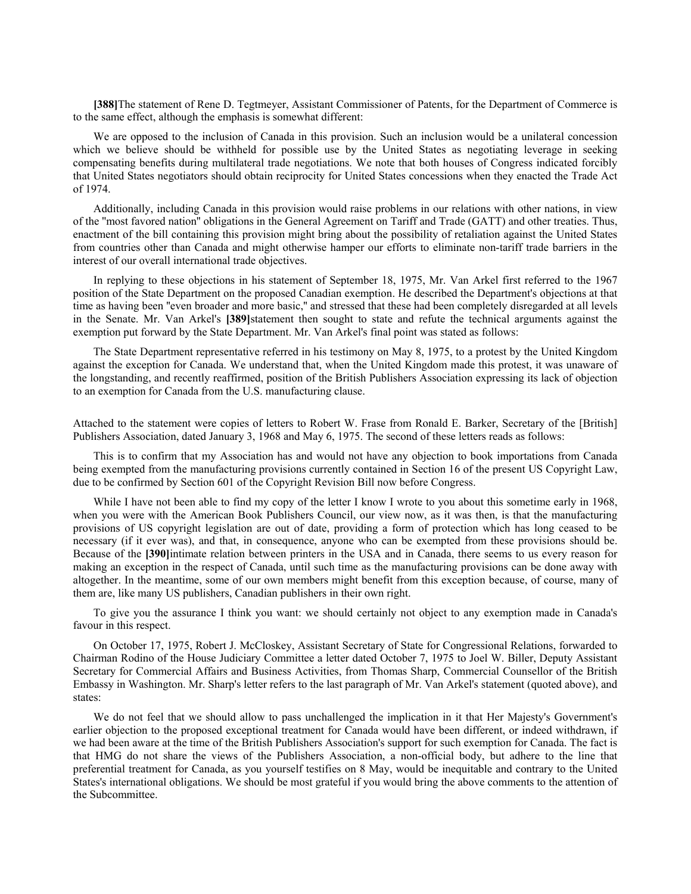**[388]**The statement of Rene D. Tegtmeyer, Assistant Commissioner of Patents, for the Department of Commerce is to the same effect, although the emphasis is somewhat different:

> We are opposed to the inclusion of Canada in this provision. Such an inclusion would be a unilateral concession which we believe should be withheld for possible use by the United States as negotiating leverage in seeking compensating benefits during multilateral trade negotiations. We note that both houses of Congress indicated forcibly that United States negotiators should obtain reciprocity for United States concessions when they enacted the Trade Act of 1974.
>
> Additionally, including Canada in this provision would raise problems in our relations with other nations, in view of the "most favored nation" obligations in the General Agreement on Tariff and Trade (GATT) and other treaties. Thus, enactment of the bill containing this provision might bring about the possibility of retaliation against the United States from countries other than Canada and might otherwise hamper our efforts to eliminate non-tariff trade barriers in the interest of our overall international trade objectives.

In replying to these objections in his statement of September 18, 1975, Mr. Van Arkel first referred to the 1967 position of the State Department on the proposed Canadian exemption. He described the Department's objections at that time as having been "even broader and more basic," and stressed that these had been completely disregarded at all levels in the Senate. Mr. Van Arkel's **[389]**statement then sought to state and refute the technical arguments against the exemption put forward by the State Department. Mr. Van Arkel's final point was stated as follows:

> The State Department representative referred in his testimony on May 8, 1975, to a protest by the United Kingdom against the exception for Canada. We understand that, when the United Kingdom made this protest, it was unaware of the longstanding, and recently reaffirmed, position of the British Publishers Association expressing its lack of objection to an exemption for Canada from the U.S. manufacturing clause.

Attached to the statement were copies of letters to Robert W. Frase from Ronald E. Barker, Secretary of the [British] Publishers Association, dated January 3, 1968 and May 6, 1975. The second of these letters reads as follows:

> This is to confirm that my Association has and would not have any objection to book importations from Canada being exempted from the manufacturing provisions currently contained in Section 16 of the present US Copyright Law, due to be confirmed by Section 601 of the Copyright Revision Bill now before Congress.
>
> While I have not been able to find my copy of the letter I know I wrote to you about this sometime early in 1968, when you were with the American Book Publishers Council, our view now, as it was then, is that the manufacturing provisions of US copyright legislation are out of date, providing a form of protection which has long ceased to be necessary (if it ever was), and that, in consequence, anyone who can be exempted from these provisions should be. Because of the **[390]**intimate relation between printers in the USA and in Canada, there seems to us every reason for making an exception in the respect of Canada, until such time as the manufacturing provisions can be done away with altogether. In the meantime, some of our own members might benefit from this exception because, of course, many of them are, like many US publishers, Canadian publishers in their own right.
>
> To give you the assurance I think you want: we should certainly not object to any exemption made in Canada's favour in this respect.

On October 17, 1975, Robert J. McCloskey, Assistant Secretary of State for Congressional Relations, forwarded to Chairman Rodino of the House Judiciary Committee a letter dated October 7, 1975 to Joel W. Biller, Deputy Assistant Secretary for Commercial Affairs and Business Activities, from Thomas Sharp, Commercial Counsellor of the British Embassy in Washington. Mr. Sharp's letter refers to the last paragraph of Mr. Van Arkel's statement (quoted above), and states:

> We do not feel that we should allow to pass unchallenged the implication in it that Her Majesty's Government's earlier objection to the proposed exceptional treatment for Canada would have been different, or indeed withdrawn, if we had been aware at the time of the British Publishers Association's support for such exemption for Canada. The fact is that HMG do not share the views of the Publishers Association, a non-official body, but adhere to the line that preferential treatment for Canada, as you yourself testifies on 8 May, would be inequitable and contrary to the United States's international obligations. We should be most grateful if you would bring the above comments to the attention of the Subcommittee.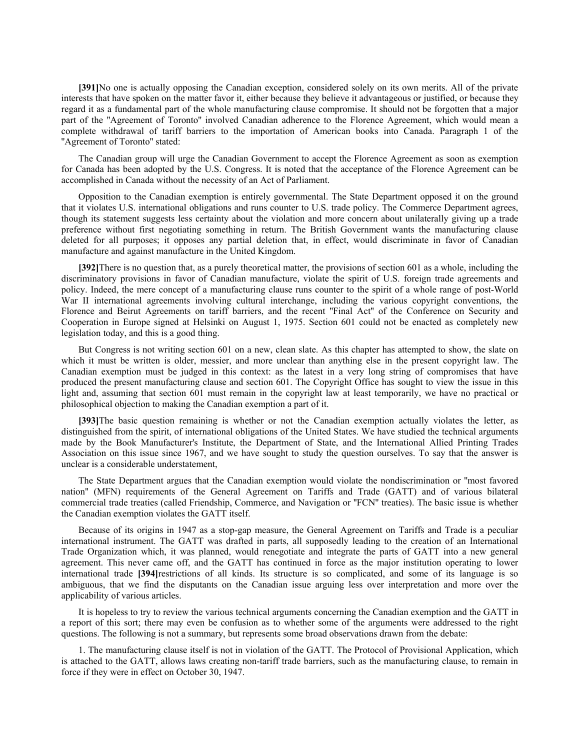**[391]**No one is actually opposing the Canadian exception, considered solely on its own merits. All of the private interests that have spoken on the matter favor it, either because they believe it advantageous or justified, or because they regard it as a fundamental part of the whole manufacturing clause compromise. It should not be forgotten that a major part of the "Agreement of Toronto" involved Canadian adherence to the Florence Agreement, which would mean a complete withdrawal of tariff barriers to the importation of American books into Canada. Paragraph 1 of the "Agreement of Toronto" stated:

The Canadian group will urge the Canadian Government to accept the Florence Agreement as soon as exemption for Canada has been adopted by the U.S. Congress. It is noted that the acceptance of the Florence Agreement can be accomplished in Canada without the necessity of an Act of Parliament.

Opposition to the Canadian exemption is entirely governmental. The State Department opposed it on the ground that it violates U.S. international obligations and runs counter to U.S. trade policy. The Commerce Department agrees, though its statement suggests less certainty about the violation and more concern about unilaterally giving up a trade preference without first negotiating something in return. The British Government wants the manufacturing clause deleted for all purposes; it opposes any partial deletion that, in effect, would discriminate in favor of Canadian manufacture and against manufacture in the United Kingdom.

**[392]**There is no question that, as a purely theoretical matter, the provisions of section 601 as a whole, including the discriminatory provisions in favor of Canadian manufacture, violate the spirit of U.S. foreign trade agreements and policy. Indeed, the mere concept of a manufacturing clause runs counter to the spirit of a whole range of post-World War II international agreements involving cultural interchange, including the various copyright conventions, the Florence and Beirut Agreements on tariff barriers, and the recent "Final Act" of the Conference on Security and Cooperation in Europe signed at Helsinki on August 1, 1975. Section 601 could not be enacted as completely new legislation today, and this is a good thing.

But Congress is not writing section 601 on a new, clean slate. As this chapter has attempted to show, the slate on which it must be written is older, messier, and more unclear than anything else in the present copyright law. The Canadian exemption must be judged in this context: as the latest in a very long string of compromises that have produced the present manufacturing clause and section 601. The Copyright Office has sought to view the issue in this light and, assuming that section 601 must remain in the copyright law at least temporarily, we have no practical or philosophical objection to making the Canadian exemption a part of it.

**[393]**The basic question remaining is whether or not the Canadian exemption actually violates the letter, as distinguished from the spirit, of international obligations of the United States. We have studied the technical arguments made by the Book Manufacturer's Institute, the Department of State, and the International Allied Printing Trades Association on this issue since 1967, and we have sought to study the question ourselves. To say that the answer is unclear is a considerable understatement,

The State Department argues that the Canadian exemption would violate the nondiscrimination or "most favored nation" (MFN) requirements of the General Agreement on Tariffs and Trade (GATT) and of various bilateral commercial trade treaties (called Friendship, Commerce, and Navigation or "FCN" treaties). The basic issue is whether the Canadian exemption violates the GATT itself.

Because of its origins in 1947 as a stop-gap measure, the General Agreement on Tariffs and Trade is a peculiar international instrument. The GATT was drafted in parts, all supposedly leading to the creation of an International Trade Organization which, it was planned, would renegotiate and integrate the parts of GATT into a new general agreement. This never came off, and the GATT has continued in force as the major institution operating to lower international trade **[394]**restrictions of all kinds. Its structure is so complicated, and some of its language is so ambiguous, that we find the disputants on the Canadian issue arguing less over interpretation and more over the applicability of various articles.

It is hopeless to try to review the various technical arguments concerning the Canadian exemption and the GATT in a report of this sort; there may even be confusion as to whether some of the arguments were addressed to the right questions. The following is not a summary, but represents some broad observations drawn from the debate:

1. The manufacturing clause itself is not in violation of the GATT. The Protocol of Provisional Application, which is attached to the GATT, allows laws creating non-tariff trade barriers, such as the manufacturing clause, to remain in force if they were in effect on October 30, 1947.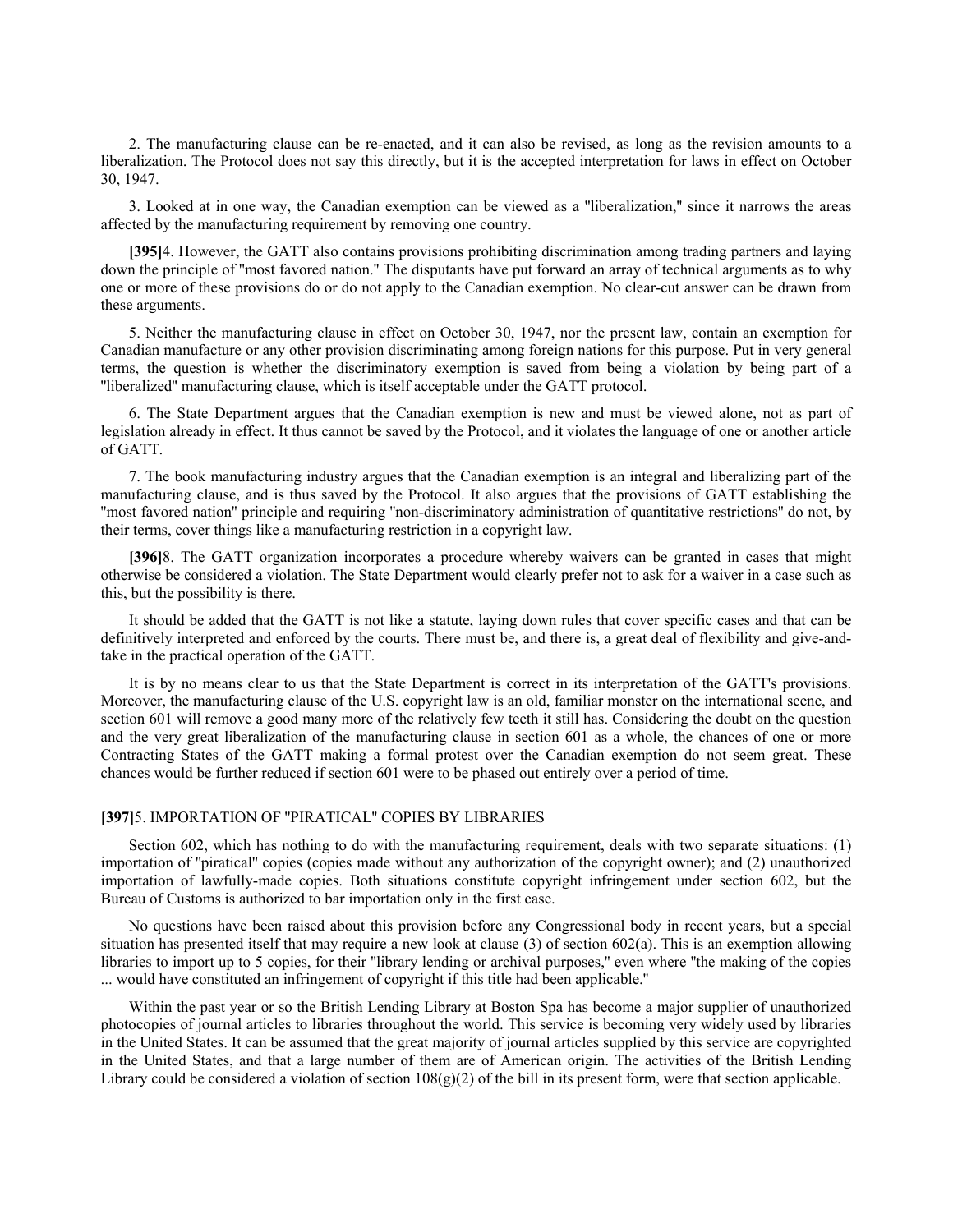2. The manufacturing clause can be re-enacted, and it can also be revised, as long as the revision amounts to a liberalization. The Protocol does not say this directly, but it is the accepted interpretation for laws in effect on October 30, 1947.

3. Looked at in one way, the Canadian exemption can be viewed as a "liberalization," since it narrows the areas affected by the manufacturing requirement by removing one country.

**[395]**4. However, the GATT also contains provisions prohibiting discrimination among trading partners and laying down the principle of "most favored nation." The disputants have put forward an array of technical arguments as to why one or more of these provisions do or do not apply to the Canadian exemption. No clear-cut answer can be drawn from these arguments.

5. Neither the manufacturing clause in effect on October 30, 1947, nor the present law, contain an exemption for Canadian manufacture or any other provision discriminating among foreign nations for this purpose. Put in very general terms, the question is whether the discriminatory exemption is saved from being a violation by being part of a "liberalized" manufacturing clause, which is itself acceptable under the GATT protocol.

6. The State Department argues that the Canadian exemption is new and must be viewed alone, not as part of legislation already in effect. It thus cannot be saved by the Protocol, and it violates the language of one or another article of GATT.

7. The book manufacturing industry argues that the Canadian exemption is an integral and liberalizing part of the manufacturing clause, and is thus saved by the Protocol. It also argues that the provisions of GATT establishing the "most favored nation" principle and requiring "non-discriminatory administration of quantitative restrictions" do not, by their terms, cover things like a manufacturing restriction in a copyright law.

**[396]**8. The GATT organization incorporates a procedure whereby waivers can be granted in cases that might otherwise be considered a violation. The State Department would clearly prefer not to ask for a waiver in a case such as this, but the possibility is there.

It should be added that the GATT is not like a statute, laying down rules that cover specific cases and that can be definitively interpreted and enforced by the courts. There must be, and there is, a great deal of flexibility and give-and-take in the practical operation of the GATT.

It is by no means clear to us that the State Department is correct in its interpretation of the GATT's provisions. Moreover, the manufacturing clause of the U.S. copyright law is an old, familiar monster on the international scene, and section 601 will remove a good many more of the relatively few teeth it still has. Considering the doubt on the question and the very great liberalization of the manufacturing clause in section 601 as a whole, the chances of one or more Contracting States of the GATT making a formal protest over the Canadian exemption do not seem great. These chances would be further reduced if section 601 were to be phased out entirely over a period of time.

**[397]**5. IMPORTATION OF "PIRATICAL" COPIES BY LIBRARIES

Section 602, which has nothing to do with the manufacturing requirement, deals with two separate situations: (1) importation of "piratical" copies (copies made without any authorization of the copyright owner); and (2) unauthorized importation of lawfully-made copies. Both situations constitute copyright infringement under section 602, but the Bureau of Customs is authorized to bar importation only in the first case.

No questions have been raised about this provision before any Congressional body in recent years, but a special situation has presented itself that may require a new look at clause (3) of section 602(a). This is an exemption allowing libraries to import up to 5 copies, for their "library lending or archival purposes," even where "the making of the copies ... would have constituted an infringement of copyright if this title had been applicable."

Within the past year or so the British Lending Library at Boston Spa has become a major supplier of unauthorized photocopies of journal articles to libraries throughout the world. This service is becoming very widely used by libraries in the United States. It can be assumed that the great majority of journal articles supplied by this service are copyrighted in the United States, and that a large number of them are of American origin. The activities of the British Lending Library could be considered a violation of section 108(g)(2) of the bill in its present form, were that section applicable.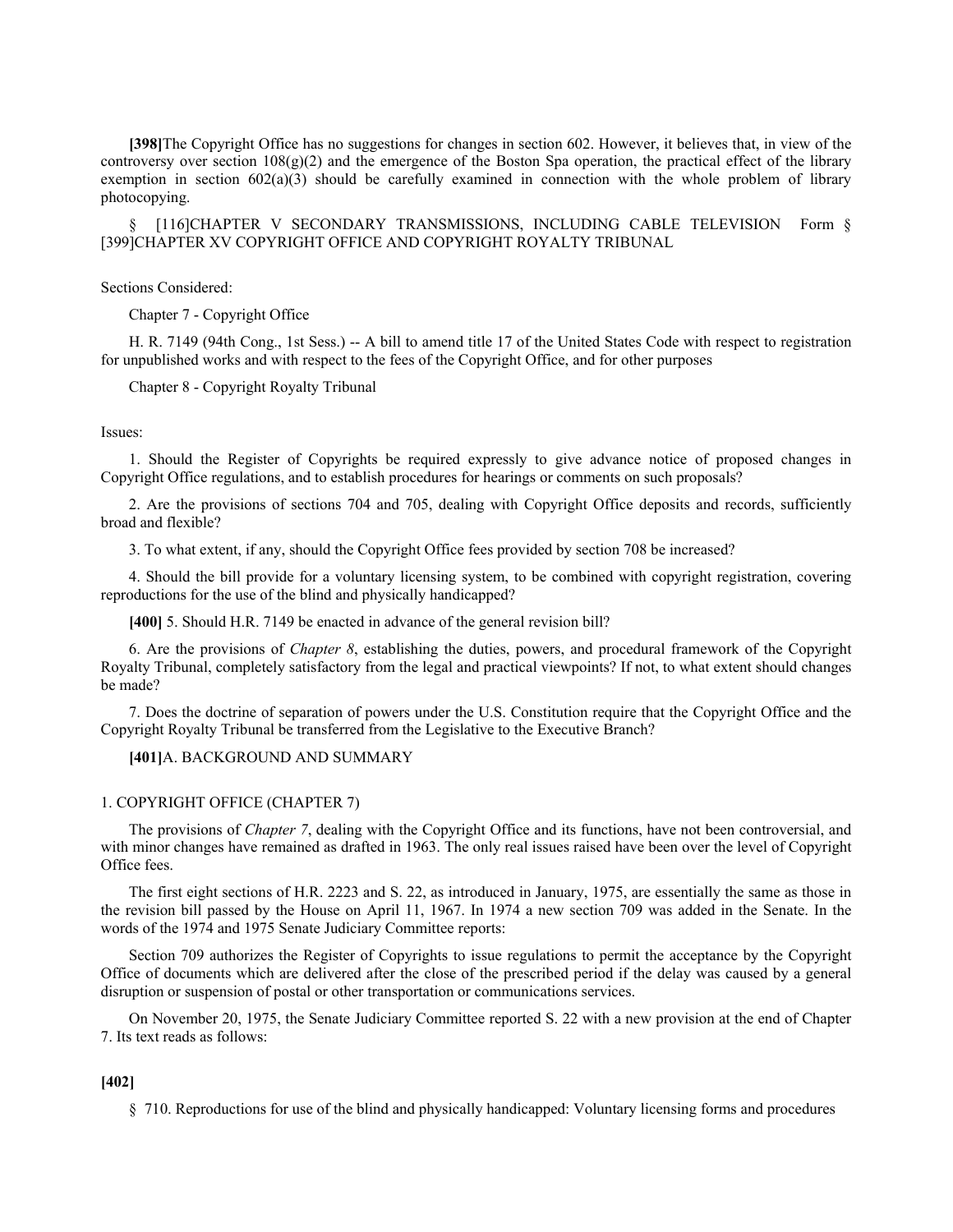**[398]**The Copyright Office has no suggestions for changes in section 602. However, it believes that, in view of the controversy over section 108(g)(2) and the emergence of the Boston Spa operation, the practical effect of the library exemption in section 602(a)(3) should be carefully examined in connection with the whole problem of library photocopying.

§ [116]CHAPTER V SECONDARY TRANSMISSIONS, INCLUDING CABLE TELEVISION Form § [399]CHAPTER XV COPYRIGHT OFFICE AND COPYRIGHT ROYALTY TRIBUNAL

Sections Considered:

Chapter 7 - Copyright Office

H. R. 7149 (94th Cong., 1st Sess.) -- A bill to amend title 17 of the United States Code with respect to registration for unpublished works and with respect to the fees of the Copyright Office, and for other purposes

Chapter 8 - Copyright Royalty Tribunal

Issues:

1. Should the Register of Copyrights be required expressly to give advance notice of proposed changes in Copyright Office regulations, and to establish procedures for hearings or comments on such proposals?

2. Are the provisions of sections 704 and 705, dealing with Copyright Office deposits and records, sufficiently broad and flexible?

3. To what extent, if any, should the Copyright Office fees provided by section 708 be increased?

4. Should the bill provide for a voluntary licensing system, to be combined with copyright registration, covering reproductions for the use of the blind and physically handicapped?

**[400]** 5. Should H.R. 7149 be enacted in advance of the general revision bill?

6. Are the provisions of *Chapter 8*, establishing the duties, powers, and procedural framework of the Copyright Royalty Tribunal, completely satisfactory from the legal and practical viewpoints? If not, to what extent should changes be made?

7. Does the doctrine of separation of powers under the U.S. Constitution require that the Copyright Office and the Copyright Royalty Tribunal be transferred from the Legislative to the Executive Branch?

**[401]**A. BACKGROUND AND SUMMARY

1. COPYRIGHT OFFICE (CHAPTER 7)

The provisions of *Chapter 7*, dealing with the Copyright Office and its functions, have not been controversial, and with minor changes have remained as drafted in 1963. The only real issues raised have been over the level of Copyright Office fees.

The first eight sections of H.R. 2223 and S. 22, as introduced in January, 1975, are essentially the same as those in the revision bill passed by the House on April 11, 1967. In 1974 a new section 709 was added in the Senate. In the words of the 1974 and 1975 Senate Judiciary Committee reports:

Section 709 authorizes the Register of Copyrights to issue regulations to permit the acceptance by the Copyright Office of documents which are delivered after the close of the prescribed period if the delay was caused by a general disruption or suspension of postal or other transportation or communications services.

On November 20, 1975, the Senate Judiciary Committee reported S. 22 with a new provision at the end of Chapter 7. Its text reads as follows:

**[402]**

§ 710. Reproductions for use of the blind and physically handicapped: Voluntary licensing forms and procedures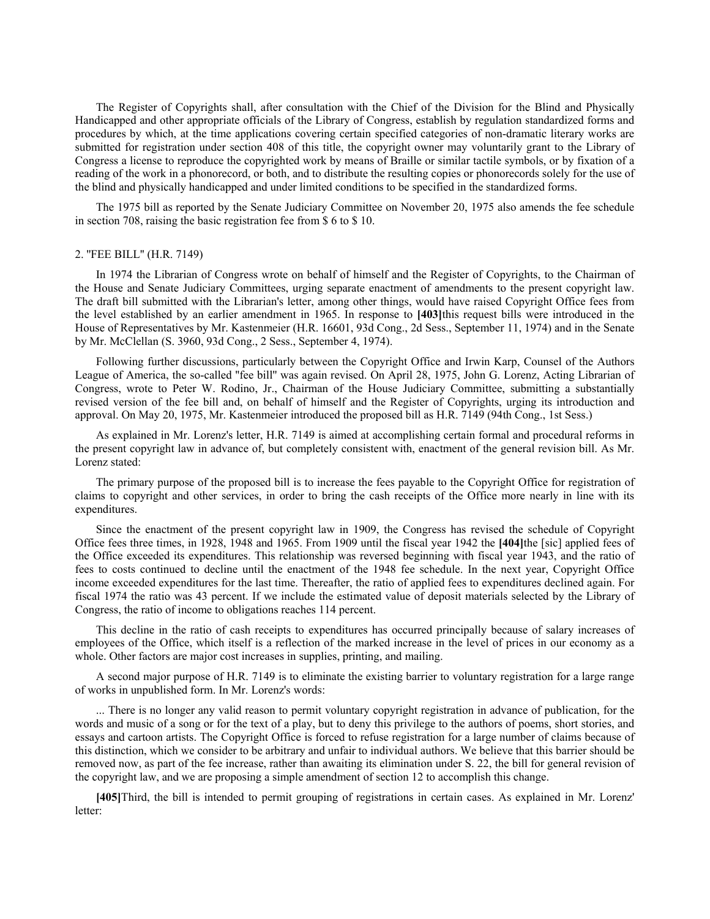The Register of Copyrights shall, after consultation with the Chief of the Division for the Blind and Physically Handicapped and other appropriate officials of the Library of Congress, establish by regulation standardized forms and procedures by which, at the time applications covering certain specified categories of non-dramatic literary works are submitted for registration under section 408 of this title, the copyright owner may voluntarily grant to the Library of Congress a license to reproduce the copyrighted work by means of Braille or similar tactile symbols, or by fixation of a reading of the work in a phonorecord, or both, and to distribute the resulting copies or phonorecords solely for the use of the blind and physically handicapped and under limited conditions to be specified in the standardized forms.

The 1975 bill as reported by the Senate Judiciary Committee on November 20, 1975 also amends the fee schedule in section 708, raising the basic registration fee from $ 6 to $ 10.

2. "FEE BILL" (H.R. 7149)

In 1974 the Librarian of Congress wrote on behalf of himself and the Register of Copyrights, to the Chairman of the House and Senate Judiciary Committees, urging separate enactment of amendments to the present copyright law. The draft bill submitted with the Librarian's letter, among other things, would have raised Copyright Office fees from the level established by an earlier amendment in 1965. In response to **[403]**this request bills were introduced in the House of Representatives by Mr. Kastenmeier (H.R. 16601, 93d Cong., 2d Sess., September 11, 1974) and in the Senate by Mr. McClellan (S. 3960, 93d Cong., 2 Sess., September 4, 1974).

Following further discussions, particularly between the Copyright Office and Irwin Karp, Counsel of the Authors League of America, the so-called "fee bill" was again revised. On April 28, 1975, John G. Lorenz, Acting Librarian of Congress, wrote to Peter W. Rodino, Jr., Chairman of the House Judiciary Committee, submitting a substantially revised version of the fee bill and, on behalf of himself and the Register of Copyrights, urging its introduction and approval. On May 20, 1975, Mr. Kastenmeier introduced the proposed bill as H.R. 7149 (94th Cong., 1st Sess.)

As explained in Mr. Lorenz's letter, H.R. 7149 is aimed at accomplishing certain formal and procedural reforms in the present copyright law in advance of, but completely consistent with, enactment of the general revision bill. As Mr. Lorenz stated:

The primary purpose of the proposed bill is to increase the fees payable to the Copyright Office for registration of claims to copyright and other services, in order to bring the cash receipts of the Office more nearly in line with its expenditures.

Since the enactment of the present copyright law in 1909, the Congress has revised the schedule of Copyright Office fees three times, in 1928, 1948 and 1965. From 1909 until the fiscal year 1942 the **[404]**the [sic] applied fees of the Office exceeded its expenditures. This relationship was reversed beginning with fiscal year 1943, and the ratio of fees to costs continued to decline until the enactment of the 1948 fee schedule. In the next year, Copyright Office income exceeded expenditures for the last time. Thereafter, the ratio of applied fees to expenditures declined again. For fiscal 1974 the ratio was 43 percent. If we include the estimated value of deposit materials selected by the Library of Congress, the ratio of income to obligations reaches 114 percent.

This decline in the ratio of cash receipts to expenditures has occurred principally because of salary increases of employees of the Office, which itself is a reflection of the marked increase in the level of prices in our economy as a whole. Other factors are major cost increases in supplies, printing, and mailing.

A second major purpose of H.R. 7149 is to eliminate the existing barrier to voluntary registration for a large range of works in unpublished form. In Mr. Lorenz's words:

... There is no longer any valid reason to permit voluntary copyright registration in advance of publication, for the words and music of a song or for the text of a play, but to deny this privilege to the authors of poems, short stories, and essays and cartoon artists. The Copyright Office is forced to refuse registration for a large number of claims because of this distinction, which we consider to be arbitrary and unfair to individual authors. We believe that this barrier should be removed now, as part of the fee increase, rather than awaiting its elimination under S. 22, the bill for general revision of the copyright law, and we are proposing a simple amendment of section 12 to accomplish this change.

**[405]**Third, the bill is intended to permit grouping of registrations in certain cases. As explained in Mr. Lorenz' letter: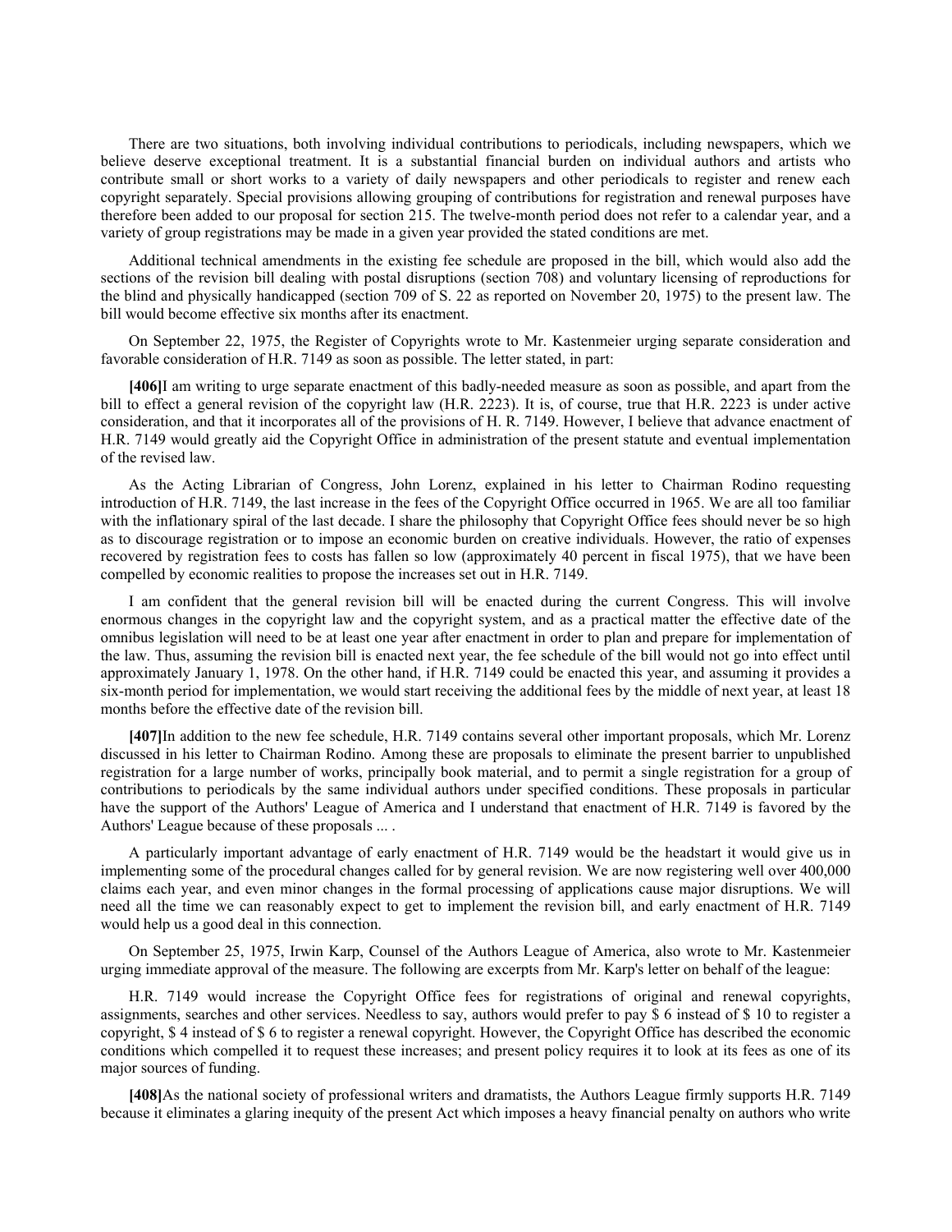There are two situations, both involving individual contributions to periodicals, including newspapers, which we believe deserve exceptional treatment. It is a substantial financial burden on individual authors and artists who contribute small or short works to a variety of daily newspapers and other periodicals to register and renew each copyright separately. Special provisions allowing grouping of contributions for registration and renewal purposes have therefore been added to our proposal for section 215. The twelve-month period does not refer to a calendar year, and a variety of group registrations may be made in a given year provided the stated conditions are met.

Additional technical amendments in the existing fee schedule are proposed in the bill, which would also add the sections of the revision bill dealing with postal disruptions (section 708) and voluntary licensing of reproductions for the blind and physically handicapped (section 709 of S. 22 as reported on November 20, 1975) to the present law. The bill would become effective six months after its enactment.

On September 22, 1975, the Register of Copyrights wrote to Mr. Kastenmeier urging separate consideration and favorable consideration of H.R. 7149 as soon as possible. The letter stated, in part:

**[406]**I am writing to urge separate enactment of this badly-needed measure as soon as possible, and apart from the bill to effect a general revision of the copyright law (H.R. 2223). It is, of course, true that H.R. 2223 is under active consideration, and that it incorporates all of the provisions of H. R. 7149. However, I believe that advance enactment of H.R. 7149 would greatly aid the Copyright Office in administration of the present statute and eventual implementation of the revised law.

As the Acting Librarian of Congress, John Lorenz, explained in his letter to Chairman Rodino requesting introduction of H.R. 7149, the last increase in the fees of the Copyright Office occurred in 1965. We are all too familiar with the inflationary spiral of the last decade. I share the philosophy that Copyright Office fees should never be so high as to discourage registration or to impose an economic burden on creative individuals. However, the ratio of expenses recovered by registration fees to costs has fallen so low (approximately 40 percent in fiscal 1975), that we have been compelled by economic realities to propose the increases set out in H.R. 7149.

I am confident that the general revision bill will be enacted during the current Congress. This will involve enormous changes in the copyright law and the copyright system, and as a practical matter the effective date of the omnibus legislation will need to be at least one year after enactment in order to plan and prepare for implementation of the law. Thus, assuming the revision bill is enacted next year, the fee schedule of the bill would not go into effect until approximately January 1, 1978. On the other hand, if H.R. 7149 could be enacted this year, and assuming it provides a six-month period for implementation, we would start receiving the additional fees by the middle of next year, at least 18 months before the effective date of the revision bill.

**[407]**In addition to the new fee schedule, H.R. 7149 contains several other important proposals, which Mr. Lorenz discussed in his letter to Chairman Rodino. Among these are proposals to eliminate the present barrier to unpublished registration for a large number of works, principally book material, and to permit a single registration for a group of contributions to periodicals by the same individual authors under specified conditions. These proposals in particular have the support of the Authors' League of America and I understand that enactment of H.R. 7149 is favored by the Authors' League because of these proposals ... .

A particularly important advantage of early enactment of H.R. 7149 would be the headstart it would give us in implementing some of the procedural changes called for by general revision. We are now registering well over 400,000 claims each year, and even minor changes in the formal processing of applications cause major disruptions. We will need all the time we can reasonably expect to get to implement the revision bill, and early enactment of H.R. 7149 would help us a good deal in this connection.

On September 25, 1975, Irwin Karp, Counsel of the Authors League of America, also wrote to Mr. Kastenmeier urging immediate approval of the measure. The following are excerpts from Mr. Karp's letter on behalf of the league:

H.R. 7149 would increase the Copyright Office fees for registrations of original and renewal copyrights, assignments, searches and other services. Needless to say, authors would prefer to pay $ 6 instead of $ 10 to register a copyright, $ 4 instead of $ 6 to register a renewal copyright. However, the Copyright Office has described the economic conditions which compelled it to request these increases; and present policy requires it to look at its fees as one of its major sources of funding.

**[408]**As the national society of professional writers and dramatists, the Authors League firmly supports H.R. 7149 because it eliminates a glaring inequity of the present Act which imposes a heavy financial penalty on authors who write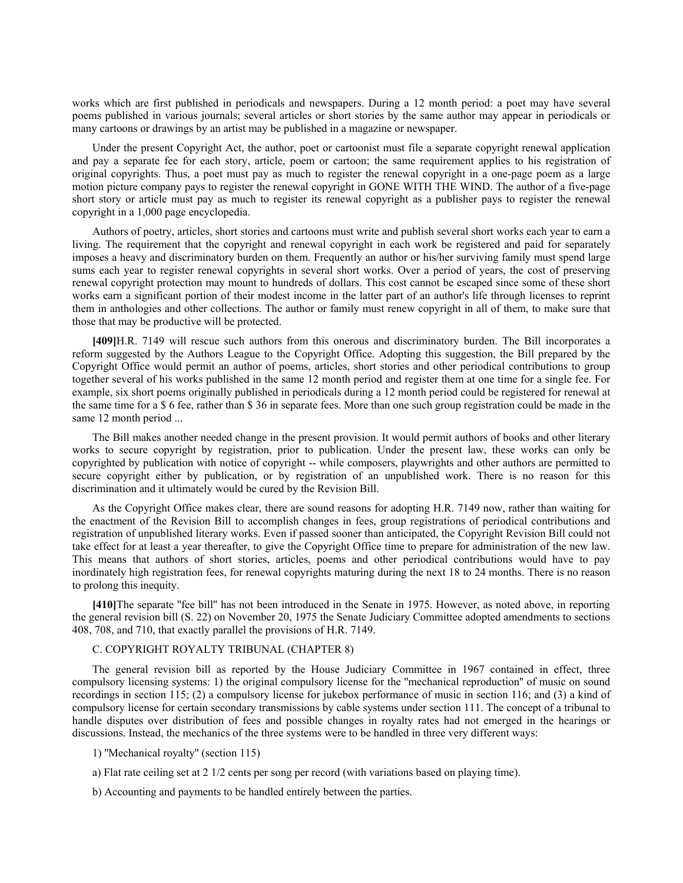works which are first published in periodicals and newspapers. During a 12 month period: a poet may have several poems published in various journals; several articles or short stories by the same author may appear in periodicals or many cartoons or drawings by an artist may be published in a magazine or newspaper.

Under the present Copyright Act, the author, poet or cartoonist must file a separate copyright renewal application and pay a separate fee for each story, article, poem or cartoon; the same requirement applies to his registration of original copyrights. Thus, a poet must pay as much to register the renewal copyright in a one-page poem as a large motion picture company pays to register the renewal copyright in GONE WITH THE WIND. The author of a five-page short story or article must pay as much to register its renewal copyright as a publisher pays to register the renewal copyright in a 1,000 page encyclopedia.

Authors of poetry, articles, short stories and cartoons must write and publish several short works each year to earn a living. The requirement that the copyright and renewal copyright in each work be registered and paid for separately imposes a heavy and discriminatory burden on them. Frequently an author or his/her surviving family must spend large sums each year to register renewal copyrights in several short works. Over a period of years, the cost of preserving renewal copyright protection may mount to hundreds of dollars. This cost cannot be escaped since some of these short works earn a significant portion of their modest income in the latter part of an author's life through licenses to reprint them in anthologies and other collections. The author or family must renew copyright in all of them, to make sure that those that may be productive will be protected.

**[409]**H.R. 7149 will rescue such authors from this onerous and discriminatory burden. The Bill incorporates a reform suggested by the Authors League to the Copyright Office. Adopting this suggestion, the Bill prepared by the Copyright Office would permit an author of poems, articles, short stories and other periodical contributions to group together several of his works published in the same 12 month period and register them at one time for a single fee. For example, six short poems originally published in periodicals during a 12 month period could be registered for renewal at the same time for a $ 6 fee, rather than $ 36 in separate fees. More than one such group registration could be made in the same 12 month period ...

The Bill makes another needed change in the present provision. It would permit authors of books and other literary works to secure copyright by registration, prior to publication. Under the present law, these works can only be copyrighted by publication with notice of copyright -- while composers, playwrights and other authors are permitted to secure copyright either by publication, or by registration of an unpublished work. There is no reason for this discrimination and it ultimately would be cured by the Revision Bill.

As the Copyright Office makes clear, there are sound reasons for adopting H.R. 7149 now, rather than waiting for the enactment of the Revision Bill to accomplish changes in fees, group registrations of periodical contributions and registration of unpublished literary works. Even if passed sooner than anticipated, the Copyright Revision Bill could not take effect for at least a year thereafter, to give the Copyright Office time to prepare for administration of the new law. This means that authors of short stories, articles, poems and other periodical contributions would have to pay inordinately high registration fees, for renewal copyrights maturing during the next 18 to 24 months. There is no reason to prolong this inequity.

**[410]**The separate "fee bill" has not been introduced in the Senate in 1975. However, as noted above, in reporting the general revision bill (S. 22) on November 20, 1975 the Senate Judiciary Committee adopted amendments to sections 408, 708, and 710, that exactly parallel the provisions of H.R. 7149.

C. COPYRIGHT ROYALTY TRIBUNAL (CHAPTER 8)

The general revision bill as reported by the House Judiciary Committee in 1967 contained in effect, three compulsory licensing systems: 1) the original compulsory license for the "mechanical reproduction" of music on sound recordings in section 115; (2) a compulsory license for jukebox performance of music in section 116; and (3) a kind of compulsory license for certain secondary transmissions by cable systems under section 111. The concept of a tribunal to handle disputes over distribution of fees and possible changes in royalty rates had not emerged in the hearings or discussions. Instead, the mechanics of the three systems were to be handled in three very different ways:

1) "Mechanical royalty" (section 115)

a) Flat rate ceiling set at 2 1/2 cents per song per record (with variations based on playing time).

b) Accounting and payments to be handled entirely between the parties.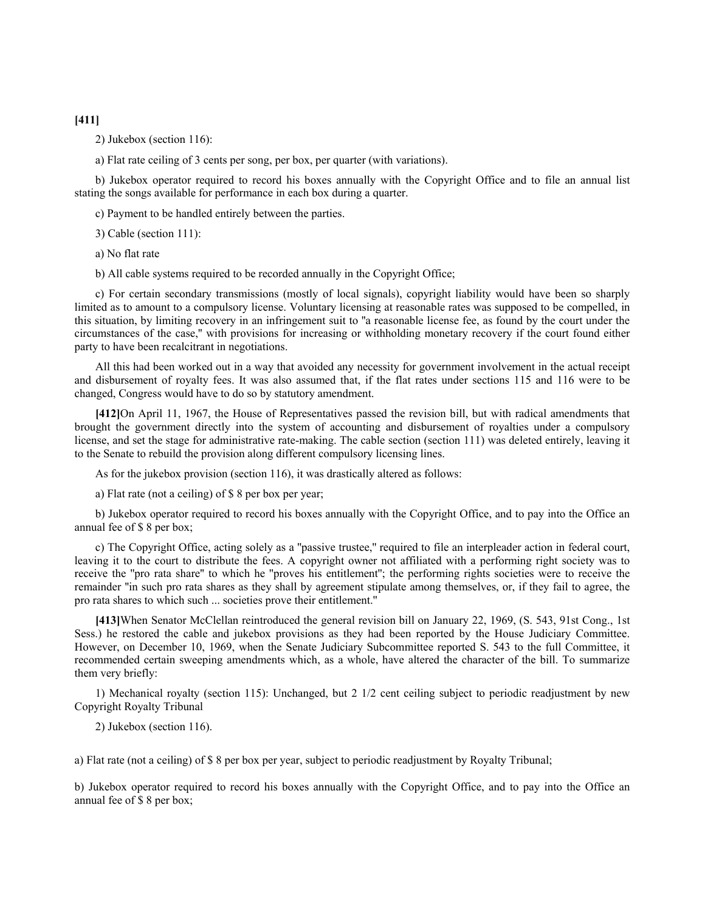**[411]**

2) Jukebox (section 116):

a) Flat rate ceiling of 3 cents per song, per box, per quarter (with variations).

b) Jukebox operator required to record his boxes annually with the Copyright Office and to file an annual list stating the songs available for performance in each box during a quarter.

c) Payment to be handled entirely between the parties.

3) Cable (section 111):

a) No flat rate

b) All cable systems required to be recorded annually in the Copyright Office;

c) For certain secondary transmissions (mostly of local signals), copyright liability would have been so sharply limited as to amount to a compulsory license. Voluntary licensing at reasonable rates was supposed to be compelled, in this situation, by limiting recovery in an infringement suit to "a reasonable license fee, as found by the court under the circumstances of the case," with provisions for increasing or withholding monetary recovery if the court found either party to have been recalcitrant in negotiations.

All this had been worked out in a way that avoided any necessity for government involvement in the actual receipt and disbursement of royalty fees. It was also assumed that, if the flat rates under sections 115 and 116 were to be changed, Congress would have to do so by statutory amendment.

**[412]**On April 11, 1967, the House of Representatives passed the revision bill, but with radical amendments that brought the government directly into the system of accounting and disbursement of royalties under a compulsory license, and set the stage for administrative rate-making. The cable section (section 111) was deleted entirely, leaving it to the Senate to rebuild the provision along different compulsory licensing lines.

As for the jukebox provision (section 116), it was drastically altered as follows:

a) Flat rate (not a ceiling) of $ 8 per box per year;

b) Jukebox operator required to record his boxes annually with the Copyright Office, and to pay into the Office an annual fee of $ 8 per box;

c) The Copyright Office, acting solely as a "passive trustee," required to file an interpleader action in federal court, leaving it to the court to distribute the fees. A copyright owner not affiliated with a performing right society was to receive the "pro rata share" to which he "proves his entitlement"; the performing rights societies were to receive the remainder "in such pro rata shares as they shall by agreement stipulate among themselves, or, if they fail to agree, the pro rata shares to which such ... societies prove their entitlement."

**[413]**When Senator McClellan reintroduced the general revision bill on January 22, 1969, (S. 543, 91st Cong., 1st Sess.) he restored the cable and jukebox provisions as they had been reported by the House Judiciary Committee. However, on December 10, 1969, when the Senate Judiciary Subcommittee reported S. 543 to the full Committee, it recommended certain sweeping amendments which, as a whole, have altered the character of the bill. To summarize them very briefly:

1) Mechanical royalty (section 115): Unchanged, but 2 1/2 cent ceiling subject to periodic readjustment by new Copyright Royalty Tribunal

2) Jukebox (section 116).

a) Flat rate (not a ceiling) of $ 8 per box per year, subject to periodic readjustment by Royalty Tribunal;

b) Jukebox operator required to record his boxes annually with the Copyright Office, and to pay into the Office an annual fee of $ 8 per box;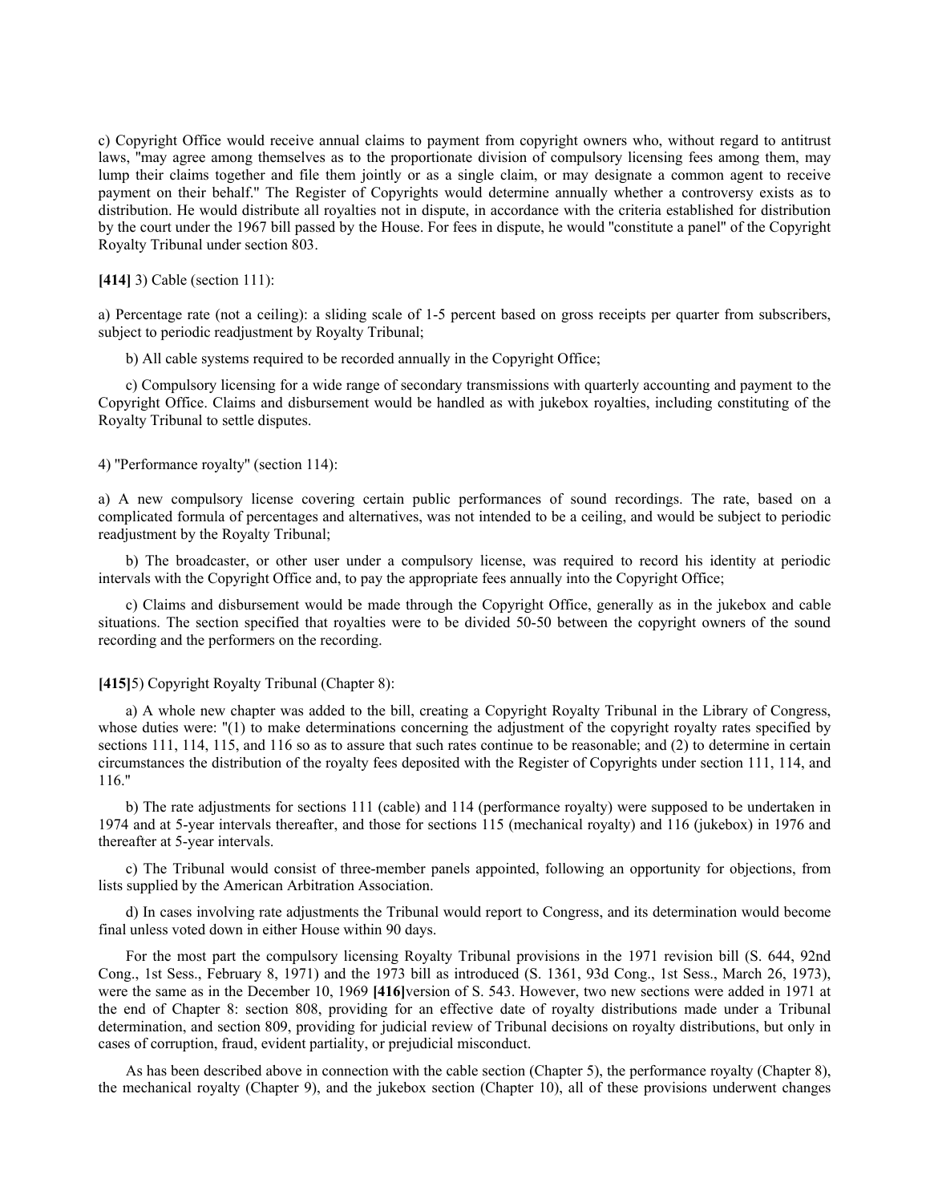c) Copyright Office would receive annual claims to payment from copyright owners who, without regard to antitrust laws, "may agree among themselves as to the proportionate division of compulsory licensing fees among them, may lump their claims together and file them jointly or as a single claim, or may designate a common agent to receive payment on their behalf." The Register of Copyrights would determine annually whether a controversy exists as to distribution. He would distribute all royalties not in dispute, in accordance with the criteria established for distribution by the court under the 1967 bill passed by the House. For fees in dispute, he would "constitute a panel" of the Copyright Royalty Tribunal under section 803.

**[414]** 3) Cable (section 111):

a) Percentage rate (not a ceiling): a sliding scale of 1-5 percent based on gross receipts per quarter from subscribers, subject to periodic readjustment by Royalty Tribunal;

b) All cable systems required to be recorded annually in the Copyright Office;

c) Compulsory licensing for a wide range of secondary transmissions with quarterly accounting and payment to the Copyright Office. Claims and disbursement would be handled as with jukebox royalties, including constituting of the Royalty Tribunal to settle disputes.

4) "Performance royalty" (section 114):

a) A new compulsory license covering certain public performances of sound recordings. The rate, based on a complicated formula of percentages and alternatives, was not intended to be a ceiling, and would be subject to periodic readjustment by the Royalty Tribunal;

b) The broadcaster, or other user under a compulsory license, was required to record his identity at periodic intervals with the Copyright Office and, to pay the appropriate fees annually into the Copyright Office;

c) Claims and disbursement would be made through the Copyright Office, generally as in the jukebox and cable situations. The section specified that royalties were to be divided 50-50 between the copyright owners of the sound recording and the performers on the recording.

**[415]**5) Copyright Royalty Tribunal (Chapter 8):

a) A whole new chapter was added to the bill, creating a Copyright Royalty Tribunal in the Library of Congress, whose duties were: "(1) to make determinations concerning the adjustment of the copyright royalty rates specified by sections 111, 114, 115, and 116 so as to assure that such rates continue to be reasonable; and (2) to determine in certain circumstances the distribution of the royalty fees deposited with the Register of Copyrights under section 111, 114, and 116."

b) The rate adjustments for sections 111 (cable) and 114 (performance royalty) were supposed to be undertaken in 1974 and at 5-year intervals thereafter, and those for sections 115 (mechanical royalty) and 116 (jukebox) in 1976 and thereafter at 5-year intervals.

c) The Tribunal would consist of three-member panels appointed, following an opportunity for objections, from lists supplied by the American Arbitration Association.

d) In cases involving rate adjustments the Tribunal would report to Congress, and its determination would become final unless voted down in either House within 90 days.

For the most part the compulsory licensing Royalty Tribunal provisions in the 1971 revision bill (S. 644, 92nd Cong., 1st Sess., February 8, 1971) and the 1973 bill as introduced (S. 1361, 93d Cong., 1st Sess., March 26, 1973), were the same as in the December 10, 1969 **[416]**version of S. 543. However, two new sections were added in 1971 at the end of Chapter 8: section 808, providing for an effective date of royalty distributions made under a Tribunal determination, and section 809, providing for judicial review of Tribunal decisions on royalty distributions, but only in cases of corruption, fraud, evident partiality, or prejudicial misconduct.

As has been described above in connection with the cable section (Chapter 5), the performance royalty (Chapter 8), the mechanical royalty (Chapter 9), and the jukebox section (Chapter 10), all of these provisions underwent changes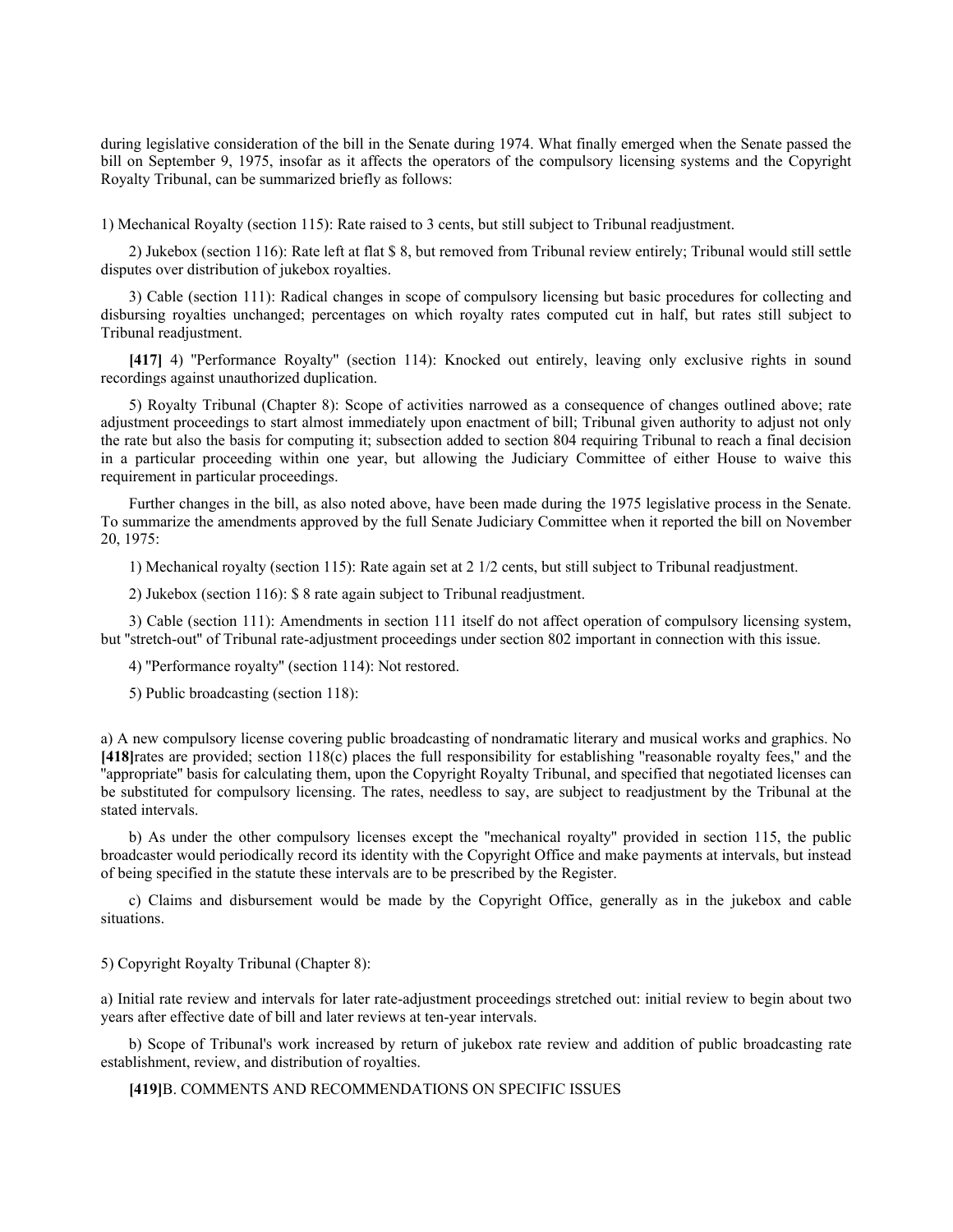during legislative consideration of the bill in the Senate during 1974. What finally emerged when the Senate passed the bill on September 9, 1975, insofar as it affects the operators of the compulsory licensing systems and the Copyright Royalty Tribunal, can be summarized briefly as follows:

1) Mechanical Royalty (section 115): Rate raised to 3 cents, but still subject to Tribunal readjustment.

2) Jukebox (section 116): Rate left at flat $ 8, but removed from Tribunal review entirely; Tribunal would still settle disputes over distribution of jukebox royalties.

3) Cable (section 111): Radical changes in scope of compulsory licensing but basic procedures for collecting and disbursing royalties unchanged; percentages on which royalty rates computed cut in half, but rates still subject to Tribunal readjustment.

**[417]** 4) "Performance Royalty" (section 114): Knocked out entirely, leaving only exclusive rights in sound recordings against unauthorized duplication.

5) Royalty Tribunal (Chapter 8): Scope of activities narrowed as a consequence of changes outlined above; rate adjustment proceedings to start almost immediately upon enactment of bill; Tribunal given authority to adjust not only the rate but also the basis for computing it; subsection added to section 804 requiring Tribunal to reach a final decision in a particular proceeding within one year, but allowing the Judiciary Committee of either House to waive this requirement in particular proceedings.

Further changes in the bill, as also noted above, have been made during the 1975 legislative process in the Senate. To summarize the amendments approved by the full Senate Judiciary Committee when it reported the bill on November 20, 1975:

1) Mechanical royalty (section 115): Rate again set at 2 1/2 cents, but still subject to Tribunal readjustment.

2) Jukebox (section 116): $ 8 rate again subject to Tribunal readjustment.

3) Cable (section 111): Amendments in section 111 itself do not affect operation of compulsory licensing system, but "stretch-out" of Tribunal rate-adjustment proceedings under section 802 important in connection with this issue.

4) "Performance royalty" (section 114): Not restored.

5) Public broadcasting (section 118):

a) A new compulsory license covering public broadcasting of nondramatic literary and musical works and graphics. No **[418]** rates are provided; section 118(c) places the full responsibility for establishing "reasonable royalty fees," and the "appropriate" basis for calculating them, upon the Copyright Royalty Tribunal, and specified that negotiated licenses can be substituted for compulsory licensing. The rates, needless to say, are subject to readjustment by the Tribunal at the stated intervals.

b) As under the other compulsory licenses except the "mechanical royalty" provided in section 115, the public broadcaster would periodically record its identity with the Copyright Office and make payments at intervals, but instead of being specified in the statute these intervals are to be prescribed by the Register.

c) Claims and disbursement would be made by the Copyright Office, generally as in the jukebox and cable situations.

5) Copyright Royalty Tribunal (Chapter 8):

a) Initial rate review and intervals for later rate-adjustment proceedings stretched out: initial review to begin about two years after effective date of bill and later reviews at ten-year intervals.

b) Scope of Tribunal's work increased by return of jukebox rate review and addition of public broadcasting rate establishment, review, and distribution of royalties.

**[419]** B. COMMENTS AND RECOMMENDATIONS ON SPECIFIC ISSUES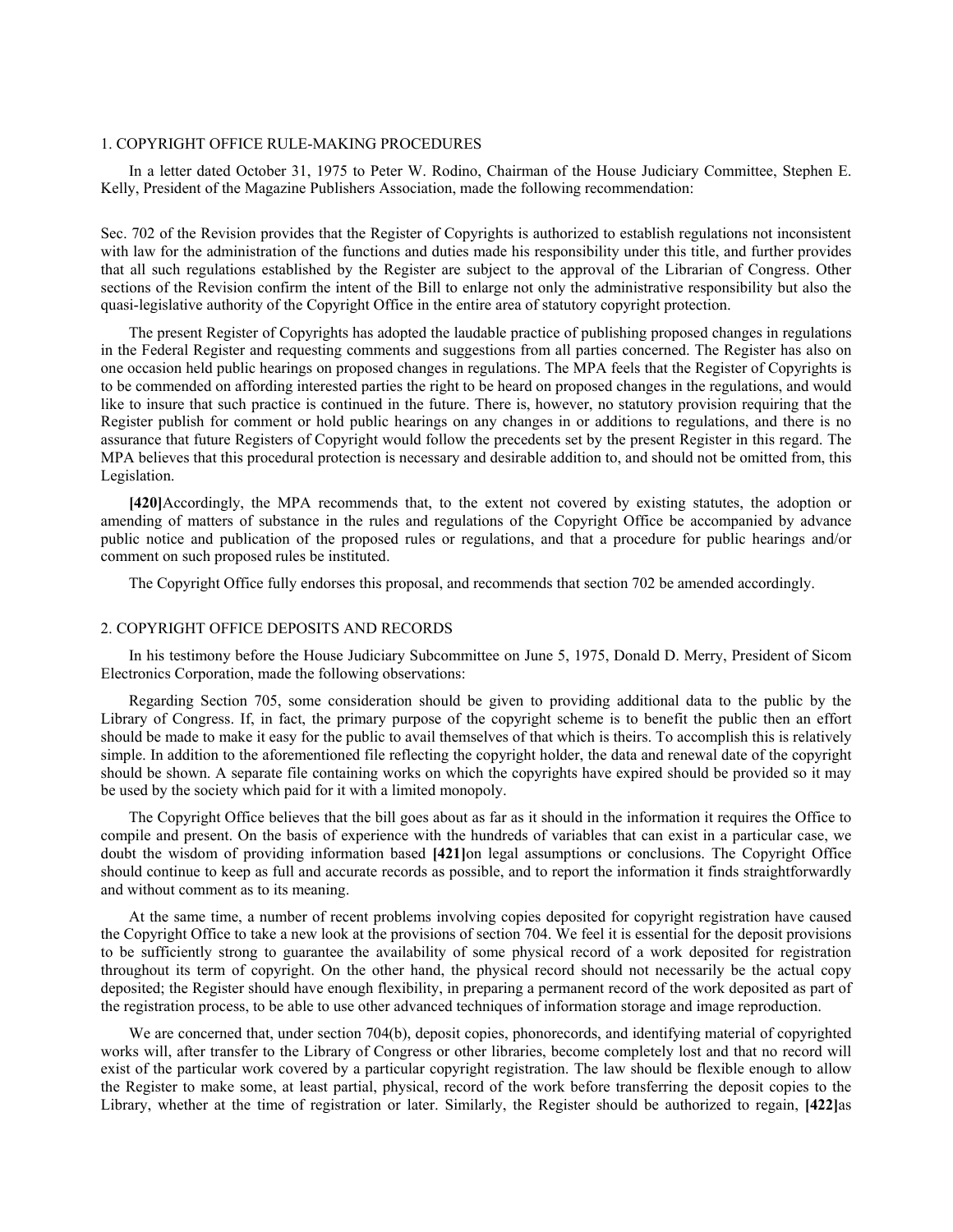## 1. COPYRIGHT OFFICE RULE-MAKING PROCEDURES

In a letter dated October 31, 1975 to Peter W. Rodino, Chairman of the House Judiciary Committee, Stephen E. Kelly, President of the Magazine Publishers Association, made the following recommendation:

Sec. 702 of the Revision provides that the Register of Copyrights is authorized to establish regulations not inconsistent with law for the administration of the functions and duties made his responsibility under this title, and further provides that all such regulations established by the Register are subject to the approval of the Librarian of Congress. Other sections of the Revision confirm the intent of the Bill to enlarge not only the administrative responsibility but also the quasi-legislative authority of the Copyright Office in the entire area of statutory copyright protection.

The present Register of Copyrights has adopted the laudable practice of publishing proposed changes in regulations in the Federal Register and requesting comments and suggestions from all parties concerned. The Register has also on one occasion held public hearings on proposed changes in regulations. The MPA feels that the Register of Copyrights is to be commended on affording interested parties the right to be heard on proposed changes in the regulations, and would like to insure that such practice is continued in the future. There is, however, no statutory provision requiring that the Register publish for comment or hold public hearings on any changes in or additions to regulations, and there is no assurance that future Registers of Copyright would follow the precedents set by the present Register in this regard. The MPA believes that this procedural protection is necessary and desirable addition to, and should not be omitted from, this Legislation.

**[420]**Accordingly, the MPA recommends that, to the extent not covered by existing statutes, the adoption or amending of matters of substance in the rules and regulations of the Copyright Office be accompanied by advance public notice and publication of the proposed rules or regulations, and that a procedure for public hearings and/or comment on such proposed rules be instituted.

The Copyright Office fully endorses this proposal, and recommends that section 702 be amended accordingly.

## 2. COPYRIGHT OFFICE DEPOSITS AND RECORDS

In his testimony before the House Judiciary Subcommittee on June 5, 1975, Donald D. Merry, President of Sicom Electronics Corporation, made the following observations:

Regarding Section 705, some consideration should be given to providing additional data to the public by the Library of Congress. If, in fact, the primary purpose of the copyright scheme is to benefit the public then an effort should be made to make it easy for the public to avail themselves of that which is theirs. To accomplish this is relatively simple. In addition to the aforementioned file reflecting the copyright holder, the data and renewal date of the copyright should be shown. A separate file containing works on which the copyrights have expired should be provided so it may be used by the society which paid for it with a limited monopoly.

The Copyright Office believes that the bill goes about as far as it should in the information it requires the Office to compile and present. On the basis of experience with the hundreds of variables that can exist in a particular case, we doubt the wisdom of providing information based **[421]**on legal assumptions or conclusions. The Copyright Office should continue to keep as full and accurate records as possible, and to report the information it finds straightforwardly and without comment as to its meaning.

At the same time, a number of recent problems involving copies deposited for copyright registration have caused the Copyright Office to take a new look at the provisions of section 704. We feel it is essential for the deposit provisions to be sufficiently strong to guarantee the availability of some physical record of a work deposited for registration throughout its term of copyright. On the other hand, the physical record should not necessarily be the actual copy deposited; the Register should have enough flexibility, in preparing a permanent record of the work deposited as part of the registration process, to be able to use other advanced techniques of information storage and image reproduction.

We are concerned that, under section 704(b), deposit copies, phonorecords, and identifying material of copyrighted works will, after transfer to the Library of Congress or other libraries, become completely lost and that no record will exist of the particular work covered by a particular copyright registration. The law should be flexible enough to allow the Register to make some, at least partial, physical, record of the work before transferring the deposit copies to the Library, whether at the time of registration or later. Similarly, the Register should be authorized to regain, **[422]**as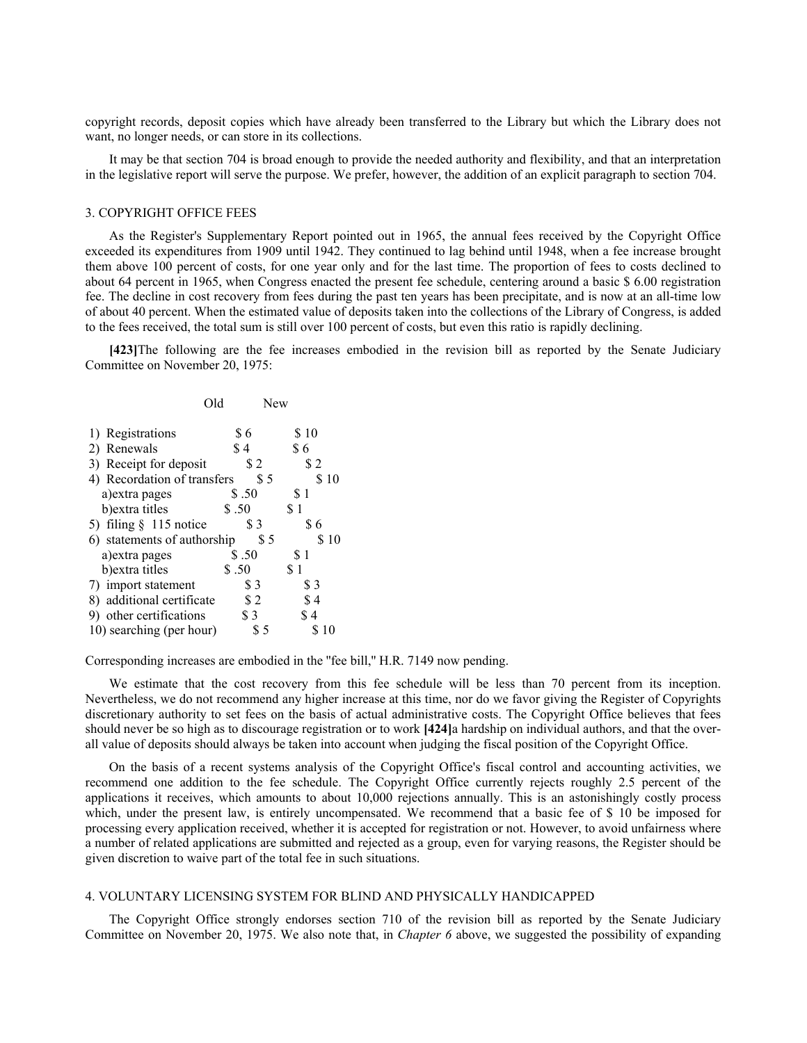copyright records, deposit copies which have already been transferred to the Library but which the Library does not want, no longer needs, or can store in its collections.

It may be that section 704 is broad enough to provide the needed authority and flexibility, and that an interpretation in the legislative report will serve the purpose. We prefer, however, the addition of an explicit paragraph to section 704.

## 3. COPYRIGHT OFFICE FEES

As the Register's Supplementary Report pointed out in 1965, the annual fees received by the Copyright Office exceeded its expenditures from 1909 until 1942. They continued to lag behind until 1948, when a fee increase brought them above 100 percent of costs, for one year only and for the last time. The proportion of fees to costs declined to about 64 percent in 1965, when Congress enacted the present fee schedule, centering around a basic $ 6.00 registration fee. The decline in cost recovery from fees during the past ten years has been precipitate, and is now at an all-time low of about 40 percent. When the estimated value of deposits taken into the collections of the Library of Congress, is added to the fees received, the total sum is still over 100 percent of costs, but even this ratio is rapidly declining.

**[423]**The following are the fee increases embodied in the revision bill as reported by the Senate Judiciary Committee on November 20, 1975:

| | Old | New |
|---|---|---|
| 1) Registrations | $ 6 | $ 10 |
| 2) Renewals | $ 4 | $ 6 |
| 3) Receipt for deposit | $ 2 | $ 2 |
| 4) Recordation of transfers | $ 5 | $ 10 |
| a)extra pages | $ .50 | $ 1 |
| b)extra titles | $ .50 | $ 1 |
| 5) filing § 115 notice | $ 3 | $ 6 |
| 6) statements of authorship | $ 5 | $ 10 |
| a)extra pages | $ .50 | $ 1 |
| b)extra titles | $ .50 | $ 1 |
| 7) import statement | $ 3 | $ 3 |
| 8) additional certificate | $ 2 | $ 4 |
| 9) other certifications | $ 3 | $ 4 |
| 10) searching (per hour) | $ 5 | $ 10 |

Corresponding increases are embodied in the "fee bill," H.R. 7149 now pending.

We estimate that the cost recovery from this fee schedule will be less than 70 percent from its inception. Nevertheless, we do not recommend any higher increase at this time, nor do we favor giving the Register of Copyrights discretionary authority to set fees on the basis of actual administrative costs. The Copyright Office believes that fees should never be so high as to discourage registration or to work **[424]**a hardship on individual authors, and that the over-all value of deposits should always be taken into account when judging the fiscal position of the Copyright Office.

On the basis of a recent systems analysis of the Copyright Office's fiscal control and accounting activities, we recommend one addition to the fee schedule. The Copyright Office currently rejects roughly 2.5 percent of the applications it receives, which amounts to about 10,000 rejections annually. This is an astonishingly costly process which, under the present law, is entirely uncompensated. We recommend that a basic fee of $ 10 be imposed for processing every application received, whether it is accepted for registration or not. However, to avoid unfairness where a number of related applications are submitted and rejected as a group, even for varying reasons, the Register should be given discretion to waive part of the total fee in such situations.

## 4. VOLUNTARY LICENSING SYSTEM FOR BLIND AND PHYSICALLY HANDICAPPED

The Copyright Office strongly endorses section 710 of the revision bill as reported by the Senate Judiciary Committee on November 20, 1975. We also note that, in *Chapter 6* above, we suggested the possibility of expanding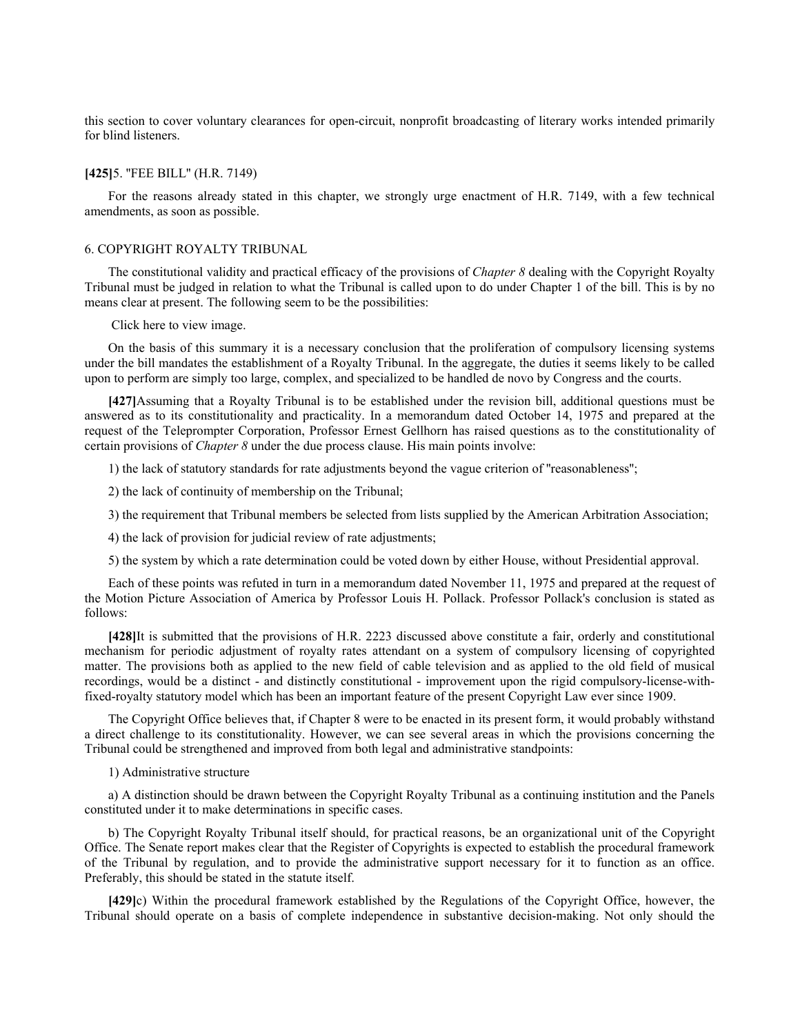this section to cover voluntary clearances for open-circuit, nonprofit broadcasting of literary works intended primarily for blind listeners.

**[425]**5. "FEE BILL" (H.R. 7149)

For the reasons already stated in this chapter, we strongly urge enactment of H.R. 7149, with a few technical amendments, as soon as possible.

6. COPYRIGHT ROYALTY TRIBUNAL

The constitutional validity and practical efficacy of the provisions of *Chapter 8* dealing with the Copyright Royalty Tribunal must be judged in relation to what the Tribunal is called upon to do under Chapter 1 of the bill. This is by no means clear at present. The following seem to be the possibilities:

Click here to view image.

On the basis of this summary it is a necessary conclusion that the proliferation of compulsory licensing systems under the bill mandates the establishment of a Royalty Tribunal. In the aggregate, the duties it seems likely to be called upon to perform are simply too large, complex, and specialized to be handled de novo by Congress and the courts.

**[427]**Assuming that a Royalty Tribunal is to be established under the revision bill, additional questions must be answered as to its constitutionality and practicality. In a memorandum dated October 14, 1975 and prepared at the request of the Teleprompter Corporation, Professor Ernest Gellhorn has raised questions as to the constitutionality of certain provisions of *Chapter 8* under the due process clause. His main points involve:

1) the lack of statutory standards for rate adjustments beyond the vague criterion of "reasonableness";

2) the lack of continuity of membership on the Tribunal;

3) the requirement that Tribunal members be selected from lists supplied by the American Arbitration Association;

4) the lack of provision for judicial review of rate adjustments;

5) the system by which a rate determination could be voted down by either House, without Presidential approval.

Each of these points was refuted in turn in a memorandum dated November 11, 1975 and prepared at the request of the Motion Picture Association of America by Professor Louis H. Pollack. Professor Pollack's conclusion is stated as follows:

**[428]**It is submitted that the provisions of H.R. 2223 discussed above constitute a fair, orderly and constitutional mechanism for periodic adjustment of royalty rates attendant on a system of compulsory licensing of copyrighted matter. The provisions both as applied to the new field of cable television and as applied to the old field of musical recordings, would be a distinct - and distinctly constitutional - improvement upon the rigid compulsory-license-with-fixed-royalty statutory model which has been an important feature of the present Copyright Law ever since 1909.

The Copyright Office believes that, if Chapter 8 were to be enacted in its present form, it would probably withstand a direct challenge to its constitutionality. However, we can see several areas in which the provisions concerning the Tribunal could be strengthened and improved from both legal and administrative standpoints:

1) Administrative structure

a) A distinction should be drawn between the Copyright Royalty Tribunal as a continuing institution and the Panels constituted under it to make determinations in specific cases.

b) The Copyright Royalty Tribunal itself should, for practical reasons, be an organizational unit of the Copyright Office. The Senate report makes clear that the Register of Copyrights is expected to establish the procedural framework of the Tribunal by regulation, and to provide the administrative support necessary for it to function as an office. Preferably, this should be stated in the statute itself.

**[429]**c) Within the procedural framework established by the Regulations of the Copyright Office, however, the Tribunal should operate on a basis of complete independence in substantive decision-making. Not only should the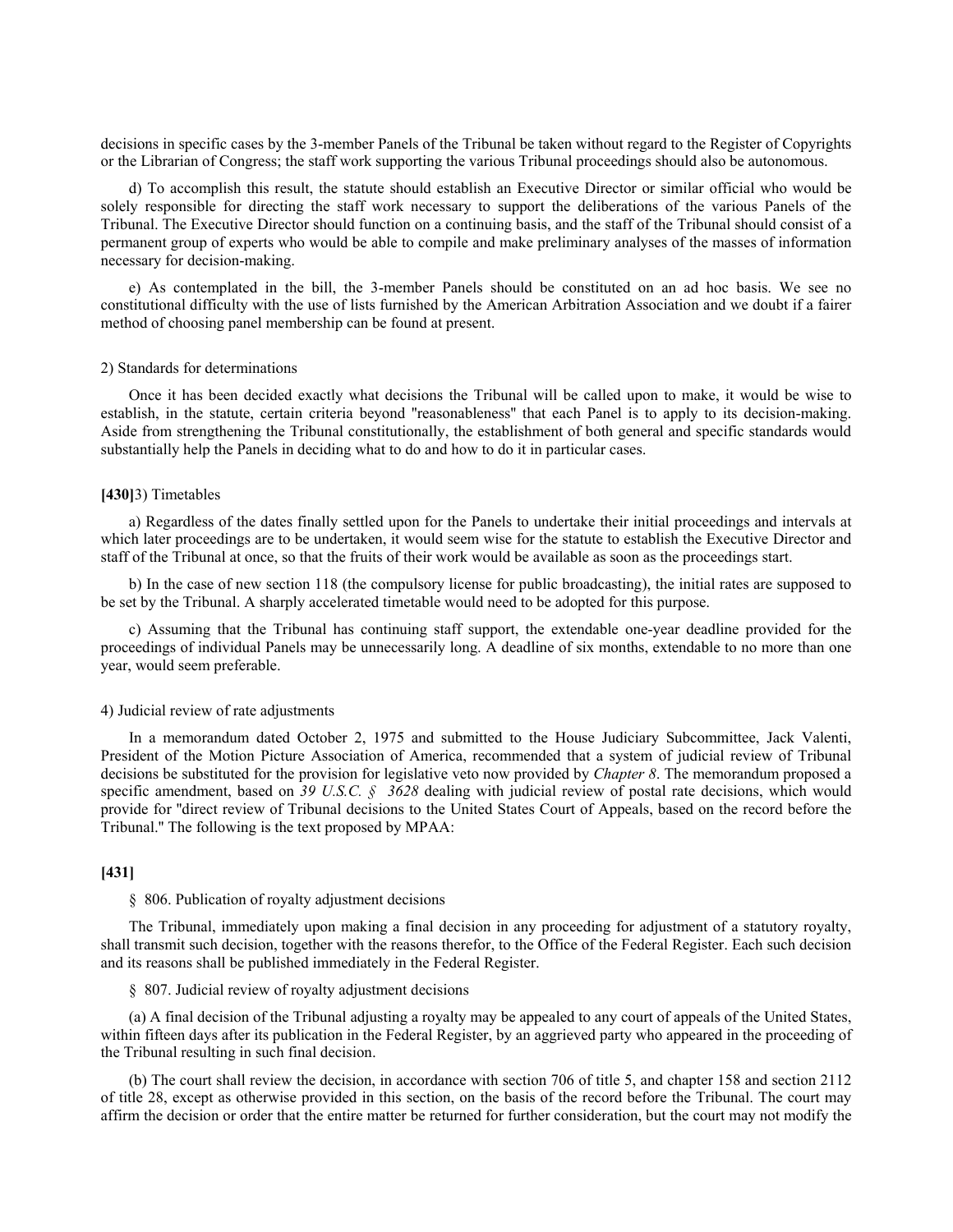decisions in specific cases by the 3-member Panels of the Tribunal be taken without regard to the Register of Copyrights or the Librarian of Congress; the staff work supporting the various Tribunal proceedings should also be autonomous.

d) To accomplish this result, the statute should establish an Executive Director or similar official who would be solely responsible for directing the staff work necessary to support the deliberations of the various Panels of the Tribunal. The Executive Director should function on a continuing basis, and the staff of the Tribunal should consist of a permanent group of experts who would be able to compile and make preliminary analyses of the masses of information necessary for decision-making.

e) As contemplated in the bill, the 3-member Panels should be constituted on an ad hoc basis. We see no constitutional difficulty with the use of lists furnished by the American Arbitration Association and we doubt if a fairer method of choosing panel membership can be found at present.

2) Standards for determinations

Once it has been decided exactly what decisions the Tribunal will be called upon to make, it would be wise to establish, in the statute, certain criteria beyond "reasonableness" that each Panel is to apply to its decision-making. Aside from strengthening the Tribunal constitutionally, the establishment of both general and specific standards would substantially help the Panels in deciding what to do and how to do it in particular cases.

**[430]**3) Timetables

a) Regardless of the dates finally settled upon for the Panels to undertake their initial proceedings and intervals at which later proceedings are to be undertaken, it would seem wise for the statute to establish the Executive Director and staff of the Tribunal at once, so that the fruits of their work would be available as soon as the proceedings start.

b) In the case of new section 118 (the compulsory license for public broadcasting), the initial rates are supposed to be set by the Tribunal. A sharply accelerated timetable would need to be adopted for this purpose.

c) Assuming that the Tribunal has continuing staff support, the extendable one-year deadline provided for the proceedings of individual Panels may be unnecessarily long. A deadline of six months, extendable to no more than one year, would seem preferable.

4) Judicial review of rate adjustments

In a memorandum dated October 2, 1975 and submitted to the House Judiciary Subcommittee, Jack Valenti, President of the Motion Picture Association of America, recommended that a system of judicial review of Tribunal decisions be substituted for the provision for legislative veto now provided by *Chapter 8*. The memorandum proposed a specific amendment, based on *39 U.S.C. § 3628* dealing with judicial review of postal rate decisions, which would provide for "direct review of Tribunal decisions to the United States Court of Appeals, based on the record before the Tribunal." The following is the text proposed by MPAA:

**[431]**

§ 806. Publication of royalty adjustment decisions

The Tribunal, immediately upon making a final decision in any proceeding for adjustment of a statutory royalty, shall transmit such decision, together with the reasons therefor, to the Office of the Federal Register. Each such decision and its reasons shall be published immediately in the Federal Register.

§ 807. Judicial review of royalty adjustment decisions

(a) A final decision of the Tribunal adjusting a royalty may be appealed to any court of appeals of the United States, within fifteen days after its publication in the Federal Register, by an aggrieved party who appeared in the proceeding of the Tribunal resulting in such final decision.

(b) The court shall review the decision, in accordance with section 706 of title 5, and chapter 158 and section 2112 of title 28, except as otherwise provided in this section, on the basis of the record before the Tribunal. The court may affirm the decision or order that the entire matter be returned for further consideration, but the court may not modify the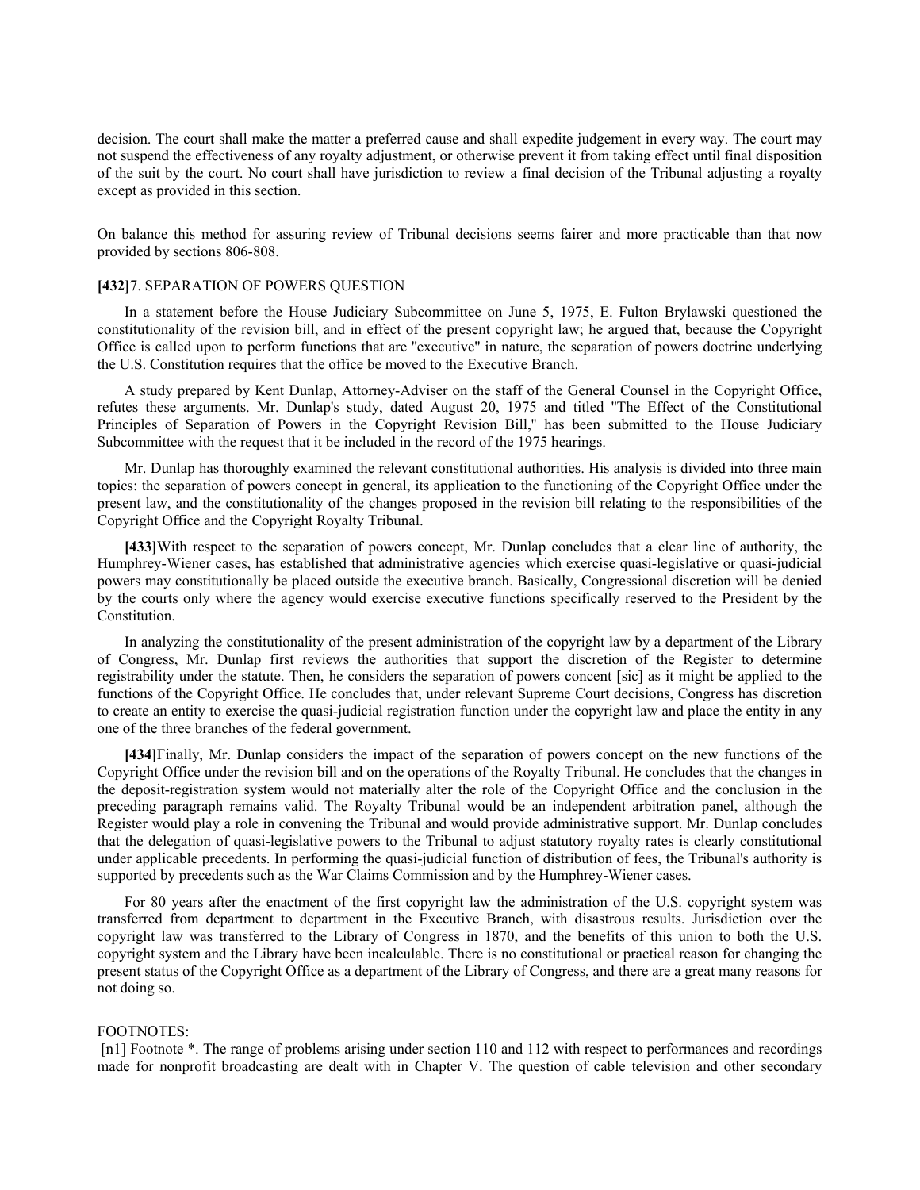decision. The court shall make the matter a preferred cause and shall expedite judgement in every way. The court may not suspend the effectiveness of any royalty adjustment, or otherwise prevent it from taking effect until final disposition of the suit by the court. No court shall have jurisdiction to review a final decision of the Tribunal adjusting a royalty except as provided in this section.

On balance this method for assuring review of Tribunal decisions seems fairer and more practicable than that now provided by sections 806-808.

**[432]**7. SEPARATION OF POWERS QUESTION

In a statement before the House Judiciary Subcommittee on June 5, 1975, E. Fulton Brylawski questioned the constitutionality of the revision bill, and in effect of the present copyright law; he argued that, because the Copyright Office is called upon to perform functions that are "executive" in nature, the separation of powers doctrine underlying the U.S. Constitution requires that the office be moved to the Executive Branch.

A study prepared by Kent Dunlap, Attorney-Adviser on the staff of the General Counsel in the Copyright Office, refutes these arguments. Mr. Dunlap's study, dated August 20, 1975 and titled "The Effect of the Constitutional Principles of Separation of Powers in the Copyright Revision Bill," has been submitted to the House Judiciary Subcommittee with the request that it be included in the record of the 1975 hearings.

Mr. Dunlap has thoroughly examined the relevant constitutional authorities. His analysis is divided into three main topics: the separation of powers concept in general, its application to the functioning of the Copyright Office under the present law, and the constitutionality of the changes proposed in the revision bill relating to the responsibilities of the Copyright Office and the Copyright Royalty Tribunal.

**[433]**With respect to the separation of powers concept, Mr. Dunlap concludes that a clear line of authority, the Humphrey-Wiener cases, has established that administrative agencies which exercise quasi-legislative or quasi-judicial powers may constitutionally be placed outside the executive branch. Basically, Congressional discretion will be denied by the courts only where the agency would exercise executive functions specifically reserved to the President by the Constitution.

In analyzing the constitutionality of the present administration of the copyright law by a department of the Library of Congress, Mr. Dunlap first reviews the authorities that support the discretion of the Register to determine registrability under the statute. Then, he considers the separation of powers concent [sic] as it might be applied to the functions of the Copyright Office. He concludes that, under relevant Supreme Court decisions, Congress has discretion to create an entity to exercise the quasi-judicial registration function under the copyright law and place the entity in any one of the three branches of the federal government.

**[434]**Finally, Mr. Dunlap considers the impact of the separation of powers concept on the new functions of the Copyright Office under the revision bill and on the operations of the Royalty Tribunal. He concludes that the changes in the deposit-registration system would not materially alter the role of the Copyright Office and the conclusion in the preceding paragraph remains valid. The Royalty Tribunal would be an independent arbitration panel, although the Register would play a role in convening the Tribunal and would provide administrative support. Mr. Dunlap concludes that the delegation of quasi-legislative powers to the Tribunal to adjust statutory royalty rates is clearly constitutional under applicable precedents. In performing the quasi-judicial function of distribution of fees, the Tribunal's authority is supported by precedents such as the War Claims Commission and by the Humphrey-Wiener cases.

For 80 years after the enactment of the first copyright law the administration of the U.S. copyright system was transferred from department to department in the Executive Branch, with disastrous results. Jurisdiction over the copyright law was transferred to the Library of Congress in 1870, and the benefits of this union to both the U.S. copyright system and the Library have been incalculable. There is no constitutional or practical reason for changing the present status of the Copyright Office as a department of the Library of Congress, and there are a great many reasons for not doing so.

FOOTNOTES:

[n1] Footnote *. The range of problems arising under section 110 and 112 with respect to performances and recordings made for nonprofit broadcasting are dealt with in Chapter V. The question of cable television and other secondary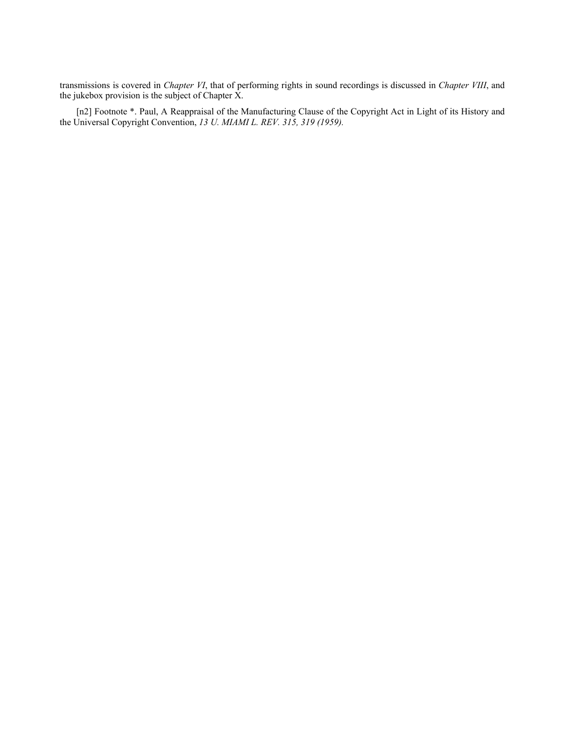transmissions is covered in *Chapter VI*, that of performing rights in sound recordings is discussed in *Chapter VIII*, and the jukebox provision is the subject of Chapter X.

[n2] Footnote *. Paul, A Reappraisal of the Manufacturing Clause of the Copyright Act in Light of its History and the Universal Copyright Convention, *13 U. MIAMI L. REV. 315, 319 (1959).*